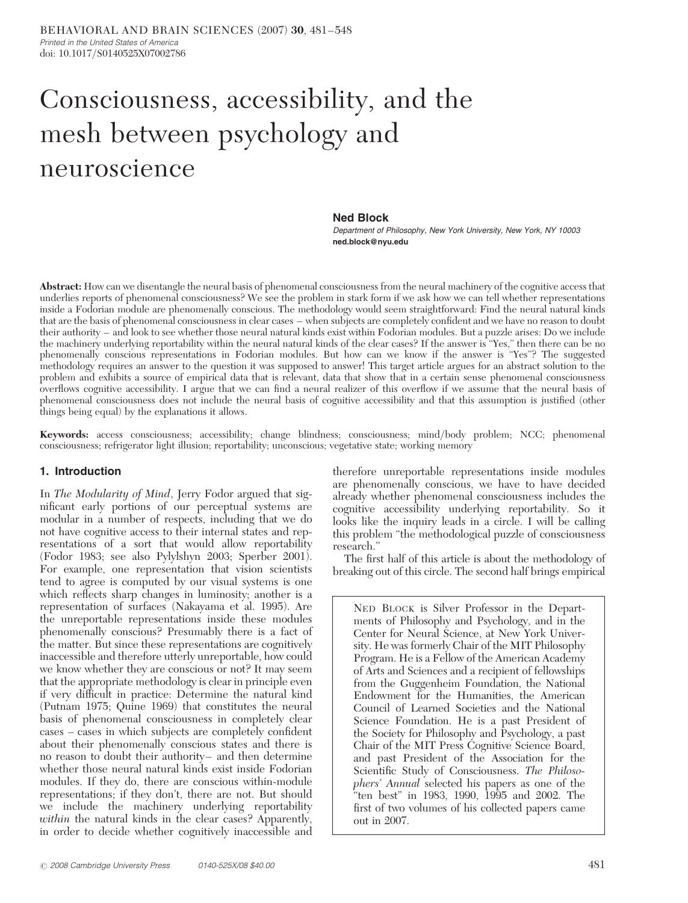# Consciousness, accessibility, and the mesh between psychology and neuroscience

**Ned Block**

*Department of Philosophy, New York University, New York, NY 10003*
**ned.block@nyu.edu**

**Abstract:** How can we disentangle the neural basis of phenomenal consciousness from the neural machinery of the cognitive access that underlies reports of phenomenal consciousness? We see the problem in stark form if we ask how we can tell whether representations inside a Fodorian module are phenomenally conscious. The methodology would seem straightforward: Find the neural natural kinds that are the basis of phenomenal consciousness in clear cases – when subjects are completely confident and we have no reason to doubt their authority – and look to see whether those neural natural kinds exist within Fodorian modules. But a puzzle arises: Do we include the machinery underlying reportability within the neural natural kinds of the clear cases? If the answer is "Yes," then there can be no phenomenally conscious representations in Fodorian modules. But how can we know if the answer is "Yes"? The suggested methodology requires an answer to the question it was supposed to answer! This target article argues for an abstract solution to the problem and exhibits a source of empirical data that is relevant, data that show that in a certain sense phenomenal consciousness overflows cognitive accessibility. I argue that we can find a neural realizer of this overflow if we assume that the neural basis of phenomenal consciousness does not include the neural basis of cognitive accessibility and that this assumption is justified (other things being equal) by the explanations it allows.

**Keywords:** access consciousness; accessibility; change blindness; consciousness; mind/body problem; NCC; phenomenal consciousness; refrigerator light illusion; reportability; unconscious; vegetative state; working memory

## 1. Introduction

In *The Modularity of Mind*, Jerry Fodor argued that significant early portions of our perceptual systems are modular in a number of respects, including that we do not have cognitive access to their internal states and representations of a sort that would allow reportability (Fodor 1983; see also Pylylshyn 2003; Sperber 2001). For example, one representation that vision scientists tend to agree is computed by our visual systems is one which reflects sharp changes in luminosity; another is a representation of surfaces (Nakayama et al. 1995). Are the unreportable representations inside these modules phenomenally conscious? Presumably there is a fact of the matter. But since these representations are cognitively inaccessible and therefore utterly unreportable, how could we know whether they are conscious or not? It may seem that the appropriate methodology is clear in principle even if very difficult in practice: Determine the natural kind (Putnam 1975; Quine 1969) that constitutes the neural basis of phenomenal consciousness in completely clear cases – cases in which subjects are completely confident about their phenomenally conscious states and there is no reason to doubt their authority– and then determine whether those neural natural kinds exist inside Fodorian modules. If they do, there are conscious within-module representations; if they don't, there are not. But should we include the machinery underlying reportability *within* the natural kinds in the clear cases? Apparently, in order to decide whether cognitively inaccessible and therefore unreportable representations inside modules are phenomenally conscious, we have to have decided already whether phenomenal consciousness includes the cognitive accessibility underlying reportability. So it looks like the inquiry leads in a circle. I will be calling this problem "the methodological puzzle of consciousness research."

The first half of this article is about the methodology of breaking out of this circle. The second half brings empirical

> NED BLOCK is Silver Professor in the Departments of Philosophy and Psychology, and in the Center for Neural Science, at New York University. He was formerly Chair of the MIT Philosophy Program. He is a Fellow of the American Academy of Arts and Sciences and a recipient of fellowships from the Guggenheim Foundation, the National Endowment for the Humanities, the American Council of Learned Societies and the National Science Foundation. He is a past President of the Society for Philosophy and Psychology, a past Chair of the MIT Press Cognitive Science Board, and past President of the Association for the Scientific Study of Consciousness. *The Philosophers' Annual* selected his papers as one of the "ten best" in 1983, 1990, 1995 and 2002. The first of two volumes of his collected papers came out in 2007.

© 2008 Cambridge University Press 0140-525X/08 $40.00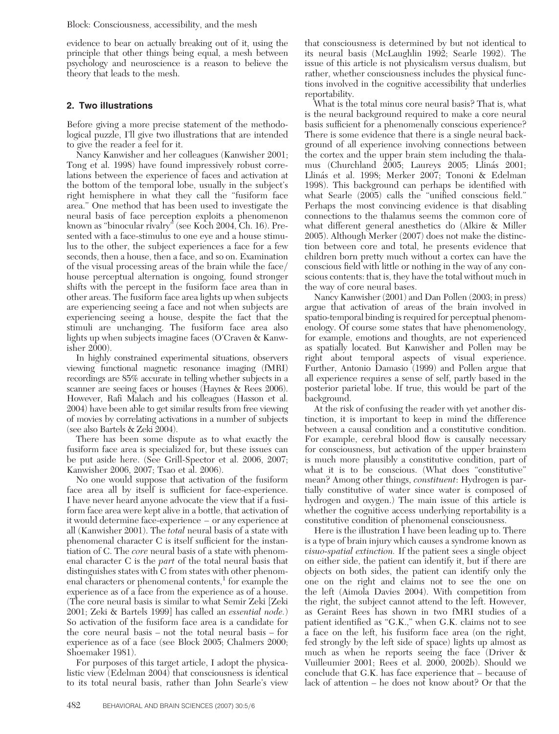evidence to bear on actually breaking out of it, using the principle that other things being equal, a mesh between psychology and neuroscience is a reason to believe the theory that leads to the mesh.

## 2. Two illustrations

Before giving a more precise statement of the methodological puzzle, I'll give two illustrations that are intended to give the reader a feel for it.

Nancy Kanwisher and her colleagues (Kanwisher 2001; Tong et al. 1998) have found impressively robust correlations between the experience of faces and activation at the bottom of the temporal lobe, usually in the subject's right hemisphere in what they call the "fusiform face area." One method that has been used to investigate the neural basis of face perception exploits a phenomenon known as "binocular rivalry" (see Koch 2004, Ch. 16). Presented with a face-stimulus to one eye and a house stimulus to the other, the subject experiences a face for a few seconds, then a house, then a face, and so on. Examination of the visual processing areas of the brain while the face/house perceptual alternation is ongoing, found stronger shifts with the percept in the fusiform face area than in other areas. The fusiform face area lights up when subjects are experiencing seeing a face and not when subjects are experiencing seeing a house, despite the fact that the stimuli are unchanging. The fusiform face area also lights up when subjects imagine faces (O'Craven & Kanwisher 2000).

In highly constrained experimental situations, observers viewing functional magnetic resonance imaging (fMRI) recordings are 85% accurate in telling whether subjects in a scanner are seeing faces or houses (Haynes & Rees 2006). However, Rafi Malach and his colleagues (Hasson et al. 2004) have been able to get similar results from free viewing of movies by correlating activations in a number of subjects (see also Bartels & Zeki 2004).

There has been some dispute as to what exactly the fusiform face area is specialized for, but these issues can be put aside here. (See Grill-Spector et al. 2006, 2007; Kanwisher 2006, 2007; Tsao et al. 2006).

No one would suppose that activation of the fusiform face area all by itself is sufficient for face-experience. I have never heard anyone advocate the view that if a fusiform face area were kept alive in a bottle, that activation of it would determine face-experience – or any experience at all (Kanwisher 2001). The *total* neural basis of a state with phenomenal character C is itself sufficient for the instantiation of C. The *core* neural basis of a state with phenomenal character C is the *part* of the total neural basis that distinguishes states with C from states with other phenomenal characters or phenomenal contents,[1] for example the experience as of a face from the experience as of a house. (The core neural basis is similar to what Semir Zeki [Zeki 2001; Zeki & Bartels 1999] has called an *essential node.*) So activation of the fusiform face area is a candidate for the core neural basis – not the total neural basis – for experience as of a face (see Block 2005; Chalmers 2000; Shoemaker 1981).

For purposes of this target article, I adopt the physicalistic view (Edelman 2004) that consciousness is identical to its total neural basis, rather than John Searle's view that consciousness is determined by but not identical to its neural basis (McLaughlin 1992; Searle 1992). The issue of this article is not physicalism versus dualism, but rather, whether consciousness includes the physical functions involved in the cognitive accessibility that underlies reportability.

What is the total minus core neural basis? That is, what is the neural background required to make a core neural basis sufficient for a phenomenally conscious experience? There is some evidence that there is a single neural background of all experience involving connections between the cortex and the upper brain stem including the thalamus (Churchland 2005; Laureys 2005; Llinás 2001; Llinás et al. 1998; Merker 2007; Tononi & Edelman 1998). This background can perhaps be identified with what Searle (2005) calls the "unified conscious field." Perhaps the most convincing evidence is that disabling connections to the thalamus seems the common core of what different general anesthetics do (Alkire & Miller 2005). Although Merker (2007) does not make the distinction between core and total, he presents evidence that children born pretty much without a cortex can have the conscious field with little or nothing in the way of any conscious contents: that is, they have the total without much in the way of core neural bases.

Nancy Kanwisher (2001) and Dan Pollen (2003; in press) argue that activation of areas of the brain involved in spatio-temporal binding is required for perceptual phenomenology. Of course some states that have phenomenology, for example, emotions and thoughts, are not experienced as spatially located. But Kanwisher and Pollen may be right about temporal aspects of visual experience. Further, Antonio Damasio (1999) and Pollen argue that all experience requires a sense of self, partly based in the posterior parietal lobe. If true, this would be part of the background.

At the risk of confusing the reader with yet another distinction, it is important to keep in mind the difference between a causal condition and a constitutive condition. For example, cerebral blood flow is causally necessary for consciousness, but activation of the upper brainstem is much more plausibly a constitutive condition, part of what it is to be conscious. (What does "constitutive" mean? Among other things, *constituent*: Hydrogen is partially constitutive of water since water is composed of hydrogen and oxygen.) The main issue of this article is whether the cognitive access underlying reportability is a constitutive condition of phenomenal consciousness.

Here is the illustration I have been leading up to. There is a type of brain injury which causes a syndrome known as *visuo-spatial extinction.* If the patient sees a single object on either side, the patient can identify it, but if there are objects on both sides, the patient can identify only the one on the right and claims not to see the one on the left (Aimola Davies 2004). With competition from the right, the subject cannot attend to the left. However, as Geraint Rees has shown in two fMRI studies of a patient identified as "G.K.," when G.K. claims not to see a face on the left, his fusiform face area (on the right, fed strongly by the left side of space) lights up almost as much as when he reports seeing the face (Driver & Vuilleumier 2001; Rees et al. 2000, 2002b). Should we conclude that G.K. has face experience that – because of lack of attention – he does not know about? Or that the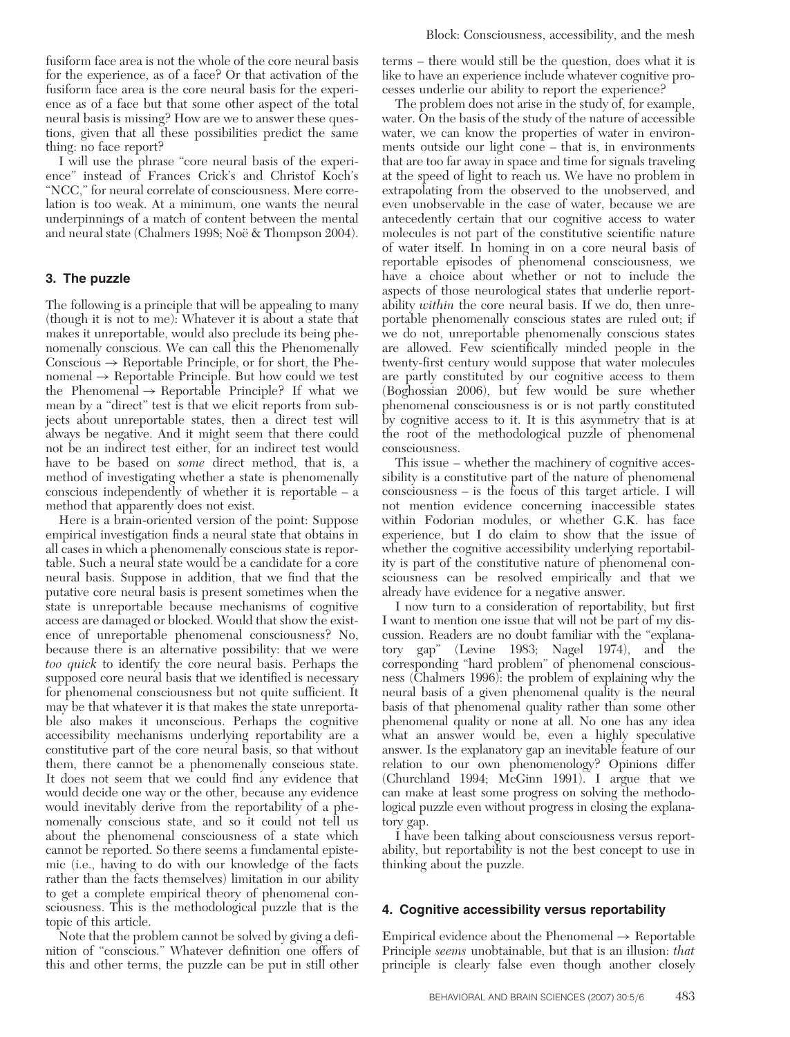fusiform face area is not the whole of the core neural basis for the experience, as of a face? Or that activation of the fusiform face area is the core neural basis for the experience as of a face but that some other aspect of the total neural basis is missing? How are we to answer these questions, given that all these possibilities predict the same thing: no face report?

I will use the phrase "core neural basis of the experience" instead of Frances Crick's and Christof Koch's "NCC," for neural correlate of consciousness. Mere correlation is too weak. At a minimum, one wants the neural underpinnings of a match of content between the mental and neural state (Chalmers 1998; Noë & Thompson 2004).

## 3. The puzzle

The following is a principle that will be appealing to many (though it is not to me): Whatever it is about a state that makes it unreportable, would also preclude its being phenomenally conscious. We can call this the Phenomenally Conscious → Reportable Principle, or for short, the Phenomenal → Reportable Principle. But how could we test the Phenomenal → Reportable Principle? If what we mean by a "direct" test is that we elicit reports from subjects about unreportable states, then a direct test will always be negative. And it might seem that there could not be an indirect test either, for an indirect test would have to be based on *some* direct method, that is, a method of investigating whether a state is phenomenally conscious independently of whether it is reportable – a method that apparently does not exist.

Here is a brain-oriented version of the point: Suppose empirical investigation finds a neural state that obtains in all cases in which a phenomenally conscious state is reportable. Such a neural state would be a candidate for a core neural basis. Suppose in addition, that we find that the putative core neural basis is present sometimes when the state is unreportable because mechanisms of cognitive access are damaged or blocked. Would that show the existence of unreportable phenomenal consciousness? No, because there is an alternative possibility: that we were *too quick* to identify the core neural basis. Perhaps the supposed core neural basis that we identified is necessary for phenomenal consciousness but not quite sufficient. It may be that whatever it is that makes the state unreportable also makes it unconscious. Perhaps the cognitive accessibility mechanisms underlying reportability are a constitutive part of the core neural basis, so that without them, there cannot be a phenomenally conscious state. It does not seem that we could find any evidence that would decide one way or the other, because any evidence would inevitably derive from the reportability of a phenomenally conscious state, and so it could not tell us about the phenomenal consciousness of a state which cannot be reported. So there seems a fundamental epistemic (i.e., having to do with our knowledge of the facts rather than the facts themselves) limitation in our ability to get a complete empirical theory of phenomenal consciousness. This is the methodological puzzle that is the topic of this article.

Note that the problem cannot be solved by giving a definition of "conscious." Whatever definition one offers of this and other terms, the puzzle can be put in still other terms – there would still be the question, does what it is like to have an experience include whatever cognitive processes underlie our ability to report the experience?

The problem does not arise in the study of, for example, water. On the basis of the study of the nature of accessible water, we can know the properties of water in environments outside our light cone – that is, in environments that are too far away in space and time for signals traveling at the speed of light to reach us. We have no problem in extrapolating from the observed to the unobserved, and even unobservable in the case of water, because we are antecedently certain that our cognitive access to water molecules is not part of the constitutive scientific nature of water itself. In homing in on a core neural basis of reportable episodes of phenomenal consciousness, we have a choice about whether or not to include the aspects of those neurological states that underlie reportability *within* the core neural basis. If we do, then unreportable phenomenally conscious states are ruled out; if we do not, unreportable phenomenally conscious states are allowed. Few scientifically minded people in the twenty-first century would suppose that water molecules are partly constituted by our cognitive access to them (Boghossian 2006), but few would be sure whether phenomenal consciousness is or is not partly constituted by cognitive access to it. It is this asymmetry that is at the root of the methodological puzzle of phenomenal consciousness.

This issue – whether the machinery of cognitive accessibility is a constitutive part of the nature of phenomenal consciousness – is the focus of this target article. I will not mention evidence concerning inaccessible states within Fodorian modules, or whether G.K. has face experience, but I do claim to show that the issue of whether the cognitive accessibility underlying reportability is part of the constitutive nature of phenomenal consciousness can be resolved empirically and that we already have evidence for a negative answer.

I now turn to a consideration of reportability, but first I want to mention one issue that will not be part of my discussion. Readers are no doubt familiar with the "explanatory gap" (Levine 1983; Nagel 1974), and the corresponding "hard problem" of phenomenal consciousness (Chalmers 1996): the problem of explaining why the neural basis of a given phenomenal quality is the neural basis of that phenomenal quality rather than some other phenomenal quality or none at all. No one has any idea what an answer would be, even a highly speculative answer. Is the explanatory gap an inevitable feature of our relation to our own phenomenology? Opinions differ (Churchland 1994; McGinn 1991). I argue that we can make at least some progress on solving the methodological puzzle even without progress in closing the explanatory gap.

I have been talking about consciousness versus reportability, but reportability is not the best concept to use in thinking about the puzzle.

## 4. Cognitive accessibility versus reportability

Empirical evidence about the Phenomenal → Reportable Principle *seems* unobtainable, but that is an illusion: *that* principle is clearly false even though another closely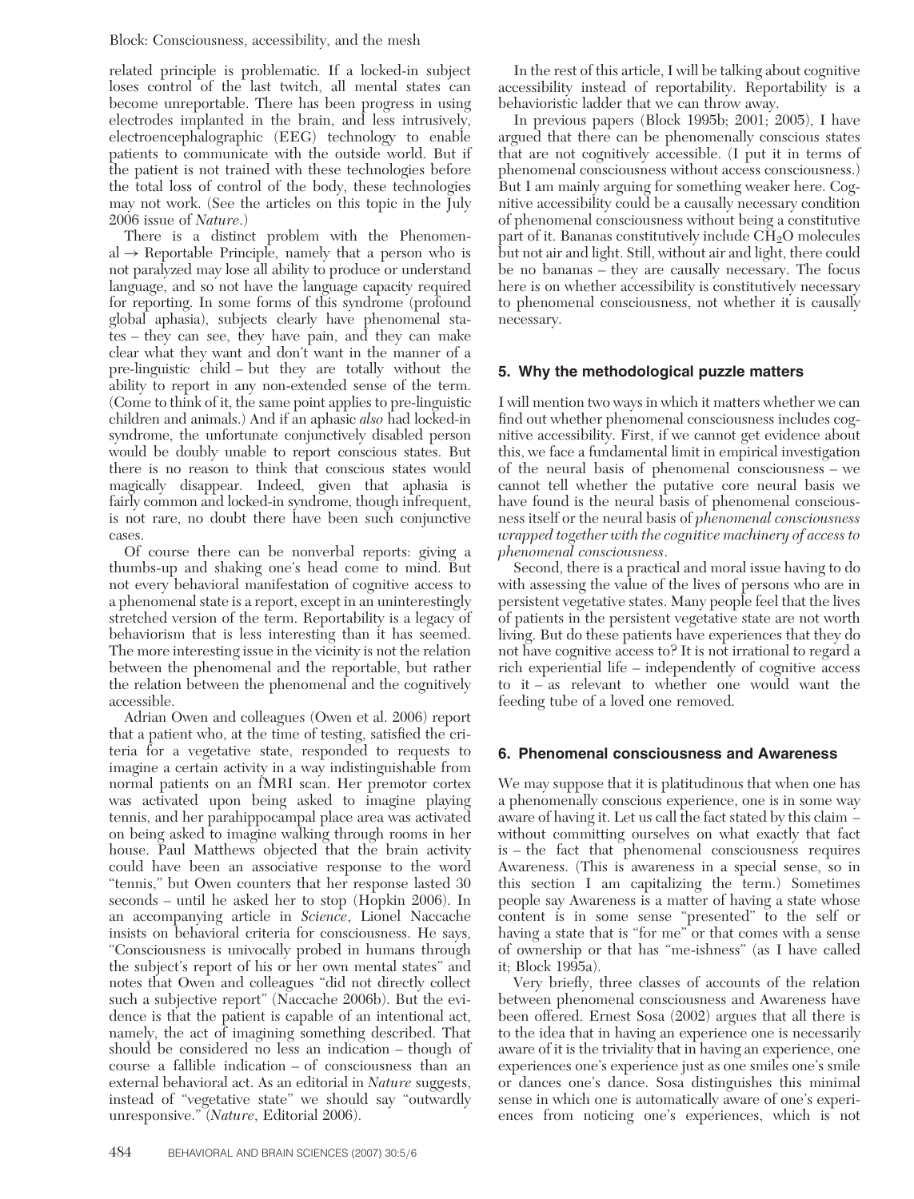related principle is problematic. If a locked-in subject loses control of the last twitch, all mental states can become unreportable. There has been progress in using electrodes implanted in the brain, and less intrusively, electroencephalographic (EEG) technology to enable patients to communicate with the outside world. But if the patient is not trained with these technologies before the total loss of control of the body, these technologies may not work. (See the articles on this topic in the July 2006 issue of *Nature*.)

There is a distinct problem with the Phenomenal → Reportable Principle, namely that a person who is not paralyzed may lose all ability to produce or understand language, and so not have the language capacity required for reporting. In some forms of this syndrome (profound global aphasia), subjects clearly have phenomenal states – they can see, they have pain, and they can make clear what they want and don't want in the manner of a pre-linguistic child – but they are totally without the ability to report in any non-extended sense of the term. (Come to think of it, the same point applies to pre-linguistic children and animals.) And if an aphasic *also* had locked-in syndrome, the unfortunate conjunctively disabled person would be doubly unable to report conscious states. But there is no reason to think that conscious states would magically disappear. Indeed, given that aphasia is fairly common and locked-in syndrome, though infrequent, is not rare, no doubt there have been such conjunctive cases.

Of course there can be nonverbal reports: giving a thumbs-up and shaking one's head come to mind. But not every behavioral manifestation of cognitive access to a phenomenal state is a report, except in an uninterestingly stretched version of the term. Reportability is a legacy of behaviorism that is less interesting than it has seemed. The more interesting issue in the vicinity is not the relation between the phenomenal and the reportable, but rather the relation between the phenomenal and the cognitively accessible.

Adrian Owen and colleagues (Owen et al. 2006) report that a patient who, at the time of testing, satisfied the criteria for a vegetative state, responded to requests to imagine a certain activity in a way indistinguishable from normal patients on an fMRI scan. Her premotor cortex was activated upon being asked to imagine playing tennis, and her parahippocampal place area was activated on being asked to imagine walking through rooms in her house. Paul Matthews objected that the brain activity could have been an associative response to the word "tennis," but Owen counters that her response lasted 30 seconds – until he asked her to stop (Hopkin 2006). In an accompanying article in *Science*, Lionel Naccache insists on behavioral criteria for consciousness. He says, "Consciousness is univocally probed in humans through the subject's report of his or her own mental states" and notes that Owen and colleagues "did not directly collect such a subjective report" (Naccache 2006b). But the evidence is that the patient is capable of an intentional act, namely, the act of imagining something described. That should be considered no less an indication – though of course a fallible indication – of consciousness than an external behavioral act. As an editorial in *Nature* suggests, instead of "vegetative state" we should say "outwardly unresponsive." (*Nature*, Editorial 2006).

In the rest of this article, I will be talking about cognitive accessibility instead of reportability. Reportability is a behavioristic ladder that we can throw away.

In previous papers (Block 1995b; 2001; 2005), I have argued that there can be phenomenally conscious states that are not cognitively accessible. (I put it in terms of phenomenal consciousness without access consciousness.) But I am mainly arguing for something weaker here. Cognitive accessibility could be a causally necessary condition of phenomenal consciousness without being a constitutive part of it. Bananas constitutively include $CH_2O$ molecules but not air and light. Still, without air and light, there could be no bananas – they are causally necessary. The focus here is on whether accessibility is constitutively necessary to phenomenal consciousness, not whether it is causally necessary.

## 5. Why the methodological puzzle matters

I will mention two ways in which it matters whether we can find out whether phenomenal consciousness includes cognitive accessibility. First, if we cannot get evidence about this, we face a fundamental limit in empirical investigation of the neural basis of phenomenal consciousness – we cannot tell whether the putative core neural basis we have found is the neural basis of phenomenal consciousness itself or the neural basis of *phenomenal consciousness wrapped together with the cognitive machinery of access to phenomenal consciousness*.

Second, there is a practical and moral issue having to do with assessing the value of the lives of persons who are in persistent vegetative states. Many people feel that the lives of patients in the persistent vegetative state are not worth living. But do these patients have experiences that they do not have cognitive access to? It is not irrational to regard a rich experiential life – independently of cognitive access to it – as relevant to whether one would want the feeding tube of a loved one removed.

## 6. Phenomenal consciousness and Awareness

We may suppose that it is platitudinous that when one has a phenomenally conscious experience, one is in some way aware of having it. Let us call the fact stated by this claim – without committing ourselves on what exactly that fact is – the fact that phenomenal consciousness requires Awareness. (This is awareness in a special sense, so in this section I am capitalizing the term.) Sometimes people say Awareness is a matter of having a state whose content is in some sense "presented" to the self or having a state that is "for me" or that comes with a sense of ownership or that has "me-ishness" (as I have called it; Block 1995a).

Very briefly, three classes of accounts of the relation between phenomenal consciousness and Awareness have been offered. Ernest Sosa (2002) argues that all there is to the idea that in having an experience one is necessarily aware of it is the triviality that in having an experience, one experiences one's experience just as one smiles one's smile or dances one's dance. Sosa distinguishes this minimal sense in which one is automatically aware of one's experiences from noticing one's experiences, which is not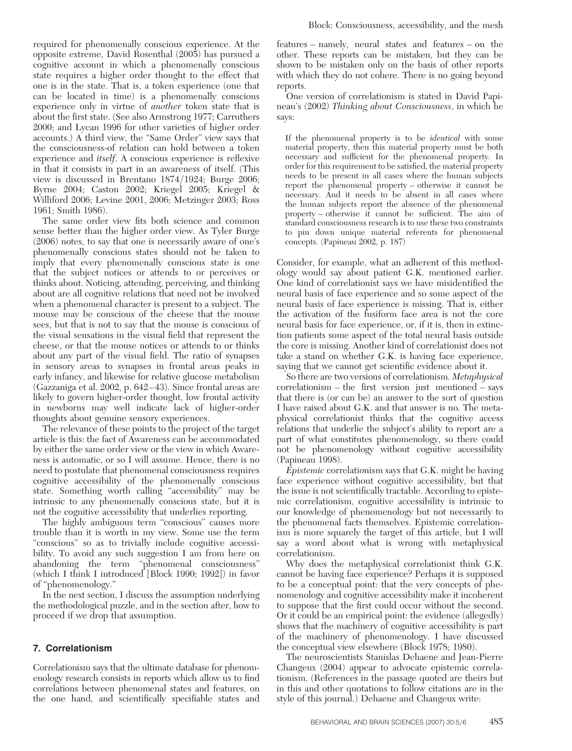required for phenomenally conscious experience. At the opposite extreme, David Rosenthal (2005) has pursued a cognitive account in which a phenomenally conscious state requires a higher order thought to the effect that one is in the state. That is, a token experience (one that can be located in time) is a phenomenally conscious experience only in virtue of *another* token state that is about the first state. (See also Armstrong 1977; Carruthers 2000; and Lycan 1996 for other varieties of higher order accounts.) A third view, the "Same Order" view says that the consciousness-of relation can hold between a token experience and *itself*. A conscious experience is reflexive in that it consists in part in an awareness of itself. (This view is discussed in Brentano 1874/1924; Burge 2006; Byrne 2004; Caston 2002; Kriegel 2005; Kriegel & Williford 2006; Levine 2001, 2006; Metzinger 2003; Ross 1961; Smith 1986).

The same order view fits both science and common sense better than the higher order view. As Tyler Burge (2006) notes, to say that one is necessarily aware of one's phenomenally conscious states should not be taken to imply that every phenomenally conscious state is one that the subject notices or attends to or perceives or thinks about. Noticing, attending, perceiving, and thinking about are all cognitive relations that need not be involved when a phenomenal character is present to a subject. The mouse may be conscious of the cheese that the mouse sees, but that is not to say that the mouse is conscious of the visual sensations in the visual field that represent the cheese, or that the mouse notices or attends to or thinks about any part of the visual field. The ratio of synapses in sensory areas to synapses in frontal areas peaks in early infancy, and likewise for relative glucose metabolism (Gazzaniga et al. 2002, p. 642–43). Since frontal areas are likely to govern higher-order thought, low frontal activity in newborns may well indicate lack of higher-order thoughts about genuine sensory experiences.

The relevance of these points to the project of the target article is this: the fact of Awareness can be accommodated by either the same order view or the view in which Awareness is automatic, or so I will assume. Hence, there is no need to postulate that phenomenal consciousness requires cognitive accessibility of the phenomenally conscious state. Something worth calling "accessibility" may be intrinsic to any phenomenally conscious state, but it is not the cognitive accessibility that underlies reporting.

The highly ambiguous term "conscious" causes more trouble than it is worth in my view. Some use the term "conscious" so as to trivially include cognitive accessibility. To avoid any such suggestion I am from here on abandoning the term "phenomenal consciousness" (which I think I introduced [Block 1990; 1992]) in favor of "phenomenology."

In the next section, I discuss the assumption underlying the methodological puzzle, and in the section after, how to proceed if we drop that assumption.

## 7. Correlationism

Correlationism says that the ultimate database for phenomenology research consists in reports which allow us to find correlations between phenomenal states and features, on the one hand, and scientifically specifiable states and features – namely, neural states and features – on the other. These reports can be mistaken, but they can be shown to be mistaken only on the basis of other reports with which they do not cohere. There is no going beyond reports.

One version of correlationism is stated in David Papineau's (2002) *Thinking about Consciousness*, in which he says:

> If the phenomenal property is to be *identical* with some material property, then this material property must be both necessary and sufficient for the phenomenal property. In order for this requirement to be satisfied, the material property needs to be present in all cases where the human subjects report the phenomenal property – otherwise it cannot be necessary. And it needs to be absent in all cases where the human subjects report the absence of the phenomenal property – otherwise it cannot be sufficient. The aim of standard consciousness research is to use these two constraints to pin down unique material referents for phenomenal concepts. (Papineau 2002, p. 187)

Consider, for example, what an adherent of this methodology would say about patient G.K. mentioned earlier. One kind of correlationist says we have misidentified the neural basis of face experience and so some aspect of the neural basis of face experience is missing. That is, either the activation of the fusiform face area is not the core neural basis for face experience, or, if it is, then in extinction patients some aspect of the total neural basis outside the core is missing. Another kind of correlationist does not take a stand on whether G.K. is having face experience, saying that we cannot get scientific evidence about it.

So there are two versions of correlationism. *Metaphysical* correlationism – the first version just mentioned – says that there is (or can be) an answer to the sort of question I have raised about G.K. and that answer is no. The metaphysical correlationist thinks that the cognitive access relations that underlie the subject's ability to report are a part of what constitutes phenomenology, so there could not be phenomenology without cognitive accessibility (Papineau 1998).

*Epistemic* correlationism says that G.K. might be having face experience without cognitive accessibility, but that the issue is not scientifically tractable. According to epistemic correlationism, cognitive accessibility is intrinsic to our knowledge of phenomenology but not necessarily to the phenomenal facts themselves. Epistemic correlationism is more squarely the target of this article, but I will say a word about what is wrong with metaphysical correlationism.

Why does the metaphysical correlationist think G.K. cannot be having face experience? Perhaps it is supposed to be a conceptual point: that the very concepts of phenomenology and cognitive accessibility make it incoherent to suppose that the first could occur without the second. Or it could be an empirical point: the evidence (allegedly) shows that the machinery of cognitive accessibility is part of the machinery of phenomenology. I have discussed the conceptual view elsewhere (Block 1978; 1980).

The neuroscientists Stanislas Dehaene and Jean-Pierre Changeux (2004) appear to advocate epistemic correlationism. (References in the passage quoted are theirs but in this and other quotations to follow citations are in the style of this journal.) Dehaene and Changeux write: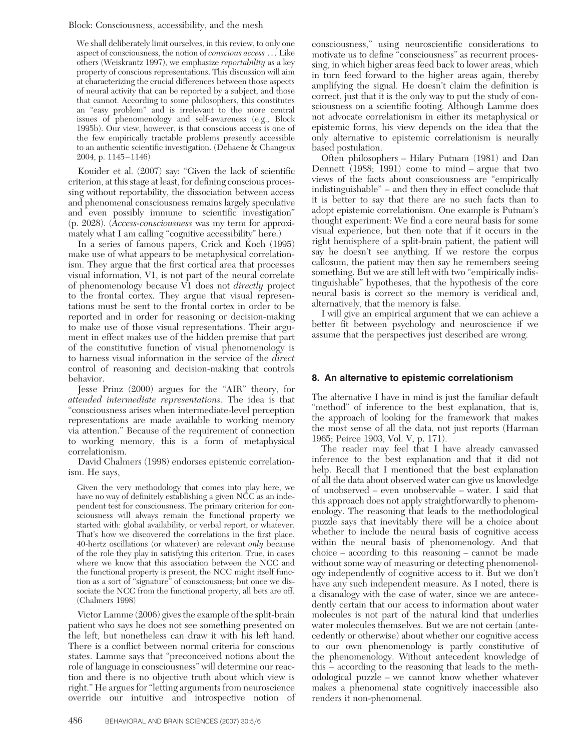> We shall deliberately limit ourselves, in this review, to only one aspect of consciousness, the notion of *conscious access* . . . Like others (Weiskrantz 1997), we emphasize *reportability* as a key property of conscious representations. This discussion will aim at characterizing the crucial differences between those aspects of neural activity that can be reported by a subject, and those that cannot. According to some philosophers, this constitutes an "easy problem" and is irrelevant to the more central issues of phenomenology and self-awareness (e.g., Block 1995b). Our view, however, is that conscious access is one of the few empirically tractable problems presently accessible to an authentic scientific investigation. (Dehaene & Changeux 2004, p. 1145–1146)

Kouider et al. (2007) say: "Given the lack of scientific criterion, at this stage at least, for defining conscious processing without reportability, the dissociation between access and phenomenal consciousness remains largely speculative and even possibly immune to scientific investigation" (p. 2028). (*Access-consciousness* was my term for approximately what I am calling "cognitive accessibility" here.)

In a series of famous papers, Crick and Koch (1995) make use of what appears to be metaphysical correlationism. They argue that the first cortical area that processes visual information, V1, is not part of the neural correlate of phenomenology because V1 does not *directly* project to the frontal cortex. They argue that visual representations must be sent to the frontal cortex in order to be reported and in order for reasoning or decision-making to make use of those visual representations. Their argument in effect makes use of the hidden premise that part of the constitutive function of visual phenomenology is to harness visual information in the service of the *direct* control of reasoning and decision-making that controls behavior.

Jesse Prinz (2000) argues for the "AIR" theory, for *attended intermediate representations.* The idea is that "consciousness arises when intermediate-level perception representations are made available to working memory via attention." Because of the requirement of connection to working memory, this is a form of metaphysical correlationism.

David Chalmers (1998) endorses epistemic correlationism. He says,

> Given the very methodology that comes into play here, we have no way of definitely establishing a given NCC as an independent test for consciousness. The primary criterion for consciousness will always remain the functional property we started with: global availability, or verbal report, or whatever. That's how we discovered the correlations in the first place. 40-hertz oscillations (or whatever) are relevant *only* because of the role they play in satisfying this criterion. True, in cases where we know that this association between the NCC and the functional property is present, the NCC might itself function as a sort of "signature" of consciousness; but once we dissociate the NCC from the functional property, all bets are off. (Chalmers 1998)

Victor Lamme (2006) gives the example of the split-brain patient who says he does not see something presented on the left, but nonetheless can draw it with his left hand. There is a conflict between normal criteria for conscious states. Lamme says that "preconceived notions about the role of language in consciousness" will determine our reaction and there is no objective truth about which view is right." He argues for "letting arguments from neuroscience override our intuitive and introspective notion of consciousness," using neuroscientific considerations to motivate us to define "consciousness" as recurrent processing, in which higher areas feed back to lower areas, which in turn feed forward to the higher areas again, thereby amplifying the signal. He doesn't claim the definition is correct, just that it is the only way to put the study of consciousness on a scientific footing. Although Lamme does not advocate correlationism in either its metaphysical or epistemic forms, his view depends on the idea that the only alternative to epistemic correlationism is neurally based postulation.

Often philosophers – Hilary Putnam (1981) and Dan Dennett (1988; 1991) come to mind – argue that two views of the facts about consciousness are "empirically indistinguishable" – and then they in effect conclude that it is better to say that there are no such facts than to adopt epistemic correlationism. One example is Putnam's thought experiment: We find a core neural basis for some visual experience, but then note that if it occurs in the right hemisphere of a split-brain patient, the patient will say he doesn't see anything. If we restore the corpus callosum, the patient may then say he remembers seeing something. But we are still left with two "empirically indistinguishable" hypotheses, that the hypothesis of the core neural basis is correct so the memory is veridical and, alternatively, that the memory is false.

I will give an empirical argument that we can achieve a better fit between psychology and neuroscience if we assume that the perspectives just described are wrong.

## 8. An alternative to epistemic correlationism

The alternative I have in mind is just the familiar default "method" of inference to the best explanation, that is, the approach of looking for the framework that makes the most sense of all the data, not just reports (Harman 1965; Peirce 1903, Vol. V, p. 171).

The reader may feel that I have already canvassed inference to the best explanation and that it did not help. Recall that I mentioned that the best explanation of all the data about observed water can give us knowledge of unobserved – even unobservable – water. I said that this approach does not apply straightforwardly to phenomenology. The reasoning that leads to the methodological puzzle says that inevitably there will be a choice about whether to include the neural basis of cognitive access within the neural basis of phenomenology. And that choice – according to this reasoning – cannot be made without some way of measuring or detecting phenomenology independently of cognitive access to it. But we don't have any such independent measure. As I noted, there is a disanalogy with the case of water, since we are antecedently certain that our access to information about water molecules is not part of the natural kind that underlies water molecules themselves. But we are not certain (antecedently or otherwise) about whether our cognitive access to our own phenomenology is partly constitutive of the phenomenology. Without antecedent knowledge of this – according to the reasoning that leads to the methodological puzzle – we cannot know whether whatever makes a phenomenal state cognitively inaccessible also renders it non-phenomenal.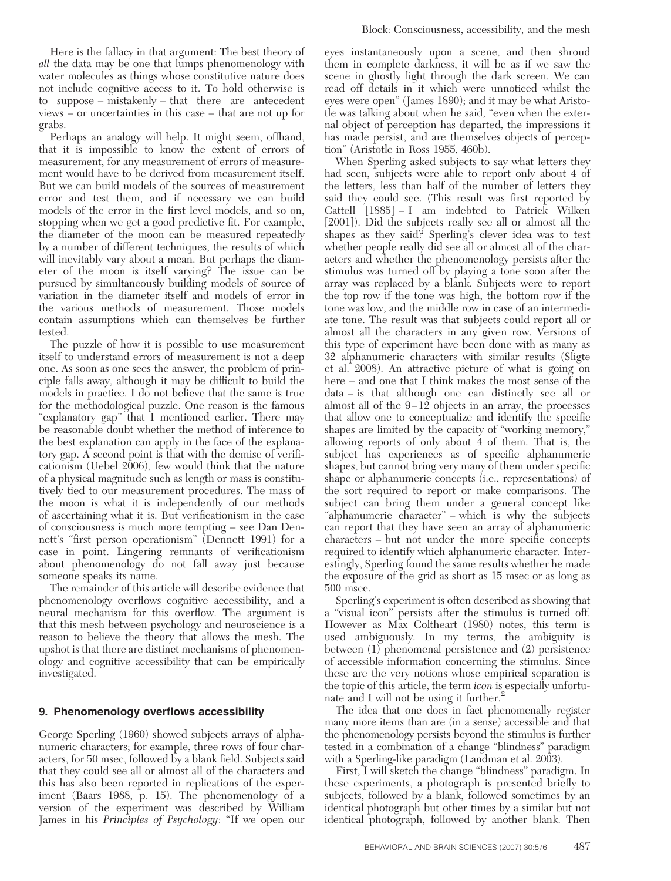Here is the fallacy in that argument: The best theory of *all* the data may be one that lumps phenomenology with water molecules as things whose constitutive nature does not include cognitive access to it. To hold otherwise is to suppose – mistakenly – that there are antecedent views – or uncertainties in this case – that are not up for grabs.

Perhaps an analogy will help. It might seem, offhand, that it is impossible to know the extent of errors of measurement, for any measurement of errors of measurement would have to be derived from measurement itself. But we can build models of the sources of measurement error and test them, and if necessary we can build models of the error in the first level models, and so on, stopping when we get a good predictive fit. For example, the diameter of the moon can be measured repeatedly by a number of different techniques, the results of which will inevitably vary about a mean. But perhaps the diameter of the moon is itself varying? The issue can be pursued by simultaneously building models of source of variation in the diameter itself and models of error in the various methods of measurement. Those models contain assumptions which can themselves be further tested.

The puzzle of how it is possible to use measurement itself to understand errors of measurement is not a deep one. As soon as one sees the answer, the problem of principle falls away, although it may be difficult to build the models in practice. I do not believe that the same is true for the methodological puzzle. One reason is the famous "explanatory gap" that I mentioned earlier. There may be reasonable doubt whether the method of inference to the best explanation can apply in the face of the explanatory gap. A second point is that with the demise of verificationism (Uebel 2006), few would think that the nature of a physical magnitude such as length or mass is constitutively tied to our measurement procedures. The mass of the moon is what it is independently of our methods of ascertaining what it is. But verificationism in the case of consciousness is much more tempting – see Dan Dennett's "first person operationism" (Dennett 1991) for a case in point. Lingering remnants of verificationism about phenomenology do not fall away just because someone speaks its name.

The remainder of this article will describe evidence that phenomenology overflows cognitive accessibility, and a neural mechanism for this overflow. The argument is that this mesh between psychology and neuroscience is a reason to believe the theory that allows the mesh. The upshot is that there are distinct mechanisms of phenomenology and cognitive accessibility that can be empirically investigated.

## 9. Phenomenology overflows accessibility

George Sperling (1960) showed subjects arrays of alphanumeric characters; for example, three rows of four characters, for 50 msec, followed by a blank field. Subjects said that they could see all or almost all of the characters and this has also been reported in replications of the experiment (Baars 1988, p. 15). The phenomenology of a version of the experiment was described by William James in his *Principles of Psychology*: "If we open our eyes instantaneously upon a scene, and then shroud them in complete darkness, it will be as if we saw the scene in ghostly light through the dark screen. We can read off details in it which were unnoticed whilst the eyes were open" (James 1890); and it may be what Aristotle was talking about when he said, "even when the external object of perception has departed, the impressions it has made persist, and are themselves objects of perception" (Aristotle in Ross 1955, 460b).

When Sperling asked subjects to say what letters they had seen, subjects were able to report only about 4 of the letters, less than half of the number of letters they said they could see. (This result was first reported by Cattell [1885] – I am indebted to Patrick Wilken [2001]). Did the subjects really see all or almost all the shapes as they said? Sperling's clever idea was to test whether people really did see all or almost all of the characters and whether the phenomenology persists after the stimulus was turned off by playing a tone soon after the array was replaced by a blank. Subjects were to report the top row if the tone was high, the bottom row if the tone was low, and the middle row in case of an intermediate tone. The result was that subjects could report all or almost all the characters in any given row. Versions of this type of experiment have been done with as many as 32 alphanumeric characters with similar results (Sligte et al. 2008). An attractive picture of what is going on here – and one that I think makes the most sense of the data – is that although one can distinctly see all or almost all of the 9–12 objects in an array, the processes that allow one to conceptualize and identify the specific shapes are limited by the capacity of "working memory," allowing reports of only about 4 of them. That is, the subject has experiences as of specific alphanumeric shapes, but cannot bring very many of them under specific shape or alphanumeric concepts (i.e., representations) of the sort required to report or make comparisons. The subject can bring them under a general concept like "alphanumeric character" – which is why the subjects can report that they have seen an array of alphanumeric characters – but not under the more specific concepts required to identify which alphanumeric character. Interestingly, Sperling found the same results whether he made the exposure of the grid as short as 15 msec or as long as 500 msec.

Sperling's experiment is often described as showing that a "visual icon" persists after the stimulus is turned off. However as Max Coltheart (1980) notes, this term is used ambiguously. In my terms, the ambiguity is between (1) phenomenal persistence and (2) persistence of accessible information concerning the stimulus. Since these are the very notions whose empirical separation is the topic of this article, the term *icon* is especially unfortunate and I will not be using it further.[2]

The idea that one does in fact phenomenally register many more items than are (in a sense) accessible and that the phenomenology persists beyond the stimulus is further tested in a combination of a change "blindness" paradigm with a Sperling-like paradigm (Landman et al. 2003).

First, I will sketch the change "blindness" paradigm. In these experiments, a photograph is presented briefly to subjects, followed by a blank, followed sometimes by an identical photograph but other times by a similar but not identical photograph, followed by another blank. Then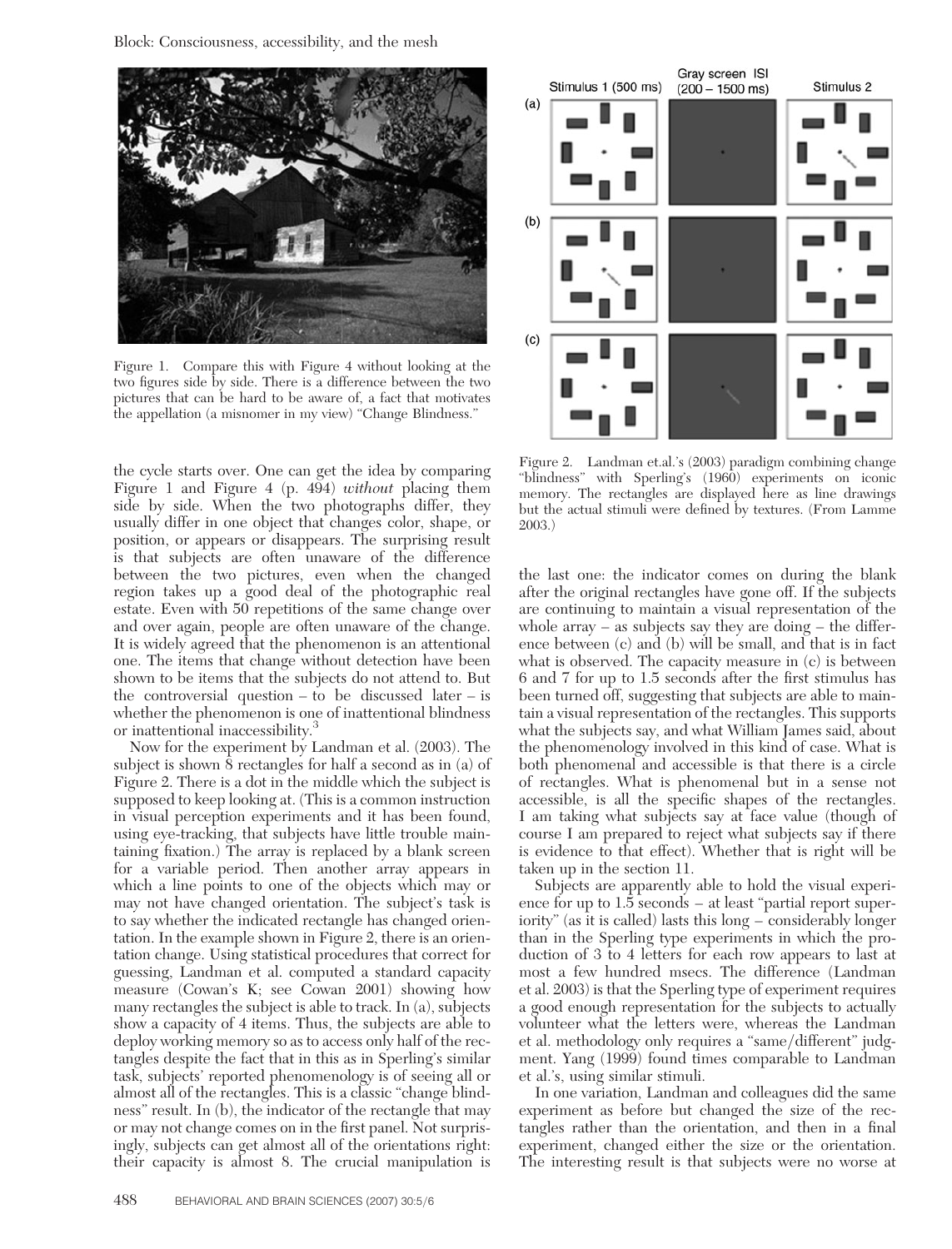Figure 1. Compare this with Figure 4 without looking at the two figures side by side. There is a difference between the two pictures that can be hard to be aware of, a fact that motivates the appellation (a misnomer in my view) "Change Blindness."

the cycle starts over. One can get the idea by comparing Figure 1 and Figure 4 (p. 494) *without* placing them side by side. When the two photographs differ, they usually differ in one object that changes color, shape, or position, or appears or disappears. The surprising result is that subjects are often unaware of the difference between the two pictures, even when the changed region takes up a good deal of the photographic real estate. Even with 50 repetitions of the same change over and over again, people are often unaware of the change. It is widely agreed that the phenomenon is an attentional one. The items that change without detection have been shown to be items that the subjects do not attend to. But the controversial question – to be discussed later – is whether the phenomenon is one of inattentional blindness or inattentional inaccessibility.[3]

Now for the experiment by Landman et al. (2003). The subject is shown 8 rectangles for half a second as in (a) of Figure 2. There is a dot in the middle which the subject is supposed to keep looking at. (This is a common instruction in visual perception experiments and it has been found, using eye-tracking, that subjects have little trouble maintaining fixation.) The array is replaced by a blank screen for a variable period. Then another array appears in which a line points to one of the objects which may or may not have changed orientation. The subject's task is to say whether the indicated rectangle has changed orientation. In the example shown in Figure 2, there is an orientation change. Using statistical procedures that correct for guessing, Landman et al. computed a standard capacity measure (Cowan's K; see Cowan 2001) showing how many rectangles the subject is able to track. In (a), subjects show a capacity of 4 items. Thus, the subjects are able to deploy working memory so as to access only half of the rectangles despite the fact that in this as in Sperling's similar task, subjects' reported phenomenology is of seeing all or almost all of the rectangles. This is a classic "change blindness" result. In (b), the indicator of the rectangle that may or may not change comes on in the first panel. Not surprisingly, subjects can get almost all of the orientations right: their capacity is almost 8. The crucial manipulation is the last one: the indicator comes on during the blank after the original rectangles have gone off. If the subjects are continuing to maintain a visual representation of the whole array – as subjects say they are doing – the difference between (c) and (b) will be small, and that is in fact what is observed. The capacity measure in (c) is between 6 and 7 for up to 1.5 seconds after the first stimulus has been turned off, suggesting that subjects are able to maintain a visual representation of the rectangles. This supports what the subjects say, and what William James said, about the phenomenology involved in this kind of case. What is both phenomenal and accessible is that there is a circle of rectangles. What is phenomenal but in a sense not accessible, is all the specific shapes of the rectangles. I am taking what subjects say at face value (though of course I am prepared to reject what subjects say if there is evidence to that effect). Whether that is right will be taken up in the section 11.

Stimulus 1 (500 ms)
Gray screen ISI (200 – 1500 ms)
Stimulus 2
(a)
(b)
(c)

Figure 2. Landman et.al.'s (2003) paradigm combining change "blindness" with Sperling's (1960) experiments on iconic memory. The rectangles are displayed here as line drawings but the actual stimuli were defined by textures. (From Lamme 2003.)

Subjects are apparently able to hold the visual experience for up to 1.5 seconds – at least "partial report superiority" (as it is called) lasts this long – considerably longer than in the Sperling type experiments in which the production of 3 to 4 letters for each row appears to last at most a few hundred msecs. The difference (Landman et al. 2003) is that the Sperling type of experiment requires a good enough representation for the subjects to actually volunteer what the letters were, whereas the Landman et al. methodology only requires a "same/different" judgment. Yang (1999) found times comparable to Landman et al.'s, using similar stimuli.

In one variation, Landman and colleagues did the same experiment as before but changed the size of the rectangles rather than the orientation, and then in a final experiment, changed either the size or the orientation. The interesting result is that subjects were no worse at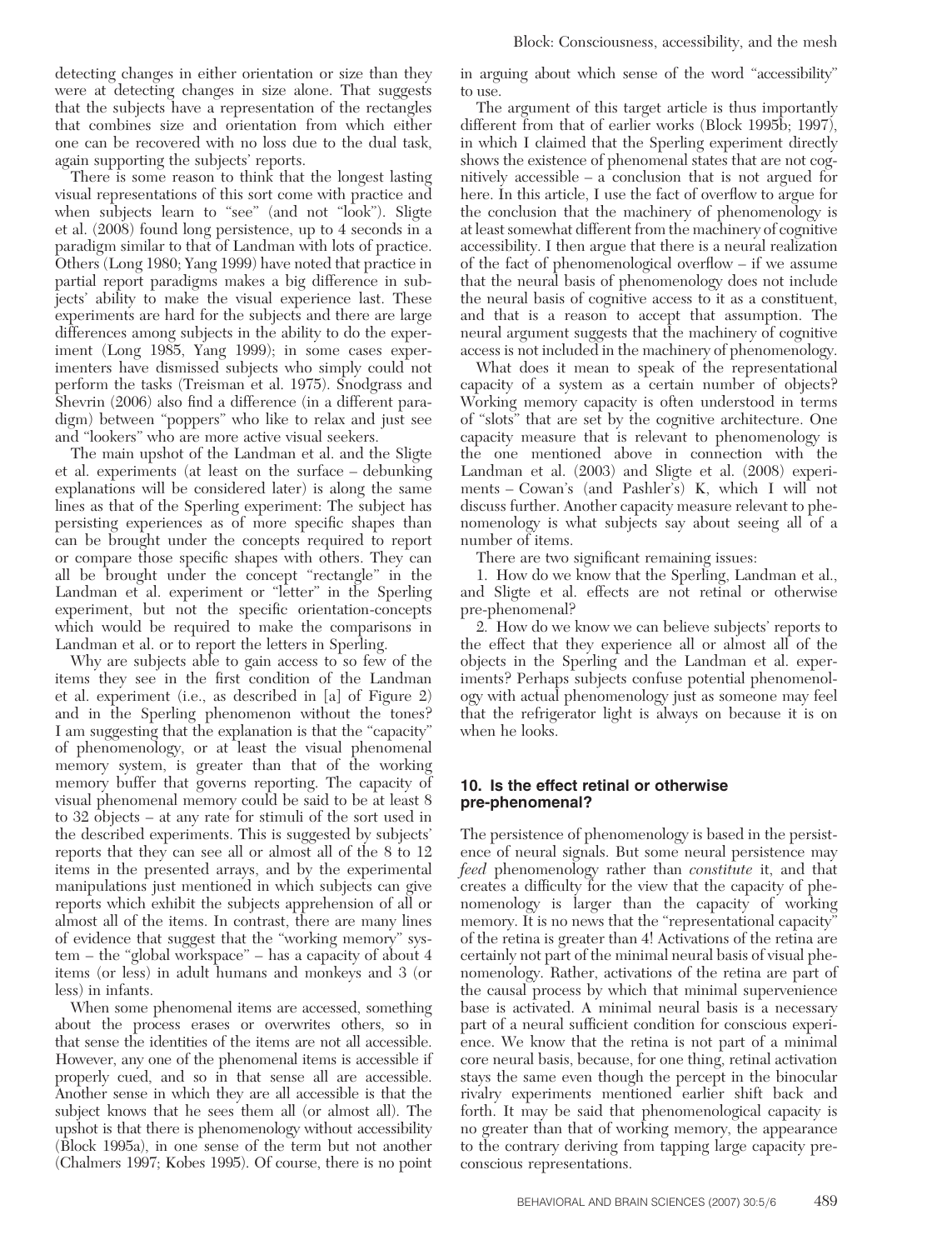detecting changes in either orientation or size than they were at detecting changes in size alone. That suggests that the subjects have a representation of the rectangles that combines size and orientation from which either one can be recovered with no loss due to the dual task, again supporting the subjects' reports.

There is some reason to think that the longest lasting visual representations of this sort come with practice and when subjects learn to "see" (and not "look"). Sligte et al. (2008) found long persistence, up to 4 seconds in a paradigm similar to that of Landman with lots of practice. Others (Long 1980; Yang 1999) have noted that practice in partial report paradigms makes a big difference in subjects' ability to make the visual experience last. These experiments are hard for the subjects and there are large differences among subjects in the ability to do the experiment (Long 1985, Yang 1999); in some cases experimenters have dismissed subjects who simply could not perform the tasks (Treisman et al. 1975). Snodgrass and Shevrin (2006) also find a difference (in a different paradigm) between "poppers" who like to relax and just see and "lookers" who are more active visual seekers.

The main upshot of the Landman et al. and the Sligte et al. experiments (at least on the surface – debunking explanations will be considered later) is along the same lines as that of the Sperling experiment: The subject has persisting experiences as of more specific shapes than can be brought under the concepts required to report or compare those specific shapes with others. They can all be brought under the concept "rectangle" in the Landman et al. experiment or "letter" in the Sperling experiment, but not the specific orientation-concepts which would be required to make the comparisons in Landman et al. or to report the letters in Sperling.

Why are subjects able to gain access to so few of the items they see in the first condition of the Landman et al. experiment (i.e., as described in [a] of Figure 2) and in the Sperling phenomenon without the tones? I am suggesting that the explanation is that the "capacity" of phenomenology, or at least the visual phenomenal memory system, is greater than that of the working memory buffer that governs reporting. The capacity of visual phenomenal memory could be said to be at least 8 to 32 objects – at any rate for stimuli of the sort used in the described experiments. This is suggested by subjects' reports that they can see all or almost all of the 8 to 12 items in the presented arrays, and by the experimental manipulations just mentioned in which subjects can give reports which exhibit the subjects apprehension of all or almost all of the items. In contrast, there are many lines of evidence that suggest that the "working memory" system – the "global workspace" – has a capacity of about 4 items (or less) in adult humans and monkeys and 3 (or less) in infants.

When some phenomenal items are accessed, something about the process erases or overwrites others, so in that sense the identities of the items are not all accessible. However, any one of the phenomenal items is accessible if properly cued, and so in that sense all are accessible. Another sense in which they are all accessible is that the subject knows that he sees them all (or almost all). The upshot is that there is phenomenology without accessibility (Block 1995a), in one sense of the term but not another (Chalmers 1997; Kobes 1995). Of course, there is no point in arguing about which sense of the word "accessibility" to use.

The argument of this target article is thus importantly different from that of earlier works (Block 1995b; 1997), in which I claimed that the Sperling experiment directly shows the existence of phenomenal states that are not cognitively accessible – a conclusion that is not argued for here. In this article, I use the fact of overflow to argue for the conclusion that the machinery of phenomenology is at least somewhat different from the machinery of cognitive accessibility. I then argue that there is a neural realization of the fact of phenomenological overflow – if we assume that the neural basis of phenomenology does not include the neural basis of cognitive access to it as a constituent, and that is a reason to accept that assumption. The neural argument suggests that the machinery of cognitive access is not included in the machinery of phenomenology.

What does it mean to speak of the representational capacity of a system as a certain number of objects? Working memory capacity is often understood in terms of "slots" that are set by the cognitive architecture. One capacity measure that is relevant to phenomenology is the one mentioned above in connection with the Landman et al. (2003) and Sligte et al. (2008) experiments – Cowan's (and Pashler's) K, which I will not discuss further. Another capacity measure relevant to phenomenology is what subjects say about seeing all of a number of items.

There are two significant remaining issues:

1. How do we know that the Sperling, Landman et al., and Sligte et al. effects are not retinal or otherwise pre-phenomenal?

2. How do we know we can believe subjects' reports to the effect that they experience all or almost all of the objects in the Sperling and the Landman et al. experiments? Perhaps subjects confuse potential phenomenology with actual phenomenology just as someone may feel that the refrigerator light is always on because it is on when he looks.

## 10. Is the effect retinal or otherwise pre-phenomenal?

The persistence of phenomenology is based in the persistence of neural signals. But some neural persistence may *feed* phenomenology rather than *constitute* it, and that creates a difficulty for the view that the capacity of phenomenology is larger than the capacity of working memory. It is no news that the "representational capacity" of the retina is greater than 4! Activations of the retina are certainly not part of the minimal neural basis of visual phenomenology. Rather, activations of the retina are part of the causal process by which that minimal supervenience base is activated. A minimal neural basis is a necessary part of a neural sufficient condition for conscious experience. We know that the retina is not part of a minimal core neural basis, because, for one thing, retinal activation stays the same even though the percept in the binocular rivalry experiments mentioned earlier shift back and forth. It may be said that phenomenological capacity is no greater than that of working memory, the appearance to the contrary deriving from tapping large capacity pre-conscious representations.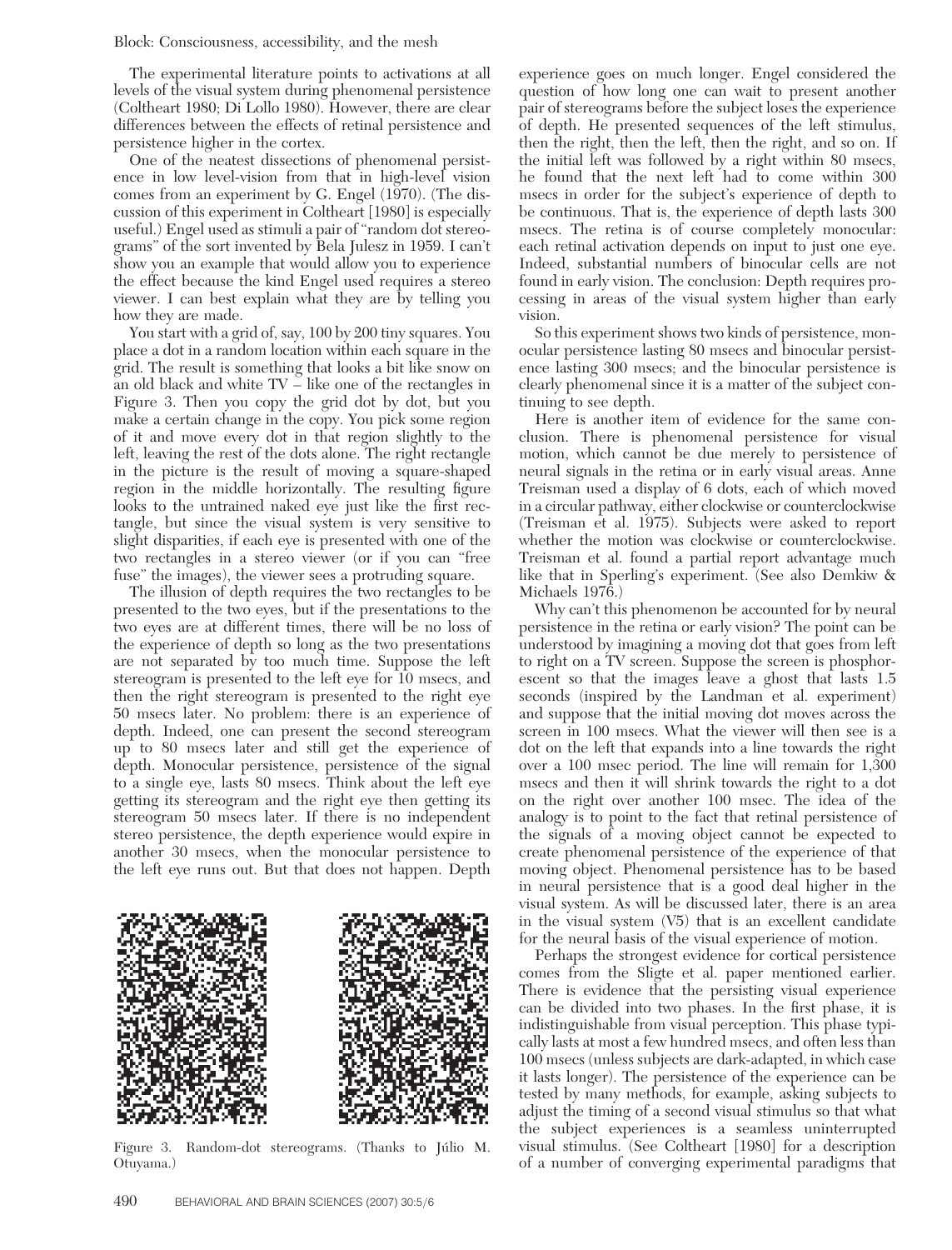The experimental literature points to activations at all levels of the visual system during phenomenal persistence (Coltheart 1980; Di Lollo 1980). However, there are clear differences between the effects of retinal persistence and persistence higher in the cortex.

One of the neatest dissections of phenomenal persistence in low level-vision from that in high-level vision comes from an experiment by G. Engel (1970). (The discussion of this experiment in Coltheart [1980] is especially useful.) Engel used as stimuli a pair of "random dot stereograms" of the sort invented by Bela Julesz in 1959. I can't show you an example that would allow you to experience the effect because the kind Engel used requires a stereo viewer. I can best explain what they are by telling you how they are made.

You start with a grid of, say, 100 by 200 tiny squares. You place a dot in a random location within each square in the grid. The result is something that looks a bit like snow on an old black and white TV – like one of the rectangles in Figure 3. Then you copy the grid dot by dot, but you make a certain change in the copy. You pick some region of it and move every dot in that region slightly to the left, leaving the rest of the dots alone. The right rectangle in the picture is the result of moving a square-shaped region in the middle horizontally. The resulting figure looks to the untrained naked eye just like the first rectangle, but since the visual system is very sensitive to slight disparities, if each eye is presented with one of the two rectangles in a stereo viewer (or if you can "free fuse" the images), the viewer sees a protruding square.

The illusion of depth requires the two rectangles to be presented to the two eyes, but if the presentations to the two eyes are at different times, there will be no loss of the experience of depth so long as the two presentations are not separated by too much time. Suppose the left stereogram is presented to the left eye for 10 msecs, and then the right stereogram is presented to the right eye 50 msecs later. No problem: there is an experience of depth. Indeed, one can present the second stereogram up to 80 msecs later and still get the experience of depth. Monocular persistence, persistence of the signal to a single eye, lasts 80 msecs. Think about the left eye getting its stereogram and the right eye then getting its stereogram 50 msecs later. If there is no independent stereo persistence, the depth experience would expire in another 30 msecs, when the monocular persistence to the left eye runs out. But that does not happen. Depth experience goes on much longer. Engel considered the question of how long one can wait to present another pair of stereograms before the subject loses the experience of depth. He presented sequences of the left stimulus, then the right, then the left, then the right, and so on. If the initial left was followed by a right within 80 msecs, he found that the next left had to come within 300 msecs in order for the subject's experience of depth to be continuous. That is, the experience of depth lasts 300 msecs. The retina is of course completely monocular: each retinal activation depends on input to just one eye. Indeed, substantial numbers of binocular cells are not found in early vision. The conclusion: Depth requires processing in areas of the visual system higher than early vision.

Figure 3. Random-dot stereograms. (Thanks to Júlio M. Otuyama.)

So this experiment shows two kinds of persistence, monocular persistence lasting 80 msecs and binocular persistence lasting 300 msecs; and the binocular persistence is clearly phenomenal since it is a matter of the subject continuing to see depth.

Here is another item of evidence for the same conclusion. There is phenomenal persistence for visual motion, which cannot be due merely to persistence of neural signals in the retina or in early visual areas. Anne Treisman used a display of 6 dots, each of which moved in a circular pathway, either clockwise or counterclockwise (Treisman et al. 1975). Subjects were asked to report whether the motion was clockwise or counterclockwise. Treisman et al. found a partial report advantage much like that in Sperling's experiment. (See also Demkiw & Michaels 1976.)

Why can't this phenomenon be accounted for by neural persistence in the retina or early vision? The point can be understood by imagining a moving dot that goes from left to right on a TV screen. Suppose the screen is phosphorescent so that the images leave a ghost that lasts 1.5 seconds (inspired by the Landman et al. experiment) and suppose that the initial moving dot moves across the screen in 100 msecs. What the viewer will then see is a dot on the left that expands into a line towards the right over a 100 msec period. The line will remain for 1,300 msecs and then it will shrink towards the right to a dot on the right over another 100 msec. The idea of the analogy is to point to the fact that retinal persistence of the signals of a moving object cannot be expected to create phenomenal persistence of the experience of that moving object. Phenomenal persistence has to be based in neural persistence that is a good deal higher in the visual system. As will be discussed later, there is an area in the visual system (V5) that is an excellent candidate for the neural basis of the visual experience of motion.

Perhaps the strongest evidence for cortical persistence comes from the Sligte et al. paper mentioned earlier. There is evidence that the persisting visual experience can be divided into two phases. In the first phase, it is indistinguishable from visual perception. This phase typically lasts at most a few hundred msecs, and often less than 100 msecs (unless subjects are dark-adapted, in which case it lasts longer). The persistence of the experience can be tested by many methods, for example, asking subjects to adjust the timing of a second visual stimulus so that what the subject experiences is a seamless uninterrupted visual stimulus. (See Coltheart [1980] for a description of a number of converging experimental paradigms that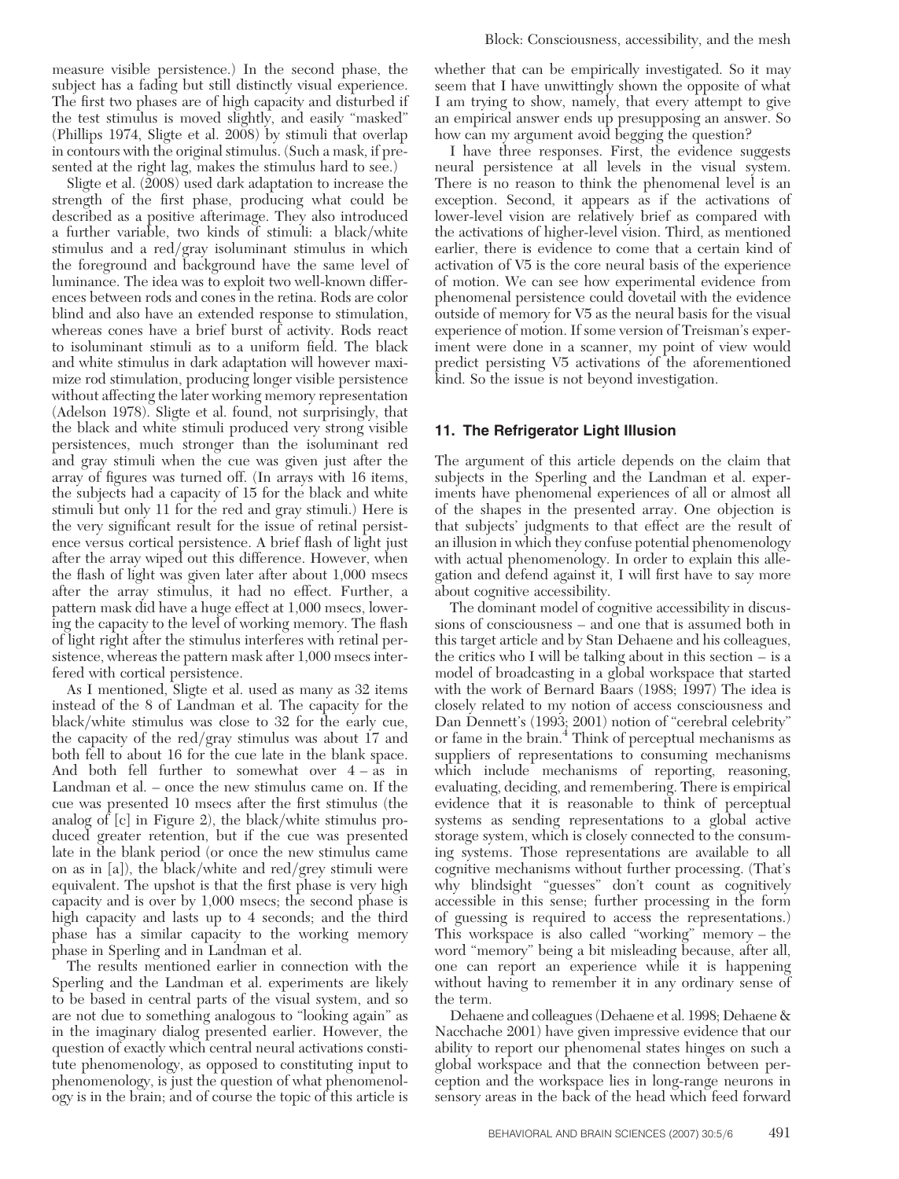measure visible persistence.) In the second phase, the subject has a fading but still distinctly visual experience. The first two phases are of high capacity and disturbed if the test stimulus is moved slightly, and easily "masked" (Phillips 1974, Sligte et al. 2008) by stimuli that overlap in contours with the original stimulus. (Such a mask, if presented at the right lag, makes the stimulus hard to see.)

Sligte et al. (2008) used dark adaptation to increase the strength of the first phase, producing what could be described as a positive afterimage. They also introduced a further variable, two kinds of stimuli: a black/white stimulus and a red/gray isoluminant stimulus in which the foreground and background have the same level of luminance. The idea was to exploit two well-known differences between rods and cones in the retina. Rods are color blind and also have an extended response to stimulation, whereas cones have a brief burst of activity. Rods react to isoluminant stimuli as to a uniform field. The black and white stimulus in dark adaptation will however maximize rod stimulation, producing longer visible persistence without affecting the later working memory representation (Adelson 1978). Sligte et al. found, not surprisingly, that the black and white stimuli produced very strong visible persistences, much stronger than the isoluminant red and gray stimuli when the cue was given just after the array of figures was turned off. (In arrays with 16 items, the subjects had a capacity of 15 for the black and white stimuli but only 11 for the red and gray stimuli.) Here is the very significant result for the issue of retinal persistence versus cortical persistence. A brief flash of light just after the array wiped out this difference. However, when the flash of light was given later after about 1,000 msecs after the array stimulus, it had no effect. Further, a pattern mask did have a huge effect at 1,000 msecs, lowering the capacity to the level of working memory. The flash of light right after the stimulus interferes with retinal persistence, whereas the pattern mask after 1,000 msecs interfered with cortical persistence.

As I mentioned, Sligte et al. used as many as 32 items instead of the 8 of Landman et al. The capacity for the black/white stimulus was close to 32 for the early cue, the capacity of the red/gray stimulus was about 17 and both fell to about 16 for the cue late in the blank space. And both fell further to somewhat over 4 – as in Landman et al. – once the new stimulus came on. If the cue was presented 10 msecs after the first stimulus (the analog of [c] in Figure 2), the black/white stimulus produced greater retention, but if the cue was presented late in the blank period (or once the new stimulus came on as in [a]), the black/white and red/grey stimuli were equivalent. The upshot is that the first phase is very high capacity and is over by 1,000 msecs; the second phase is high capacity and lasts up to 4 seconds; and the third phase has a similar capacity to the working memory phase in Sperling and in Landman et al.

The results mentioned earlier in connection with the Sperling and the Landman et al. experiments are likely to be based in central parts of the visual system, and so are not due to something analogous to "looking again" as in the imaginary dialog presented earlier. However, the question of exactly which central neural activations constitute phenomenology, as opposed to constituting input to phenomenology, is just the question of what phenomenology is in the brain; and of course the topic of this article is whether that can be empirically investigated. So it may seem that I have unwittingly shown the opposite of what I am trying to show, namely, that every attempt to give an empirical answer ends up presupposing an answer. So how can my argument avoid begging the question?

I have three responses. First, the evidence suggests neural persistence at all levels in the visual system. There is no reason to think the phenomenal level is an exception. Second, it appears as if the activations of lower-level vision are relatively brief as compared with the activations of higher-level vision. Third, as mentioned earlier, there is evidence to come that a certain kind of activation of V5 is the core neural basis of the experience of motion. We can see how experimental evidence from phenomenal persistence could dovetail with the evidence outside of memory for V5 as the neural basis for the visual experience of motion. If some version of Treisman's experiment were done in a scanner, my point of view would predict persisting V5 activations of the aforementioned kind. So the issue is not beyond investigation.

## 11. The Refrigerator Light Illusion

The argument of this article depends on the claim that subjects in the Sperling and the Landman et al. experiments have phenomenal experiences of all or almost all of the shapes in the presented array. One objection is that subjects' judgments to that effect are the result of an illusion in which they confuse potential phenomenology with actual phenomenology. In order to explain this allegation and defend against it, I will first have to say more about cognitive accessibility.

The dominant model of cognitive accessibility in discussions of consciousness – and one that is assumed both in this target article and by Stan Dehaene and his colleagues, the critics who I will be talking about in this section – is a model of broadcasting in a global workspace that started with the work of Bernard Baars (1988; 1997) The idea is closely related to my notion of access consciousness and Dan Dennett's (1993; 2001) notion of "cerebral celebrity" or fame in the brain.[4] Think of perceptual mechanisms as suppliers of representations to consuming mechanisms which include mechanisms of reporting, reasoning, evaluating, deciding, and remembering. There is empirical evidence that it is reasonable to think of perceptual systems as sending representations to a global active storage system, which is closely connected to the consuming systems. Those representations are available to all cognitive mechanisms without further processing. (That's why blindsight "guesses" don't count as cognitively accessible in this sense; further processing in the form of guessing is required to access the representations.) This workspace is also called "working" memory – the word "memory" being a bit misleading because, after all, one can report an experience while it is happening without having to remember it in any ordinary sense of the term.

Dehaene and colleagues (Dehaene et al. 1998; Dehaene & Nacchache 2001) have given impressive evidence that our ability to report our phenomenal states hinges on such a global workspace and that the connection between perception and the workspace lies in long-range neurons in sensory areas in the back of the head which feed forward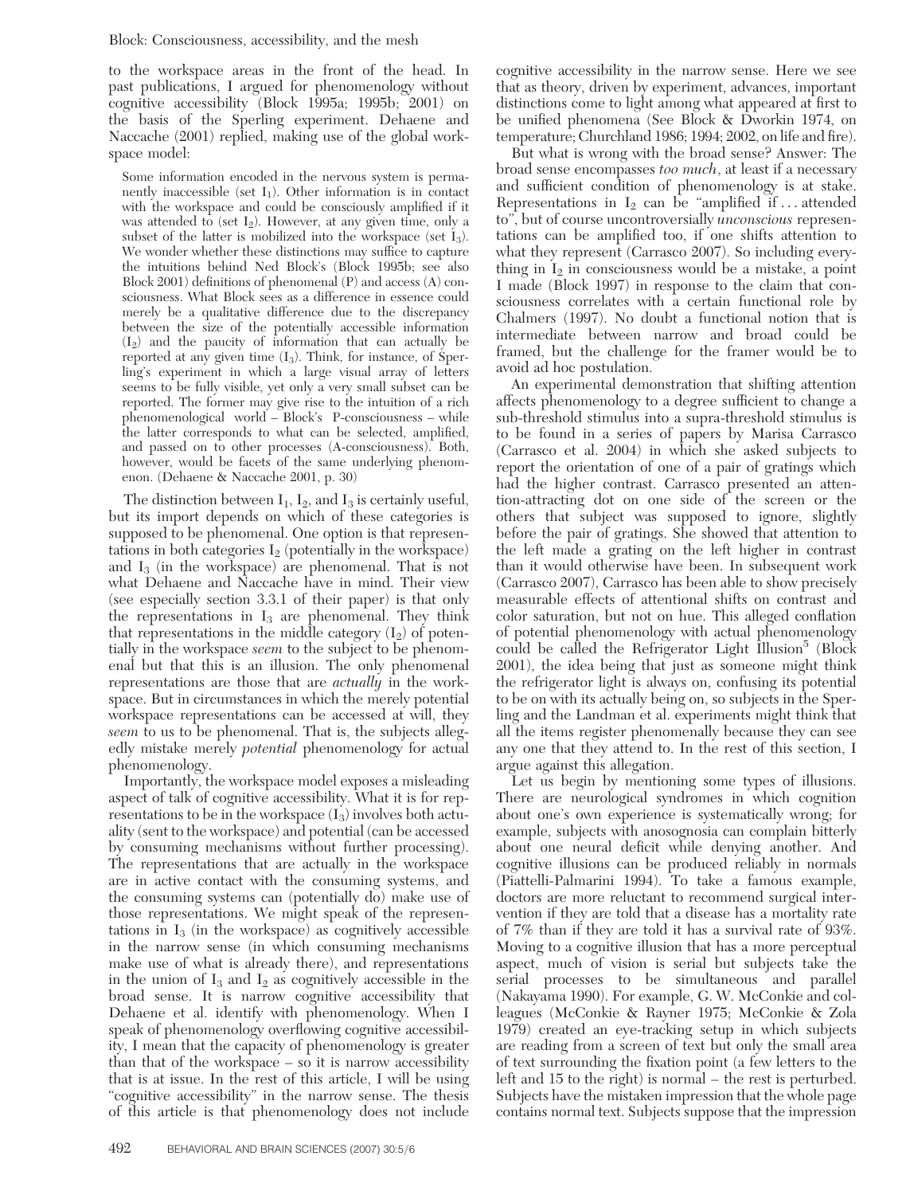to the workspace areas in the front of the head. In past publications, I argued for phenomenology without cognitive accessibility (Block 1995a; 1995b; 2001) on the basis of the Sperling experiment. Dehaene and Naccache (2001) replied, making use of the global workspace model:

> Some information encoded in the nervous system is permanently inaccessible (set $I_1$). Other information is in contact with the workspace and could be consciously amplified if it was attended to (set $I_2$). However, at any given time, only a subset of the latter is mobilized into the workspace (set $I_3$). We wonder whether these distinctions may suffice to capture the intuitions behind Ned Block's (Block 1995b; see also Block 2001) definitions of phenomenal (P) and access (A) consciousness. What Block sees as a difference in essence could merely be a qualitative difference due to the discrepancy between the size of the potentially accessible information ($I_2$) and the paucity of information that can actually be reported at any given time ($I_3$). Think, for instance, of Sperling's experiment in which a large visual array of letters seems to be fully visible, yet only a very small subset can be reported. The former may give rise to the intuition of a rich phenomenological world – Block's P-consciousness – while the latter corresponds to what can be selected, amplified, and passed on to other processes (A-consciousness). Both, however, would be facets of the same underlying phenomenon. (Dehaene & Naccache 2001, p. 30)

The distinction between $I_1$, $I_2$, and $I_3$ is certainly useful, but its import depends on which of these categories is supposed to be phenomenal. One option is that representations in both categories $I_2$ (potentially in the workspace) and $I_3$ (in the workspace) are phenomenal. That is not what Dehaene and Naccache have in mind. Their view (see especially section 3.3.1 of their paper) is that only the representations in $I_3$ are phenomenal. They think that representations in the middle category ($I_2$) of potentially in the workspace *seem* to the subject to be phenomenal but that this is an illusion. The only phenomenal representations are those that are *actually* in the workspace. But in circumstances in which the merely potential workspace representations can be accessed at will, they *seem* to us to be phenomenal. That is, the subjects allegedly mistake merely *potential* phenomenology for actual phenomenology.

Importantly, the workspace model exposes a misleading aspect of talk of cognitive accessibility. What it is for representations to be in the workspace ($I_3$) involves both actuality (sent to the workspace) and potential (can be accessed by consuming mechanisms without further processing). The representations that are actually in the workspace are in active contact with the consuming systems, and the consuming systems can (potentially do) make use of those representations. We might speak of the representations in $I_3$ (in the workspace) as cognitively accessible in the narrow sense (in which consuming mechanisms make use of what is already there), and representations in the union of $I_3$ and $I_2$ as cognitively accessible in the broad sense. It is narrow cognitive accessibility that Dehaene et al. identify with phenomenology. When I speak of phenomenology overflowing cognitive accessibility, I mean that the capacity of phenomenology is greater than that of the workspace – so it is narrow accessibility that is at issue. In the rest of this article, I will be using "cognitive accessibility" in the narrow sense. The thesis of this article is that phenomenology does not include cognitive accessibility in the narrow sense. Here we see that as theory, driven by experiment, advances, important distinctions come to light among what appeared at first to be unified phenomena (See Block & Dworkin 1974, on temperature; Churchland 1986; 1994; 2002, on life and fire).

But what is wrong with the broad sense? Answer: The broad sense encompasses *too much*, at least if a necessary and sufficient condition of phenomenology is at stake. Representations in $I_2$ can be "amplified if ... attended to", but of course uncontroversially *unconscious* representations can be amplified too, if one shifts attention to what they represent (Carrasco 2007). So including everything in $I_2$ in consciousness would be a mistake, a point I made (Block 1997) in response to the claim that consciousness correlates with a certain functional role by Chalmers (1997). No doubt a functional notion that is intermediate between narrow and broad could be framed, but the challenge for the framer would be to avoid ad hoc postulation.

An experimental demonstration that shifting attention affects phenomenology to a degree sufficient to change a sub-threshold stimulus into a supra-threshold stimulus is to be found in a series of papers by Marisa Carrasco (Carrasco et al. 2004) in which she asked subjects to report the orientation of one of a pair of gratings which had the higher contrast. Carrasco presented an attention-attracting dot on one side of the screen or the others that subject was supposed to ignore, slightly before the pair of gratings. She showed that attention to the left made a grating on the left higher in contrast than it would otherwise have been. In subsequent work (Carrasco 2007), Carrasco has been able to show precisely measurable effects of attentional shifts on contrast and color saturation, but not on hue. This alleged conflation of potential phenomenology with actual phenomenology could be called the Refrigerator Light Illusion[5] (Block 2001), the idea being that just as someone might think the refrigerator light is always on, confusing its potential to be on with its actually being on, so subjects in the Sperling and the Landman et al. experiments might think that all the items register phenomenally because they can see any one that they attend to. In the rest of this section, I argue against this allegation.

Let us begin by mentioning some types of illusions. There are neurological syndromes in which cognition about one's own experience is systematically wrong; for example, subjects with anosognosia can complain bitterly about one neural deficit while denying another. And cognitive illusions can be produced reliably in normals (Piattelli-Palmarini 1994). To take a famous example, doctors are more reluctant to recommend surgical intervention if they are told that a disease has a mortality rate of 7% than if they are told it has a survival rate of 93%. Moving to a cognitive illusion that has a more perceptual aspect, much of vision is serial but subjects take the serial processes to be simultaneous and parallel (Nakayama 1990). For example, G. W. McConkie and colleagues (McConkie & Rayner 1975; McConkie & Zola 1979) created an eye-tracking setup in which subjects are reading from a screen of text but only the small area of text surrounding the fixation point (a few letters to the left and 15 to the right) is normal – the rest is perturbed. Subjects have the mistaken impression that the whole page contains normal text. Subjects suppose that the impression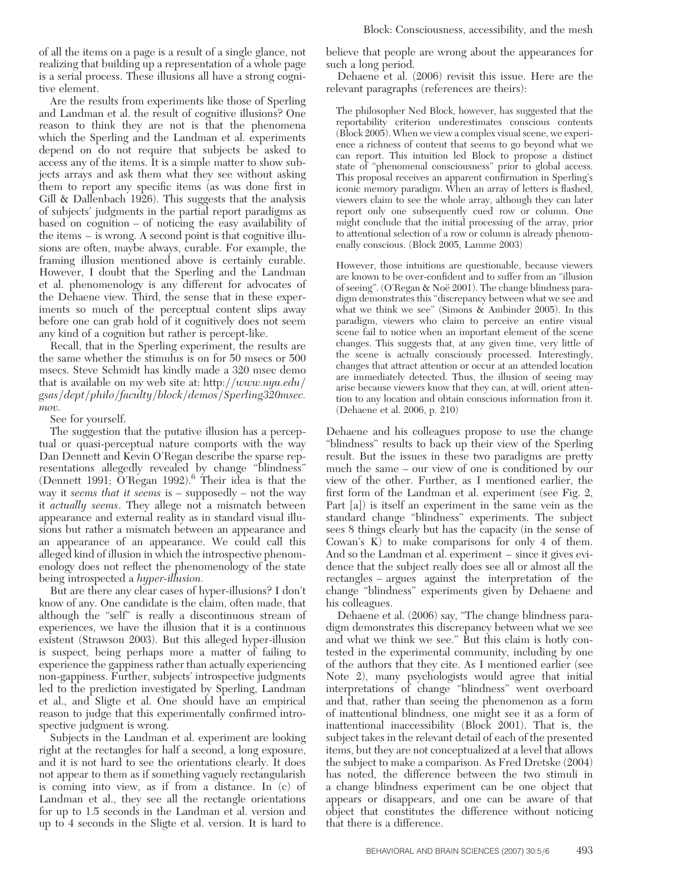of all the items on a page is a result of a single glance, not realizing that building up a representation of a whole page is a serial process. These illusions all have a strong cognitive element.

Are the results from experiments like those of Sperling and Landman et al. the result of cognitive illusions? One reason to think they are not is that the phenomena which the Sperling and the Landman et al. experiments depend on do not require that subjects be asked to access any of the items. It is a simple matter to show subjects arrays and ask them what they see without asking them to report any specific items (as was done first in Gill & Dallenbach 1926). This suggests that the analysis of subjects' judgments in the partial report paradigms as based on cognition – of noticing the easy availability of the items – is wrong. A second point is that cognitive illusions are often, maybe always, curable. For example, the framing illusion mentioned above is certainly curable. However, I doubt that the Sperling and the Landman et al. phenomenology is any different for advocates of the Dehaene view. Third, the sense that in these experiments so much of the perceptual content slips away before one can grab hold of it cognitively does not seem any kind of a cognition but rather is percept-like.

Recall, that in the Sperling experiment, the results are the same whether the stimulus is on for 50 msecs or 500 msecs. Steve Schmidt has kindly made a 320 msec demo that is available on my web site at: *http://www.nyu.edu/gsas/dept/philo/faculty/block/demos/Sperling320msec.mov.*

See for yourself.

The suggestion that the putative illusion has a perceptual or quasi-perceptual nature comports with the way Dan Dennett and Kevin O'Regan describe the sparse representations allegedly revealed by change "blindness" (Dennett 1991; O'Regan 1992).[6] Their idea is that the way it *seems that it seems* is – supposedly – not the way it *actually seems*. They allege not a mismatch between appearance and external reality as in standard visual illusions but rather a mismatch between an appearance and an appearance of an appearance. We could call this alleged kind of illusion in which the introspective phenomenology does not reflect the phenomenology of the state being introspected a *hyper-illusion.*

But are there any clear cases of hyper-illusions? I don't know of any. One candidate is the claim, often made, that although the "self" is really a discontinuous stream of experiences, we have the illusion that it is a continuous existent (Strawson 2003). But this alleged hyper-illusion is suspect, being perhaps more a matter of failing to experience the gappiness rather than actually experiencing non-gappiness. Further, subjects' introspective judgments led to the prediction investigated by Sperling, Landman et al., and Sligte et al. One should have an empirical reason to judge that this experimentally confirmed introspective judgment is wrong.

Subjects in the Landman et al. experiment are looking right at the rectangles for half a second, a long exposure, and it is not hard to see the orientations clearly. It does not appear to them as if something vaguely rectangularish is coming into view, as if from a distance. In (c) of Landman et al., they see all the rectangle orientations for up to 1.5 seconds in the Landman et al. version and up to 4 seconds in the Sligte et al. version. It is hard to believe that people are wrong about the appearances for such a long period.

Dehaene et al. (2006) revisit this issue. Here are the relevant paragraphs (references are theirs):

> The philosopher Ned Block, however, has suggested that the reportability criterion underestimates conscious contents (Block 2005). When we view a complex visual scene, we experience a richness of content that seems to go beyond what we can report. This intuition led Block to propose a distinct state of "phenomenal consciousness" prior to global access. This proposal receives an apparent confirmation in Sperling's iconic memory paradigm. When an array of letters is flashed, viewers claim to see the whole array, although they can later report only one subsequently cued row or column. One might conclude that the initial processing of the array, prior to attentional selection of a row or column is already phenomenally conscious. (Block 2005, Lamme 2003)
>
> However, those intuitions are questionable, because viewers are known to be over-confident and to suffer from an "illusion of seeing". (O'Regan & Noë 2001). The change blindness paradigm demonstrates this "discrepancy between what we see and what we think we see" (Simons & Ambinder 2005). In this paradigm, viewers who claim to perceive an entire visual scene fail to notice when an important element of the scene changes. This suggests that, at any given time, very little of the scene is actually consciously processed. Interestingly, changes that attract attention or occur at an attended location are immediately detected. Thus, the illusion of seeing may arise because viewers know that they can, at will, orient attention to any location and obtain conscious information from it. (Dehaene et al. 2006, p. 210)

Dehaene and his colleagues propose to use the change "blindness" results to back up their view of the Sperling result. But the issues in these two paradigms are pretty much the same – our view of one is conditioned by our view of the other. Further, as I mentioned earlier, the first form of the Landman et al. experiment (see Fig. 2, Part [a]) is itself an experiment in the same vein as the standard change "blindness" experiments. The subject sees 8 things clearly but has the capacity (in the sense of Cowan's K) to make comparisons for only 4 of them. And so the Landman et al. experiment – since it gives evidence that the subject really does see all or almost all the rectangles – argues against the interpretation of the change "blindness" experiments given by Dehaene and his colleagues.

Dehaene et al. (2006) say, "The change blindness paradigm demonstrates this discrepancy between what we see and what we think we see." But this claim is hotly contested in the experimental community, including by one of the authors that they cite. As I mentioned earlier (see Note 2), many psychologists would agree that initial interpretations of change "blindness" went overboard and that, rather than seeing the phenomenon as a form of inattentional blindness, one might see it as a form of inattentional inaccessibility (Block 2001). That is, the subject takes in the relevant detail of each of the presented items, but they are not conceptualized at a level that allows the subject to make a comparison. As Fred Dretske (2004) has noted, the difference between the two stimuli in a change blindness experiment can be one object that appears or disappears, and one can be aware of that object that constitutes the difference without noticing that there is a difference.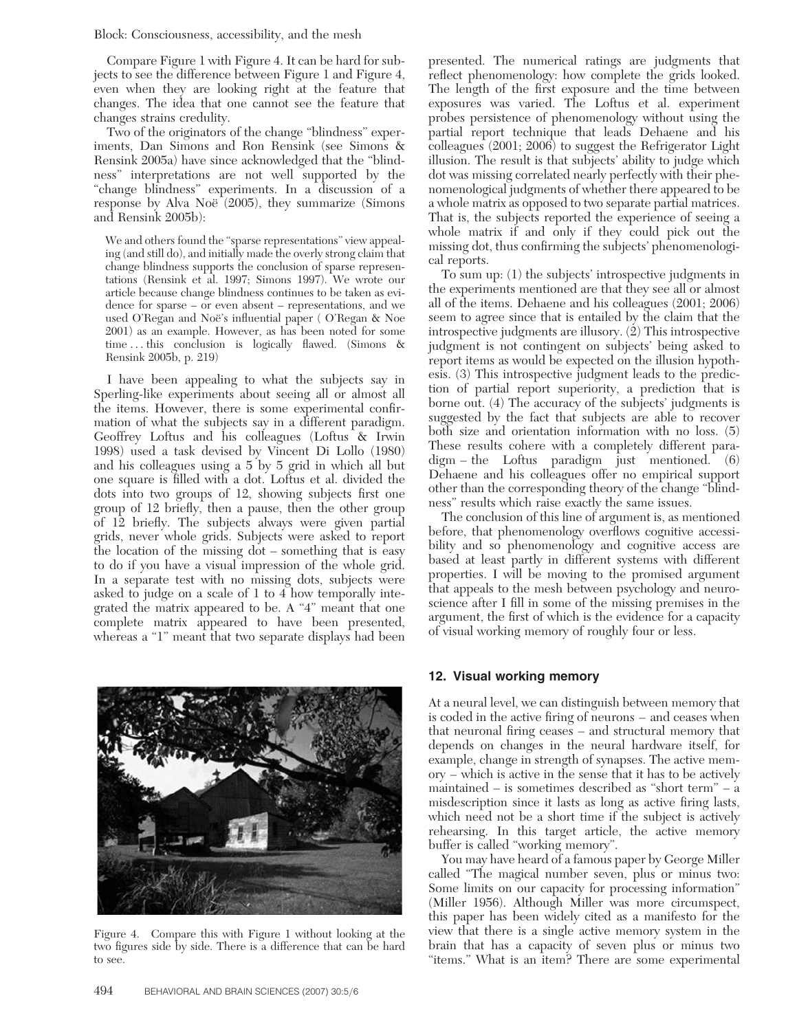Compare Figure 1 with Figure 4. It can be hard for subjects to see the difference between Figure 1 and Figure 4, even when they are looking right at the feature that changes. The idea that one cannot see the feature that changes strains credulity.

Two of the originators of the change "blindness" experiments, Dan Simons and Ron Rensink (see Simons & Rensink 2005a) have since acknowledged that the "blindness" interpretations are not well supported by the "change blindness" experiments. In a discussion of a response by Alva Noë (2005), they summarize (Simons and Rensink 2005b):

> We and others found the "sparse representations" view appealing (and still do), and initially made the overly strong claim that change blindness supports the conclusion of sparse representations (Rensink et al. 1997; Simons 1997). We wrote our article because change blindness continues to be taken as evidence for sparse – or even absent – representations, and we used O'Regan and Noë's influential paper ( O'Regan & Noe 2001) as an example. However, as has been noted for some time . . . this conclusion is logically flawed. (Simons & Rensink 2005b, p. 219)

I have been appealing to what the subjects say in Sperling-like experiments about seeing all or almost all the items. However, there is some experimental confirmation of what the subjects say in a different paradigm. Geoffrey Loftus and his colleagues (Loftus & Irwin 1998) used a task devised by Vincent Di Lollo (1980) and his colleagues using a 5 by 5 grid in which all but one square is filled with a dot. Loftus et al. divided the dots into two groups of 12, showing subjects first one group of 12 briefly, then a pause, then the other group of 12 briefly. The subjects always were given partial grids, never whole grids. Subjects were asked to report the location of the missing dot – something that is easy to do if you have a visual impression of the whole grid. In a separate test with no missing dots, subjects were asked to judge on a scale of 1 to 4 how temporally integrated the matrix appeared to be. A "4" meant that one complete matrix appeared to have been presented, whereas a "1" meant that two separate displays had been presented. The numerical ratings are judgments that reflect phenomenology: how complete the grids looked. The length of the first exposure and the time between exposures was varied. The Loftus et al. experiment probes persistence of phenomenology without using the partial report technique that leads Dehaene and his colleagues (2001; 2006) to suggest the Refrigerator Light illusion. The result is that subjects' ability to judge which dot was missing correlated nearly perfectly with their phenomenological judgments of whether there appeared to be a whole matrix as opposed to two separate partial matrices. That is, the subjects reported the experience of seeing a whole matrix if and only if they could pick out the missing dot, thus confirming the subjects' phenomenological reports.

To sum up: (1) the subjects' introspective judgments in the experiments mentioned are that they see all or almost all of the items. Dehaene and his colleagues (2001; 2006) seem to agree since that is entailed by the claim that the introspective judgments are illusory. (2) This introspective judgment is not contingent on subjects' being asked to report items as would be expected on the illusion hypothesis. (3) This introspective judgment leads to the prediction of partial report superiority, a prediction that is borne out. (4) The accuracy of the subjects' judgments is suggested by the fact that subjects are able to recover both size and orientation information with no loss. (5) These results cohere with a completely different paradigm – the Loftus paradigm just mentioned. (6) Dehaene and his colleagues offer no empirical support other than the corresponding theory of the change "blindness" results which raise exactly the same issues.

The conclusion of this line of argument is, as mentioned before, that phenomenology overflows cognitive accessibility and so phenomenology and cognitive access are based at least partly in different systems with different properties. I will be moving to the promised argument that appeals to the mesh between psychology and neuroscience after I fill in some of the missing premises in the argument, the first of which is the evidence for a capacity of visual working memory of roughly four or less.

Figure 4. Compare this with Figure 1 without looking at the two figures side by side. There is a difference that can be hard to see.

## 12. Visual working memory

At a neural level, we can distinguish between memory that is coded in the active firing of neurons – and ceases when that neuronal firing ceases – and structural memory that depends on changes in the neural hardware itself, for example, change in strength of synapses. The active memory – which is active in the sense that it has to be actively maintained – is sometimes described as "short term" – a misdescription since it lasts as long as active firing lasts, which need not be a short time if the subject is actively rehearsing. In this target article, the active memory buffer is called "working memory".

You may have heard of a famous paper by George Miller called "The magical number seven, plus or minus two: Some limits on our capacity for processing information" (Miller 1956). Although Miller was more circumspect, this paper has been widely cited as a manifesto for the view that there is a single active memory system in the brain that has a capacity of seven plus or minus two "items." What is an item? There are some experimental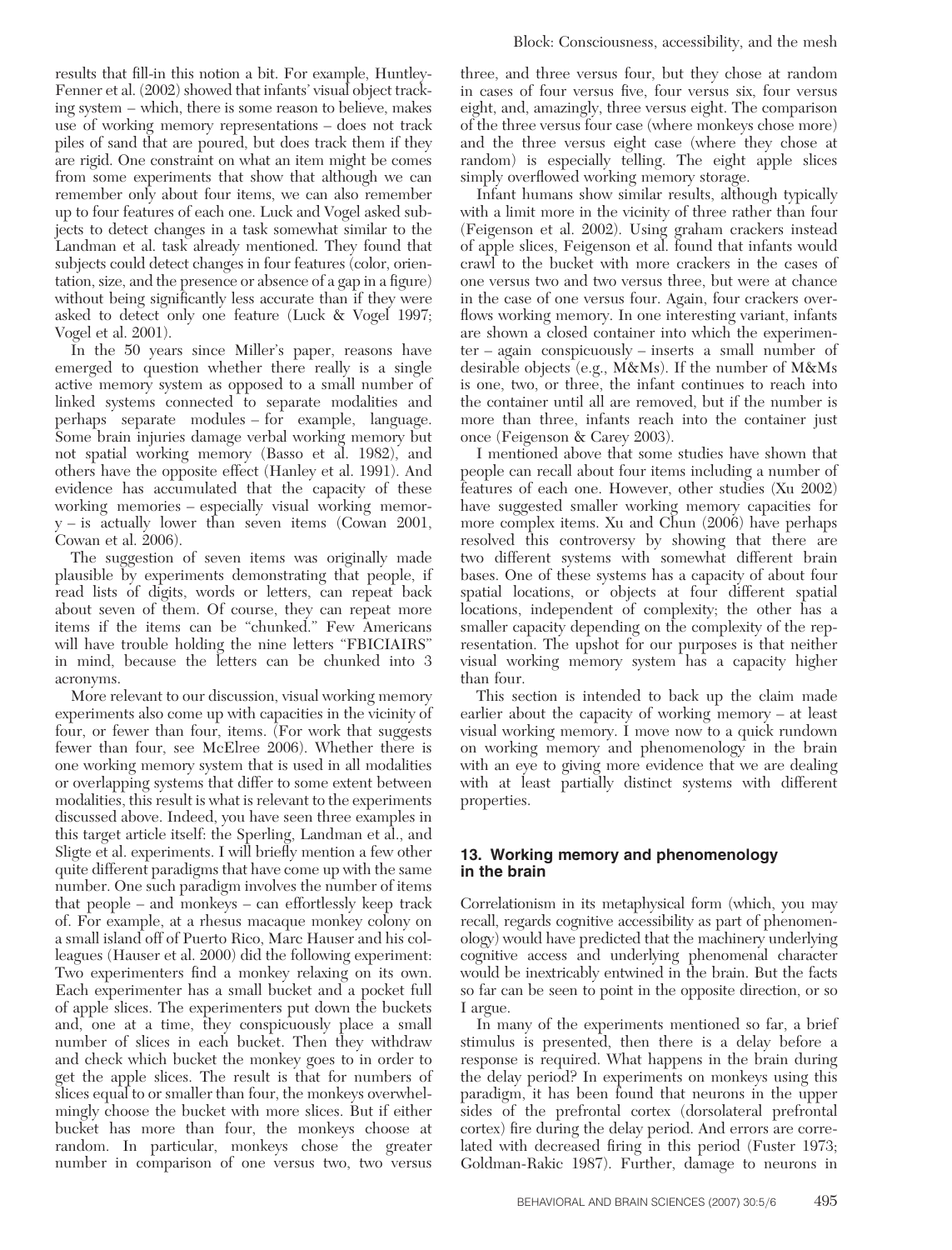results that fill-in this notion a bit. For example, Huntley-Fenner et al. (2002) showed that infants' visual object tracking system – which, there is some reason to believe, makes use of working memory representations – does not track piles of sand that are poured, but does track them if they are rigid. One constraint on what an item might be comes from some experiments that show that although we can remember only about four items, we can also remember up to four features of each one. Luck and Vogel asked subjects to detect changes in a task somewhat similar to the Landman et al. task already mentioned. They found that subjects could detect changes in four features (color, orientation, size, and the presence or absence of a gap in a figure) without being significantly less accurate than if they were asked to detect only one feature (Luck & Vogel 1997; Vogel et al. 2001).

In the 50 years since Miller's paper, reasons have emerged to question whether there really is a single active memory system as opposed to a small number of linked systems connected to separate modalities and perhaps separate modules – for example, language. Some brain injuries damage verbal working memory but not spatial working memory (Basso et al. 1982), and others have the opposite effect (Hanley et al. 1991). And evidence has accumulated that the capacity of these working memories – especially visual working memory – is actually lower than seven items (Cowan 2001, Cowan et al. 2006).

The suggestion of seven items was originally made plausible by experiments demonstrating that people, if read lists of digits, words or letters, can repeat back about seven of them. Of course, they can repeat more items if the items can be "chunked." Few Americans will have trouble holding the nine letters "FBICIAIRS" in mind, because the letters can be chunked into 3 acronyms.

More relevant to our discussion, visual working memory experiments also come up with capacities in the vicinity of four, or fewer than four, items. (For work that suggests fewer than four, see McElree 2006). Whether there is one working memory system that is used in all modalities or overlapping systems that differ to some extent between modalities, this result is what is relevant to the experiments discussed above. Indeed, you have seen three examples in this target article itself: the Sperling, Landman et al., and Sligte et al. experiments. I will briefly mention a few other quite different paradigms that have come up with the same number. One such paradigm involves the number of items that people – and monkeys – can effortlessly keep track of. For example, at a rhesus macaque monkey colony on a small island off of Puerto Rico, Marc Hauser and his colleagues (Hauser et al. 2000) did the following experiment: Two experimenters find a monkey relaxing on its own. Each experimenter has a small bucket and a pocket full of apple slices. The experimenters put down the buckets and, one at a time, they conspicuously place a small number of slices in each bucket. Then they withdraw and check which bucket the monkey goes to in order to get the apple slices. The result is that for numbers of slices equal to or smaller than four, the monkeys overwhelmingly choose the bucket with more slices. But if either bucket has more than four, the monkeys choose at random. In particular, monkeys chose the greater number in comparison of one versus two, two versus three, and three versus four, but they chose at random in cases of four versus five, four versus six, four versus eight, and, amazingly, three versus eight. The comparison of the three versus four case (where monkeys chose more) and the three versus eight case (where they chose at random) is especially telling. The eight apple slices simply overflowed working memory storage.

Infant humans show similar results, although typically with a limit more in the vicinity of three rather than four (Feigenson et al. 2002). Using graham crackers instead of apple slices, Feigenson et al. found that infants would crawl to the bucket with more crackers in the cases of one versus two and two versus three, but were at chance in the case of one versus four. Again, four crackers overflows working memory. In one interesting variant, infants are shown a closed container into which the experimenter – again conspicuously – inserts a small number of desirable objects (e.g., M&Ms). If the number of M&Ms is one, two, or three, the infant continues to reach into the container until all are removed, but if the number is more than three, infants reach into the container just once (Feigenson & Carey 2003).

I mentioned above that some studies have shown that people can recall about four items including a number of features of each one. However, other studies (Xu 2002) have suggested smaller working memory capacities for more complex items. Xu and Chun (2006) have perhaps resolved this controversy by showing that there are two different systems with somewhat different brain bases. One of these systems has a capacity of about four spatial locations, or objects at four different spatial locations, independent of complexity; the other has a smaller capacity depending on the complexity of the representation. The upshot for our purposes is that neither visual working memory system has a capacity higher than four.

This section is intended to back up the claim made earlier about the capacity of working memory – at least visual working memory. I move now to a quick rundown on working memory and phenomenology in the brain with an eye to giving more evidence that we are dealing with at least partially distinct systems with different properties.

## 13. Working memory and phenomenology in the brain

Correlationism in its metaphysical form (which, you may recall, regards cognitive accessibility as part of phenomenology) would have predicted that the machinery underlying cognitive access and underlying phenomenal character would be inextricably entwined in the brain. But the facts so far can be seen to point in the opposite direction, or so I argue.

In many of the experiments mentioned so far, a brief stimulus is presented, then there is a delay before a response is required. What happens in the brain during the delay period? In experiments on monkeys using this paradigm, it has been found that neurons in the upper sides of the prefrontal cortex (dorsolateral prefrontal cortex) fire during the delay period. And errors are correlated with decreased firing in this period (Fuster 1973; Goldman-Rakic 1987). Further, damage to neurons in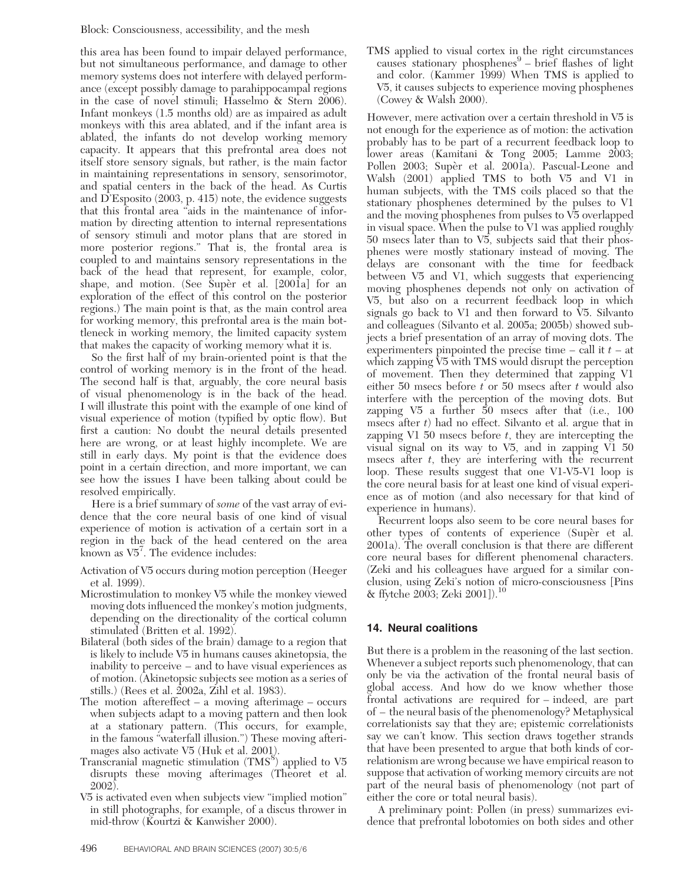this area has been found to impair delayed performance, but not simultaneous performance, and damage to other memory systems does not interfere with delayed performance (except possibly damage to parahippocampal regions in the case of novel stimuli; Hasselmo & Stern 2006). Infant monkeys (1.5 months old) are as impaired as adult monkeys with this area ablated, and if the infant area is ablated, the infants do not develop working memory capacity. It appears that this prefrontal area does not itself store sensory signals, but rather, is the main factor in maintaining representations in sensory, sensorimotor, and spatial centers in the back of the head. As Curtis and D'Esposito (2003, p. 415) note, the evidence suggests that this frontal area "aids in the maintenance of information by directing attention to internal representations of sensory stimuli and motor plans that are stored in more posterior regions." That is, the frontal area is coupled to and maintains sensory representations in the back of the head that represent, for example, color, shape, and motion. (See Supèr et al. [2001a] for an exploration of the effect of this control on the posterior regions.) The main point is that, as the main control area for working memory, this prefrontal area is the main bottleneck in working memory, the limited capacity system that makes the capacity of working memory what it is.

So the first half of my brain-oriented point is that the control of working memory is in the front of the head. The second half is that, arguably, the core neural basis of visual phenomenology is in the back of the head. I will illustrate this point with the example of one kind of visual experience of motion (typified by optic flow). But first a caution: No doubt the neural details presented here are wrong, or at least highly incomplete. We are still in early days. My point is that the evidence does point in a certain direction, and more important, we can see how the issues I have been talking about could be resolved empirically.

Here is a brief summary of *some* of the vast array of evidence that the core neural basis of one kind of visual experience of motion is activation of a certain sort in a region in the back of the head centered on the area known as V5[7]. The evidence includes:

- Activation of V5 occurs during motion perception (Heeger et al. 1999).
- Microstimulation to monkey V5 while the monkey viewed moving dots influenced the monkey's motion judgments, depending on the directionality of the cortical column stimulated (Britten et al. 1992).
- Bilateral (both sides of the brain) damage to a region that is likely to include V5 in humans causes akinetopsia, the inability to perceive – and to have visual experiences as of motion. (Akinetopsic subjects see motion as a series of stills.) (Rees et al. 2002a, Zihl et al. 1983).
- The motion aftereffect – a moving afterimage – occurs when subjects adapt to a moving pattern and then look at a stationary pattern. (This occurs, for example, in the famous "waterfall illusion.") These moving afterimages also activate V5 (Huk et al. 2001).
- Transcranial magnetic stimulation (TMS[8]) applied to V5 disrupts these moving afterimages (Theoret et al. 2002).
- V5 is activated even when subjects view "implied motion" in still photographs, for example, of a discus thrower in mid-throw (Kourtzi & Kanwisher 2000).
- TMS applied to visual cortex in the right circumstances causes stationary phosphenes[9] – brief flashes of light and color. (Kammer 1999) When TMS is applied to V5, it causes subjects to experience moving phosphenes (Cowey & Walsh 2000).

However, mere activation over a certain threshold in V5 is not enough for the experience as of motion: the activation probably has to be part of a recurrent feedback loop to lower areas (Kamitani & Tong 2005; Lamme 2003; Pollen 2003; Supèr et al. 2001a). Pascual-Leone and Walsh (2001) applied TMS to both V5 and V1 in human subjects, with the TMS coils placed so that the stationary phosphenes determined by the pulses to V1 and the moving phosphenes from pulses to V5 overlapped in visual space. When the pulse to V1 was applied roughly 50 msecs later than to V5, subjects said that their phosphenes were mostly stationary instead of moving. The delays are consonant with the time for feedback between V5 and V1, which suggests that experiencing moving phosphenes depends not only on activation of V5, but also on a recurrent feedback loop in which signals go back to V1 and then forward to V5. Silvanto and colleagues (Silvanto et al. 2005a; 2005b) showed subjects a brief presentation of an array of moving dots. The experimenters pinpointed the precise time – call it $t$ – at which zapping V5 with TMS would disrupt the perception of movement. Then they determined that zapping V1 either 50 msecs before $t$ or 50 msecs after $t$ would also interfere with the perception of the moving dots. But zapping V5 a further 50 msecs after that (i.e., 100 msecs after $t$) had no effect. Silvanto et al. argue that in zapping V1 50 msecs before $t$, they are intercepting the visual signal on its way to V5, and in zapping V1 50 msecs after $t$, they are interfering with the recurrent loop. These results suggest that one V1-V5-V1 loop is the core neural basis for at least one kind of visual experience as of motion (and also necessary for that kind of experience in humans).

Recurrent loops also seem to be core neural bases for other types of contents of experience (Supèr et al. 2001a). The overall conclusion is that there are different core neural bases for different phenomenal characters. (Zeki and his colleagues have argued for a similar conclusion, using Zeki's notion of micro-consciousness [Pins & ffytche 2003; Zeki 2001]).[10]

## 14. Neural coalitions

But there is a problem in the reasoning of the last section. Whenever a subject reports such phenomenology, that can only be via the activation of the frontal neural basis of global access. And how do we know whether those frontal activations are required for – indeed, are part of – the neural basis of the phenomenology? Metaphysical correlationists say that they are; epistemic correlationists say we can't know. This section draws together strands that have been presented to argue that both kinds of correlationism are wrong because we have empirical reason to suppose that activation of working memory circuits are not part of the neural basis of phenomenology (not part of either the core or total neural basis).

A preliminary point: Pollen (in press) summarizes evidence that prefrontal lobotomies on both sides and other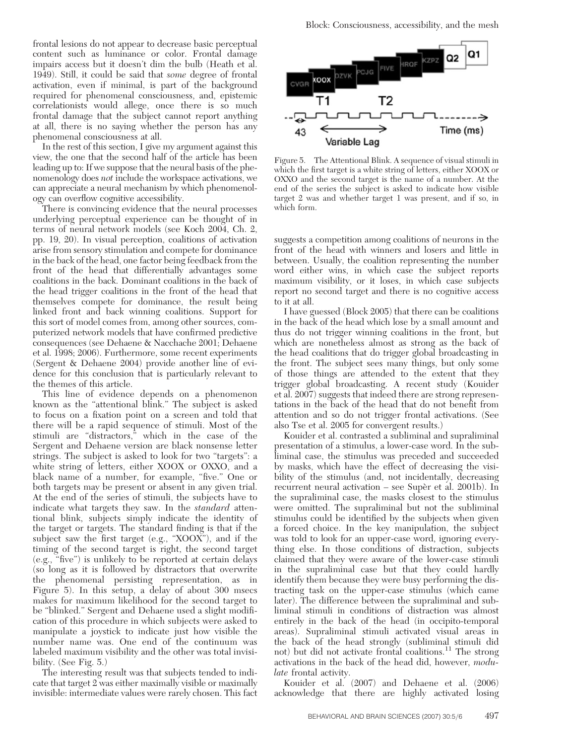frontal lesions do not appear to decrease basic perceptual content such as luminance or color. Frontal damage impairs access but it doesn't dim the bulb (Heath et al. 1949). Still, it could be said that *some* degree of frontal activation, even if minimal, is part of the background required for phenomenal consciousness, and, epistemic correlationists would allege, once there is so much frontal damage that the subject cannot report anything at all, there is no saying whether the person has any phenomenal consciousness at all.

In the rest of this section, I give my argument against this view, the one that the second half of the article has been leading up to: If we suppose that the neural basis of the phenomenology does *not* include the workspace activations, we can appreciate a neural mechanism by which phenomenology can overflow cognitive accessibility.

There is convincing evidence that the neural processes underlying perceptual experience can be thought of in terms of neural network models (see Koch 2004, Ch. 2, pp. 19, 20). In visual perception, coalitions of activation arise from sensory stimulation and compete for dominance in the back of the head, one factor being feedback from the front of the head that differentially advantages some coalitions in the back. Dominant coalitions in the back of the head trigger coalitions in the front of the head that themselves compete for dominance, the result being linked front and back winning coalitions. Support for this sort of model comes from, among other sources, computerized network models that have confirmed predictive consequences (see Dehaene & Nacchache 2001; Dehaene et al. 1998; 2006). Furthermore, some recent experiments (Sergent & Dehaene 2004) provide another line of evidence for this conclusion that is particularly relevant to the themes of this article.

This line of evidence depends on a phenomenon known as the "attentional blink." The subject is asked to focus on a fixation point on a screen and told that there will be a rapid sequence of stimuli. Most of the stimuli are "distractors," which in the case of the Sergent and Dehaene version are black nonsense letter strings. The subject is asked to look for two "targets": a white string of letters, either XOOX or OXXO, and a black name of a number, for example, "five." One or both targets may be present or absent in any given trial. At the end of the series of stimuli, the subjects have to indicate what targets they saw. In the *standard* attentional blink, subjects simply indicate the identity of the target or targets. The standard finding is that if the subject saw the first target (e.g., "XOOX"), and if the timing of the second target is right, the second target (e.g., "five") is unlikely to be reported at certain delays (so long as it is followed by distractors that overwrite the phenomenal persisting representation, as in Figure 5). In this setup, a delay of about 300 msecs makes for maximum likelihood for the second target to be "blinked." Sergent and Dehaene used a slight modification of this procedure in which subjects were asked to manipulate a joystick to indicate just how visible the number name was. One end of the continuum was labeled maximum visibility and the other was total invisibility. (See Fig. 5.)

The interesting result was that subjects tended to indicate that target 2 was either maximally visible or maximally invisible: intermediate values were rarely chosen. This fact suggests a competition among coalitions of neurons in the front of the head with winners and losers and little in between. Usually, the coalition representing the number word either wins, in which case the subject reports maximum visibility, or it loses, in which case subjects report no second target and there is no cognitive access to it at all.

Figure 5. The Attentional Blink. A sequence of visual stimuli in which the first target is a white string of letters, either XOOX or OXXO and the second target is the name of a number. At the end of the series the subject is asked to indicate how visible target 2 was and whether target 1 was present, and if so, in which form.

I have guessed (Block 2005) that there can be coalitions in the back of the head which lose by a small amount and thus do not trigger winning coalitions in the front, but which are nonetheless almost as strong as the back of the head coalitions that do trigger global broadcasting in the front. The subject sees many things, but only some of those things are attended to the extent that they trigger global broadcasting. A recent study (Kouider et al. 2007) suggests that indeed there are strong representations in the back of the head that do not benefit from attention and so do not trigger frontal activations. (See also Tse et al. 2005 for convergent results.)

Kouider et al. contrasted a subliminal and supraliminal presentation of a stimulus, a lower-case word. In the subliminal case, the stimulus was preceded and succeeded by masks, which have the effect of decreasing the visibility of the stimulus (and, not incidentally, decreasing recurrent neural activation – see Supèr et al. 2001b). In the supraliminal case, the masks closest to the stimulus were omitted. The supraliminal but not the subliminal stimulus could be identified by the subjects when given a forced choice. In the key manipulation, the subject was told to look for an upper-case word, ignoring everything else. In those conditions of distraction, subjects claimed that they were aware of the lower-case stimuli in the supraliminal case but that they could hardly identify them because they were busy performing the distracting task on the upper-case stimulus (which came later). The difference between the supraliminal and subliminal stimuli in conditions of distraction was almost entirely in the back of the head (in occipito-temporal areas). Supraliminal stimuli activated visual areas in the back of the head strongly (subliminal stimuli did not) but did not activate frontal coalitions.[11] The strong activations in the back of the head did, however, *modulate* frontal activity.

Kouider et al. (2007) and Dehaene et al. (2006) acknowledge that there are highly activated losing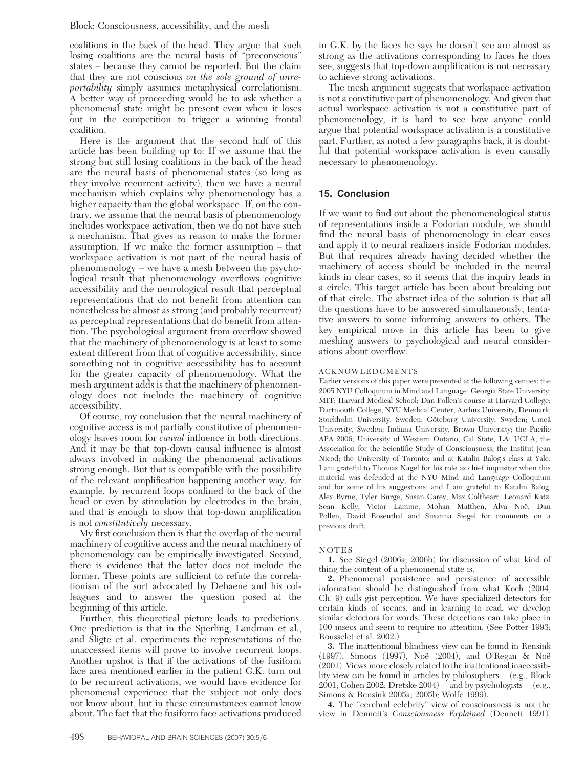coalitions in the back of the head. They argue that such losing coalitions are the neural basis of "preconscious" states – because they cannot be reported. But the claim that they are not conscious *on the sole ground of unreportability* simply assumes metaphysical correlationism. A better way of proceeding would be to ask whether a phenomenal state might be present even when it loses out in the competition to trigger a winning frontal coalition.

Here is the argument that the second half of this article has been building up to: If we assume that the strong but still losing coalitions in the back of the head are the neural basis of phenomenal states (so long as they involve recurrent activity), then we have a neural mechanism which explains why phenomenology has a higher capacity than the global workspace. If, on the contrary, we assume that the neural basis of phenomenology includes workspace activation, then we do not have such a mechanism. That gives us reason to make the former assumption. If we make the former assumption – that workspace activation is not part of the neural basis of phenomenology – we have a mesh between the psychological result that phenomenology overflows cognitive accessibility and the neurological result that perceptual representations that do not benefit from attention can nonetheless be almost as strong (and probably recurrent) as perceptual representations that do benefit from attention. The psychological argument from overflow showed that the machinery of phenomenology is at least to some extent different from that of cognitive accessibility, since something not in cognitive accessibility has to account for the greater capacity of phenomenology. What the mesh argument adds is that the machinery of phenomenology does not include the machinery of cognitive accessibility.

Of course, my conclusion that the neural machinery of cognitive access is not partially constitutive of phenomenology leaves room for *causal* influence in both directions. And it may be that top-down causal influence is almost always involved in making the phenomenal activations strong enough. But that is compatible with the possibility of the relevant amplification happening another way, for example, by recurrent loops confined to the back of the head or even by stimulation by electrodes in the brain, and that is enough to show that top-down amplification is not *constitutively* necessary.

My first conclusion then is that the overlap of the neural machinery of cognitive access and the neural machinery of phenomenology can be empirically investigated. Second, there is evidence that the latter does not include the former. These points are sufficient to refute the correlationism of the sort advocated by Dehaene and his colleagues and to answer the question posed at the beginning of this article.

Further, this theoretical picture leads to predictions. One prediction is that in the Sperling, Landman et al., and Sligte et al. experiments the representations of the unaccessed items will prove to involve recurrent loops. Another upshot is that if the activations of the fusiform face area mentioned earlier in the patient G.K. turn out to be recurrent activations, we would have evidence for phenomenal experience that the subject not only does not know about, but in these circumstances cannot know about. The fact that the fusiform face activations produced in G.K. by the faces he says he doesn't see are almost as strong as the activations corresponding to faces he does see, suggests that top-down amplification is not necessary to achieve strong activations.

The mesh argument suggests that workspace activation is not a constitutive part of phenomenology. And given that actual workspace activation is not a constitutive part of phenomenology, it is hard to see how anyone could argue that potential workspace activation is a constitutive part. Further, as noted a few paragraphs back, it is doubtful that potential workspace activation is even causally necessary to phenomenology.

## 15. Conclusion

If we want to find out about the phenomenological status of representations inside a Fodorian module, we should find the neural basis of phenomenology in clear cases and apply it to neural realizers inside Fodorian modules. But that requires already having decided whether the machinery of access should be included in the neural kinds in clear cases, so it seems that the inquiry leads in a circle. This target article has been about breaking out of that circle. The abstract idea of the solution is that all the questions have to be answered simultaneously, tentative answers to some informing answers to others. The key empirical move in this article has been to give meshing answers to psychological and neural considerations about overflow.

### ACKNOWLEDGMENTS

Earlier versions of this paper were presented at the following venues: the 2005 NYU Colloquium in Mind and Language; Georgia State University; MIT; Harvard Medical School; Dan Pollen's course at Harvard College; Dartmouth College; NYU Medical Center; Aarhus University, Denmark; Stockholm University, Sweden; Göteborg University, Sweden; Umeå University, Sweden; Indiana University, Brown University; the Pacific APA 2006; University of Western Ontario; Cal State, LA; UCLA; the Association for the Scientific Study of Consciousness; the Institut Jean Nicod; the University of Toronto; and at Katalin Balog's class at Yale. I am grateful to Thomas Nagel for his role as chief inquisitor when this material was defended at the NYU Mind and Language Colloquium and for some of his suggestions; and I am grateful to Katalin Balog, Alex Byrne, Tyler Burge, Susan Carey, Max Coltheart, Leonard Katz, Sean Kelly, Victor Lamme, Mohan Matthen, Alva Noë, Dan Pollen, David Rosenthal and Susanna Siegel for comments on a previous draft.

### NOTES

**1.** See Siegel (2006a; 2006b) for discussion of what kind of thing the content of a phenomenal state is.

**2.** Phenomenal persistence and persistence of accessible information should be distinguished from what Koch (2004, Ch. 9) calls gist perception. We have specialized detectors for certain kinds of scenes, and in learning to read, we develop similar detectors for words. These detections can take place in 100 msecs and seem to require no attention. (See Potter 1993; Rousselet et al. 2002.)

**3.** The inattentional blindness view can be found in Rensink (1997), Simons (1997), Noë (2004), and O'Regan & Noë (2001). Views more closely related to the inattentional inaccessibility view can be found in articles by philosophers – (e.g., Block 2001; Cohen 2002; Dretske 2004) – and by psychologists – (e.g., Simons & Rensink 2005a; 2005b; Wolfe 1999).

**4.** The "cerebral celebrity" view of consciousness is not the view in Dennett's *Consciousness Explained* (Dennett 1991),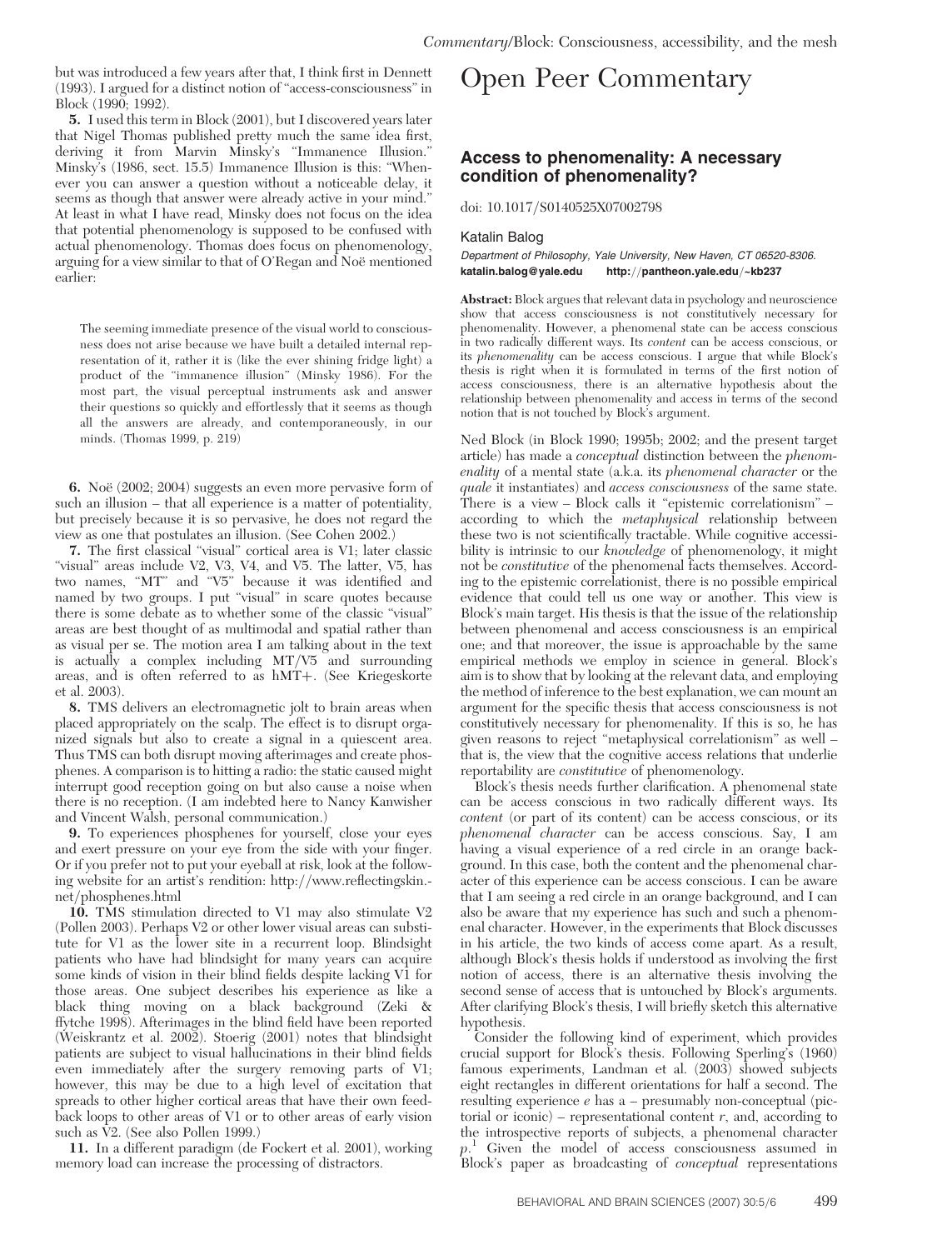but was introduced a few years after that, I think first in Dennett (1993). I argued for a distinct notion of "access-consciousness" in Block (1990; 1992).

**5.** I used this term in Block (2001), but I discovered years later that Nigel Thomas published pretty much the same idea first, deriving it from Marvin Minsky's "Immanence Illusion." Minsky's (1986, sect. 15.5) Immanence Illusion is this: "Whenever you can answer a question without a noticeable delay, it seems as though that answer were already active in your mind." At least in what I have read, Minsky does not focus on the idea that potential phenomenology is supposed to be confused with actual phenomenology. Thomas does focus on phenomenology, arguing for a view similar to that of O'Regan and Noë mentioned earlier:

> The seeming immediate presence of the visual world to consciousness does not arise because we have built a detailed internal representation of it, rather it is (like the ever shining fridge light) a product of the "immanence illusion" (Minsky 1986). For the most part, the visual perceptual instruments ask and answer their questions so quickly and effortlessly that it seems as though all the answers are already, and contemporaneously, in our minds. (Thomas 1999, p. 219)

**6.** Noë (2002; 2004) suggests an even more pervasive form of such an illusion – that all experience is a matter of potentiality, but precisely because it is so pervasive, he does not regard the view as one that postulates an illusion. (See Cohen 2002.)

**7.** The first classical "visual" cortical area is V1; later classic "visual" areas include V2, V3, V4, and V5. The latter, V5, has two names, "MT" and "V5" because it was identified and named by two groups. I put "visual" in scare quotes because there is some debate as to whether some of the classic "visual" areas are best thought of as multimodal and spatial rather than as visual per se. The motion area I am talking about in the text is actually a complex including MT/V5 and surrounding areas, and is often referred to as hMT+. (See Kriegeskorte et al. 2003).

**8.** TMS delivers an electromagnetic jolt to brain areas when placed appropriately on the scalp. The effect is to disrupt organized signals but also to create a signal in a quiescent area. Thus TMS can both disrupt moving afterimages and create phosphenes. A comparison is to hitting a radio: the static caused might interrupt good reception going on but also cause a noise when there is no reception. (I am indebted here to Nancy Kanwisher and Vincent Walsh, personal communication.)

**9.** To experiences phosphenes for yourself, close your eyes and exert pressure on your eye from the side with your finger. Or if you prefer not to put your eyeball at risk, look at the following website for an artist's rendition: http://www.reflectingskin.net/phosphenes.html

**10.** TMS stimulation directed to V1 may also stimulate V2 (Pollen 2003). Perhaps V2 or other lower visual areas can substitute for V1 as the lower site in a recurrent loop. Blindsight patients who have had blindsight for many years can acquire some kinds of vision in their blind fields despite lacking V1 for those areas. One subject describes his experience as like a black thing moving on a black background (Zeki & ffytche 1998). Afterimages in the blind field have been reported (Weiskrantz et al. 2002). Stoerig (2001) notes that blindsight patients are subject to visual hallucinations in their blind fields even immediately after the surgery removing parts of V1; however, this may be due to a high level of excitation that spreads to other higher cortical areas that have their own feedback loops to other areas of V1 or to other areas of early vision such as V2. (See also Pollen 1999.)

**11.** In a different paradigm (de Fockert et al. 2001), working memory load can increase the processing of distractors.

# Open Peer Commentary

## Access to phenomenality: A necessary condition of phenomenality?

doi: 10.1017/S0140525X07002798

Katalin Balog

*Department of Philosophy, Yale University, New Haven, CT 06520-8306.*
**katalin.balog@yale.edu** **http://pantheon.yale.edu/~kb237**

**Abstract:** Block argues that relevant data in psychology and neuroscience show that access consciousness is not constitutively necessary for phenomenality. However, a phenomenal state can be access conscious in two radically different ways. Its *content* can be access conscious, or its *phenomenality* can be access conscious. I argue that while Block's thesis is right when it is formulated in terms of the first notion of access consciousness, there is an alternative hypothesis about the relationship between phenomenality and access in terms of the second notion that is not touched by Block's argument.

Ned Block (in Block 1990; 1995b; 2002; and the present target article) has made a *conceptual* distinction between the *phenomenality* of a mental state (a.k.a. its *phenomenal character* or the *quale* it instantiates) and *access consciousness* of the same state. There is a view – Block calls it "epistemic correlationism" – according to which the *metaphysical* relationship between these two is not scientifically tractable. While cognitive accessibility is intrinsic to our *knowledge* of phenomenology, it might not be *constitutive* of the phenomenal facts themselves. According to the epistemic correlationist, there is no possible empirical evidence that could tell us one way or another. This view is Block's main target. His thesis is that the issue of the relationship between phenomenal and access consciousness is an empirical one; and that moreover, the issue is approachable by the same empirical methods we employ in science in general. Block's aim is to show that by looking at the relevant data, and employing the method of inference to the best explanation, we can mount an argument for the specific thesis that access consciousness is not constitutively necessary for phenomenality. If this is so, he has given reasons to reject "metaphysical correlationism" as well – that is, the view that the cognitive access relations that underlie reportability are *constitutive* of phenomenology.

Block's thesis needs further clarification. A phenomenal state can be access conscious in two radically different ways. Its *content* (or part of its content) can be access conscious, or its *phenomenal character* can be access conscious. Say, I am having a visual experience of a red circle in an orange background. In this case, both the content and the phenomenal character of this experience can be access conscious. I can be aware that I am seeing a red circle in an orange background, and I can also be aware that my experience has such and such a phenomenal character. However, in the experiments that Block discusses in his article, the two kinds of access come apart. As a result, although Block's thesis holds if understood as involving the first notion of access, there is an alternative thesis involving the second sense of access that is untouched by Block's arguments. After clarifying Block's thesis, I will briefly sketch this alternative hypothesis.

Consider the following kind of experiment, which provides crucial support for Block's thesis. Following Sperling's (1960) famous experiments, Landman et al. (2003) showed subjects eight rectangles in different orientations for half a second. The resulting experience $e$ has a – presumably non-conceptual (pictorial or iconic) – representational content $r$, and, according to the introspective reports of subjects, a phenomenal character $p$.[1] Given the model of access consciousness assumed in Block's paper as broadcasting of *conceptual* representations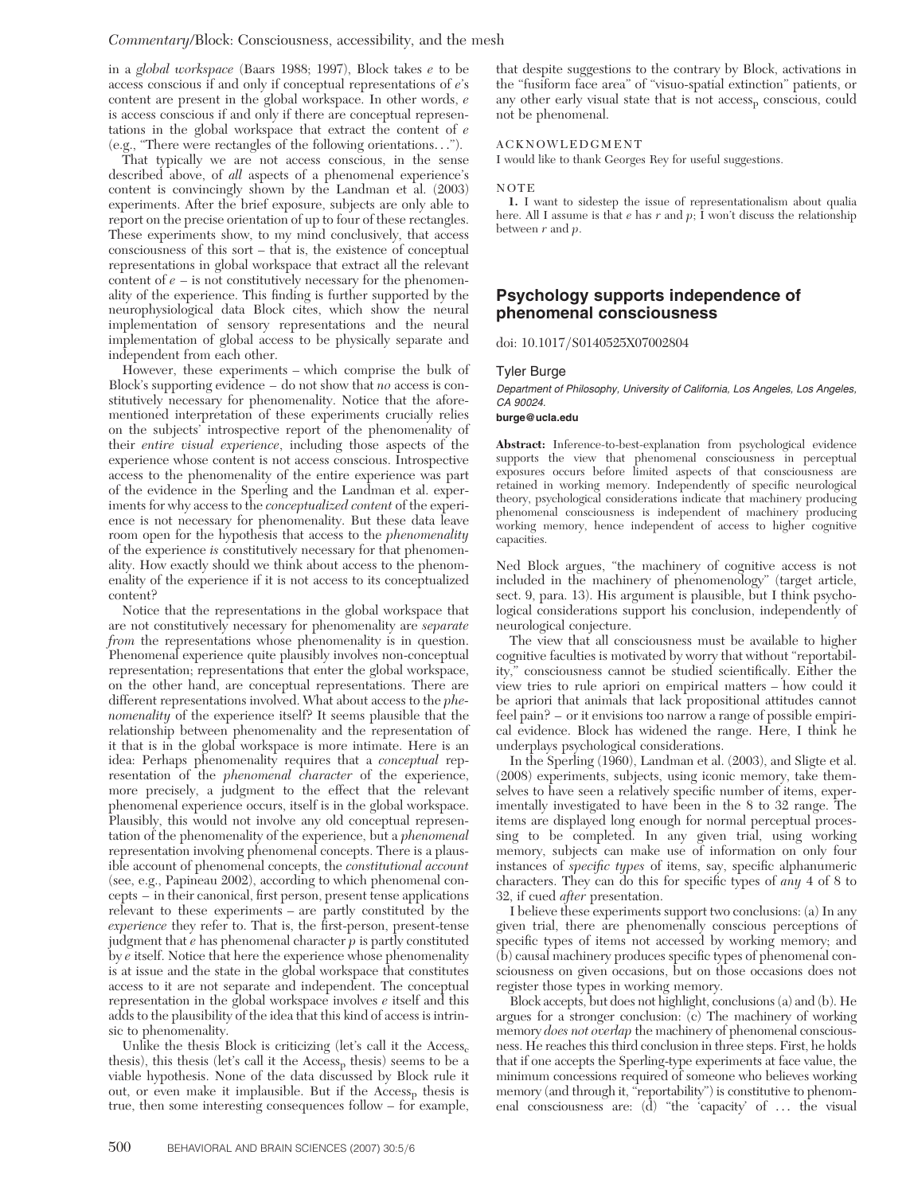in a *global workspace* (Baars 1988; 1997), Block takes *e* to be access conscious if and only if conceptual representations of *e*'s content are present in the global workspace. In other words, *e* is access conscious if and only if there are conceptual representations in the global workspace that extract the content of *e* (e.g., "There were rectangles of the following orientations...").

That typically we are not access conscious, in the sense described above, of *all* aspects of a phenomenal experience's content is convincingly shown by the Landman et al. (2003) experiments. After the brief exposure, subjects are only able to report on the precise orientation of up to four of these rectangles. These experiments show, to my mind conclusively, that access consciousness of this sort – that is, the existence of conceptual representations in global workspace that extract all the relevant content of *e* – is not constitutively necessary for the phenomenality of the experience. This finding is further supported by the neurophysiological data Block cites, which show the neural implementation of sensory representations and the neural implementation of global access to be physically separate and independent from each other.

However, these experiments – which comprise the bulk of Block's supporting evidence – do not show that *no* access is constitutively necessary for phenomenality. Notice that the aforementioned interpretation of these experiments crucially relies on the subjects' introspective report of the phenomenality of their *entire visual experience*, including those aspects of the experience whose content is not access conscious. Introspective access to the phenomenality of the entire experience was part of the evidence in the Sperling and the Landman et al. experiments for why access to the *conceptualized content* of the experience is not necessary for phenomenality. But these data leave room open for the hypothesis that access to the *phenomenality* of the experience *is* constitutively necessary for that phenomenality. How exactly should we think about access to the phenomenality of the experience if it is not access to its conceptualized content?

Notice that the representations in the global workspace that are not constitutively necessary for phenomenality are *separate from* the representations whose phenomenality is in question. Phenomenal experience quite plausibly involves non-conceptual representation; representations that enter the global workspace, on the other hand, are conceptual representations. There are different representations involved. What about access to the *phenomenality* of the experience itself? It seems plausible that the relationship between phenomenality and the representation of it that is in the global workspace is more intimate. Here is an idea: Perhaps phenomenality requires that a *conceptual* representation of the *phenomenal character* of the experience, more precisely, a judgment to the effect that the relevant phenomenal experience occurs, itself is in the global workspace. Plausibly, this would not involve any old conceptual representation of the phenomenality of the experience, but a *phenomenal* representation involving phenomenal concepts. There is a plausible account of phenomenal concepts, the *constitutional account* (see, e.g., Papineau 2002), according to which phenomenal concepts – in their canonical, first person, present tense applications relevant to these experiments – are partly constituted by the *experience* they refer to. That is, the first-person, present-tense judgment that *e* has phenomenal character *p* is partly constituted by *e* itself. Notice that here the experience whose phenomenality is at issue and the state in the global workspace that constitutes access to it are not separate and independent. The conceptual representation in the global workspace involves *e* itself and this adds to the plausibility of the idea that this kind of access is intrinsic to phenomenality.

Unlike the thesis Block is criticizing (let's call it the $\text{Access}_c$ thesis), this thesis (let's call it the $\text{Access}_p$ thesis) seems to be a viable hypothesis. None of the data discussed by Block rule it out, or even make it implausible. But if the $\text{Access}_p$ thesis is true, then some interesting consequences follow – for example, that despite suggestions to the contrary by Block, activations in the "fusiform face area" of "visuo-spatial extinction" patients, or any other early visual state that is not $\text{access}_p$ conscious, could not be phenomenal.

ACKNOWLEDGMENT

I would like to thank Georges Rey for useful suggestions.

NOTE

1. I want to sidestep the issue of representationalism about qualia here. All I assume is that *e* has *r* and *p*; I won't discuss the relationship between *r* and *p*.

## Psychology supports independence of phenomenal consciousness

doi: 10.1017/S0140525X07002804

Tyler Burge

*Department of Philosophy, University of California, Los Angeles, Los Angeles, CA 90024.*
**burge@ucla.edu**

**Abstract:** Inference-to-best-explanation from psychological evidence supports the view that phenomenal consciousness in perceptual exposures occurs before limited aspects of that consciousness are retained in working memory. Independently of specific neurological theory, psychological considerations indicate that machinery producing phenomenal consciousness is independent of machinery producing working memory, hence independent of access to higher cognitive capacities.

Ned Block argues, "the machinery of cognitive access is not included in the machinery of phenomenology" (target article, sect. 9, para. 13). His argument is plausible, but I think psychological considerations support his conclusion, independently of neurological conjecture.

The view that all consciousness must be available to higher cognitive faculties is motivated by worry that without "reportability," consciousness cannot be studied scientifically. Either the view tries to rule apriori on empirical matters – how could it be apriori that animals that lack propositional attitudes cannot feel pain? – or it envisions too narrow a range of possible empirical evidence. Block has widened the range. Here, I think he underplays psychological considerations.

In the Sperling (1960), Landman et al. (2003), and Sligte et al. (2008) experiments, subjects, using iconic memory, take themselves to have seen a relatively specific number of items, experimentally investigated to have been in the 8 to 32 range. The items are displayed long enough for normal perceptual processing to be completed. In any given trial, using working memory, subjects can make use of information on only four instances of *specific types* of items, say, specific alphanumeric characters. They can do this for specific types of *any* 4 of 8 to 32, if cued *after* presentation.

I believe these experiments support two conclusions: (a) In any given trial, there are phenomenally conscious perceptions of specific types of items not accessed by working memory; and (b) causal machinery produces specific types of phenomenal consciousness on given occasions, but on those occasions does not register those types in working memory.

Block accepts, but does not highlight, conclusions (a) and (b). He argues for a stronger conclusion: (c) The machinery of working memory *does not overlap* the machinery of phenomenal consciousness. He reaches this third conclusion in three steps. First, he holds that if one accepts the Sperling-type experiments at face value, the minimum concessions required of someone who believes working memory (and through it, "reportability") is constitutive to phenomenal consciousness are: (d) "the 'capacity' of ... the visual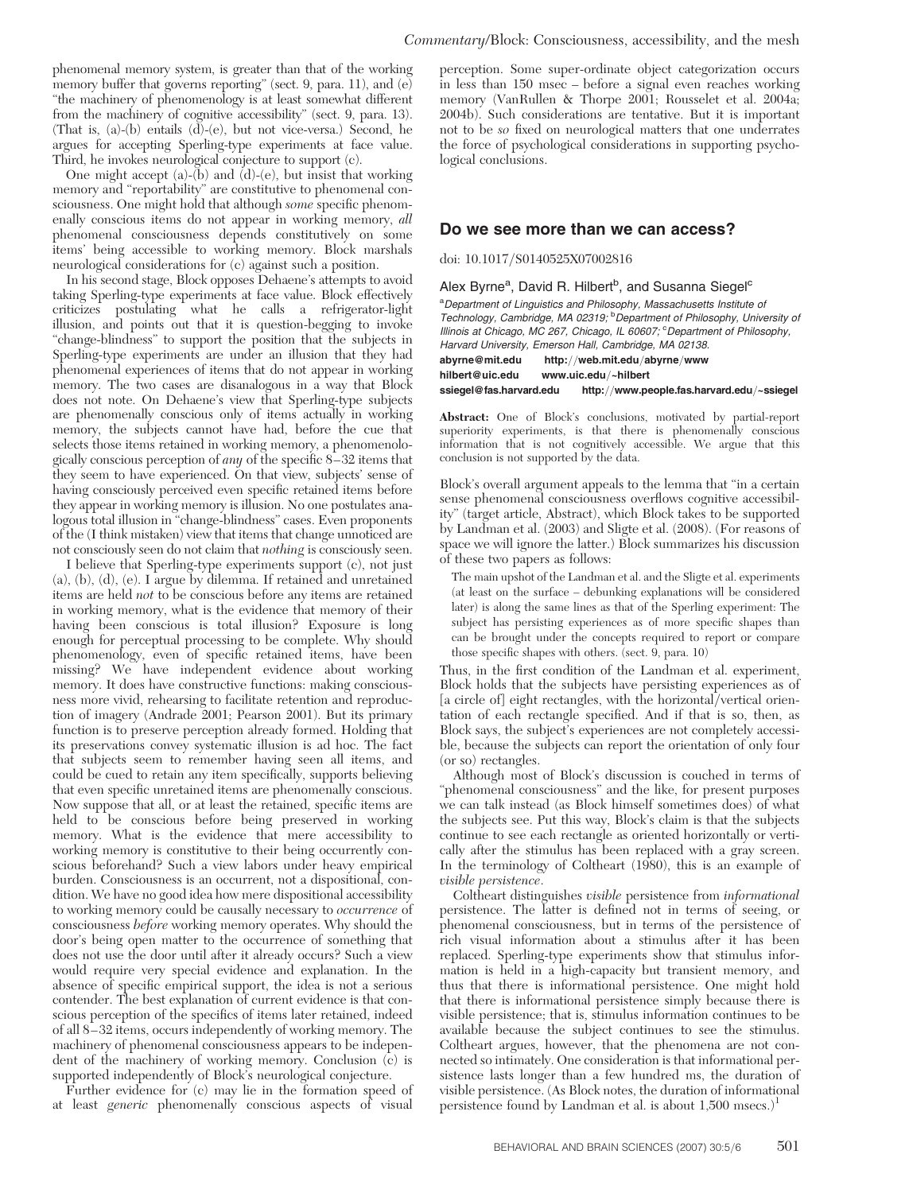phenomenal memory system, is greater than that of the working memory buffer that governs reporting" (sect. 9, para. 11), and (e) "the machinery of phenomenology is at least somewhat different from the machinery of cognitive accessibility" (sect. 9, para. 13). (That is, (a)-(b) entails (d)-(e), but not vice-versa.) Second, he argues for accepting Sperling-type experiments at face value. Third, he invokes neurological conjecture to support (c).

One might accept (a)-(b) and (d)-(e), but insist that working memory and "reportability" are constitutive to phenomenal consciousness. One might hold that although *some* specific phenomenally conscious items do not appear in working memory, *all* phenomenal consciousness depends constitutively on some items' being accessible to working memory. Block marshals neurological considerations for (c) against such a position.

In his second stage, Block opposes Dehaene's attempts to avoid taking Sperling-type experiments at face value. Block effectively criticizes postulating what he calls a refrigerator-light illusion, and points out that it is question-begging to invoke "change-blindness" to support the position that the subjects in Sperling-type experiments are under an illusion that they had phenomenal experiences of items that do not appear in working memory. The two cases are disanalogous in a way that Block does not note. On Dehaene's view that Sperling-type subjects are phenomenally conscious only of items actually in working memory, the subjects cannot have had, before the cue that selects those items retained in working memory, a phenomenologically conscious perception of *any* of the specific 8–32 items that they seem to have experienced. On that view, subjects' sense of having consciously perceived even specific retained items before they appear in working memory is illusion. No one postulates analogous total illusion in "change-blindness" cases. Even proponents of the (I think mistaken) view that items that change unnoticed are not consciously seen do not claim that *nothing* is consciously seen.

I believe that Sperling-type experiments support (c), not just (a), (b), (d), (e). I argue by dilemma. If retained and unretained items are held *not* to be conscious before any items are retained in working memory, what is the evidence that memory of their having been conscious is total illusion? Exposure is long enough for perceptual processing to be complete. Why should phenomenology, even of specific retained items, have been missing? We have independent evidence about working memory. It does have constructive functions: making consciousness more vivid, rehearsing to facilitate retention and reproduction of imagery (Andrade 2001; Pearson 2001). But its primary function is to preserve perception already formed. Holding that its preservations convey systematic illusion is ad hoc. The fact that subjects seem to remember having seen all items, and could be cued to retain any item specifically, supports believing that even specific unretained items are phenomenally conscious. Now suppose that all, or at least the retained, specific items are held to be conscious before being preserved in working memory. What is the evidence that mere accessibility to working memory is constitutive to their being occurrently conscious beforehand? Such a view labors under heavy empirical burden. Consciousness is an occurrent, not a dispositional, condition. We have no good idea how mere dispositional accessibility to working memory could be causally necessary to *occurrence* of consciousness *before* working memory operates. Why should the door's being open matter to the occurrence of something that does not use the door until after it already occurs? Such a view would require very special evidence and explanation. In the absence of specific empirical support, the idea is not a serious contender. The best explanation of current evidence is that conscious perception of the specifics of items later retained, indeed of all 8–32 items, occurs independently of working memory. The machinery of phenomenal consciousness appears to be independent of the machinery of working memory. Conclusion (c) is supported independently of Block's neurological conjecture.

Further evidence for (c) may lie in the formation speed of at least *generic* phenomenally conscious aspects of visual perception. Some super-ordinate object categorization occurs in less than 150 msec – before a signal even reaches working memory (VanRullen & Thorpe 2001; Rousselet et al. 2004a; 2004b). Such considerations are tentative. But it is important not to be *so* fixed on neurological matters that one underrates the force of psychological considerations in supporting psychological conclusions.

## Do we see more than we can access?

doi: 10.1017/S0140525X07002816

Alex Byrne[a], David R. Hilbert[b], and Susanna Siegel[c]

[a]*Department of Linguistics and Philosophy, Massachusetts Institute of Technology, Cambridge, MA 02319;* [b]*Department of Philosophy, University of Illinois at Chicago, MC 267, Chicago, IL 60607;* [c]*Department of Philosophy, Harvard University, Emerson Hall, Cambridge, MA 02138.*

**abyrne@mit.edu http://web.mit.edu/abyrne/www**
**hilbert@uic.edu www.uic.edu/~hilbert**
**ssiegel@fas.harvard.edu http://www.people.fas.harvard.edu/~ssiegel**

**Abstract:** One of Block's conclusions, motivated by partial-report superiority experiments, is that there is phenomenally conscious information that is not cognitively accessible. We argue that this conclusion is not supported by the data.

Block's overall argument appeals to the lemma that "in a certain sense phenomenal consciousness overflows cognitive accessibility" (target article, Abstract), which Block takes to be supported by Landman et al. (2003) and Sligte et al. (2008). (For reasons of space we will ignore the latter.) Block summarizes his discussion of these two papers as follows:

> The main upshot of the Landman et al. and the Sligte et al. experiments (at least on the surface – debunking explanations will be considered later) is along the same lines as that of the Sperling experiment: The subject has persisting experiences as of more specific shapes than can be brought under the concepts required to report or compare those specific shapes with others. (sect. 9, para. 10)

Thus, in the first condition of the Landman et al. experiment, Block holds that the subjects have persisting experiences as of [a circle of] eight rectangles, with the horizontal/vertical orientation of each rectangle specified. And if that is so, then, as Block says, the subject's experiences are not completely accessible, because the subjects can report the orientation of only four (or so) rectangles.

Although most of Block's discussion is couched in terms of "phenomenal consciousness" and the like, for present purposes we can talk instead (as Block himself sometimes does) of what the subjects see. Put this way, Block's claim is that the subjects continue to see each rectangle as oriented horizontally or vertically after the stimulus has been replaced with a gray screen. In the terminology of Coltheart (1980), this is an example of *visible persistence*.

Coltheart distinguishes *visible* persistence from *informational* persistence. The latter is defined not in terms of seeing, or phenomenal consciousness, but in terms of the persistence of rich visual information about a stimulus after it has been replaced. Sperling-type experiments show that stimulus information is held in a high-capacity but transient memory, and thus that there is informational persistence. One might hold that there is informational persistence simply because there is visible persistence; that is, stimulus information continues to be available because the subject continues to see the stimulus. Coltheart argues, however, that the phenomena are not connected so intimately. One consideration is that informational persistence lasts longer than a few hundred ms, the duration of visible persistence. (As Block notes, the duration of informational persistence found by Landman et al. is about 1,500 msecs.)[1]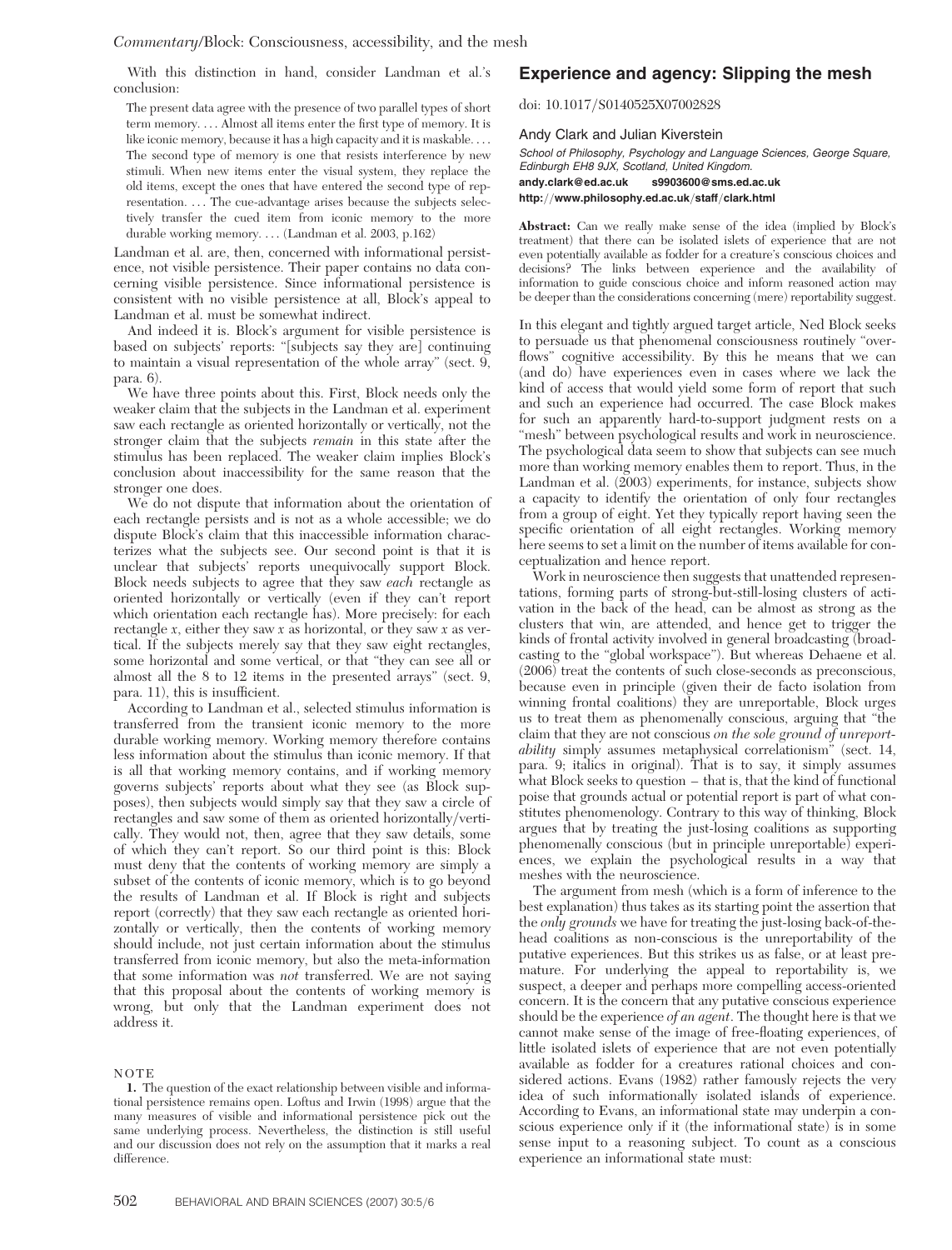With this distinction in hand, consider Landman et al.'s conclusion:

> The present data agree with the presence of two parallel types of short term memory. . . . Almost all items enter the first type of memory. It is like iconic memory, because it has a high capacity and it is maskable. . . . The second type of memory is one that resists interference by new stimuli. When new items enter the visual system, they replace the old items, except the ones that have entered the second type of representation. . . . The cue-advantage arises because the subjects selectively transfer the cued item from iconic memory to the more durable working memory. . . . (Landman et al. 2003, p.162)

Landman et al. are, then, concerned with informational persistence, not visible persistence. Their paper contains no data concerning visible persistence. Since informational persistence is consistent with no visible persistence at all, Block's appeal to Landman et al. must be somewhat indirect.

And indeed it is. Block's argument for visible persistence is based on subjects' reports: "[subjects say they are] continuing to maintain a visual representation of the whole array" (sect. 9, para. 6).

We have three points about this. First, Block needs only the weaker claim that the subjects in the Landman et al. experiment saw each rectangle as oriented horizontally or vertically, not the stronger claim that the subjects *remain* in this state after the stimulus has been replaced. The weaker claim implies Block's conclusion about inaccessibility for the same reason that the stronger one does.

We do not dispute that information about the orientation of each rectangle persists and is not as a whole accessible; we do dispute Block's claim that this inaccessible information characterizes what the subjects see. Our second point is that it is unclear that subjects' reports unequivocally support Block. Block needs subjects to agree that they saw *each* rectangle as oriented horizontally or vertically (even if they can't report which orientation each rectangle has). More precisely: for each rectangle *x*, either they saw *x* as horizontal, or they saw *x* as vertical. If the subjects merely say that they saw eight rectangles, some horizontal and some vertical, or that "they can see all or almost all the 8 to 12 items in the presented arrays" (sect. 9, para. 11), this is insufficient.

According to Landman et al., selected stimulus information is transferred from the transient iconic memory to the more durable working memory. Working memory therefore contains less information about the stimulus than iconic memory. If that is all that working memory contains, and if working memory governs subjects' reports about what they see (as Block supposes), then subjects would simply say that they saw a circle of rectangles and saw some of them as oriented horizontally/vertically. They would not, then, agree that they saw details, some of which they can't report. So our third point is this: Block must deny that the contents of working memory are simply a subset of the contents of iconic memory, which is to go beyond the results of Landman et al. If Block is right and subjects report (correctly) that they saw each rectangle as oriented horizontally or vertically, then the contents of working memory should include, not just certain information about the stimulus transferred from iconic memory, but also the meta-information that some information was *not* transferred. We are not saying that this proposal about the contents of working memory is wrong, but only that the Landman experiment does not address it.

NOTE

1. The question of the exact relationship between visible and informational persistence remains open. Loftus and Irwin (1998) argue that the many measures of visible and informational persistence pick out the same underlying process. Nevertheless, the distinction is still useful and our discussion does not rely on the assumption that it marks a real difference.

## Experience and agency: Slipping the mesh

doi: 10.1017/S0140525X07002828

Andy Clark and Julian Kiverstein

*School of Philosophy, Psychology and Language Sciences, George Square, Edinburgh EH8 9JX, Scotland, United Kingdom.*

**andy.clark@ed.ac.uk s9903600@sms.ed.ac.uk**

**http://www.philosophy.ed.ac.uk/staff/clark.html**

**Abstract:** Can we really make sense of the idea (implied by Block's treatment) that there can be isolated islets of experience that are not even potentially available as fodder for a creature's conscious choices and decisions? The links between experience and the availability of information to guide conscious choice and inform reasoned action may be deeper than the considerations concerning (mere) reportability suggest.

In this elegant and tightly argued target article, Ned Block seeks to persuade us that phenomenal consciousness routinely "overflows" cognitive accessibility. By this he means that we can (and do) have experiences even in cases where we lack the kind of access that would yield some form of report that such and such an experience had occurred. The case Block makes for such an apparently hard-to-support judgment rests on a "mesh" between psychological results and work in neuroscience. The psychological data seem to show that subjects can see much more than working memory enables them to report. Thus, in the Landman et al. (2003) experiments, for instance, subjects show a capacity to identify the orientation of only four rectangles from a group of eight. Yet they typically report having seen the specific orientation of all eight rectangles. Working memory here seems to set a limit on the number of items available for conceptualization and hence report.

Work in neuroscience then suggests that unattended representations, forming parts of strong-but-still-losing clusters of activation in the back of the head, can be almost as strong as the clusters that win, are attended, and hence get to trigger the kinds of frontal activity involved in general broadcasting (broadcasting to the "global workspace"). But whereas Dehaene et al. (2006) treat the contents of such close-seconds as preconscious, because even in principle (given their de facto isolation from winning frontal coalitions) they are unreportable, Block urges us to treat them as phenomenally conscious, arguing that "the claim that they are not conscious *on the sole ground of unreportability* simply assumes metaphysical correlationism" (sect. 14, para. 9; italics in original). That is to say, it simply assumes what Block seeks to question – that is, that the kind of functional poise that grounds actual or potential report is part of what constitutes phenomenology. Contrary to this way of thinking, Block argues that by treating the just-losing coalitions as supporting phenomenally conscious (but in principle unreportable) experiences, we explain the psychological results in a way that meshes with the neuroscience.

The argument from mesh (which is a form of inference to the best explanation) thus takes as its starting point the assertion that the *only grounds* we have for treating the just-losing back-of-the-head coalitions as non-conscious is the unreportability of the putative experiences. But this strikes us as false, or at least premature. For underlying the appeal to reportability is, we suspect, a deeper and perhaps more compelling access-oriented concern. It is the concern that any putative conscious experience should be the experience *of an agent*. The thought here is that we cannot make sense of the image of free-floating experiences, of little isolated islets of experience that are not even potentially available as fodder for a creatures rational choices and considered actions. Evans (1982) rather famously rejects the very idea of such informationally isolated islands of experience. According to Evans, an informational state may underpin a conscious experience only if it (the informational state) is in some sense input to a reasoning subject. To count as a conscious experience an informational state must: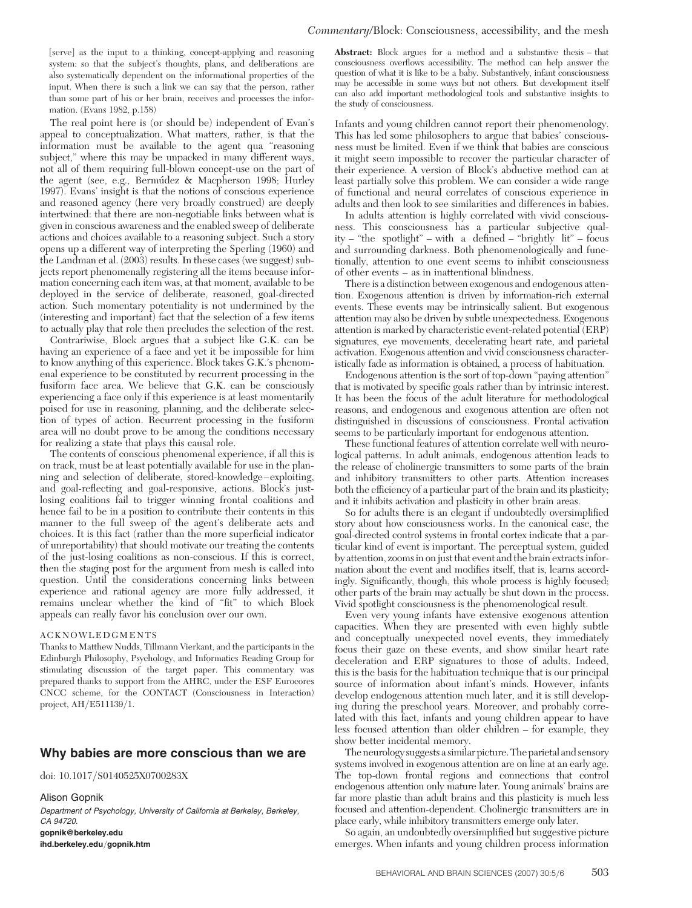[serve] as the input to a thinking, concept-applying and reasoning system: so that the subject's thoughts, plans, and deliberations are also systematically dependent on the informational properties of the input. When there is such a link we can say that the person, rather than some part of his or her brain, receives and processes the information. (Evans 1982, p.158)

The real point here is (or should be) independent of Evan's appeal to conceptualization. What matters, rather, is that the information must be available to the agent qua "reasoning subject," where this may be unpacked in many different ways, not all of them requiring full-blown concept-use on the part of the agent (see, e.g., Bermúdez & Macpherson 1998; Hurley 1997). Evans' insight is that the notions of conscious experience and reasoned agency (here very broadly construed) are deeply intertwined: that there are non-negotiable links between what is given in conscious awareness and the enabled sweep of deliberate actions and choices available to a reasoning subject. Such a story opens up a different way of interpreting the Sperling (1960) and the Landman et al. (2003) results. In these cases (we suggest) subjects report phenomenally registering all the items because information concerning each item was, at that moment, available to be deployed in the service of deliberate, reasoned, goal-directed action. Such momentary potentiality is not undermined by the (interesting and important) fact that the selection of a few items to actually play that role then precludes the selection of the rest.

Contrariwise, Block argues that a subject like G.K. can be having an experience of a face and yet it be impossible for him to know anything of this experience. Block takes G.K.'s phenomenal experience to be constituted by recurrent processing in the fusiform face area. We believe that G.K. can be consciously experiencing a face only if this experience is at least momentarily poised for use in reasoning, planning, and the deliberate selection of types of action. Recurrent processing in the fusiform area will no doubt prove to be among the conditions necessary for realizing a state that plays this causal role.

The contents of conscious phenomenal experience, if all this is on track, must be at least potentially available for use in the planning and selection of deliberate, stored-knowledge–exploiting, and goal-reflecting and goal-responsive, actions. Block's just-losing coalitions fail to trigger winning frontal coalitions and hence fail to be in a position to contribute their contents in this manner to the full sweep of the agent's deliberate acts and choices. It is this fact (rather than the more superficial indicator of unreportability) that should motivate our treating the contents of the just-losing coalitions as non-conscious. If this is correct, then the staging post for the argument from mesh is called into question. Until the considerations concerning links between experience and rational agency are more fully addressed, it remains unclear whether the kind of "fit" to which Block appeals can really favor his conclusion over our own.

#### ACKNOWLEDGMENTS

Thanks to Matthew Nudds, Tillmann Vierkant, and the participants in the Edinburgh Philosophy, Psychology, and Informatics Reading Group for stimulating discussion of the target paper. This commentary was prepared thanks to support from the AHRC, under the ESF Eurocores CNCC scheme, for the CONTACT (Consciousness in Interaction) project, AH/E511139/1.

## Why babies are more conscious than we are

doi: 10.1017/S0140525X0700283X

Alison Gopnik

*Department of Psychology, University of California at Berkeley, Berkeley, CA 94720.*
**gopnik@berkeley.edu**
**ihd.berkeley.edu/gopnik.htm**

**Abstract:** Block argues for a method and a substantive thesis – that consciousness overflows accessibility. The method can help answer the question of what it is like to be a baby. Substantively, infant consciousness may be accessible in some ways but not others. But development itself can also add important methodological tools and substantive insights to the study of consciousness.

Infants and young children cannot report their phenomenology. This has led some philosophers to argue that babies' consciousness must be limited. Even if we think that babies are conscious it might seem impossible to recover the particular character of their experience. A version of Block's abductive method can at least partially solve this problem. We can consider a wide range of functional and neural correlates of conscious experience in adults and then look to see similarities and differences in babies.

In adults attention is highly correlated with vivid consciousness. This consciousness has a particular subjective quality – "the spotlight" – with a defined – "brightly lit" – focus and surrounding darkness. Both phenomenologically and functionally, attention to one event seems to inhibit consciousness of other events – as in inattentional blindness.

There is a distinction between exogenous and endogenous attention. Exogenous attention is driven by information-rich external events. These events may be intrinsically salient. But exogenous attention may also be driven by subtle unexpectedness. Exogenous attention is marked by characteristic event-related potential (ERP) signatures, eye movements, decelerating heart rate, and parietal activation. Exogenous attention and vivid consciousness characteristically fade as information is obtained, a process of habituation.

Endogenous attention is the sort of top-down "paying attention" that is motivated by specific goals rather than by intrinsic interest. It has been the focus of the adult literature for methodological reasons, and endogenous and exogenous attention are often not distinguished in discussions of consciousness. Frontal activation seems to be particularly important for endogenous attention.

These functional features of attention correlate well with neurological patterns. In adult animals, endogenous attention leads to the release of cholinergic transmitters to some parts of the brain and inhibitory transmitters to other parts. Attention increases both the efficiency of a particular part of the brain and its plasticity; and it inhibits activation and plasticity in other brain areas.

So for adults there is an elegant if undoubtedly oversimplified story about how consciousness works. In the canonical case, the goal-directed control systems in frontal cortex indicate that a particular kind of event is important. The perceptual system, guided by attention, zooms in on just that event and the brain extracts information about the event and modifies itself, that is, learns accordingly. Significantly, though, this whole process is highly focused; other parts of the brain may actually be shut down in the process. Vivid spotlight consciousness is the phenomenological result.

Even very young infants have extensive exogenous attention capacities. When they are presented with even highly subtle and conceptually unexpected novel events, they immediately focus their gaze on these events, and show similar heart rate deceleration and ERP signatures to those of adults. Indeed, this is the basis for the habituation technique that is our principal source of information about infant's minds. However, infants develop endogenous attention much later, and it is still developing during the preschool years. Moreover, and probably correlated with this fact, infants and young children appear to have less focused attention than older children – for example, they show better incidental memory.

The neurology suggests a similar picture. The parietal and sensory systems involved in exogenous attention are on line at an early age. The top-down frontal regions and connections that control endogenous attention only mature later. Young animals' brains are far more plastic than adult brains and this plasticity is much less focused and attention-dependent. Cholinergic transmitters are in place early, while inhibitory transmitters emerge only later.

So again, an undoubtedly oversimplified but suggestive picture emerges. When infants and young children process information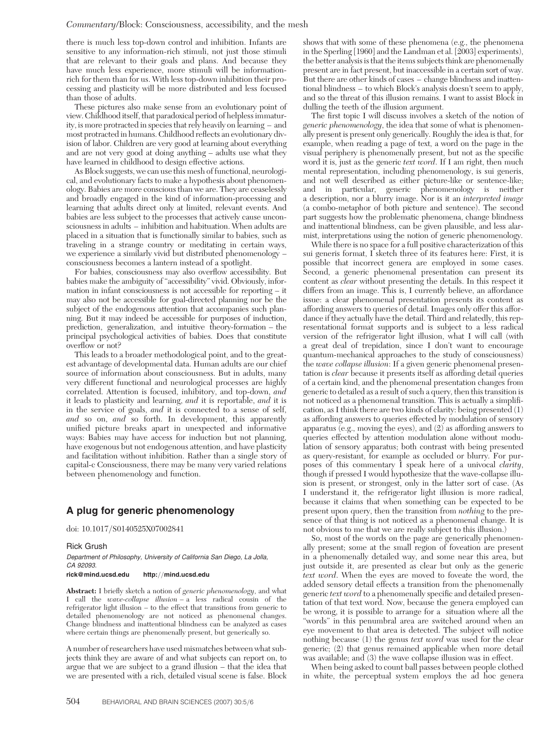there is much less top-down control and inhibition. Infants are sensitive to any information-rich stimuli, not just those stimuli that are relevant to their goals and plans. And because they have much less experience, more stimuli will be information-rich for them than for us. With less top-down inhibition their processing and plasticity will be more distributed and less focused than those of adults.

These pictures also make sense from an evolutionary point of view. Childhood itself, that paradoxical period of helpless immaturity, is more protracted in species that rely heavily on learning – and most protracted in humans. Childhood reflects an evolutionary division of labor. Children are very good at learning about everything and are not very good at doing anything – adults use what they have learned in childhood to design effective actions.

As Block suggests, we can use this mesh of functional, neurological, and evolutionary facts to make a hypothesis about phenomenology. Babies are more conscious than we are. They are ceaselessly and broadly engaged in the kind of information-processing and learning that adults direct only at limited, relevant events. And babies are less subject to the processes that actively cause unconsciousness in adults – inhibition and habituation. When adults are placed in a situation that is functionally similar to babies, such as traveling in a strange country or meditating in certain ways, we experience a similarly vivid but distributed phenomenology – consciousness becomes a lantern instead of a spotlight.

For babies, consciousness may also overflow accessibility. But babies make the ambiguity of "accessibility" vivid. Obviously, information in infant consciousness is not accessible for reporting – it may also not be accessible for goal-directed planning nor be the subject of the endogenous attention that accompanies such planning. But it may indeed be accessible for purposes of induction, prediction, generalization, and intuitive theory-formation – the principal psychological activities of babies. Does that constitute overflow or not?

This leads to a broader methodological point, and to the greatest advantage of developmental data. Human adults are our chief source of information about consciousness. But in adults, many very different functional and neurological processes are highly correlated. Attention is focused, inhibitory, and top-down, *and* it leads to plasticity and learning, *and* it is reportable, *and* it is in the service of goals, *and* it is connected to a sense of self, *and* so on, *and* so forth. In development, this apparently unified picture breaks apart in unexpected and informative ways: Babies may have access for induction but not planning, have exogenous but not endogenous attention, and have plasticity and facilitation without inhibition. Rather than a single story of capital-c Consciousness, there may be many very varied relations between phenomenology and function.

## A plug for generic phenomenology

doi: 10.1017/S0140525X07002841

Rick Grush

*Department of Philosophy, University of California San Diego, La Jolla, CA 92093.*

**rick@mind.ucsd.edu http://mind.ucsd.edu**

**Abstract:** I briefly sketch a notion of *generic phenomenology*, and what I call the *wave-collapse illusion* – a less radical cousin of the refrigerator light illusion – to the effect that transitions from generic to detailed phenomenology are not noticed as phenomenal changes. Change blindness and inattentional blindness can be analyzed as cases where certain things are phenomenally present, but generically so.

A number of researchers have used mismatches between what subjects think they are aware of and what subjects can report on, to argue that we are subject to a grand illusion – that the idea that we are presented with a rich, detailed visual scene is false. Block shows that with some of these phenomena (e.g., the phenomena in the Sperling [1960] and the Landman et al. [2003] experiments), the better analysis is that the items subjects think are phenomenally present are in fact present, but inaccessible in a certain sort of way. But there are other kinds of cases – change blindness and inattentional blindness – to which Block's analysis doesn't seem to apply, and so the threat of this illusion remains. I want to assist Block in dulling the teeth of the illusion argument.

The first topic I will discuss involves a sketch of the notion of *generic phenomenology*, the idea that some of what is phenomenally present is present only generically. Roughly the idea is that, for example, when reading a page of text, a word on the page in the visual periphery is phenomenally present, but not as the specific word it is, just as the generic *text word*. If I am right, then much mental representation, including phenomenology, is sui generis, and not well described as either picture-like or sentence-like; and in particular, generic phenomenology is neither a description, nor a blurry image. Nor is it an *interpreted image* (a combo-metaphor of both picture and sentence). The second part suggests how the problematic phenomena, change blindness and inattentional blindness, can be given plausible, and less alarmist, interpretations using the notion of generic phenomenology.

While there is no space for a full positive characterization of this sui generis format, I sketch three of its features here: First, it is possible that incorrect genera are employed in some cases. Second, a generic phenomenal presentation can present its content as *clear* without presenting the details. In this respect it differs from an image. This is, I currently believe, an affordance issue: a clear phenomenal presentation presents its content as affording answers to queries of detail. Images only offer this affordance if they actually have the detail. Third and relatedly, this representational format supports and is subject to a less radical version of the refrigerator light illusion, what I will call (with a great deal of trepidation, since I don't want to encourage quantum-mechanical approaches to the study of consciousness) the *wave collapse illusion*: If a given generic phenomenal presentation is *clear* because it presents itself as affording detail queries of a certain kind, and the phenomenal presentation changes from generic to detailed as a result of such a query, then this transition is not noticed as a phenomenal transition. This is actually a simplification, as I think there are two kinds of clarity: being presented (1) as affording answers to queries effected by modulation of sensory apparatus (e.g., moving the eyes), and (2) as affording answers to queries effected by attention modulation alone without modulation of sensory apparatus; both contrast with being presented as query-resistant, for example as occluded or blurry. For purposes of this commentary I speak here of a univocal *clarity*, though if pressed I would hypothesize that the wave-collapse illusion is present, or strongest, only in the latter sort of case. (As I understand it, the refrigerator light illusion is more radical, because it claims that when something can be expected to be present upon query, then the transition from *nothing* to the presence of that thing is not noticed as a phenomenal change. It is not obvious to me that we are really subject to this illusion.)

So, most of the words on the page are generically phenomenally present; some at the small region of foveation are present in a phenomenally detailed way, and some near this area, but just outside it, are presented as clear but only as the generic *text word*. When the eyes are moved to foveate the word, the added sensory detail effects a transition from the phenomenally generic *text word* to a phenomenally specific and detailed presentation of that text word. Now, because the genera employed can be wrong, it is possible to arrange for a situation where all the "words" in this penumbral area are switched around when an eye movement to that area is detected. The subject will notice nothing because (1) the genus *text word* was used for the clear generic; (2) that genus remained applicable when more detail was available; and (3) the wave collapse illusion was in effect.

When being asked to count ball passes between people clothed in white, the perceptual system employs the ad hoc genera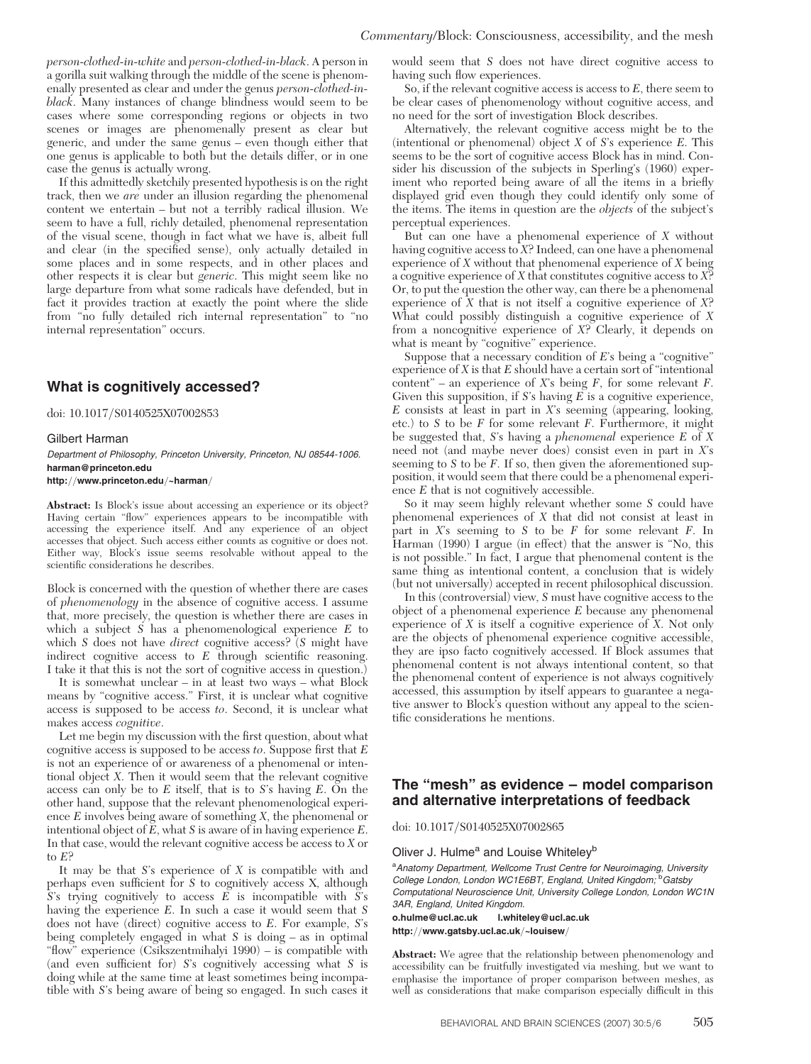*person-clothed-in-white* and *person-clothed-in-black*. A person in a gorilla suit walking through the middle of the scene is phenomenally presented as clear and under the genus *person-clothed-in-black*. Many instances of change blindness would seem to be cases where some corresponding regions or objects in two scenes or images are phenomenally present as clear but generic, and under the same genus – even though either that one genus is applicable to both but the details differ, or in one case the genus is actually wrong.

If this admittedly sketchily presented hypothesis is on the right track, then we *are* under an illusion regarding the phenomenal content we entertain – but not a terribly radical illusion. We seem to have a full, richly detailed, phenomenal representation of the visual scene, though in fact what we have is, albeit full and clear (in the specified sense), only actually detailed in some places and in some respects, and in other places and other respects it is clear but *generic*. This might seem like no large departure from what some radicals have defended, but in fact it provides traction at exactly the point where the slide from "no fully detailed rich internal representation" to "no internal representation" occurs.

## What is cognitively accessed?

doi: 10.1017/S0140525X07002853

Gilbert Harman

*Department of Philosophy, Princeton University, Princeton, NJ 08544-1006.*
**harman@princeton.edu**
**http://www.princeton.edu/~harman/**

**Abstract:** Is Block's issue about accessing an experience or its object? Having certain "flow" experiences appears to be incompatible with accessing the experience itself. And any experience of an object accesses that object. Such access either counts as cognitive or does not. Either way, Block's issue seems resolvable without appeal to the scientific considerations he describes.

Block is concerned with the question of whether there are cases of *phenomenology* in the absence of cognitive access. I assume that, more precisely, the question is whether there are cases in which a subject $S$ has a phenomenological experience $E$ to which $S$ does not have *direct* cognitive access? ($S$ might have indirect cognitive access to $E$ through scientific reasoning. I take it that this is not the sort of cognitive access in question.)

It is somewhat unclear – in at least two ways – what Block means by "cognitive access." First, it is unclear what cognitive access is supposed to be access *to*. Second, it is unclear what makes access *cognitive*.

Let me begin my discussion with the first question, about what cognitive access is supposed to be access *to*. Suppose first that $E$ is not an experience of or awareness of a phenomenal or intentional object $X$. Then it would seem that the relevant cognitive access can only be to $E$ itself, that is to $S$'s having $E$. On the other hand, suppose that the relevant phenomenological experience $E$ involves being aware of something $X$, the phenomenal or intentional object of $E$, what $S$ is aware of in having experience $E$. In that case, would the relevant cognitive access be access to $X$ or to $E$?

It may be that $S$'s experience of $X$ is compatible with and perhaps even sufficient for $S$ to cognitively access X, although $S$'s trying cognitively to access $E$ is incompatible with $S$'s having the experience $E$. In such a case it would seem that $S$ does not have (direct) cognitive access to $E$. For example, $S$'s being completely engaged in what $S$ is doing – as in optimal "flow" experience (Csikszentmihalyi 1990) – is compatible with (and even sufficient for) $S$'s cognitively accessing what $S$ is doing while at the same time at least sometimes being incompatible with $S$'s being aware of being so engaged. In such cases it would seem that $S$ does not have direct cognitive access to having such flow experiences.

So, if the relevant cognitive access is access to $E$, there seem to be clear cases of phenomenology without cognitive access, and no need for the sort of investigation Block describes.

Alternatively, the relevant cognitive access might be to the (intentional or phenomenal) object $X$ of $S$'s experience $E$. This seems to be the sort of cognitive access Block has in mind. Consider his discussion of the subjects in Sperling's (1960) experiment who reported being aware of all the items in a briefly displayed grid even though they could identify only some of the items. The items in question are the *objects* of the subject's perceptual experiences.

But can one have a phenomenal experience of $X$ without having cognitive access to $X$? Indeed, can one have a phenomenal experience of $X$ without that phenomenal experience of $X$ being a cognitive experience of $X$ that constitutes cognitive access to $X$? Or, to put the question the other way, can there be a phenomenal experience of $X$ that is not itself a cognitive experience of $X$? What could possibly distinguish a cognitive experience of $X$ from a noncognitive experience of $X$? Clearly, it depends on what is meant by "cognitive" experience.

Suppose that a necessary condition of $E$'s being a "cognitive" experience of $X$ is that $E$ should have a certain sort of "intentional content" – an experience of $X$'s being $F$, for some relevant $F$. Given this supposition, if $S$'s having $E$ is a cognitive experience, $E$ consists at least in part in $X$'s seeming (appearing, looking, etc.) to $S$ to be $F$ for some relevant $F$. Furthermore, it might be suggested that, $S$'s having a *phenomenal* experience $E$ of $X$ need not (and maybe never does) consist even in part in $X$'s seeming to $S$ to be $F$. If so, then given the aforementioned supposition, it would seem that there could be a phenomenal experience $E$ that is not cognitively accessible.

So it may seem highly relevant whether some $S$ could have phenomenal experiences of $X$ that did not consist at least in part in $X$'s seeming to $S$ to be $F$ for some relevant $F$. In Harman (1990) I argue (in effect) that the answer is "No, this is not possible." In fact, I argue that phenomenal content is the same thing as intentional content, a conclusion that is widely (but not universally) accepted in recent philosophical discussion.

In this (controversial) view, $S$ must have cognitive access to the object of a phenomenal experience $E$ because any phenomenal experience of $X$ is itself a cognitive experience of $X$. Not only are the objects of phenomenal experience cognitive accessible, they are ipso facto cognitively accessed. If Block assumes that phenomenal content is not always intentional content, so that the phenomenal content of experience is not always cognitively accessed, this assumption by itself appears to guarantee a negative answer to Block's question without any appeal to the scientific considerations he mentions.

## The "mesh" as evidence – model comparison and alternative interpretations of feedback

doi: 10.1017/S0140525X07002865

Oliver J. Hulme[a] and Louise Whiteley[b]

[a]*Anatomy Department, Wellcome Trust Centre for Neuroimaging, University College London, London WC1E6BT, England, United Kingdom;* [b]*Gatsby Computational Neuroscience Unit, University College London, London WC1N 3AR, England, United Kingdom.*
**o.hulme@ucl.ac.uk l.whiteley@ucl.ac.uk**
**http://www.gatsby.ucl.ac.uk/~louisew/**

**Abstract:** We agree that the relationship between phenomenology and accessibility can be fruitfully investigated via meshing, but we want to emphasise the importance of proper comparison between meshes, as well as considerations that make comparison especially difficult in this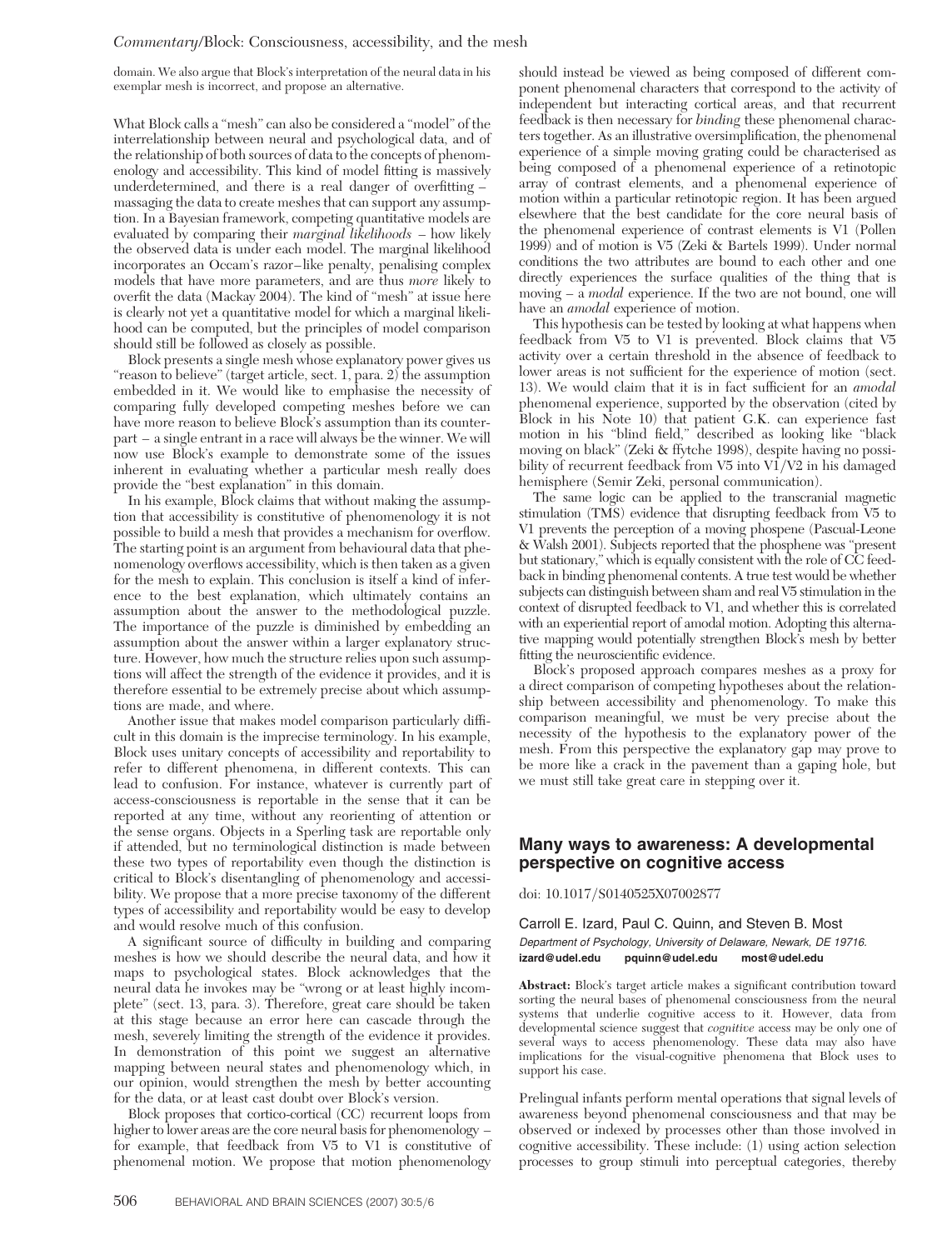domain. We also argue that Block's interpretation of the neural data in his exemplar mesh is incorrect, and propose an alternative.

What Block calls a "mesh" can also be considered a "model" of the interrelationship between neural and psychological data, and of the relationship of both sources of data to the concepts of phenomenology and accessibility. This kind of model fitting is massively underdetermined, and there is a real danger of overfitting – massaging the data to create meshes that can support any assumption. In a Bayesian framework, competing quantitative models are evaluated by comparing their *marginal likelihoods* – how likely the observed data is under each model. The marginal likelihood incorporates an Occam's razor–like penalty, penalising complex models that have more parameters, and are thus *more* likely to overfit the data (Mackay 2004). The kind of "mesh" at issue here is clearly not yet a quantitative model for which a marginal likelihood can be computed, but the principles of model comparison should still be followed as closely as possible.

Block presents a single mesh whose explanatory power gives us "reason to believe" (target article, sect. 1, para. 2) the assumption embedded in it. We would like to emphasise the necessity of comparing fully developed competing meshes before we can have more reason to believe Block's assumption than its counterpart – a single entrant in a race will always be the winner. We will now use Block's example to demonstrate some of the issues inherent in evaluating whether a particular mesh really does provide the "best explanation" in this domain.

In his example, Block claims that without making the assumption that accessibility is constitutive of phenomenology it is not possible to build a mesh that provides a mechanism for overflow. The starting point is an argument from behavioural data that phenomenology overflows accessibility, which is then taken as a given for the mesh to explain. This conclusion is itself a kind of inference to the best explanation, which ultimately contains an assumption about the answer to the methodological puzzle. The importance of the puzzle is diminished by embedding an assumption about the answer within a larger explanatory structure. However, how much the structure relies upon such assumptions will affect the strength of the evidence it provides, and it is therefore essential to be extremely precise about which assumptions are made, and where.

Another issue that makes model comparison particularly difficult in this domain is the imprecise terminology. In his example, Block uses unitary concepts of accessibility and reportability to refer to different phenomena, in different contexts. This can lead to confusion. For instance, whatever is currently part of access-consciousness is reportable in the sense that it can be reported at any time, without any reorienting of attention or the sense organs. Objects in a Sperling task are reportable only if attended, but no terminological distinction is made between these two types of reportability even though the distinction is critical to Block's disentangling of phenomenology and accessibility. We propose that a more precise taxonomy of the different types of accessibility and reportability would be easy to develop and would resolve much of this confusion.

A significant source of difficulty in building and comparing meshes is how we should describe the neural data, and how it maps to psychological states. Block acknowledges that the neural data he invokes may be "wrong or at least highly incomplete" (sect. 13, para. 3). Therefore, great care should be taken at this stage because an error here can cascade through the mesh, severely limiting the strength of the evidence it provides. In demonstration of this point we suggest an alternative mapping between neural states and phenomenology which, in our opinion, would strengthen the mesh by better accounting for the data, or at least cast doubt over Block's version.

Block proposes that cortico-cortical (CC) recurrent loops from higher to lower areas are the core neural basis for phenomenology – for example, that feedback from V5 to V1 is constitutive of phenomenal motion. We propose that motion phenomenology should instead be viewed as being composed of different component phenomenal characters that correspond to the activity of independent but interacting cortical areas, and that recurrent feedback is then necessary for *binding* these phenomenal characters together. As an illustrative oversimplification, the phenomenal experience of a simple moving grating could be characterised as being composed of a phenomenal experience of a retinotopic array of contrast elements, and a phenomenal experience of motion within a particular retinotopic region. It has been argued elsewhere that the best candidate for the core neural basis of the phenomenal experience of contrast elements is V1 (Pollen 1999) and of motion is V5 (Zeki & Bartels 1999). Under normal conditions the two attributes are bound to each other and one directly experiences the surface qualities of the thing that is moving – a *modal* experience. If the two are not bound, one will have an *amodal* experience of motion.

This hypothesis can be tested by looking at what happens when feedback from V5 to V1 is prevented. Block claims that V5 activity over a certain threshold in the absence of feedback to lower areas is not sufficient for the experience of motion (sect. 13). We would claim that it is in fact sufficient for an *amodal* phenomenal experience, supported by the observation (cited by Block in his Note 10) that patient G.K. can experience fast motion in his "blind field," described as looking like "black moving on black" (Zeki & ffytche 1998), despite having no possibility of recurrent feedback from V5 into V1/V2 in his damaged hemisphere (Semir Zeki, personal communication).

The same logic can be applied to the transcranial magnetic stimulation (TMS) evidence that disrupting feedback from V5 to V1 prevents the perception of a moving phospene (Pascual-Leone & Walsh 2001). Subjects reported that the phosphene was "present but stationary," which is equally consistent with the role of CC feedback in binding phenomenal contents. A true test would be whether subjects can distinguish between sham and real V5 stimulation in the context of disrupted feedback to V1, and whether this is correlated with an experiential report of amodal motion. Adopting this alternative mapping would potentially strengthen Block's mesh by better fitting the neuroscientific evidence.

Block's proposed approach compares meshes as a proxy for a direct comparison of competing hypotheses about the relationship between accessibility and phenomenology. To make this comparison meaningful, we must be very precise about the necessity of the hypothesis to the explanatory power of the mesh. From this perspective the explanatory gap may prove to be more like a crack in the pavement than a gaping hole, but we must still take great care in stepping over it.

## Many ways to awareness: A developmental perspective on cognitive access

doi: 10.1017/S0140525X07002877

Carroll E. Izard, Paul C. Quinn, and Steven B. Most

*Department of Psychology, University of Delaware, Newark, DE 19716.*
**izard@udel.edu pquinn@udel.edu most@udel.edu**

**Abstract:** Block's target article makes a significant contribution toward sorting the neural bases of phenomenal consciousness from the neural systems that underlie cognitive access to it. However, data from developmental science suggest that *cognitive* access may be only one of several ways to access phenomenology. These data may also have implications for the visual-cognitive phenomena that Block uses to support his case.

Prelingual infants perform mental operations that signal levels of awareness beyond phenomenal consciousness and that may be observed or indexed by processes other than those involved in cognitive accessibility. These include: (1) using action selection processes to group stimuli into perceptual categories, thereby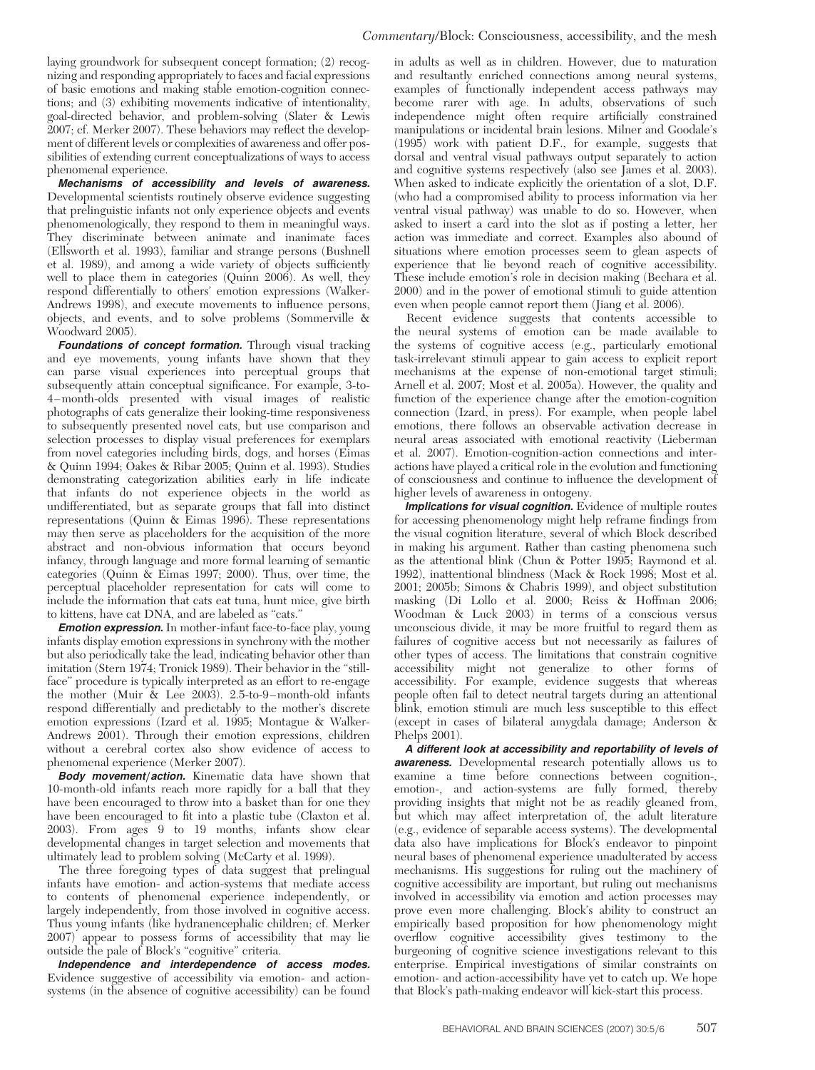laying groundwork for subsequent concept formation; (2) recognizing and responding appropriately to faces and facial expressions of basic emotions and making stable emotion-cognition connections; and (3) exhibiting movements indicative of intentionality, goal-directed behavior, and problem-solving (Slater & Lewis 2007; cf. Merker 2007). These behaviors may reflect the development of different levels or complexities of awareness and offer possibilities of extending current conceptualizations of ways to access phenomenal experience.

***Mechanisms of accessibility and levels of awareness.*** Developmental scientists routinely observe evidence suggesting that prelinguistic infants not only experience objects and events phenomenologically, they respond to them in meaningful ways. They discriminate between animate and inanimate faces (Ellsworth et al. 1993), familiar and strange persons (Bushnell et al. 1989), and among a wide variety of objects sufficiently well to place them in categories (Quinn 2006). As well, they respond differentially to others' emotion expressions (Walker-Andrews 1998), and execute movements to influence persons, objects, and events, and to solve problems (Sommerville & Woodward 2005).

***Foundations of concept formation.*** Through visual tracking and eye movements, young infants have shown that they can parse visual experiences into perceptual groups that subsequently attain conceptual significance. For example, 3-to-4–month-olds presented with visual images of realistic photographs of cats generalize their looking-time responsiveness to subsequently presented novel cats, but use comparison and selection processes to display visual preferences for exemplars from novel categories including birds, dogs, and horses (Eimas & Quinn 1994; Oakes & Ribar 2005; Quinn et al. 1993). Studies demonstrating categorization abilities early in life indicate that infants do not experience objects in the world as undifferentiated, but as separate groups that fall into distinct representations (Quinn & Eimas 1996). These representations may then serve as placeholders for the acquisition of the more abstract and non-obvious information that occurs beyond infancy, through language and more formal learning of semantic categories (Quinn & Eimas 1997; 2000). Thus, over time, the perceptual placeholder representation for cats will come to include the information that cats eat tuna, hunt mice, give birth to kittens, have cat DNA, and are labeled as "cats."

***Emotion expression.*** In mother-infant face-to-face play, young infants display emotion expressions in synchrony with the mother but also periodically take the lead, indicating behavior other than imitation (Stern 1974; Tronick 1989). Their behavior in the "still-face" procedure is typically interpreted as an effort to re-engage the mother (Muir & Lee 2003). 2.5-to-9–month-old infants respond differentially and predictably to the mother's discrete emotion expressions (Izard et al. 1995; Montague & Walker-Andrews 2001). Through their emotion expressions, children without a cerebral cortex also show evidence of access to phenomenal experience (Merker 2007).

***Body movement/action.*** Kinematic data have shown that 10-month-old infants reach more rapidly for a ball that they have been encouraged to throw into a basket than for one they have been encouraged to fit into a plastic tube (Claxton et al. 2003). From ages 9 to 19 months, infants show clear developmental changes in target selection and movements that ultimately lead to problem solving (McCarty et al. 1999).

The three foregoing types of data suggest that prelingual infants have emotion- and action-systems that mediate access to contents of phenomenal experience independently, or largely independently, from those involved in cognitive access. Thus young infants (like hydranencephalic children; cf. Merker 2007) appear to possess forms of accessibility that may lie outside the pale of Block's "cognitive" criteria.

***Independence and interdependence of access modes.*** Evidence suggestive of accessibility via emotion- and action-systems (in the absence of cognitive accessibility) can be found in adults as well as in children. However, due to maturation and resultantly enriched connections among neural systems, examples of functionally independent access pathways may become rarer with age. In adults, observations of such independence might often require artificially constrained manipulations or incidental brain lesions. Milner and Goodale's (1995) work with patient D.F., for example, suggests that dorsal and ventral visual pathways output separately to action and cognitive systems respectively (also see James et al. 2003). When asked to indicate explicitly the orientation of a slot, D.F. (who had a compromised ability to process information via her ventral visual pathway) was unable to do so. However, when asked to insert a card into the slot as if posting a letter, her action was immediate and correct. Examples also abound of situations where emotion processes seem to glean aspects of experience that lie beyond reach of cognitive accessibility. These include emotion's role in decision making (Bechara et al. 2000) and in the power of emotional stimuli to guide attention even when people cannot report them (Jiang et al. 2006).

Recent evidence suggests that contents accessible to the neural systems of emotion can be made available to the systems of cognitive access (e.g., particularly emotional task-irrelevant stimuli appear to gain access to explicit report mechanisms at the expense of non-emotional target stimuli; Arnell et al. 2007; Most et al. 2005a). However, the quality and function of the experience change after the emotion-cognition connection (Izard, in press). For example, when people label emotions, there follows an observable activation decrease in neural areas associated with emotional reactivity (Lieberman et al. 2007). Emotion-cognition-action connections and interactions have played a critical role in the evolution and functioning of consciousness and continue to influence the development of higher levels of awareness in ontogeny.

***Implications for visual cognition.*** Evidence of multiple routes for accessing phenomenology might help reframe findings from the visual cognition literature, several of which Block described in making his argument. Rather than casting phenomena such as the attentional blink (Chun & Potter 1995; Raymond et al. 1992), inattentional blindness (Mack & Rock 1998; Most et al. 2001; 2005b; Simons & Chabris 1999), and object substitution masking (Di Lollo et al. 2000; Reiss & Hoffman 2006; Woodman & Luck 2003) in terms of a conscious versus unconscious divide, it may be more fruitful to regard them as failures of cognitive access but not necessarily as failures of other types of access. The limitations that constrain cognitive accessibility might not generalize to other forms of accessibility. For example, evidence suggests that whereas people often fail to detect neutral targets during an attentional blink, emotion stimuli are much less susceptible to this effect (except in cases of bilateral amygdala damage; Anderson & Phelps 2001).

***A different look at accessibility and reportability of levels of awareness.*** Developmental research potentially allows us to examine a time before connections between cognition-, emotion-, and action-systems are fully formed, thereby providing insights that might not be as readily gleaned from, but which may affect interpretation of, the adult literature (e.g., evidence of separable access systems). The developmental data also have implications for Block's endeavor to pinpoint neural bases of phenomenal experience unadulterated by access mechanisms. His suggestions for ruling out the machinery of cognitive accessibility are important, but ruling out mechanisms involved in accessibility via emotion and action processes may prove even more challenging. Block's ability to construct an empirically based proposition for how phenomenology might overflow cognitive accessibility gives testimony to the burgeoning of cognitive science investigations relevant to this enterprise. Empirical investigations of similar constraints on emotion- and action-accessibility have yet to catch up. We hope that Block's path-making endeavor will kick-start this process.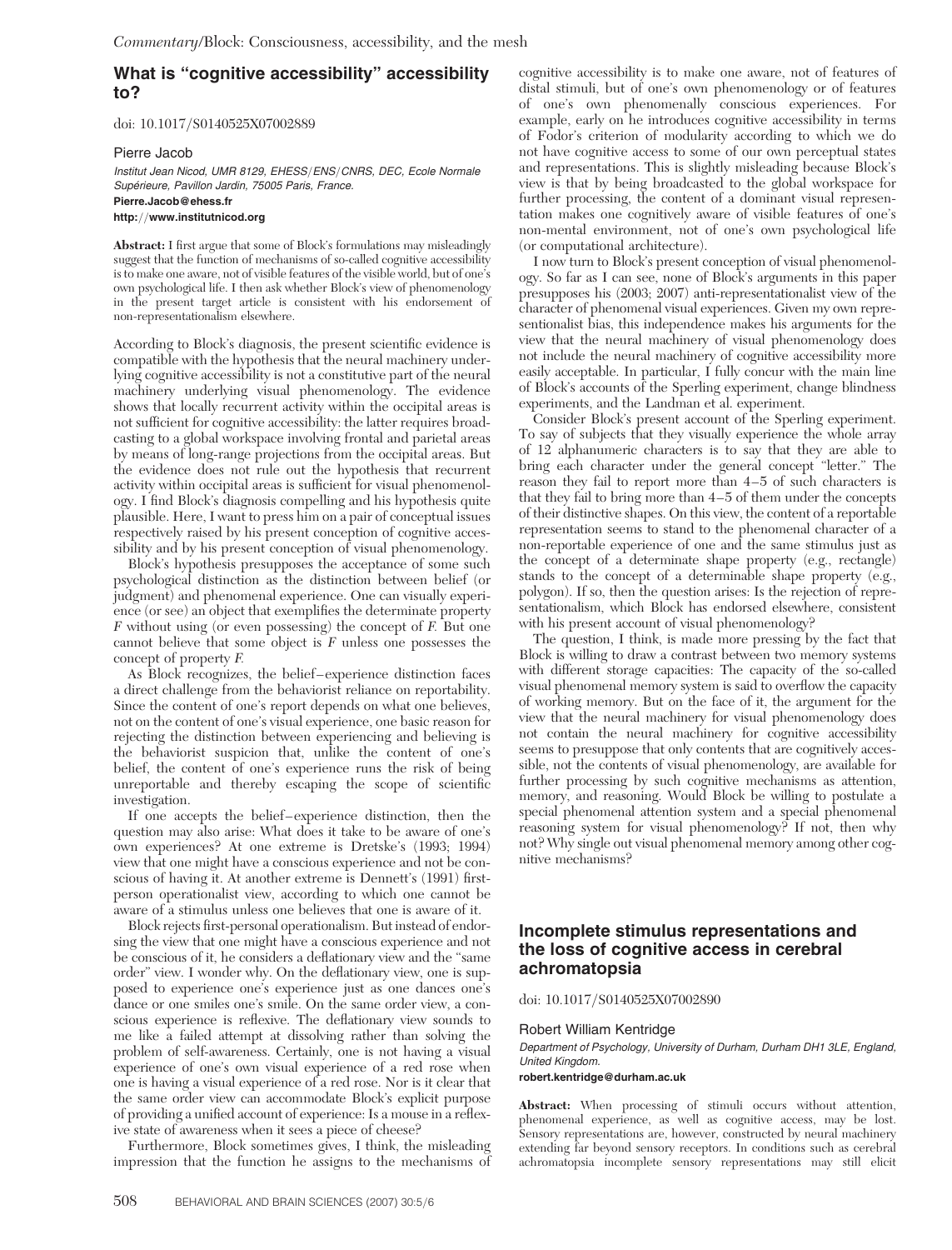## What is "cognitive accessibility" accessibility to?

doi: 10.1017/S0140525X07002889

Pierre Jacob

*Institut Jean Nicod, UMR 8129, EHESS/ENS/CNRS, DEC, Ecole Normale Supérieure, Pavillon Jardin, 75005 Paris, France.*

**Pierre.Jacob@ehess.fr**

**http://www.institutnicod.org**

**Abstract:** I first argue that some of Block's formulations may misleadingly suggest that the function of mechanisms of so-called cognitive accessibility is to make one aware, not of visible features of the visible world, but of one's own psychological life. I then ask whether Block's view of phenomenology in the present target article is consistent with his endorsement of non-representationalism elsewhere.

According to Block's diagnosis, the present scientific evidence is compatible with the hypothesis that the neural machinery underlying cognitive accessibility is not a constitutive part of the neural machinery underlying visual phenomenology. The evidence shows that locally recurrent activity within the occipital areas is not sufficient for cognitive accessibility: the latter requires broadcasting to a global workspace involving frontal and parietal areas by means of long-range projections from the occipital areas. But the evidence does not rule out the hypothesis that recurrent activity within occipital areas is sufficient for visual phenomenology. I find Block's diagnosis compelling and his hypothesis quite plausible. Here, I want to press him on a pair of conceptual issues respectively raised by his present conception of cognitive accessibility and by his present conception of visual phenomenology.

Block's hypothesis presupposes the acceptance of some such psychological distinction as the distinction between belief (or judgment) and phenomenal experience. One can visually experience (or see) an object that exemplifies the determinate property *F* without using (or even possessing) the concept of *F*. But one cannot believe that some object is *F* unless one possesses the concept of property *F*.

As Block recognizes, the belief–experience distinction faces a direct challenge from the behaviorist reliance on reportability. Since the content of one's report depends on what one believes, not on the content of one's visual experience, one basic reason for rejecting the distinction between experiencing and believing is the behaviorist suspicion that, unlike the content of one's belief, the content of one's experience runs the risk of being unreportable and thereby escaping the scope of scientific investigation.

If one accepts the belief–experience distinction, then the question may also arise: What does it take to be aware of one's own experiences? At one extreme is Dretske's (1993; 1994) view that one might have a conscious experience and not be conscious of having it. At another extreme is Dennett's (1991) first-person operationalist view, according to which one cannot be aware of a stimulus unless one believes that one is aware of it.

Block rejects first-personal operationalism. But instead of endorsing the view that one might have a conscious experience and not be conscious of it, he considers a deflationary view and the "same order" view. I wonder why. On the deflationary view, one is supposed to experience one's experience just as one dances one's dance or one smiles one's smile. On the same order view, a conscious experience is reflexive. The deflationary view sounds to me like a failed attempt at dissolving rather than solving the problem of self-awareness. Certainly, one is not having a visual experience of one's own visual experience of a red rose when one is having a visual experience of a red rose. Nor is it clear that the same order view can accommodate Block's explicit purpose of providing a unified account of experience: Is a mouse in a reflexive state of awareness when it sees a piece of cheese?

Furthermore, Block sometimes gives, I think, the misleading impression that the function he assigns to the mechanisms of cognitive accessibility is to make one aware, not of features of distal stimuli, but of one's own phenomenology or of features of one's own phenomenally conscious experiences. For example, early on he introduces cognitive accessibility in terms of Fodor's criterion of modularity according to which we do not have cognitive access to some of our own perceptual states and representations. This is slightly misleading because Block's view is that by being broadcasted to the global workspace for further processing, the content of a dominant visual representation makes one cognitively aware of visible features of one's non-mental environment, not of one's own psychological life (or computational architecture).

I now turn to Block's present conception of visual phenomenology. So far as I can see, none of Block's arguments in this paper presupposes his (2003; 2007) anti-representationalist view of the character of phenomenal visual experiences. Given my own representationalist bias, this independence makes his arguments for the view that the neural machinery of visual phenomenology does not include the neural machinery of cognitive accessibility more easily acceptable. In particular, I fully concur with the main line of Block's accounts of the Sperling experiment, change blindness experiments, and the Landman et al. experiment.

Consider Block's present account of the Sperling experiment. To say of subjects that they visually experience the whole array of 12 alphanumeric characters is to say that they are able to bring each character under the general concept "letter." The reason they fail to report more than 4–5 of such characters is that they fail to bring more than 4–5 of them under the concepts of their distinctive shapes. On this view, the content of a reportable representation seems to stand to the phenomenal character of a non-reportable experience of one and the same stimulus just as the concept of a determinate shape property (e.g., rectangle) stands to the concept of a determinable shape property (e.g., polygon). If so, then the question arises: Is the rejection of representationalism, which Block has endorsed elsewhere, consistent with his present account of visual phenomenology?

The question, I think, is made more pressing by the fact that Block is willing to draw a contrast between two memory systems with different storage capacities: The capacity of the so-called visual phenomenal memory system is said to overflow the capacity of working memory. But on the face of it, the argument for the view that the neural machinery for visual phenomenology does not contain the neural machinery for cognitive accessibility seems to presuppose that only contents that are cognitively accessible, not the contents of visual phenomenology, are available for further processing by such cognitive mechanisms as attention, memory, and reasoning. Would Block be willing to postulate a special phenomenal attention system and a special phenomenal reasoning system for visual phenomenology? If not, then why not? Why single out visual phenomenal memory among other cognitive mechanisms?

## Incomplete stimulus representations and the loss of cognitive access in cerebral achromatopsia

doi: 10.1017/S0140525X07002890

Robert William Kentridge

*Department of Psychology, University of Durham, Durham DH1 3LE, England, United Kingdom.*

**robert.kentridge@durham.ac.uk**

**Abstract:** When processing of stimuli occurs without attention, phenomenal experience, as well as cognitive access, may be lost. Sensory representations are, however, constructed by neural machinery extending far beyond sensory receptors. In conditions such as cerebral achromatopsia incomplete sensory representations may still elicit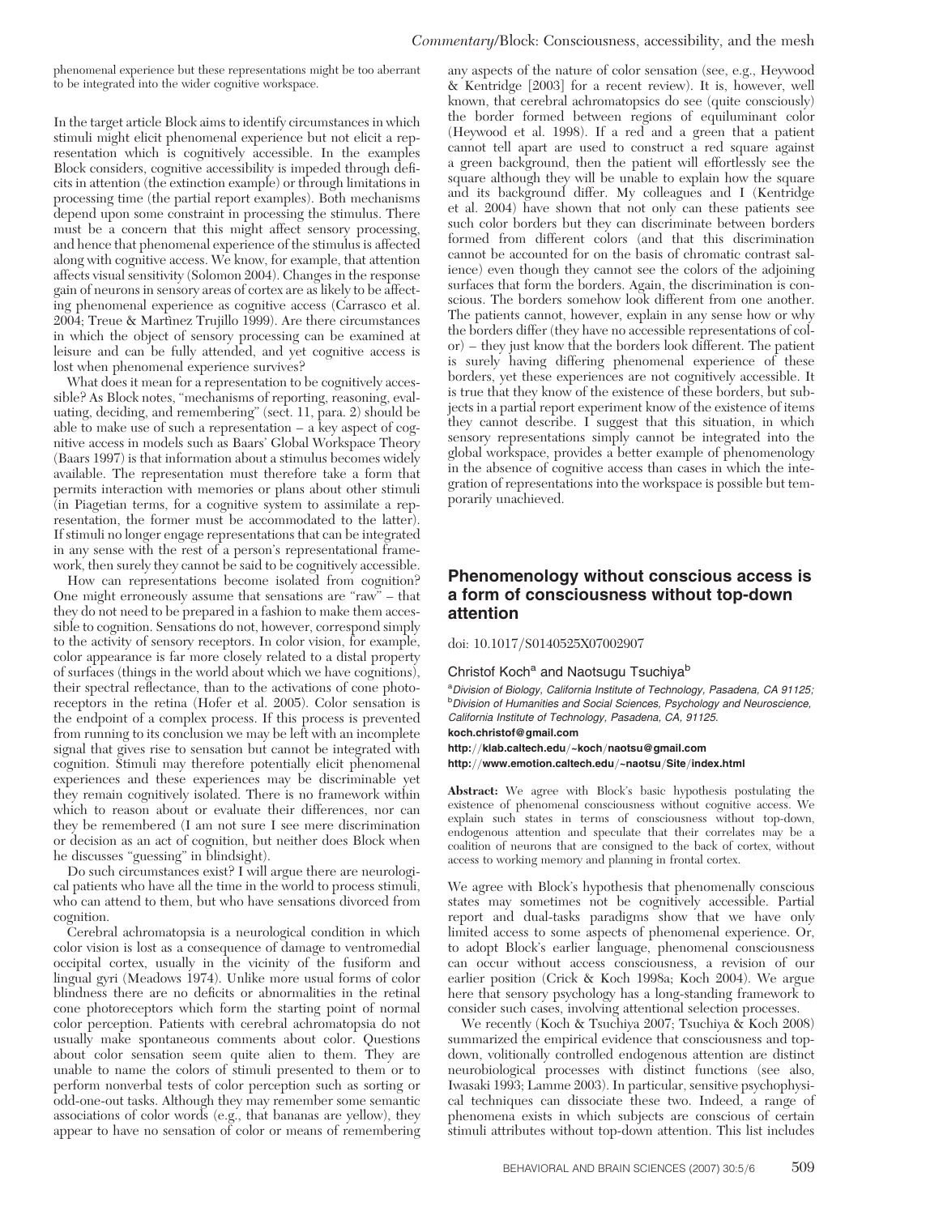phenomenal experience but these representations might be too aberrant to be integrated into the wider cognitive workspace.

In the target article Block aims to identify circumstances in which stimuli might elicit phenomenal experience but not elicit a representation which is cognitively accessible. In the examples Block considers, cognitive accessibility is impeded through deficits in attention (the extinction example) or through limitations in processing time (the partial report examples). Both mechanisms depend upon some constraint in processing the stimulus. There must be a concern that this might affect sensory processing, and hence that phenomenal experience of the stimulus is affected along with cognitive access. We know, for example, that attention affects visual sensitivity (Solomon 2004). Changes in the response gain of neurons in sensory areas of cortex are as likely to be affecting phenomenal experience as cognitive access (Carrasco et al. 2004; Treue & Martinez Trujillo 1999). Are there circumstances in which the object of sensory processing can be examined at leisure and can be fully attended, and yet cognitive access is lost when phenomenal experience survives?

What does it mean for a representation to be cognitively accessible? As Block notes, "mechanisms of reporting, reasoning, evaluating, deciding, and remembering" (sect. 11, para. 2) should be able to make use of such a representation – a key aspect of cognitive access in models such as Baars' Global Workspace Theory (Baars 1997) is that information about a stimulus becomes widely available. The representation must therefore take a form that permits interaction with memories or plans about other stimuli (in Piagetian terms, for a cognitive system to assimilate a representation, the former must be accommodated to the latter). If stimuli no longer engage representations that can be integrated in any sense with the rest of a person's representational framework, then surely they cannot be said to be cognitively accessible.

How can representations become isolated from cognition? One might erroneously assume that sensations are "raw" – that they do not need to be prepared in a fashion to make them accessible to cognition. Sensations do not, however, correspond simply to the activity of sensory receptors. In color vision, for example, color appearance is far more closely related to a distal property of surfaces (things in the world about which we have cognitions), their spectral reflectance, than to the activations of cone photoreceptors in the retina (Hofer et al. 2005). Color sensation is the endpoint of a complex process. If this process is prevented from running to its conclusion we may be left with an incomplete signal that gives rise to sensation but cannot be integrated with cognition. Stimuli may therefore potentially elicit phenomenal experiences and these experiences may be discriminable yet they remain cognitively isolated. There is no framework within which to reason about or evaluate their differences, nor can they be remembered (I am not sure I see mere discrimination or decision as an act of cognition, but neither does Block when he discusses "guessing" in blindsight).

Do such circumstances exist? I will argue there are neurological patients who have all the time in the world to process stimuli, who can attend to them, but who have sensations divorced from cognition.

Cerebral achromatopsia is a neurological condition in which color vision is lost as a consequence of damage to ventromedial occipital cortex, usually in the vicinity of the fusiform and lingual gyri (Meadows 1974). Unlike more usual forms of color blindness there are no deficits or abnormalities in the retinal cone photoreceptors which form the starting point of normal color perception. Patients with cerebral achromatopsia do not usually make spontaneous comments about color. Questions about color sensation seem quite alien to them. They are unable to name the colors of stimuli presented to them or to perform nonverbal tests of color perception such as sorting or odd-one-out tasks. Although they may remember some semantic associations of color words (e.g., that bananas are yellow), they appear to have no sensation of color or means of remembering any aspects of the nature of color sensation (see, e.g., Heywood & Kentridge [2003] for a recent review). It is, however, well known, that cerebral achromatopsics do see (quite consciously) the border formed between regions of equiluminant color (Heywood et al. 1998). If a red and a green that a patient cannot tell apart are used to construct a red square against a green background, then the patient will effortlessly see the square although they will be unable to explain how the square and its background differ. My colleagues and I (Kentridge et al. 2004) have shown that not only can these patients see such color borders but they can discriminate between borders formed from different colors (and that this discrimination cannot be accounted for on the basis of chromatic contrast salience) even though they cannot see the colors of the adjoining surfaces that form the borders. Again, the discrimination is conscious. The borders somehow look different from one another. The patients cannot, however, explain in any sense how or why the borders differ (they have no accessible representations of color) – they just know that the borders look different. The patient is surely having differing phenomenal experience of these borders, yet these experiences are not cognitively accessible. It is true that they know of the existence of these borders, but subjects in a partial report experiment know of the existence of items they cannot describe. I suggest that this situation, in which sensory representations simply cannot be integrated into the global workspace, provides a better example of phenomenology in the absence of cognitive access than cases in which the integration of representations into the workspace is possible but temporarily unachieved.

## Phenomenology without conscious access is a form of consciousness without top-down attention

doi: 10.1017/S0140525X07002907

Christof Koch[a] and Naotsugu Tsuchiya[b]

[a]*Division of Biology, California Institute of Technology, Pasadena, CA 91125;* [b]*Division of Humanities and Social Sciences, Psychology and Neuroscience, California Institute of Technology, Pasadena, CA, 91125.*

**koch.christof@gmail.com**

**http://klab.caltech.edu/~koch/naotsu@gmail.com**

**http://www.emotion.caltech.edu/~naotsu/Site/index.html**

**Abstract:** We agree with Block's basic hypothesis postulating the existence of phenomenal consciousness without cognitive access. We explain such states in terms of consciousness without top-down, endogenous attention and speculate that their correlates may be a coalition of neurons that are consigned to the back of cortex, without access to working memory and planning in frontal cortex.

We agree with Block's hypothesis that phenomenally conscious states may sometimes not be cognitively accessible. Partial report and dual-tasks paradigms show that we have only limited access to some aspects of phenomenal experience. Or, to adopt Block's earlier language, phenomenal consciousness can occur without access consciousness, a revision of our earlier position (Crick & Koch 1998a; Koch 2004). We argue here that sensory psychology has a long-standing framework to consider such cases, involving attentional selection processes.

We recently (Koch & Tsuchiya 2007; Tsuchiya & Koch 2008) summarized the empirical evidence that consciousness and top-down, volitionally controlled endogenous attention are distinct neurobiological processes with distinct functions (see also, Iwasaki 1993; Lamme 2003). In particular, sensitive psychophysical techniques can dissociate these two. Indeed, a range of phenomena exists in which subjects are conscious of certain stimuli attributes without top-down attention. This list includes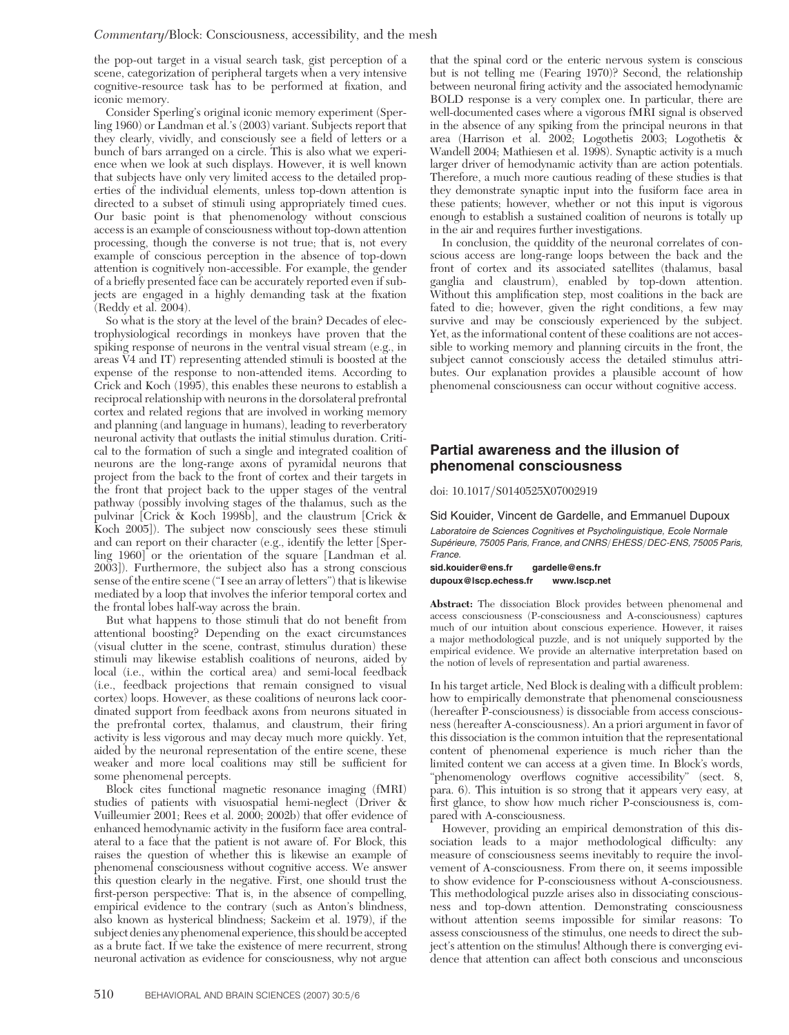the pop-out target in a visual search task, gist perception of a scene, categorization of peripheral targets when a very intensive cognitive-resource task has to be performed at fixation, and iconic memory.

Consider Sperling's original iconic memory experiment (Sperling 1960) or Landman et al.'s (2003) variant. Subjects report that they clearly, vividly, and consciously see a field of letters or a bunch of bars arranged on a circle. This is also what we experience when we look at such displays. However, it is well known that subjects have only very limited access to the detailed properties of the individual elements, unless top-down attention is directed to a subset of stimuli using appropriately timed cues. Our basic point is that phenomenology without conscious access is an example of consciousness without top-down attention processing, though the converse is not true; that is, not every example of conscious perception in the absence of top-down attention is cognitively non-accessible. For example, the gender of a briefly presented face can be accurately reported even if subjects are engaged in a highly demanding task at the fixation (Reddy et al. 2004).

So what is the story at the level of the brain? Decades of electrophysiological recordings in monkeys have proven that the spiking response of neurons in the ventral visual stream (e.g., in areas V4 and IT) representing attended stimuli is boosted at the expense of the response to non-attended items. According to Crick and Koch (1995), this enables these neurons to establish a reciprocal relationship with neurons in the dorsolateral prefrontal cortex and related regions that are involved in working memory and planning (and language in humans), leading to reverberatory neuronal activity that outlasts the initial stimulus duration. Critical to the formation of such a single and integrated coalition of neurons are the long-range axons of pyramidal neurons that project from the back to the front of cortex and their targets in the front that project back to the upper stages of the ventral pathway (possibly involving stages of the thalamus, such as the pulvinar [Crick & Koch 1998b], and the claustrum [Crick & Koch 2005]). The subject now consciously sees these stimuli and can report on their character (e.g., identify the letter [Sperling 1960] or the orientation of the square [Landman et al. 2003]). Furthermore, the subject also has a strong conscious sense of the entire scene ("I see an array of letters") that is likewise mediated by a loop that involves the inferior temporal cortex and the frontal lobes half-way across the brain.

But what happens to those stimuli that do not benefit from attentional boosting? Depending on the exact circumstances (visual clutter in the scene, contrast, stimulus duration) these stimuli may likewise establish coalitions of neurons, aided by local (i.e., within the cortical area) and semi-local feedback (i.e., feedback projections that remain consigned to visual cortex) loops. However, as these coalitions of neurons lack coordinated support from feedback axons from neurons situated in the prefrontal cortex, thalamus, and claustrum, their firing activity is less vigorous and may decay much more quickly. Yet, aided by the neuronal representation of the entire scene, these weaker and more local coalitions may still be sufficient for some phenomenal percepts.

Block cites functional magnetic resonance imaging (fMRI) studies of patients with visuospatial hemi-neglect (Driver & Vuilleumier 2001; Rees et al. 2000; 2002b) that offer evidence of enhanced hemodynamic activity in the fusiform face area contralateral to a face that the patient is not aware of. For Block, this raises the question of whether this is likewise an example of phenomenal consciousness without cognitive access. We answer this question clearly in the negative. First, one should trust the first-person perspective: That is, in the absence of compelling, empirical evidence to the contrary (such as Anton's blindness, also known as hysterical blindness; Sackeim et al. 1979), if the subject denies any phenomenal experience, this should be accepted as a brute fact. If we take the existence of mere recurrent, strong neuronal activation as evidence for consciousness, why not argue that the spinal cord or the enteric nervous system is conscious but is not telling me (Fearing 1970)? Second, the relationship between neuronal firing activity and the associated hemodynamic BOLD response is a very complex one. In particular, there are well-documented cases where a vigorous fMRI signal is observed in the absence of any spiking from the principal neurons in that area (Harrison et al. 2002; Logothetis 2003; Logothetis & Wandell 2004; Mathiesen et al. 1998). Synaptic activity is a much larger driver of hemodynamic activity than are action potentials. Therefore, a much more cautious reading of these studies is that they demonstrate synaptic input into the fusiform face area in these patients; however, whether or not this input is vigorous enough to establish a sustained coalition of neurons is totally up in the air and requires further investigations.

In conclusion, the quiddity of the neuronal correlates of conscious access are long-range loops between the back and the front of cortex and its associated satellites (thalamus, basal ganglia and claustrum), enabled by top-down attention. Without this amplification step, most coalitions in the back are fated to die; however, given the right conditions, a few may survive and may be consciously experienced by the subject. Yet, as the informational content of these coalitions are not accessible to working memory and planning circuits in the front, the subject cannot consciously access the detailed stimulus attributes. Our explanation provides a plausible account of how phenomenal consciousness can occur without cognitive access.

## Partial awareness and the illusion of phenomenal consciousness

doi: 10.1017/S0140525X07002919

Sid Kouider, Vincent de Gardelle, and Emmanuel Dupoux

*Laboratoire de Sciences Cognitives et Psycholinguistique, Ecole Normale Supérieure, 75005 Paris, France, and CNRS/EHESS/DEC-ENS, 75005 Paris, France.*

**sid.kouider@ens.fr gardelle@ens.fr**
**dupoux@lscp.echess.fr www.lscp.net**

**Abstract:** The dissociation Block provides between phenomenal and access consciousness (P-consciousness and A-consciousness) captures much of our intuition about conscious experience. However, it raises a major methodological puzzle, and is not uniquely supported by the empirical evidence. We provide an alternative interpretation based on the notion of levels of representation and partial awareness.

In his target article, Ned Block is dealing with a difficult problem: how to empirically demonstrate that phenomenal consciousness (hereafter P-consciousness) is dissociable from access consciousness (hereafter A-consciousness). An a priori argument in favor of this dissociation is the common intuition that the representational content of phenomenal experience is much richer than the limited content we can access at a given time. In Block's words, "phenomenology overflows cognitive accessibility" (sect. 8, para. 6). This intuition is so strong that it appears very easy, at first glance, to show how much richer P-consciousness is, compared with A-consciousness.

However, providing an empirical demonstration of this dissociation leads to a major methodological difficulty: any measure of consciousness seems inevitably to require the involvement of A-consciousness. From there on, it seems impossible to show evidence for P-consciousness without A-consciousness. This methodological puzzle arises also in dissociating consciousness and top-down attention. Demonstrating consciousness without attention seems impossible for similar reasons: To assess consciousness of the stimulus, one needs to direct the subject's attention on the stimulus! Although there is converging evidence that attention can affect both conscious and unconscious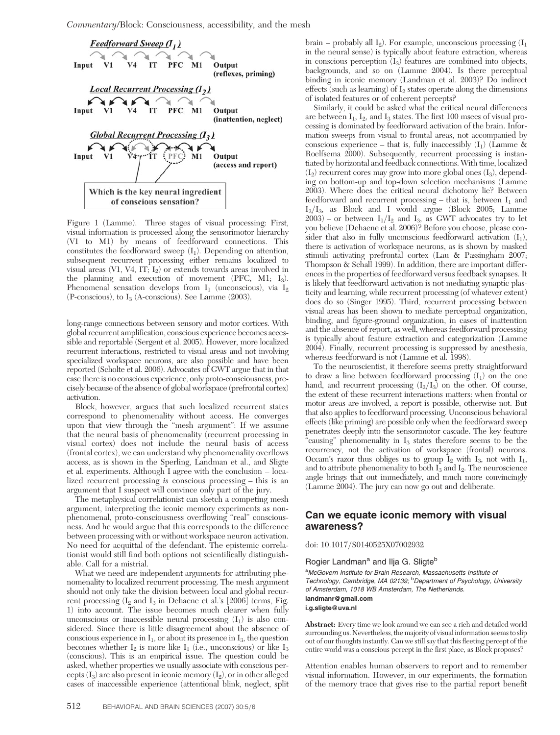Figure 1 (Lamme). Three stages of visual processing: First, visual information is processed along the sensorimotor hierarchy (V1 to M1) by means of feedforward connections. This constitutes the feedforward sweep ($I_1$). Depending on attention, subsequent recurrent processing either remains localized to visual areas (V1, V4, IT; $I_2$) or extends towards areas involved in the planning and execution of movement (PFC, M1; $I_3$). Phenomenal sensation develops from $I_1$ (unconscious), via $I_2$ (P-conscious), to $I_3$ (A-conscious). See Lamme (2003).

long-range connections between sensory and motor cortices. With global recurrent amplification, conscious experience becomes accessible and reportable (Sergent et al. 2005). However, more localized recurrent interactions, restricted to visual areas and not involving specialized workspace neurons, are also possible and have been reported (Scholte et al. 2006). Advocates of GWT argue that in that case there is no conscious experience, only proto-consciousness, precisely because of the absence of global workspace (prefrontal cortex) activation.

Block, however, argues that such localized recurrent states correspond to phenomenality without access. He converges upon that view through the "mesh argument": If we assume that the neural basis of phenomenality (recurrent processing in visual cortex) does not include the neural basis of access (frontal cortex), we can understand why phenomenality overflows access, as is shown in the Sperling, Landman et al., and Sligte et al. experiments. Although I agree with the conclusion – localized recurrent processing *is* conscious processing – this is an argument that I suspect will convince only part of the jury.

The metaphysical correlationist can sketch a competing mesh argument, interpreting the iconic memory experiments as non-phenomenal, proto-consciousness overflowing "real" consciousness. And he would argue that this corresponds to the difference between processing with or without workspace neuron activation. No need for acquittal of the defendant. The epistemic correlationist would still find both options not scientifically distinguishable. Call for a mistrial.

What we need are independent arguments for attributing phenomenality to localized recurrent processing. The mesh argument should not only take the division between local and global recurrent processing ($I_2$ and $I_3$ in Dehaene et al.'s [2006] terms, Fig. 1) into account. The issue becomes much clearer when fully unconscious or inaccessible neural processing ($I_1$) is also considered. Since there is little disagreement about the absence of conscious experience in $I_1$, or about its presence in $I_3$, the question becomes whether $I_2$ is more like $I_1$ (i.e., unconscious) or like $I_3$ (conscious). This is an empirical issue. The question could be asked, whether properties we usually associate with conscious percepts ($I_3$) are also present in iconic memory ($I_2$), or in other alleged cases of inaccessible experience (attentional blink, neglect, split brain – probably all $I_2$). For example, unconscious processing ($I_1$ in the neural sense) is typically about feature extraction, whereas in conscious perception ($I_3$) features are combined into objects, backgrounds, and so on (Lamme 2004). Is there perceptual binding in iconic memory (Landman et al. 2003)? Do indirect effects (such as learning) of $I_2$ states operate along the dimensions of isolated features or of coherent percepts?

Similarly, it could be asked what the critical neural differences are between $I_1$, $I_2$, and $I_3$ states. The first 100 msecs of visual processing is dominated by feedforward activation of the brain. Information sweeps from visual to frontal areas, not accompanied by conscious experience – that is, fully inaccessibly ($I_1$) (Lamme & Roelfsema 2000). Subsequently, recurrent processing is instantiated by horizontal and feedback connections. With time, localized ($I_2$) recurrent cores may grow into more global ones ($I_3$), depending on bottom-up and top-down selection mechanisms (Lamme 2003). Where does the critical neural dichotomy lie? Between feedforward and recurrent processing – that is, between $I_1$ and $I_2/I_3$, as Block and I would argue (Block 2005; Lamme 2003) – or between $I_1/I_2$ and $I_3$, as GWT advocates try to let you believe (Dehaene et al. 2006)? Before you choose, please consider that also in fully unconscious feedforward activation ($I_1$), there is activation of workspace neurons, as is shown by masked stimuli activating prefrontal cortex (Lau & Passingham 2007; Thompson & Schall 1999). In addition, there are important differences in the properties of feedforward versus feedback synapses. It is likely that feedforward activation is not mediating synaptic plasticity and learning, while recurrent processing (of whatever extent) does do so (Singer 1995). Third, recurrent processing between visual areas has been shown to mediate perceptual organization, binding, and figure-ground organization, in cases of inattention and the absence of report, as well, whereas feedforward processing is typically about feature extraction and categorization (Lamme 2004). Finally, recurrent processing is suppressed by anesthesia, whereas feedforward is not (Lamme et al. 1998).

To the neuroscientist, it therefore seems pretty straightforward to draw a line between feedforward processing ($I_1$) on the one hand, and recurrent processing ($I_2/I_3$) on the other. Of course, the extent of these recurrent interactions matters: when frontal or motor areas are involved, a report is possible, otherwise not. But that also applies to feedforward processing. Unconscious behavioral effects (like priming) are possible only when the feedforward sweep penetrates deeply into the sensorimotor cascade. The key feature "causing" phenomenality in $I_3$ states therefore seems to be the recurrency, not the activation of workspace (frontal) neurons. Occam's razor thus obliges us to group $I_2$ with $I_3$, not with $I_1$, and to attribute phenomenality to both $I_3$ and $I_2$. The neuroscience angle brings that out immediately, and much more convincingly (Lamme 2004). The jury can now go out and deliberate.

## Can we equate iconic memory with visual awareness?

doi: 10.1017/S0140525X07002932

Rogier Landman[a] and Ilja G. Sligte[b]

[a]*McGovern Institute for Brain Research, Massachusetts Institute of Technology, Cambridge, MA 02139;* [b]*Department of Psychology, University of Amsterdam, 1018 WB Amsterdam, The Netherlands.*
**landmanr@gmail.com**
**i.g.sligte@uva.nl**

**Abstract:** Every time we look around we can see a rich and detailed world surrounding us. Nevertheless, the majority of visual information seems to slip out of our thoughts instantly. Can we still say that this fleeting percept of the entire world was a conscious percept in the first place, as Block proposes?

Attention enables human observers to report and to remember visual information. However, in our experiments, the formation of the memory trace that gives rise to the partial report benefit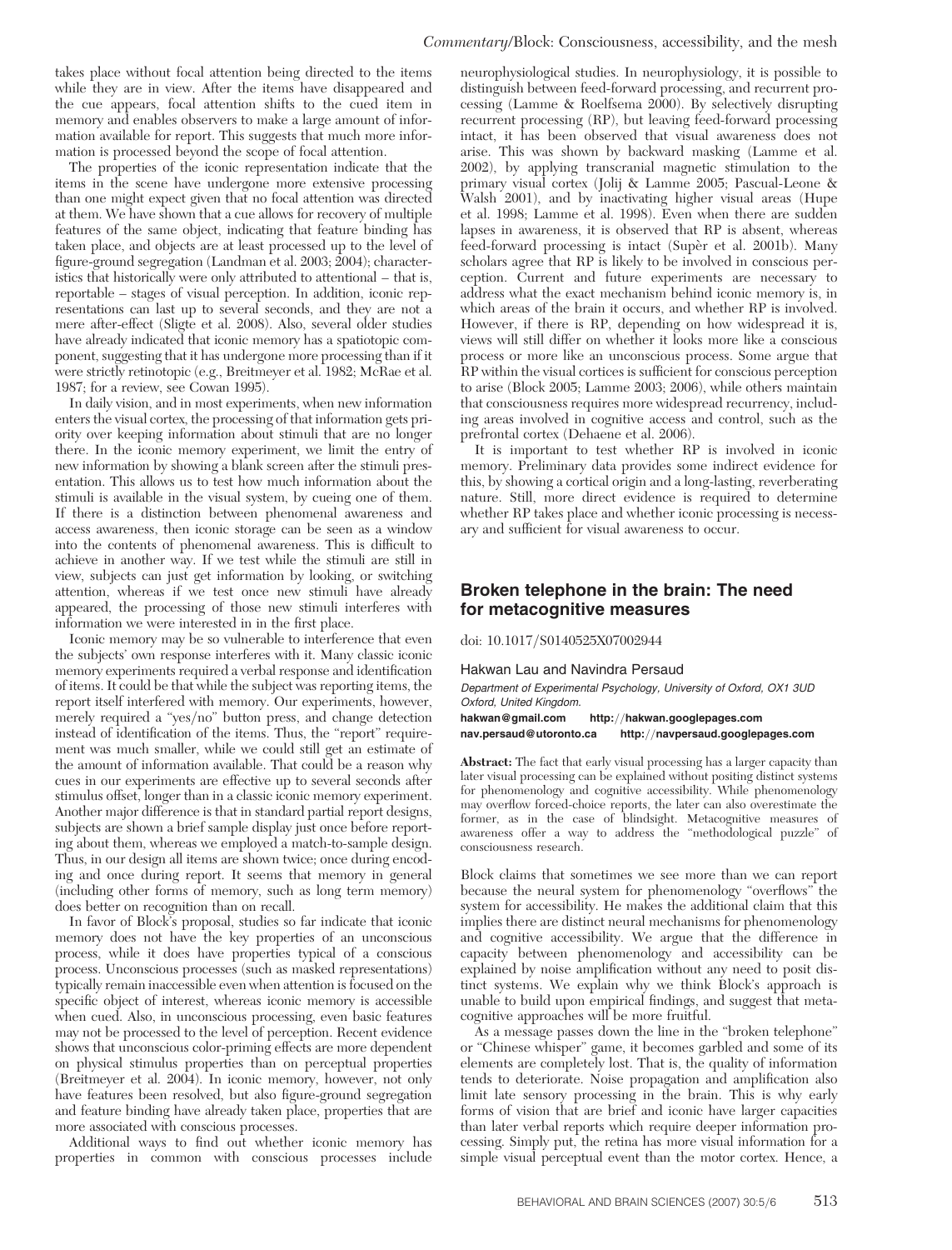takes place without focal attention being directed to the items while they are in view. After the items have disappeared and the cue appears, focal attention shifts to the cued item in memory and enables observers to make a large amount of information available for report. This suggests that much more information is processed beyond the scope of focal attention.

The properties of the iconic representation indicate that the items in the scene have undergone more extensive processing than one might expect given that no focal attention was directed at them. We have shown that a cue allows for recovery of multiple features of the same object, indicating that feature binding has taken place, and objects are at least processed up to the level of figure-ground segregation (Landman et al. 2003; 2004); characteristics that historically were only attributed to attentional – that is, reportable – stages of visual perception. In addition, iconic representations can last up to several seconds, and they are not a mere after-effect (Sligte et al. 2008). Also, several older studies have already indicated that iconic memory has a spatiotopic component, suggesting that it has undergone more processing than if it were strictly retinotopic (e.g., Breitmeyer et al. 1982; McRae et al. 1987; for a review, see Cowan 1995).

In daily vision, and in most experiments, when new information enters the visual cortex, the processing of that information gets priority over keeping information about stimuli that are no longer there. In the iconic memory experiment, we limit the entry of new information by showing a blank screen after the stimuli presentation. This allows us to test how much information about the stimuli is available in the visual system, by cueing one of them. If there is a distinction between phenomenal awareness and access awareness, then iconic storage can be seen as a window into the contents of phenomenal awareness. This is difficult to achieve in another way. If we test while the stimuli are still in view, subjects can just get information by looking, or switching attention, whereas if we test once new stimuli have already appeared, the processing of those new stimuli interferes with information we were interested in in the first place.

Iconic memory may be so vulnerable to interference that even the subjects' own response interferes with it. Many classic iconic memory experiments required a verbal response and identification of items. It could be that while the subject was reporting items, the report itself interfered with memory. Our experiments, however, merely required a "yes/no" button press, and change detection instead of identification of the items. Thus, the "report" requirement was much smaller, while we could still get an estimate of the amount of information available. That could be a reason why cues in our experiments are effective up to several seconds after stimulus offset, longer than in a classic iconic memory experiment. Another major difference is that in standard partial report designs, subjects are shown a brief sample display just once before reporting about them, whereas we employed a match-to-sample design. Thus, in our design all items are shown twice; once during encoding and once during report. It seems that memory in general (including other forms of memory, such as long term memory) does better on recognition than on recall.

In favor of Block's proposal, studies so far indicate that iconic memory does not have the key properties of an unconscious process, while it does have properties typical of a conscious process. Unconscious processes (such as masked representations) typically remain inaccessible even when attention is focused on the specific object of interest, whereas iconic memory is accessible when cued. Also, in unconscious processing, even basic features may not be processed to the level of perception. Recent evidence shows that unconscious color-priming effects are more dependent on physical stimulus properties than on perceptual properties (Breitmeyer et al. 2004). In iconic memory, however, not only have features been resolved, but also figure-ground segregation and feature binding have already taken place, properties that are more associated with conscious processes.

Additional ways to find out whether iconic memory has properties in common with conscious processes include neurophysiological studies. In neurophysiology, it is possible to distinguish between feed-forward processing, and recurrent processing (Lamme & Roelfsema 2000). By selectively disrupting recurrent processing (RP), but leaving feed-forward processing intact, it has been observed that visual awareness does not arise. This was shown by backward masking (Lamme et al. 2002), by applying transcranial magnetic stimulation to the primary visual cortex (Jolij & Lamme 2005; Pascual-Leone & Walsh 2001), and by inactivating higher visual areas (Hupe et al. 1998; Lamme et al. 1998). Even when there are sudden lapses in awareness, it is observed that RP is absent, whereas feed-forward processing is intact (Supèr et al. 2001b). Many scholars agree that RP is likely to be involved in conscious perception. Current and future experiments are necessary to address what the exact mechanism behind iconic memory is, in which areas of the brain it occurs, and whether RP is involved. However, if there is RP, depending on how widespread it is, views will still differ on whether it looks more like a conscious process or more like an unconscious process. Some argue that RP within the visual cortices is sufficient for conscious perception to arise (Block 2005; Lamme 2003; 2006), while others maintain that consciousness requires more widespread recurrency, including areas involved in cognitive access and control, such as the prefrontal cortex (Dehaene et al. 2006).

It is important to test whether RP is involved in iconic memory. Preliminary data provides some indirect evidence for this, by showing a cortical origin and a long-lasting, reverberating nature. Still, more direct evidence is required to determine whether RP takes place and whether iconic processing is necessary and sufficient for visual awareness to occur.

## Broken telephone in the brain: The need for metacognitive measures

doi: 10.1017/S0140525X07002944

Hakwan Lau and Navindra Persaud

*Department of Experimental Psychology, University of Oxford, OX1 3UD Oxford, United Kingdom.*
**hakwan@gmail.com** **http://hakwan.googlepages.com**
**nav.persaud@utoronto.ca** **http://navpersaud.googlepages.com**

**Abstract:** The fact that early visual processing has a larger capacity than later visual processing can be explained without positing distinct systems for phenomenology and cognitive accessibility. While phenomenology may overflow forced-choice reports, the later can also overestimate the former, as in the case of blindsight. Metacognitive measures of awareness offer a way to address the "methodological puzzle" of consciousness research.

Block claims that sometimes we see more than we can report because the neural system for phenomenology "overflows" the system for accessibility. He makes the additional claim that this implies there are distinct neural mechanisms for phenomenology and cognitive accessibility. We argue that the difference in capacity between phenomenology and accessibility can be explained by noise amplification without any need to posit distinct systems. We explain why we think Block's approach is unable to build upon empirical findings, and suggest that metacognitive approaches will be more fruitful.

As a message passes down the line in the "broken telephone" or "Chinese whisper" game, it becomes garbled and some of its elements are completely lost. That is, the quality of information tends to deteriorate. Noise propagation and amplification also limit late sensory processing in the brain. This is why early forms of vision that are brief and iconic have larger capacities than later verbal reports which require deeper information processing. Simply put, the retina has more visual information for a simple visual perceptual event than the motor cortex. Hence, a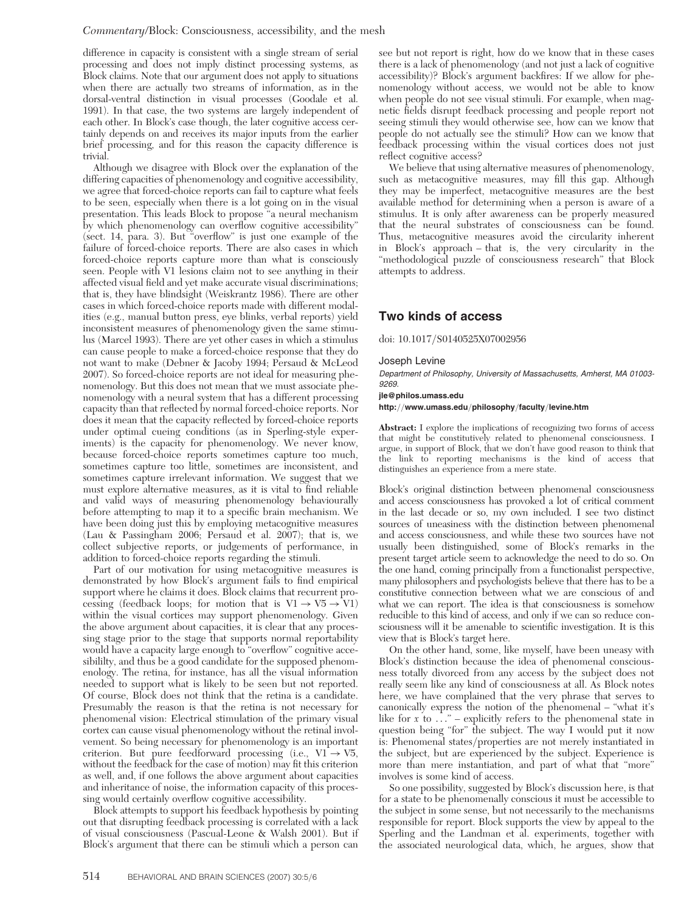difference in capacity is consistent with a single stream of serial processing and does not imply distinct processing systems, as Block claims. Note that our argument does not apply to situations when there are actually two streams of information, as in the dorsal-ventral distinction in visual processes (Goodale et al. 1991). In that case, the two systems are largely independent of each other. In Block's case though, the later cognitive access certainly depends on and receives its major inputs from the earlier brief processing, and for this reason the capacity difference is trivial.

Although we disagree with Block over the explanation of the differing capacities of phenomenology and cognitive accessibility, we agree that forced-choice reports can fail to capture what feels to be seen, especially when there is a lot going on in the visual presentation. This leads Block to propose "a neural mechanism by which phenomenology can overflow cognitive accessibility" (sect. 14, para. 3). But "overflow" is just one example of the failure of forced-choice reports. There are also cases in which forced-choice reports capture more than what is consciously seen. People with V1 lesions claim not to see anything in their affected visual field and yet make accurate visual discriminations; that is, they have blindsight (Weiskrantz 1986). There are other cases in which forced-choice reports made with different modalities (e.g., manual button press, eye blinks, verbal reports) yield inconsistent measures of phenomenology given the same stimulus (Marcel 1993). There are yet other cases in which a stimulus can cause people to make a forced-choice response that they do not want to make (Debner & Jacoby 1994; Persaud & McLeod 2007). So forced-choice reports are not ideal for measuring phenomenology. But this does not mean that we must associate phenomenology with a neural system that has a different processing capacity than that reflected by normal forced-choice reports. Nor does it mean that the capacity reflected by forced-choice reports under optimal cueing conditions (as in Sperling-style experiments) is the capacity for phenomenology. We never know, because forced-choice reports sometimes capture too much, sometimes capture too little, sometimes are inconsistent, and sometimes capture irrelevant information. We suggest that we must explore alternative measures, as it is vital to find reliable and valid ways of measuring phenomenology behaviourally before attempting to map it to a specific brain mechanism. We have been doing just this by employing metacognitive measures (Lau & Passingham 2006; Persaud et al. 2007); that is, we collect subjective reports, or judgements of performance, in addition to forced-choice reports regarding the stimuli.

Part of our motivation for using metacognitive measures is demonstrated by how Block's argument fails to find empirical support where he claims it does. Block claims that recurrent processing (feedback loops; for motion that is V1 → V5 → V1) within the visual cortices may support phenomenology. Given the above argument about capacities, it is clear that any processing stage prior to the stage that supports normal reportability would have a capacity large enough to "overflow" cognitive accessibilty, and thus be a good candidate for the supposed phenomenology. The retina, for instance, has all the visual information needed to support what is likely to be seen but not reported. Of course, Block does not think that the retina is a candidate. Presumably the reason is that the retina is not necessary for phenomenal vision: Electrical stimulation of the primary visual cortex can cause visual phenomenology without the retinal involvement. So being necessary for phenomenology is an important criterion. But pure feedforward processing (i.e., V1 → V5, without the feedback for the case of motion) may fit this criterion as well, and, if one follows the above argument about capacities and inheritance of noise, the information capacity of this processing would certainly overflow cognitive accessibility.

Block attempts to support his feedback hypothesis by pointing out that disrupting feedback processing is correlated with a lack of visual consciousness (Pascual-Leone & Walsh 2001). But if Block's argument that there can be stimuli which a person can see but not report is right, how do we know that in these cases there is a lack of phenomenology (and not just a lack of cognitive accessibility)? Block's argument backfires: If we allow for phenomenology without access, we would not be able to know when people do not see visual stimuli. For example, when magnetic fields disrupt feedback processing and people report not seeing stimuli they would otherwise see, how can we know that people do not actually see the stimuli? How can we know that feedback processing within the visual cortices does not just reflect cognitive access?

We believe that using alternative measures of phenomenology, such as metacognitive measures, may fill this gap. Although they may be imperfect, metacognitive measures are the best available method for determining when a person is aware of a stimulus. It is only after awareness can be properly measured that the neural substrates of consciousness can be found. Thus, metacognitive measures avoid the circularity inherent in Block's approach – that is, the very circularity in the "methodological puzzle of consciousness research" that Block attempts to address.

## Two kinds of access

doi: 10.1017/S0140525X07002956

Joseph Levine

*Department of Philosophy, University of Massachusetts, Amherst, MA 01003-9269.*

**jle@philos.umass.edu**

**http://www.umass.edu/philosophy/faculty/levine.htm**

**Abstract:** I explore the implications of recognizing two forms of access that might be constitutively related to phenomenal consciousness. I argue, in support of Block, that we don't have good reason to think that the link to reporting mechanisms is the kind of access that distinguishes an experience from a mere state.

Block's original distinction between phenomenal consciousness and access consciousness has provoked a lot of critical comment in the last decade or so, my own included. I see two distinct sources of uneasiness with the distinction between phenomenal and access consciousness, and while these two sources have not usually been distinguished, some of Block's remarks in the present target article seem to acknowledge the need to do so. On the one hand, coming principally from a functionalist perspective, many philosophers and psychologists believe that there has to be a constitutive connection between what we are conscious of and what we can report. The idea is that consciousness is somehow reducible to this kind of access, and only if we can so reduce consciousness will it be amenable to scientific investigation. It is this view that is Block's target here.

On the other hand, some, like myself, have been uneasy with Block's distinction because the idea of phenomenal consciousness totally divorced from any access by the subject does not really seem like any kind of consciousness at all. As Block notes here, we have complained that the very phrase that serves to canonically express the notion of the phenomenal – "what it's like for *x* to ..." – explicitly refers to the phenomenal state in question being "for" the subject. The way I would put it now is: Phenomenal states/properties are not merely instantiated in the subject, but are experienced by the subject. Experience is more than mere instantiation, and part of what that "more" involves is some kind of access.

So one possibility, suggested by Block's discussion here, is that for a state to be phenomenally conscious it must be accessible to the subject in some sense, but not necessarily to the mechanisms responsible for report. Block supports the view by appeal to the Sperling and the Landman et al. experiments, together with the associated neurological data, which, he argues, show that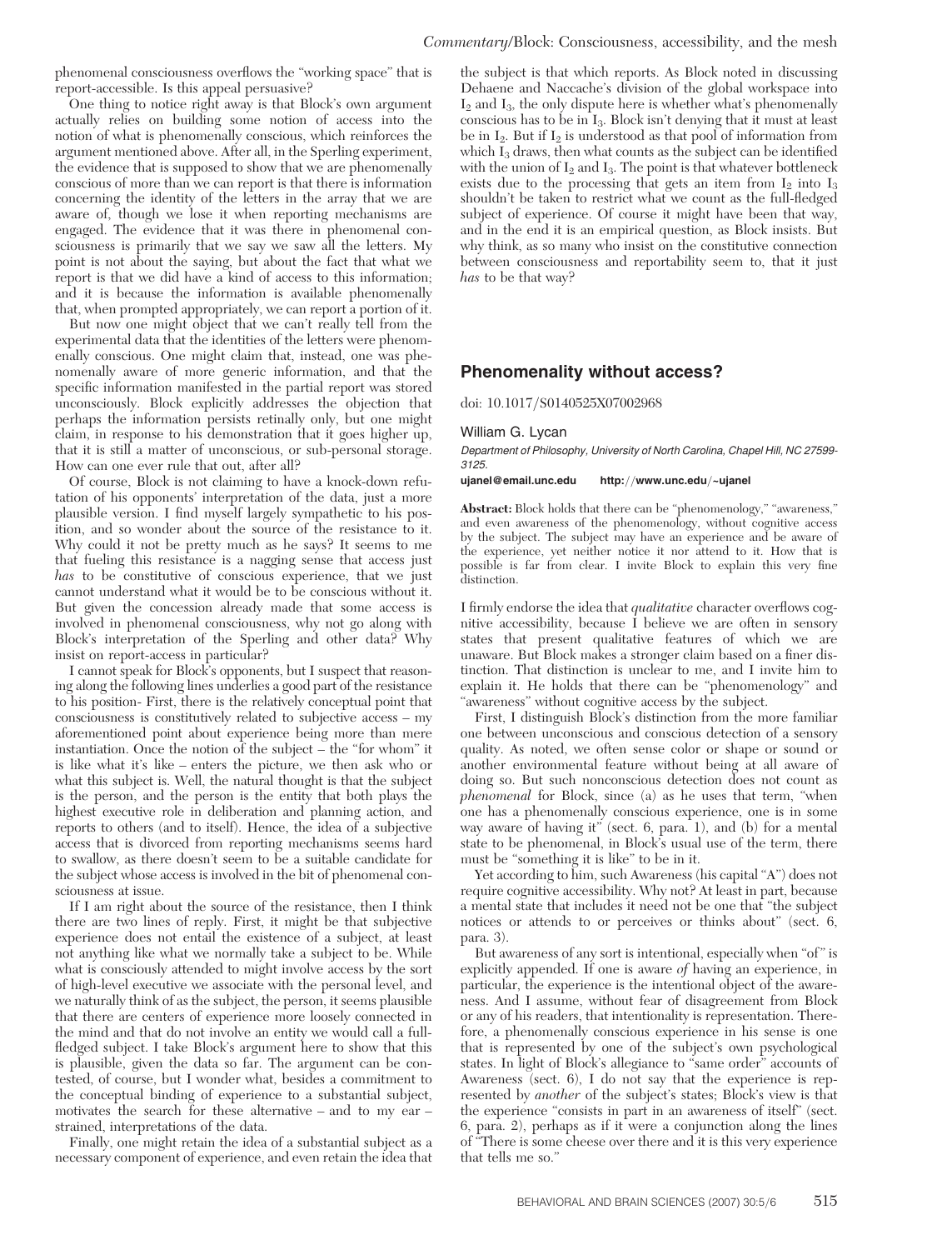phenomenal consciousness overflows the "working space" that is report-accessible. Is this appeal persuasive?

One thing to notice right away is that Block's own argument actually relies on building some notion of access into the notion of what is phenomenally conscious, which reinforces the argument mentioned above. After all, in the Sperling experiment, the evidence that is supposed to show that we are phenomenally conscious of more than we can report is that there is information concerning the identity of the letters in the array that we are aware of, though we lose it when reporting mechanisms are engaged. The evidence that it was there in phenomenal consciousness is primarily that we say we saw all the letters. My point is not about the saying, but about the fact that what we report is that we did have a kind of access to this information; and it is because the information is available phenomenally that, when prompted appropriately, we can report a portion of it.

But now one might object that we can't really tell from the experimental data that the identities of the letters were phenomenally conscious. One might claim that, instead, one was phenomenally aware of more generic information, and that the specific information manifested in the partial report was stored unconsciously. Block explicitly addresses the objection that perhaps the information persists retinally only, but one might claim, in response to his demonstration that it goes higher up, that it is still a matter of unconscious, or sub-personal storage. How can one ever rule that out, after all?

Of course, Block is not claiming to have a knock-down refutation of his opponents' interpretation of the data, just a more plausible version. I find myself largely sympathetic to his position, and so wonder about the source of the resistance to it. Why could it not be pretty much as he says? It seems to me that fueling this resistance is a nagging sense that access just *has* to be constitutive of conscious experience, that we just cannot understand what it would be to be conscious without it. But given the concession already made that some access is involved in phenomenal consciousness, why not go along with Block's interpretation of the Sperling and other data? Why insist on report-access in particular?

I cannot speak for Block's opponents, but I suspect that reasoning along the following lines underlies a good part of the resistance to his position- First, there is the relatively conceptual point that consciousness is constitutively related to subjective access – my aforementioned point about experience being more than mere instantiation. Once the notion of the subject – the "for whom" it is like what it's like – enters the picture, we then ask who or what this subject is. Well, the natural thought is that the subject is the person, and the person is the entity that both plays the highest executive role in deliberation and planning action, and reports to others (and to itself). Hence, the idea of a subjective access that is divorced from reporting mechanisms seems hard to swallow, as there doesn't seem to be a suitable candidate for the subject whose access is involved in the bit of phenomenal consciousness at issue.

If I am right about the source of the resistance, then I think there are two lines of reply. First, it might be that subjective experience does not entail the existence of a subject, at least not anything like what we normally take a subject to be. While what is consciously attended to might involve access by the sort of high-level executive we associate with the personal level, and we naturally think of as the subject, the person, it seems plausible that there are centers of experience more loosely connected in the mind and that do not involve an entity we would call a full-fledged subject. I take Block's argument here to show that this is plausible, given the data so far. The argument can be contested, of course, but I wonder what, besides a commitment to the conceptual binding of experience to a substantial subject, motivates the search for these alternative – and to my ear – strained, interpretations of the data.

Finally, one might retain the idea of a substantial subject as a necessary component of experience, and even retain the idea that the subject is that which reports. As Block noted in discussing Dehaene and Naccache's division of the global workspace into $I_2$ and $I_3$, the only dispute here is whether what's phenomenally conscious has to be in $I_3$. Block isn't denying that it must at least be in $I_2$. But if $I_2$ is understood as that pool of information from which $I_3$ draws, then what counts as the subject can be identified with the union of $I_2$ and $I_3$. The point is that whatever bottleneck exists due to the processing that gets an item from $I_2$ into $I_3$ shouldn't be taken to restrict what we count as the full-fledged subject of experience. Of course it might have been that way, and in the end it is an empirical question, as Block insists. But why think, as so many who insist on the constitutive connection between consciousness and reportability seem to, that it just *has* to be that way?

## Phenomenality without access?

doi: 10.1017/S0140525X07002968

William G. Lycan

*Department of Philosophy, University of North Carolina, Chapel Hill, NC 27599-3125.*

**ujanel@email.unc.edu** **http://www.unc.edu/~ujanel**

**Abstract:** Block holds that there can be "phenomenology," "awareness," and even awareness of the phenomenology, without cognitive access by the subject. The subject may have an experience and be aware of the experience, yet neither notice it nor attend to it. How that is possible is far from clear. I invite Block to explain this very fine distinction.

I firmly endorse the idea that *qualitative* character overflows cognitive accessibility, because I believe we are often in sensory states that present qualitative features of which we are unaware. But Block makes a stronger claim based on a finer distinction. That distinction is unclear to me, and I invite him to explain it. He holds that there can be "phenomenology" and "awareness" without cognitive access by the subject.

First, I distinguish Block's distinction from the more familiar one between unconscious and conscious detection of a sensory quality. As noted, we often sense color or shape or sound or another environmental feature without being at all aware of doing so. But such nonconscious detection does not count as *phenomenal* for Block, since (a) as he uses that term, "when one has a phenomenally conscious experience, one is in some way aware of having it" (sect. 6, para. 1), and (b) for a mental state to be phenomenal, in Block's usual use of the term, there must be "something it is like" to be in it.

Yet according to him, such Awareness (his capital "A") does not require cognitive accessibility. Why not? At least in part, because a mental state that includes it need not be one that "the subject notices or attends to or perceives or thinks about" (sect. 6, para. 3).

But awareness of any sort is intentional, especially when "of" is explicitly appended. If one is aware *of* having an experience, in particular, the experience is the intentional object of the awareness. And I assume, without fear of disagreement from Block or any of his readers, that intentionality is representation. Therefore, a phenomenally conscious experience in his sense is one that is represented by one of the subject's own psychological states. In light of Block's allegiance to "same order" accounts of Awareness (sect. 6), I do not say that the experience is represented by *another* of the subject's states; Block's view is that the experience "consists in part in an awareness of itself" (sect. 6, para. 2), perhaps as if it were a conjunction along the lines of "There is some cheese over there and it is this very experience that tells me so."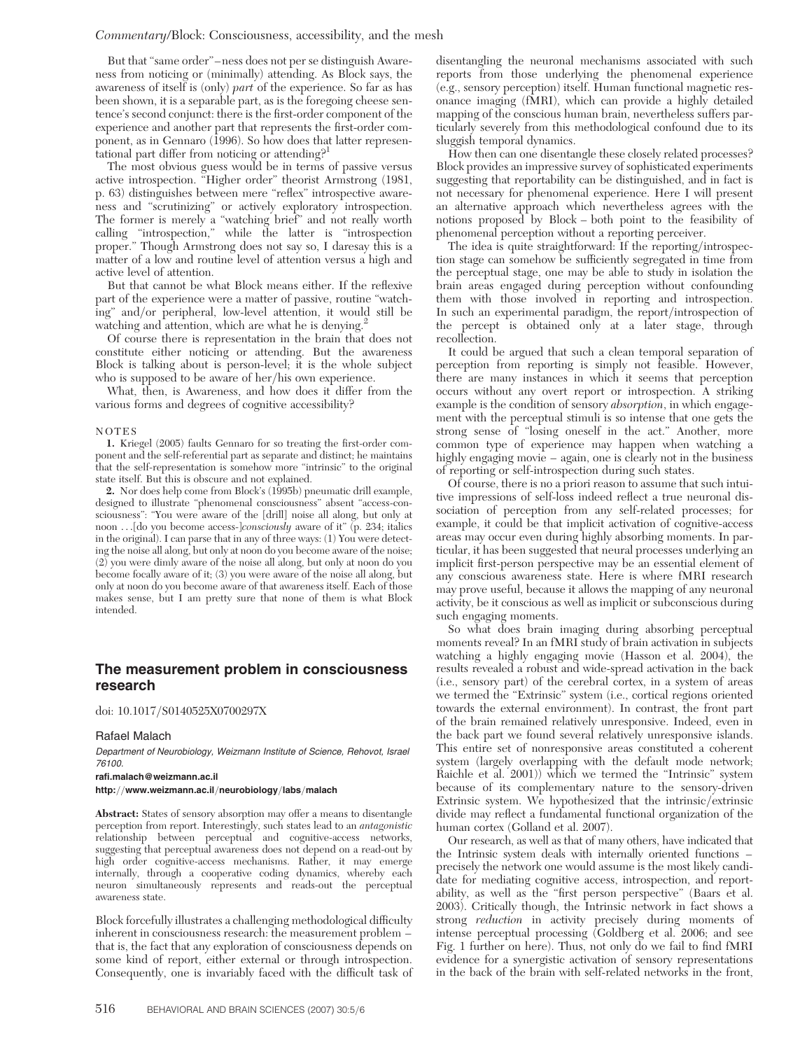But that "same order"–ness does not per se distinguish Awareness from noticing or (minimally) attending. As Block says, the awareness of itself is (only) *part* of the experience. So far as has been shown, it is a separable part, as is the foregoing cheese sentence's second conjunct: there is the first-order component of the experience and another part that represents the first-order component, as in Gennaro (1996). So how does that latter representational part differ from noticing or attending?[1]

The most obvious guess would be in terms of passive versus active introspection. "Higher order" theorist Armstrong (1981, p. 63) distinguishes between mere "reflex" introspective awareness and "scrutinizing" or actively exploratory introspection. The former is merely a "watching brief" and not really worth calling "introspection," while the latter is "introspection proper." Though Armstrong does not say so, I daresay this is a matter of a low and routine level of attention versus a high and active level of attention.

But that cannot be what Block means either. If the reflexive part of the experience were a matter of passive, routine "watching" and/or peripheral, low-level attention, it would still be watching and attention, which are what he is denying.[2]

Of course there is representation in the brain that does not constitute either noticing or attending. But the awareness Block is talking about is person-level; it is the whole subject who is supposed to be aware of her/his own experience.

What, then, is Awareness, and how does it differ from the various forms and degrees of cognitive accessibility?

NOTES

1. Kriegel (2005) faults Gennaro for so treating the first-order component and the self-referential part as separate and distinct; he maintains that the self-representation is somehow more "intrinsic" to the original state itself. But this is obscure and not explained.

2. Nor does help come from Block's (1995b) pneumatic drill example, designed to illustrate "phenomenal consciousness" absent "access-consciousness": "You were aware of the [drill] noise all along, but only at noon ...[do you become access-]*consciously* aware of it" (p. 234; italics in the original). I can parse that in any of three ways: (1) You were detecting the noise all along, but only at noon do you become aware of the noise; (2) you were dimly aware of the noise all along, but only at noon do you become focally aware of it; (3) you were aware of the noise all along, but only at noon do you become aware of that awareness itself. Each of those makes sense, but I am pretty sure that none of them is what Block intended.

## The measurement problem in consciousness research

doi: 10.1017/S0140525X0700297X

Rafael Malach

*Department of Neurobiology, Weizmann Institute of Science, Rehovot, Israel 76100.*

**rafi.malach@weizmann.ac.il**

**http://www.weizmann.ac.il/neurobiology/labs/malach**

**Abstract:** States of sensory absorption may offer a means to disentangle perception from report. Interestingly, such states lead to an *antagonistic* relationship between perceptual and cognitive-access networks, suggesting that perceptual awareness does not depend on a read-out by high order cognitive-access mechanisms. Rather, it may emerge internally, through a cooperative coding dynamics, whereby each neuron simultaneously represents and reads-out the perceptual awareness state.

Block forcefully illustrates a challenging methodological difficulty inherent in consciousness research: the measurement problem – that is, the fact that any exploration of consciousness depends on some kind of report, either external or through introspection. Consequently, one is invariably faced with the difficult task of disentangling the neuronal mechanisms associated with such reports from those underlying the phenomenal experience (e.g., sensory perception) itself. Human functional magnetic resonance imaging (fMRI), which can provide a highly detailed mapping of the conscious human brain, nevertheless suffers particularly severely from this methodological confound due to its sluggish temporal dynamics.

How then can one disentangle these closely related processes? Block provides an impressive survey of sophisticated experiments suggesting that reportability can be distinguished, and in fact is not necessary for phenomenal experience. Here I will present an alternative approach which nevertheless agrees with the notions proposed by Block – both point to the feasibility of phenomenal perception without a reporting perceiver.

The idea is quite straightforward: If the reporting/introspection stage can somehow be sufficiently segregated in time from the perceptual stage, one may be able to study in isolation the brain areas engaged during perception without confounding them with those involved in reporting and introspection. In such an experimental paradigm, the report/introspection of the percept is obtained only at a later stage, through recollection.

It could be argued that such a clean temporal separation of perception from reporting is simply not feasible. However, there are many instances in which it seems that perception occurs without any overt report or introspection. A striking example is the condition of sensory *absorption*, in which engagement with the perceptual stimuli is so intense that one gets the strong sense of "losing oneself in the act." Another, more common type of experience may happen when watching a highly engaging movie – again, one is clearly not in the business of reporting or self-introspection during such states.

Of course, there is no a priori reason to assume that such intuitive impressions of self-loss indeed reflect a true neuronal dissociation of perception from any self-related processes; for example, it could be that implicit activation of cognitive-access areas may occur even during highly absorbing moments. In particular, it has been suggested that neural processes underlying an implicit first-person perspective may be an essential element of any conscious awareness state. Here is where fMRI research may prove useful, because it allows the mapping of any neuronal activity, be it conscious as well as implicit or subconscious during such engaging moments.

So what does brain imaging during absorbing perceptual moments reveal? In an fMRI study of brain activation in subjects watching a highly engaging movie (Hasson et al. 2004), the results revealed a robust and wide-spread activation in the back (i.e., sensory part) of the cerebral cortex, in a system of areas we termed the "Extrinsic" system (i.e., cortical regions oriented towards the external environment). In contrast, the front part of the brain remained relatively unresponsive. Indeed, even in the back part we found several relatively unresponsive islands. This entire set of nonresponsive areas constituted a coherent system (largely overlapping with the default mode network; Raichle et al. 2001)) which we termed the "Intrinsic" system because of its complementary nature to the sensory-driven Extrinsic system. We hypothesized that the intrinsic/extrinsic divide may reflect a fundamental functional organization of the human cortex (Golland et al. 2007).

Our research, as well as that of many others, have indicated that the Intrinsic system deals with internally oriented functions – precisely the network one would assume is the most likely candidate for mediating cognitive access, introspection, and reportability, as well as the "first person perspective" (Baars et al. 2003). Critically though, the Intrinsic network in fact shows a strong *reduction* in activity precisely during moments of intense perceptual processing (Goldberg et al. 2006; and see Fig. 1 further on here). Thus, not only do we fail to find fMRI evidence for a synergistic activation of sensory representations in the back of the brain with self-related networks in the front,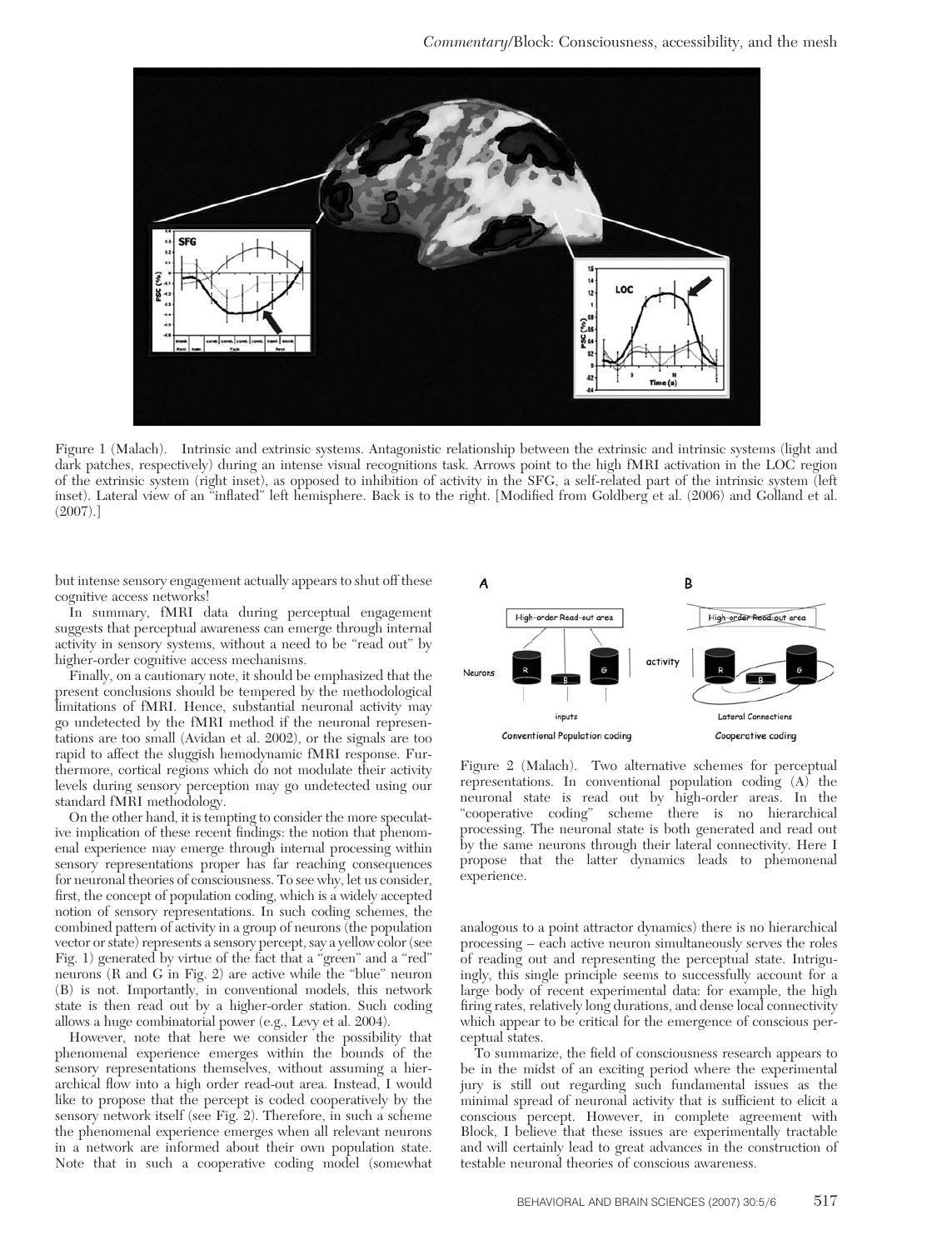Figure 1 (Malach). Intrinsic and extrinsic systems. Antagonistic relationship between the extrinsic and intrinsic systems (light and dark patches, respectively) during an intense visual recognitions task. Arrows point to the high fMRI activation in the LOC region of the extrinsic system (right inset), as opposed to inhibition of activity in the SFG, a self-related part of the intrinsic system (left inset). Lateral view of an "inflated" left hemisphere. Back is to the right. [Modified from Goldberg et al. (2006) and Golland et al. (2007).]

but intense sensory engagement actually appears to shut off these cognitive access networks!

In summary, fMRI data during perceptual engagement suggests that perceptual awareness can emerge through internal activity in sensory systems, without a need to be "read out" by higher-order cognitive access mechanisms.

Finally, on a cautionary note, it should be emphasized that the present conclusions should be tempered by the methodological limitations of fMRI. Hence, substantial neuronal activity may go undetected by the fMRI method if the neuronal representations are too small (Avidan et al. 2002), or the signals are too rapid to affect the sluggish hemodynamic fMRI response. Furthermore, cortical regions which do not modulate their activity levels during sensory perception may go undetected using our standard fMRI methodology.

On the other hand, it is tempting to consider the more speculative implication of these recent findings: the notion that phenomenal experience may emerge through internal processing within sensory representations proper has far reaching consequences for neuronal theories of consciousness. To see why, let us consider, first, the concept of population coding, which is a widely accepted notion of sensory representations. In such coding schemes, the combined pattern of activity in a group of neurons (the population vector or state) represents a sensory percept, say a yellow color (see Fig. 1) generated by virtue of the fact that a "green" and a "red" neurons (R and G in Fig. 2) are active while the "blue" neuron (B) is not. Importantly, in conventional models, this network state is then read out by a higher-order station. Such coding allows a huge combinatorial power (e.g., Levy et al. 2004).

However, note that here we consider the possibility that phenomenal experience emerges within the bounds of the sensory representations themselves, without assuming a hierarchical flow into a high order read-out area. Instead, I would like to propose that the percept is coded cooperatively by the sensory network itself (see Fig. 2). Therefore, in such a scheme the phenomenal experience emerges when all relevant neurons in a network are informed about their own population state. Note that in such a cooperative coding model (somewhat analogous to a point attractor dynamics) there is no hierarchical processing – each active neuron simultaneously serves the roles of reading out and representing the perceptual state. Intriguingly, this single principle seems to successfully account for a large body of recent experimental data: for example, the high firing rates, relatively long durations, and dense local connectivity which appear to be critical for the emergence of conscious perceptual states.

Figure 2 (Malach). Two alternative schemes for perceptual representations. In conventional population coding (A) the neuronal state is read out by high-order areas. In the "cooperative coding" scheme there is no hierarchical processing. The neuronal state is both generated and read out by the same neurons through their lateral connectivity. Here I propose that the latter dynamics leads to phemonenal experience.

To summarize, the field of consciousness research appears to be in the midst of an exciting period where the experimental jury is still out regarding such fundamental issues as the minimal spread of neuronal activity that is sufficient to elicit a conscious percept. However, in complete agreement with Block, I believe that these issues are experimentally tractable and will certainly lead to great advances in the construction of testable neuronal theories of conscious awareness.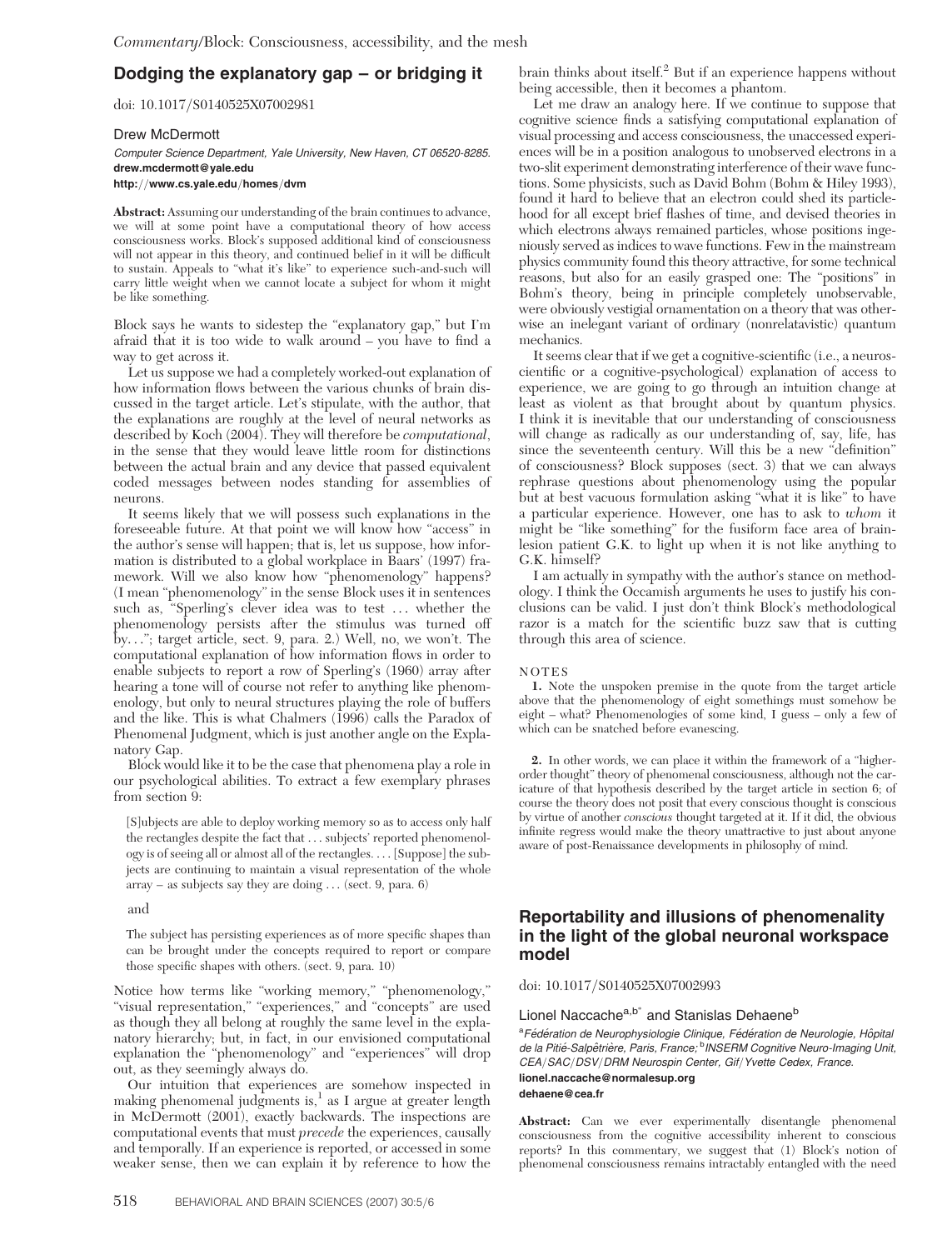## Dodging the explanatory gap – or bridging it

doi: 10.1017/S0140525X07002981

Drew McDermott

*Computer Science Department, Yale University, New Haven, CT 06520-8285.*
**drew.mcdermott@yale.edu**
**http://www.cs.yale.edu/homes/dvm**

**Abstract:** Assuming our understanding of the brain continues to advance, we will at some point have a computational theory of how access consciousness works. Block's supposed additional kind of consciousness will not appear in this theory, and continued belief in it will be difficult to sustain. Appeals to "what it's like" to experience such-and-such will carry little weight when we cannot locate a subject for whom it might be like something.

Block says he wants to sidestep the "explanatory gap," but I'm afraid that it is too wide to walk around – you have to find a way to get across it.

Let us suppose we had a completely worked-out explanation of how information flows between the various chunks of brain discussed in the target article. Let's stipulate, with the author, that the explanations are roughly at the level of neural networks as described by Koch (2004). They will therefore be *computational*, in the sense that they would leave little room for distinctions between the actual brain and any device that passed equivalent coded messages between nodes standing for assemblies of neurons.

It seems likely that we will possess such explanations in the foreseeable future. At that point we will know how "access" in the author's sense will happen; that is, let us suppose, how information is distributed to a global workplace in Baars' (1997) framework. Will we also know how "phenomenology" happens? (I mean "phenomenology" in the sense Block uses it in sentences such as, "Sperling's clever idea was to test ... whether the phenomenology persists after the stimulus was turned off by..."; target article, sect. 9, para. 2.) Well, no, we won't. The computational explanation of how information flows in order to enable subjects to report a row of Sperling's (1960) array after hearing a tone will of course not refer to anything like phenomenology, but only to neural structures playing the role of buffers and the like. This is what Chalmers (1996) calls the Paradox of Phenomenal Judgment, which is just another angle on the Explanatory Gap.

Block would like it to be the case that phenomena play a role in our psychological abilities. To extract a few exemplary phrases from section 9:

> [S]ubjects are able to deploy working memory so as to access only half the rectangles despite the fact that ... subjects' reported phenomenology is of seeing all or almost all of the rectangles. ... [Suppose] the subjects are continuing to maintain a visual representation of the whole array – as subjects say they are doing ... (sect. 9, para. 6)

and

> The subject has persisting experiences as of more specific shapes than can be brought under the concepts required to report or compare those specific shapes with others. (sect. 9, para. 10)

Notice how terms like "working memory," "phenomenology," "visual representation," "experiences," and "concepts" are used as though they all belong at roughly the same level in the explanatory hierarchy; but, in fact, in our envisioned computational explanation the "phenomenology" and "experiences" will drop out, as they seemingly always do.

Our intuition that experiences are somehow inspected in making phenomenal judgments is,[1] as I argue at greater length in McDermott (2001), exactly backwards. The inspections are computational events that must *precede* the experiences, causally and temporally. If an experience is reported, or accessed in some weaker sense, then we can explain it by reference to how the brain thinks about itself.[2] But if an experience happens without being accessible, then it becomes a phantom.

Let me draw an analogy here. If we continue to suppose that cognitive science finds a satisfying computational explanation of visual processing and access consciousness, the unaccessed experiences will be in a position analogous to unobserved electrons in a two-slit experiment demonstrating interference of their wave functions. Some physicists, such as David Bohm (Bohm & Hiley 1993), found it hard to believe that an electron could shed its particlehood for all except brief flashes of time, and devised theories in which electrons always remained particles, whose positions ingeniously served as indices to wave functions. Few in the mainstream physics community found this theory attractive, for some technical reasons, but also for an easily grasped one: The "positions" in Bohm's theory, being in principle completely unobservable, were obviously vestigial ornamentation on a theory that was otherwise an inelegant variant of ordinary (nonrelatavistic) quantum mechanics.

It seems clear that if we get a cognitive-scientific (i.e., a neuroscientific or a cognitive-psychological) explanation of access to experience, we are going to go through an intuition change at least as violent as that brought about by quantum physics. I think it is inevitable that our understanding of consciousness will change as radically as our understanding of, say, life, has since the seventeenth century. Will this be a new "definition" of consciousness? Block supposes (sect. 3) that we can always rephrase questions about phenomenology using the popular but at best vacuous formulation asking "what it is like" to have a particular experience. However, one has to ask to *whom* it might be "like something" for the fusiform face area of brain-lesion patient G.K. to light up when it is not like anything to G.K. himself?

I am actually in sympathy with the author's stance on methodology. I think the Occamish arguments he uses to justify his conclusions can be valid. I just don't think Block's methodological razor is a match for the scientific buzz saw that is cutting through this area of science.

NOTES

**1.** Note the unspoken premise in the quote from the target article above that the phenomenology of eight somethings must somehow be eight – what? Phenomenologies of some kind, I guess – only a few of which can be snatched before evanescing.

**2.** In other words, we can place it within the framework of a "higher-order thought" theory of phenomenal consciousness, although not the caricature of that hypothesis described by the target article in section 6; of course the theory does not posit that every conscious thought is conscious by virtue of another *conscious* thought targeted at it. If it did, the obvious infinite regress would make the theory unattractive to just about anyone aware of post-Renaissance developments in philosophy of mind.

## Reportability and illusions of phenomenality in the light of the global neuronal workspace model

doi: 10.1017/S0140525X07002993

Lionel Naccache[a,b*] and Stanislas Dehaene[b]

[a]*Fédération de Neurophysiologie Clinique, Fédération de Neurologie, Hôpital de la Pitié-Salpêtrière, Paris, France;* [b]*INSERM Cognitive Neuro-Imaging Unit, CEA/SAC/DSV/DRM Neurospin Center, Gif/Yvette Cedex, France.*
**lionel.naccache@normalesup.org**
**dehaene@cea.fr**

**Abstract:** Can we ever experimentally disentangle phenomenal consciousness from the cognitive accessibility inherent to conscious reports? In this commentary, we suggest that (1) Block's notion of phenomenal consciousness remains intractably entangled with the need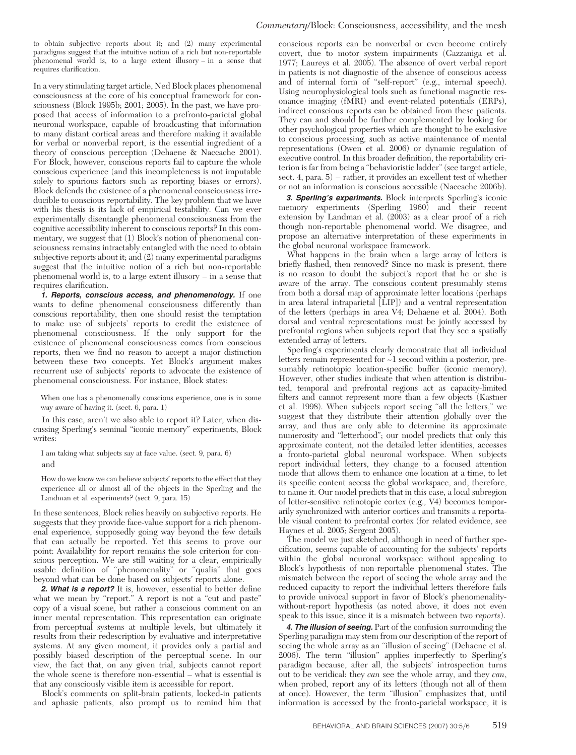to obtain subjective reports about it; and (2) many experimental paradigms suggest that the intuitive notion of a rich but non-reportable phenomenal world is, to a large extent illusory – in a sense that requires clarification.

In a very stimulating target article, Ned Block places phenomenal consciousness at the core of his conceptual framework for consciousness (Block 1995b; 2001; 2005). In the past, we have proposed that access of information to a prefronto-parietal global neuronal workspace, capable of broadcasting that information to many distant cortical areas and therefore making it available for verbal or nonverbal report, is the essential ingredient of a theory of conscious perception (Dehaene & Naccache 2001). For Block, however, conscious reports fail to capture the whole conscious experience (and this incompleteness is not imputable solely to spurious factors such as reporting biases or errors). Block defends the existence of a phenomenal consciousness irreducible to conscious reportability. The key problem that we have with his thesis is its lack of empirical testability. Can we ever experimentally disentangle phenomenal consciousness from the cognitive accessibility inherent to conscious reports? In this commentary, we suggest that (1) Block's notion of phenomenal consciousness remains intractably entangled with the need to obtain subjective reports about it; and (2) many experimental paradigms suggest that the intuitive notion of a rich but non-reportable phenomenal world is, to a large extent illusory – in a sense that requires clarification.

***1. Reports, conscious access, and phenomenology.*** If one wants to define phenomenal consciousness differently than conscious reportability, then one should resist the temptation to make use of subjects' reports to credit the existence of phenomenal consciousness. If the only support for the existence of phenomenal consciousness comes from conscious reports, then we find no reason to accept a major distinction between these two concepts. Yet Block's argument makes recurrent use of subjects' reports to advocate the existence of phenomenal consciousness. For instance, Block states:

> When one has a phenomenally conscious experience, one is in some way aware of having it. (sect. 6, para. 1)

In this case, aren't we also able to report it? Later, when discussing Sperling's seminal "iconic memory" experiments, Block writes:

> I am taking what subjects say at face value. (sect. 9, para. 6)

and

> How do we know we can believe subjects' reports to the effect that they experience all or almost all of the objects in the Sperling and the Landman et al. experiments? (sect. 9, para. 15)

In these sentences, Block relies heavily on subjective reports. He suggests that they provide face-value support for a rich phenomenal experience, supposedly going way beyond the few details that can actually be reported. Yet this seems to prove our point: Availability for report remains the sole criterion for conscious perception. We are still waiting for a clear, empirically usable definition of "phenomenality" or "qualia" that goes beyond what can be done based on subjects' reports alone.

***2. What is a report?*** It is, however, essential to better define what we mean by "report." A report is not a "cut and paste" copy of a visual scene, but rather a conscious comment on an inner mental representation. This representation can originate from perceptual systems at multiple levels, but ultimately it results from their redescription by evaluative and interpretative systems. At any given moment, it provides only a partial and possibly biased description of the perceptual scene. In our view, the fact that, on any given trial, subjects cannot report the whole scene is therefore non-essential – what is essential is that any consciously visible item is accessible for report.

Block's comments on split-brain patients, locked-in patients and aphasic patients, also prompt us to remind him that conscious reports can be nonverbal or even become entirely covert, due to motor system impairments (Gazzaniga et al. 1977; Laureys et al. 2005). The absence of overt verbal report in patients is not diagnostic of the absence of conscious access and of internal form of "self-report" (e.g., internal speech). Using neurophysiological tools such as functional magnetic resonance imaging (fMRI) and event-related potentials (ERPs), indirect conscious reports can be obtained from these patients. They can and should be further complemented by looking for other psychological properties which are thought to be exclusive to conscious processing, such as active maintenance of mental representations (Owen et al. 2006) or dynamic regulation of executive control. In this broader definition, the reportability criterion is far from being a "behavioristic ladder" (see target article, sect. 4, para. 5) – rather, it provides an excellent test of whether or not an information is conscious accessible (Naccache 2006b).

***3. Sperling's experiments.*** Block interprets Sperling's iconic memory experiments (Sperling 1960) and their recent extension by Landman et al. (2003) as a clear proof of a rich though non-reportable phenomenal world. We disagree, and propose an alternative interpretation of these experiments in the global neuronal workspace framework.

What happens in the brain when a large array of letters is briefly flashed, then removed? Since no mask is present, there is no reason to doubt the subject's report that he or she is aware of the array. The conscious content presumably stems from both a dorsal map of approximate letter locations (perhaps in area lateral intraparietal [LIP]) and a ventral representation of the letters (perhaps in area V4; Dehaene et al. 2004). Both dorsal and ventral representations must be jointly accessed by prefrontal regions when subjects report that they see a spatially extended array of letters.

Sperling's experiments clearly demonstrate that all individual letters remain represented for ~1 second within a posterior, presumably retinotopic location-specific buffer (iconic memory). However, other studies indicate that when attention is distributed, temporal and prefrontal regions act as capacity-limited filters and cannot represent more than a few objects (Kastner et al. 1998). When subjects report seeing "all the letters," we suggest that they distribute their attention globally over the array, and thus are only able to determine its approximate numerosity and "letterhood"; our model predicts that only this approximate content, not the detailed letter identities, accesses a fronto-parietal global neuronal workspace. When subjects report individual letters, they change to a focused attention mode that allows them to enhance one location at a time, to let its specific content access the global workspace, and, therefore, to name it. Our model predicts that in this case, a local subregion of letter-sensitive retinotopic cortex (e.g., V4) becomes temporarily synchronized with anterior cortices and transmits a reportable visual content to prefrontal cortex (for related evidence, see Haynes et al. 2005; Sergent 2005).

The model we just sketched, although in need of further specification, seems capable of accounting for the subjects' reports within the global neuronal workspace without appealing to Block's hypothesis of non-reportable phenomenal states. The mismatch between the report of seeing the whole array and the reduced capacity to report the individual letters therefore fails to provide univocal support in favor of Block's phenomenality-without-report hypothesis (as noted above, it does not even speak to this issue, since it is a mismatch between two *reports*).

***4. The illusion of seeing.*** Part of the confusion surrounding the Sperling paradigm may stem from our description of the report of seeing the whole array as an "illusion of seeing" (Dehaene et al. 2006). The term "illusion" applies imperfectly to Sperling's paradigm because, after all, the subjects' introspection turns out to be veridical: they *can* see the whole array, and they *can*, when probed, report any of its letters (though not all of them at once). However, the term "illusion" emphasizes that, until information is accessed by the fronto-parietal workspace, it is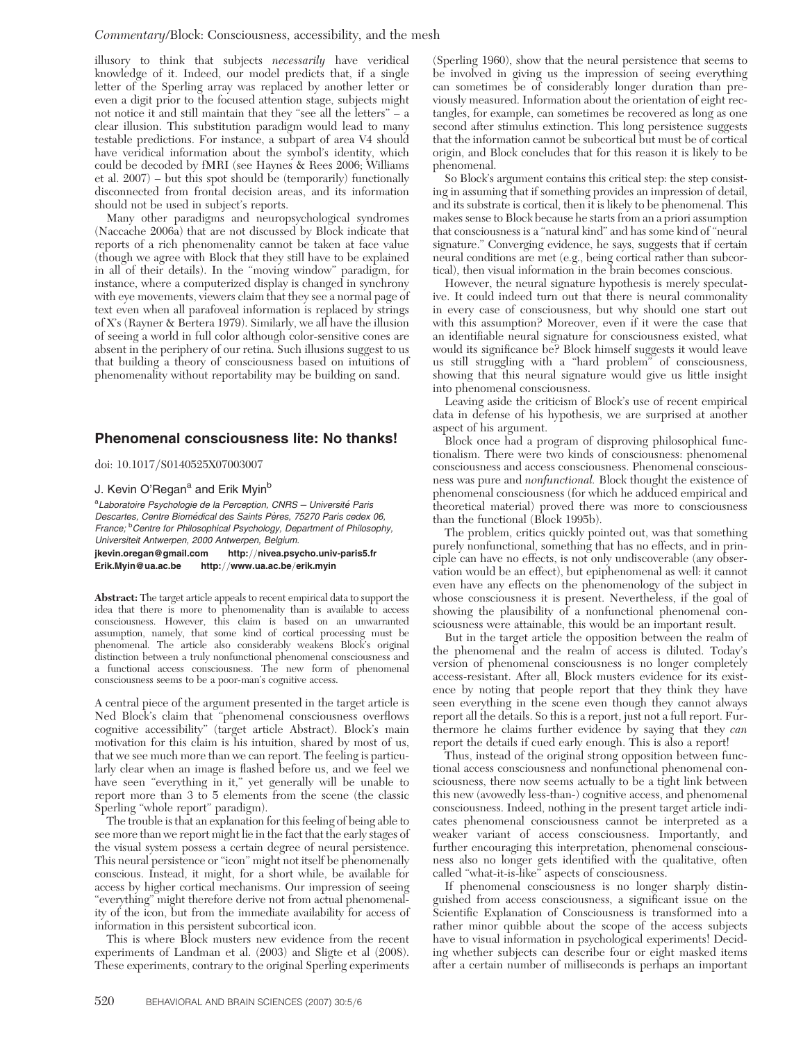illusory to think that subjects *necessarily* have veridical knowledge of it. Indeed, our model predicts that, if a single letter of the Sperling array was replaced by another letter or even a digit prior to the focused attention stage, subjects might not notice it and still maintain that they "see all the letters" – a clear illusion. This substitution paradigm would lead to many testable predictions. For instance, a subpart of area V4 should have veridical information about the symbol's identity, which could be decoded by fMRI (see Haynes & Rees 2006; Williams et al. 2007) – but this spot should be (temporarily) functionally disconnected from frontal decision areas, and its information should not be used in subject's reports.

Many other paradigms and neuropsychological syndromes (Naccache 2006a) that are not discussed by Block indicate that reports of a rich phenomenality cannot be taken at face value (though we agree with Block that they still have to be explained in all of their details). In the "moving window" paradigm, for instance, where a computerized display is changed in synchrony with eye movements, viewers claim that they see a normal page of text even when all parafoveal information is replaced by strings of X's (Rayner & Bertera 1979). Similarly, we all have the illusion of seeing a world in full color although color-sensitive cones are absent in the periphery of our retina. Such illusions suggest to us that building a theory of consciousness based on intuitions of phenomenality without reportability may be building on sand.

## Phenomenal consciousness lite: No thanks!

doi: 10.1017/S0140525X07003007

J. Kevin O'Regan[a] and Erik Myin[b]

[a]Laboratoire Psychologie de la Perception, CNRS – Université Paris Descartes, Centre Biomédical des Saints Pères, 75270 Paris cedex 06, France; [b]Centre for Philosophical Psychology, Department of Philosophy, Universiteit Antwerpen, 2000 Antwerpen, Belgium.

**jkevin.oregan@gmail.com** **http://nivea.psycho.univ-paris5.fr**
**Erik.Myin@ua.ac.be** **http://www.ua.ac.be/erik.myin**

**Abstract:** The target article appeals to recent empirical data to support the idea that there is more to phenomenality than is available to access consciousness. However, this claim is based on an unwarranted assumption, namely, that some kind of cortical processing must be phenomenal. The article also considerably weakens Block's original distinction between a truly nonfunctional phenomenal consciousness and a functional access consciousness. The new form of phenomenal consciousness seems to be a poor-man's cognitive access.

A central piece of the argument presented in the target article is Ned Block's claim that "phenomenal consciousness overflows cognitive accessibility" (target article Abstract). Block's main motivation for this claim is his intuition, shared by most of us, that we see much more than we can report. The feeling is particularly clear when an image is flashed before us, and we feel we have seen "everything in it," yet generally will be unable to report more than 3 to 5 elements from the scene (the classic Sperling "whole report" paradigm).

The trouble is that an explanation for this feeling of being able to see more than we report might lie in the fact that the early stages of the visual system possess a certain degree of neural persistence. This neural persistence or "icon" might not itself be phenomenally conscious. Instead, it might, for a short while, be available for access by higher cortical mechanisms. Our impression of seeing "everything" might therefore derive not from actual phenomenality of the icon, but from the immediate availability for access of information in this persistent subcortical icon.

This is where Block musters new evidence from the recent experiments of Landman et al. (2003) and Sligte et al (2008). These experiments, contrary to the original Sperling experiments (Sperling 1960), show that the neural persistence that seems to be involved in giving us the impression of seeing everything can sometimes be of considerably longer duration than previously measured. Information about the orientation of eight rectangles, for example, can sometimes be recovered as long as one second after stimulus extinction. This long persistence suggests that the information cannot be subcortical but must be of cortical origin, and Block concludes that for this reason it is likely to be phenomenal.

So Block's argument contains this critical step: the step consisting in assuming that if something provides an impression of detail, and its substrate is cortical, then it is likely to be phenomenal. This makes sense to Block because he starts from an a priori assumption that consciousness is a "natural kind" and has some kind of "neural signature." Converging evidence, he says, suggests that if certain neural conditions are met (e.g., being cortical rather than subcortical), then visual information in the brain becomes conscious.

However, the neural signature hypothesis is merely speculative. It could indeed turn out that there is neural commonality in every case of consciousness, but why should one start out with this assumption? Moreover, even if it were the case that an identifiable neural signature for consciousness existed, what would its significance be? Block himself suggests it would leave us still struggling with a "hard problem" of consciousness, showing that this neural signature would give us little insight into phenomenal consciousness.

Leaving aside the criticism of Block's use of recent empirical data in defense of his hypothesis, we are surprised at another aspect of his argument.

Block once had a program of disproving philosophical functionalism. There were two kinds of consciousness: phenomenal consciousness and access consciousness. Phenomenal consciousness was pure and *nonfunctional.* Block thought the existence of phenomenal consciousness (for which he adduced empirical and theoretical material) proved there was more to consciousness than the functional (Block 1995b).

The problem, critics quickly pointed out, was that something purely nonfunctional, something that has no effects, and in principle can have no effects, is not only undiscoverable (any observation would be an effect), but epiphenomenal as well: it cannot even have any effects on the phenomenology of the subject in whose consciousness it is present. Nevertheless, if the goal of showing the plausibility of a nonfunctional phenomenal consciousness were attainable, this would be an important result.

But in the target article the opposition between the realm of the phenomenal and the realm of access is diluted. Today's version of phenomenal consciousness is no longer completely access-resistant. After all, Block musters evidence for its existence by noting that people report that they think they have seen everything in the scene even though they cannot always report all the details. So this is a report, just not a full report. Furthermore he claims further evidence by saying that they *can* report the details if cued early enough. This is also a report!

Thus, instead of the original strong opposition between functional access consciousness and nonfunctional phenomenal consciousness, there now seems actually to be a tight link between this new (avowedly less-than-) cognitive access, and phenomenal consciousness. Indeed, nothing in the present target article indicates phenomenal consciousness cannot be interpreted as a weaker variant of access consciousness. Importantly, and further encouraging this interpretation, phenomenal consciousness also no longer gets identified with the qualitative, often called "what-it-is-like" aspects of consciousness.

If phenomenal consciousness is no longer sharply distinguished from access consciousness, a significant issue on the Scientific Explanation of Consciousness is transformed into a rather minor quibble about the scope of the access subjects have to visual information in psychological experiments! Deciding whether subjects can describe four or eight masked items after a certain number of milliseconds is perhaps an important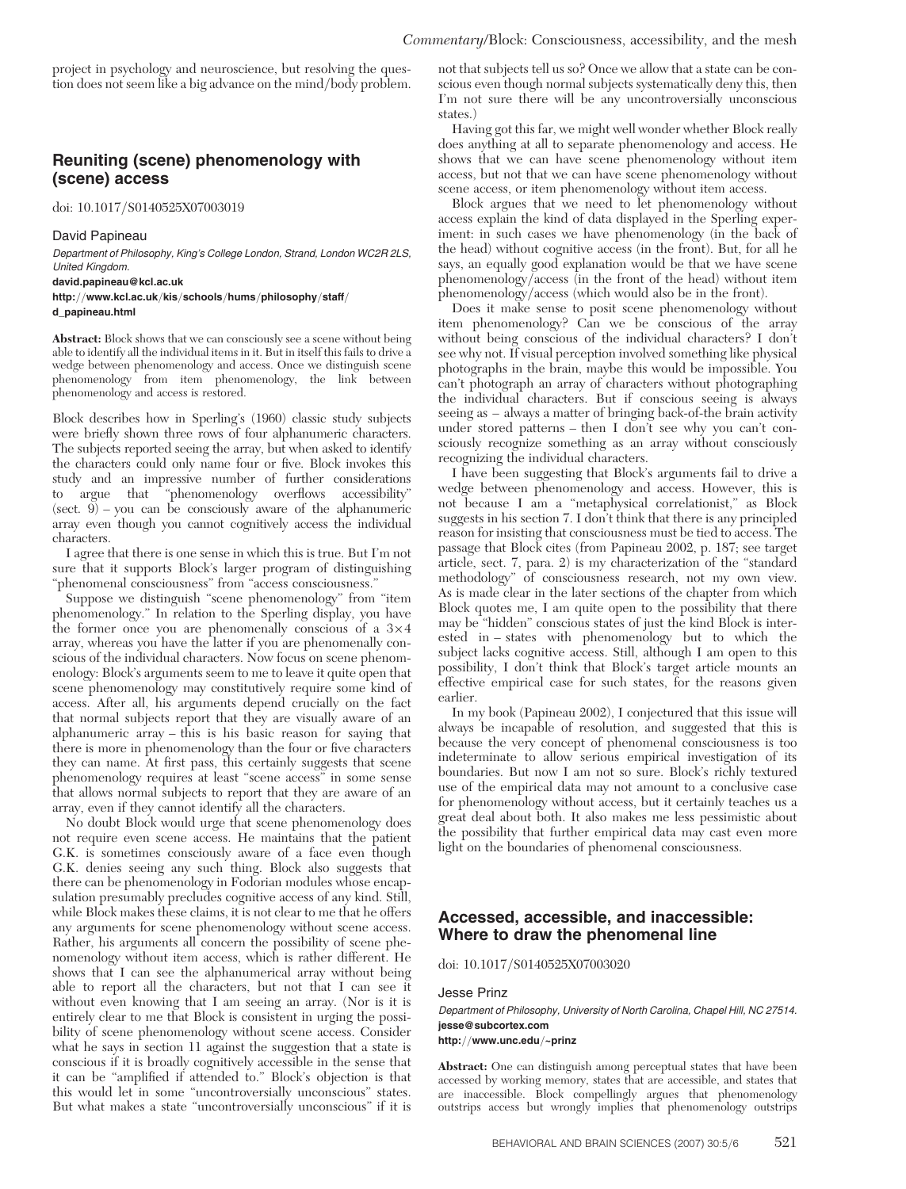project in psychology and neuroscience, but resolving the question does not seem like a big advance on the mind/body problem.

## Reuniting (scene) phenomenology with (scene) access

doi: 10.1017/S0140525X07003019

David Papineau

*Department of Philosophy, King's College London, Strand, London WC2R 2LS, United Kingdom.*

**david.papineau@kcl.ac.uk**

**http://www.kcl.ac.uk/kis/schools/hums/philosophy/staff/d_papineau.html**

**Abstract:** Block shows that we can consciously see a scene without being able to identify all the individual items in it. But in itself this fails to drive a wedge between phenomenology and access. Once we distinguish scene phenomenology from item phenomenology, the link between phenomenology and access is restored.

Block describes how in Sperling's (1960) classic study subjects were briefly shown three rows of four alphanumeric characters. The subjects reported seeing the array, but when asked to identify the characters could only name four or five. Block invokes this study and an impressive number of further considerations to argue that "phenomenology overflows accessibility" (sect. 9) – you can be consciously aware of the alphanumeric array even though you cannot cognitively access the individual characters.

I agree that there is one sense in which this is true. But I'm not sure that it supports Block's larger program of distinguishing "phenomenal consciousness" from "access consciousness."

Suppose we distinguish "scene phenomenology" from "item phenomenology." In relation to the Sperling display, you have the former once you are phenomenally conscious of a 3×4 array, whereas you have the latter if you are phenomenally conscious of the individual characters. Now focus on scene phenomenology: Block's arguments seem to me to leave it quite open that scene phenomenology may constitutively require some kind of access. After all, his arguments depend crucially on the fact that normal subjects report that they are visually aware of an alphanumeric array – this is his basic reason for saying that there is more in phenomenology than the four or five characters they can name. At first pass, this certainly suggests that scene phenomenology requires at least "scene access" in some sense that allows normal subjects to report that they are aware of an array, even if they cannot identify all the characters.

No doubt Block would urge that scene phenomenology does not require even scene access. He maintains that the patient G.K. is sometimes consciously aware of a face even though G.K. denies seeing any such thing. Block also suggests that there can be phenomenology in Fodorian modules whose encapsulation presumably precludes cognitive access of any kind. Still, while Block makes these claims, it is not clear to me that he offers any arguments for scene phenomenology without scene access. Rather, his arguments all concern the possibility of scene phenomenology without item access, which is rather different. He shows that I can see the alphanumerical array without being able to report all the characters, but not that I can see it without even knowing that I am seeing an array. (Nor is it is entirely clear to me that Block is consistent in urging the possibility of scene phenomenology without scene access. Consider what he says in section 11 against the suggestion that a state is conscious if it is broadly cognitively accessible in the sense that it can be "amplified if attended to." Block's objection is that this would let in some "uncontroversially unconscious" states. But what makes a state "uncontroversially unconscious" if it is not that subjects tell us so? Once we allow that a state can be conscious even though normal subjects systematically deny this, then I'm not sure there will be any uncontroversially unconscious states.)

Having got this far, we might well wonder whether Block really does anything at all to separate phenomenology and access. He shows that we can have scene phenomenology without item access, but not that we can have scene phenomenology without scene access, or item phenomenology without item access.

Block argues that we need to let phenomenology without access explain the kind of data displayed in the Sperling experiment: in such cases we have phenomenology (in the back of the head) without cognitive access (in the front). But, for all he says, an equally good explanation would be that we have scene phenomenology/access (in the front of the head) without item phenomenology/access (which would also be in the front).

Does it make sense to posit scene phenomenology without item phenomenology? Can we be conscious of the array without being conscious of the individual characters? I don't see why not. If visual perception involved something like physical photographs in the brain, maybe this would be impossible. You can't photograph an array of characters without photographing the individual characters. But if conscious seeing is always seeing as – always a matter of bringing back-of-the brain activity under stored patterns – then I don't see why you can't consciously recognize something as an array without consciously recognizing the individual characters.

I have been suggesting that Block's arguments fail to drive a wedge between phenomenology and access. However, this is not because I am a "metaphysical correlationist," as Block suggests in his section 7. I don't think that there is any principled reason for insisting that consciousness must be tied to access. The passage that Block cites (from Papineau 2002, p. 187; see target article, sect. 7, para. 2) is my characterization of the "standard methodology" of consciousness research, not my own view. As is made clear in the later sections of the chapter from which Block quotes me, I am quite open to the possibility that there may be "hidden" conscious states of just the kind Block is interested in – states with phenomenology but to which the subject lacks cognitive access. Still, although I am open to this possibility, I don't think that Block's target article mounts an effective empirical case for such states, for the reasons given earlier.

In my book (Papineau 2002), I conjectured that this issue will always be incapable of resolution, and suggested that this is because the very concept of phenomenal consciousness is too indeterminate to allow serious empirical investigation of its boundaries. But now I am not so sure. Block's richly textured use of the empirical data may not amount to a conclusive case for phenomenology without access, but it certainly teaches us a great deal about both. It also makes me less pessimistic about the possibility that further empirical data may cast even more light on the boundaries of phenomenal consciousness.

## Accessed, accessible, and inaccessible: Where to draw the phenomenal line

doi: 10.1017/S0140525X07003020

Jesse Prinz

*Department of Philosophy, University of North Carolina, Chapel Hill, NC 27514.*

**jesse@subcortex.com**

**http://www.unc.edu/~prinz**

**Abstract:** One can distinguish among perceptual states that have been accessed by working memory, states that are accessible, and states that are inaccessible. Block compellingly argues that phenomenology outstrips access but wrongly implies that phenomenology outstrips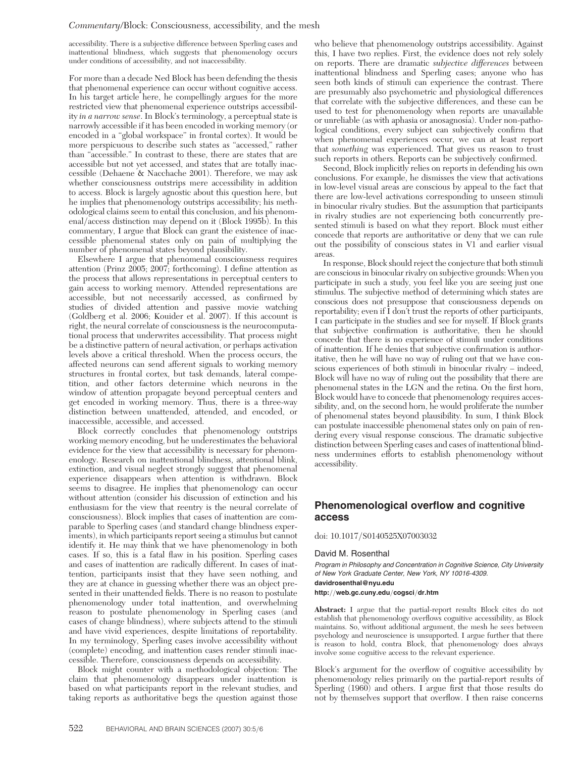accessibility. There is a subjective difference between Sperling cases and inattentional blindness, which suggests that phenomenology occurs under conditions of accessibility, and not inaccessibility.

For more than a decade Ned Block has been defending the thesis that phenomenal experience can occur without cognitive access. In his target article here, he compellingly argues for the more restricted view that phenomenal experience outstrips accessibility *in a narrow sense*. In Block's terminology, a perceptual state is narrowly accessible if it has been encoded in working memory (or encoded in a "global workspace" in frontal cortex). It would be more perspicuous to describe such states as "accessed," rather than "accessible." In contrast to these, there are states that are accessible but not yet accessed, and states that are totally inaccessible (Dehaene & Nacchache 2001). Therefore, we may ask whether consciousness outstrips mere accessibility in addition to access. Block is largely agnostic about this question here, but he implies that phenomenology outstrips accessibility; his methodological claims seem to entail this conclusion, and his phenomenal/access distinction may depend on it (Block 1995b). In this commentary, I argue that Block can grant the existence of inaccessible phenomenal states only on pain of multiplying the number of phenomenal states beyond plausibility.

Elsewhere I argue that phenomenal consciousness requires attention (Prinz 2005; 2007; forthcoming). I define attention as the process that allows representations in perceptual centers to gain access to working memory. Attended representations are accessible, but not necessarily accessed, as confirmed by studies of divided attention and passive movie watching (Goldberg et al. 2006; Kouider et al. 2007). If this account is right, the neural correlate of consciousness is the neurocomputational process that underwrites accessibility. That process might be a distinctive pattern of neural activation, or perhaps activation levels above a critical threshold. When the process occurs, the affected neurons can send afferent signals to working memory structures in frontal cortex, but task demands, lateral competition, and other factors determine which neurons in the window of attention propagate beyond perceptual centers and get encoded in working memory. Thus, there is a three-way distinction between unattended, attended, and encoded, or inaccessible, accessible, and accessed.

Block correctly concludes that phenomenology outstrips working memory encoding, but he underestimates the behavioral evidence for the view that accessibility is necessary for phenomenology. Research on inattentional blindness, attentional blink, extinction, and visual neglect strongly suggest that phenomenal experience disappears when attention is withdrawn. Block seems to disagree. He implies that phenomenology can occur without attention (consider his discussion of extinction and his enthusiasm for the view that reentry is the neural correlate of consciousness). Block implies that cases of inattention are comparable to Sperling cases (and standard change blindness experiments), in which participants report seeing a stimulus but cannot identify it. He may think that we have phenomenology in both cases. If so, this is a fatal flaw in his position. Sperling cases and cases of inattention are radically different. In cases of inattention, participants insist that they have seen nothing, and they are at chance in guessing whether there was an object presented in their unattended fields. There is no reason to postulate phenomenology under total inattention, and overwhelming reason to postulate phenomenology in Sperling cases (and cases of change blindness), where subjects attend to the stimuli and have vivid experiences, despite limitations of reportability. In my terminology, Sperling cases involve accessibility without (complete) encoding, and inattention cases render stimuli inaccessible. Therefore, consciousness depends on accessibility.

Block might counter with a methodological objection: The claim that phenomenology disappears under inattention is based on what participants report in the relevant studies, and taking reports as authoritative begs the question against those who believe that phenomenology outstrips accessibility. Against this, I have two replies. First, the evidence does not rely solely on reports. There are dramatic *subjective differences* between inattentional blindness and Sperling cases; anyone who has seen both kinds of stimuli can experience the contrast. There are presumably also psychometric and physiological differences that correlate with the subjective differences, and these can be used to test for phenomenology when reports are unavailable or unreliable (as with aphasia or anosagnosia). Under non-pathological conditions, every subject can subjectively confirm that when phenomenal experiences occur, we can at least report that *something* was experienced. That gives us reason to trust such reports in others. Reports can be subjectively confirmed.

Second, Block implicitly relies on reports in defending his own conclusions. For example, he dismisses the view that activations in low-level visual areas are conscious by appeal to the fact that there are low-level activations corresponding to unseen stimuli in binocular rivalry studies. But the assumption that participants in rivalry studies are not experiencing both concurrently presented stimuli is based on what they report. Block must either concede that reports are authoritative or deny that we can rule out the possibility of conscious states in V1 and earlier visual areas.

In response, Block should reject the conjecture that both stimuli are conscious in binocular rivalry on subjective grounds: When you participate in such a study, you feel like you are seeing just one stimulus. The subjective method of determining which states are conscious does not presuppose that consciousness depends on reportability; even if I don't trust the reports of other participants, I can participate in the studies and see for myself. If Block grants that subjective confirmation is authoritative, then he should concede that there is no experience of stimuli under conditions of inattention. If he denies that subjective confirmation is authoritative, then he will have no way of ruling out that we have conscious experiences of both stimuli in binocular rivalry – indeed, Block will have no way of ruling out the possibility that there are phenomenal states in the LGN and the retina. On the first horn, Block would have to concede that phenomenology requires accessibility, and, on the second horn, he would proliferate the number of phenomenal states beyond plausibility. In sum, I think Block can postulate inaccessible phenomenal states only on pain of rendering every visual response conscious. The dramatic subjective distinction between Sperling cases and cases of inattentional blindness undermines efforts to establish phenomenology without accessibility.

## Phenomenological overflow and cognitive access

doi: 10.1017/S0140525X07003032

David M. Rosenthal

*Program in Philosophy and Concentration in Cognitive Science, City University of New York Graduate Center, New York, NY 10016-4309.*
**davidrosenthal@nyu.edu**
**http://web.gc.cuny.edu/cogsci/dr.htm**

**Abstract:** I argue that the partial-report results Block cites do not establish that phenomenology overflows cognitive accessibility, as Block maintains. So, without additional argument, the mesh he sees between psychology and neuroscience is unsupported. I argue further that there is reason to hold, contra Block, that phenomenology does always involve some cognitive access to the relevant experience.

Block's argument for the overflow of cognitive accessibility by phenomenology relies primarily on the partial-report results of Sperling (1960) and others. I argue first that those results do not by themselves support that overflow. I then raise concerns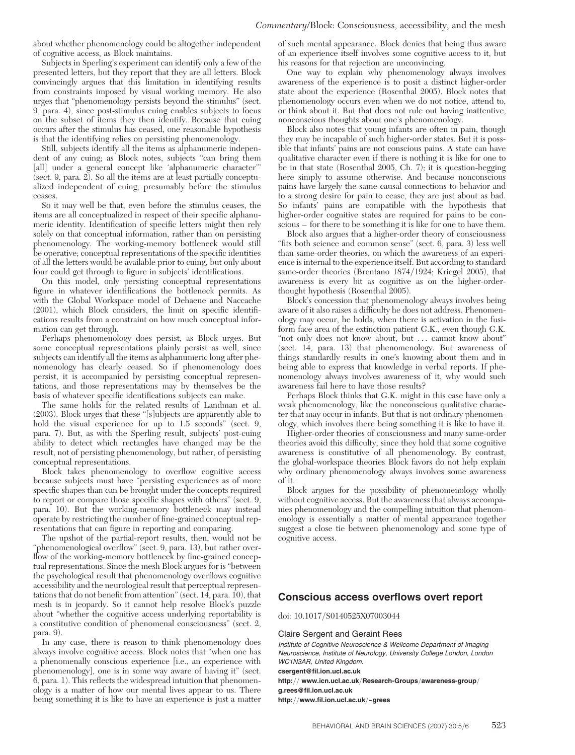about whether phenomenology could be altogether independent of cognitive access, as Block maintains.

Subjects in Sperling's experiment can identify only a few of the presented letters, but they report that they are all letters. Block convincingly argues that this limitation in identifying results from constraints imposed by visual working memory. He also urges that "phenomenology persists beyond the stimulus" (sect. 9, para. 4), since post-stimulus cuing enables subjects to focus on the subset of items they then identify. Because that cuing occurs after the stimulus has ceased, one reasonable hypothesis is that the identifying relies on persisting phenomenology.

Still, subjects identify all the items as alphanumeric independent of any cuing; as Block notes, subjects "can bring them [all] under a general concept like 'alphanumeric character'" (sect. 9, para. 2). So all the items are at least partially conceptualized independent of cuing, presumably before the stimulus ceases.

So it may well be that, even before the stimulus ceases, the items are all conceptualized in respect of their specific alphanumeric identity. Identification of specific letters might then rely solely on that conceptual information, rather than on persisting phenomenology. The working-memory bottleneck would still be operative; conceptual representations of the specific identities of all the letters would be available prior to cuing, but only about four could get through to figure in subjects' identifications.

On this model, only persisting conceptual representations figure in whatever identifications the bottleneck permits. As with the Global Workspace model of Dehaene and Naccache (2001), which Block considers, the limit on specific identifications results from a constraint on how much conceptual information can get through.

Perhaps phenomenology does persist, as Block urges. But some conceptual representations plainly persist as well, since subjects can identify all the items as alphanumeric long after phenomenology has clearly ceased. So if phenomenology does persist, it is accompanied by persisting conceptual representations, and those representations may by themselves be the basis of whatever specific identifications subjects can make.

The same holds for the related results of Landman et al. (2003). Block urges that these "[s]ubjects are apparently able to hold the visual experience for up to 1.5 seconds" (sect. 9, para. 7). But, as with the Sperling result, subjects' post-cuing ability to detect which rectangles have changed may be the result, not of persisting phenomenology, but rather, of persisting conceptual representations.

Block takes phenomenology to overflow cognitive access because subjects must have "persisting experiences as of more specific shapes than can be brought under the concepts required to report or compare those specific shapes with others" (sect. 9, para. 10). But the working-memory bottleneck may instead operate by restricting the number of fine-grained conceptual representations that can figure in reporting and comparing.

The upshot of the partial-report results, then, would not be "phenomenological overflow" (sect. 9, para. 13), but rather overflow of the working-memory bottleneck by fine-grained conceptual representations. Since the mesh Block argues for is "between the psychological result that phenomenology overflows cognitive accessibility and the neurological result that perceptual representations that do not benefit from attention" (sect. 14, para. 10), that mesh is in jeopardy. So it cannot help resolve Block's puzzle about "whether the cognitive access underlying reportability is a constitutive condition of phenomenal consciousness" (sect. 2, para. 9).

In any case, there is reason to think phenomenology does always involve cognitive access. Block notes that "when one has a phenomenally conscious experience [i.e., an experience with phenomenology], one is in some way aware of having it" (sect. 6, para. 1). This reflects the widespread intuition that phenomenology is a matter of how our mental lives appear to us. There being something it is like to have an experience is just a matter of such mental appearance. Block denies that being thus aware of an experience itself involves some cognitive access to it, but his reasons for that rejection are unconvincing.

One way to explain why phenomenology always involves awareness of the experience is to posit a distinct higher-order state about the experience (Rosenthal 2005). Block notes that phenomenology occurs even when we do not notice, attend to, or think about it. But that does not rule out having inattentive, nonconscious thoughts about one's phenomenology.

Block also notes that young infants are often in pain, though they may be incapable of such higher-order states. But it is possible that infants' pains are not conscious pains. A state can have qualitative character even if there is nothing it is like for one to be in that state (Rosenthal 2005, Ch. 7); it is question-begging here simply to assume otherwise. And because nonconscious pains have largely the same causal connections to behavior and to a strong desire for pain to cease, they are just about as bad. So infants' pains are compatible with the hypothesis that higher-order cognitive states are required for pains to be conscious – for there to be something it is like for one to have them.

Block also argues that a higher-order theory of consciousness "fits both science and common sense" (sect. 6, para. 3) less well than same-order theories, on which the awareness of an experience is internal to the experience itself. But according to standard same-order theories (Brentano 1874/1924; Kriegel 2005), that awareness is every bit as cognitive as on the higher-order-thought hypothesis (Rosenthal 2005).

Block's concession that phenomenology always involves being aware of it also raises a difficulty he does not address. Phenomenology may occur, he holds, when there is activation in the fusiform face area of the extinction patient G.K., even though G.K. "not only does not know about, but ... cannot know about" (sect. 14, para. 13) that phenomenology. But awareness of things standardly results in one's knowing about them and in being able to express that knowledge in verbal reports. If phenomenology always involves awareness of it, why would such awareness fail here to have those results?

Perhaps Block thinks that G.K. might in this case have only a weak phenomenology, like the nonconscious qualitative character that may occur in infants. But that is not ordinary phenomenology, which involves there being something it is like to have it.

Higher-order theories of consciousness and many same-order theories avoid this difficulty, since they hold that some cognitive awareness is constitutive of all phenomenology. By contrast, the global-workspace theories Block favors do not help explain why ordinary phenomenology always involves some awareness of it.

Block argues for the possibility of phenomenology wholly without cognitive access. But the awareness that always accompanies phenomenology and the compelling intuition that phenomenology is essentially a matter of mental appearance together suggest a close tie between phenomenology and some type of cognitive access.

## Conscious access overflows overt report

doi: 10.1017/S0140525X07003044

Claire Sergent and Geraint Rees

*Institute of Cognitive Neuroscience & Wellcome Department of Imaging Neuroscience, Institute of Neurology, University College London, London WC1N3AR, United Kingdom.*

**csergent@fil.ion.ucl.ac.uk**

**http://www.icn.ucl.ac.uk/Research-Groups/awareness-group/**

**g.rees@fil.ion.ucl.ac.uk**

**http://www.fil.ion.ucl.ac.uk/~grees**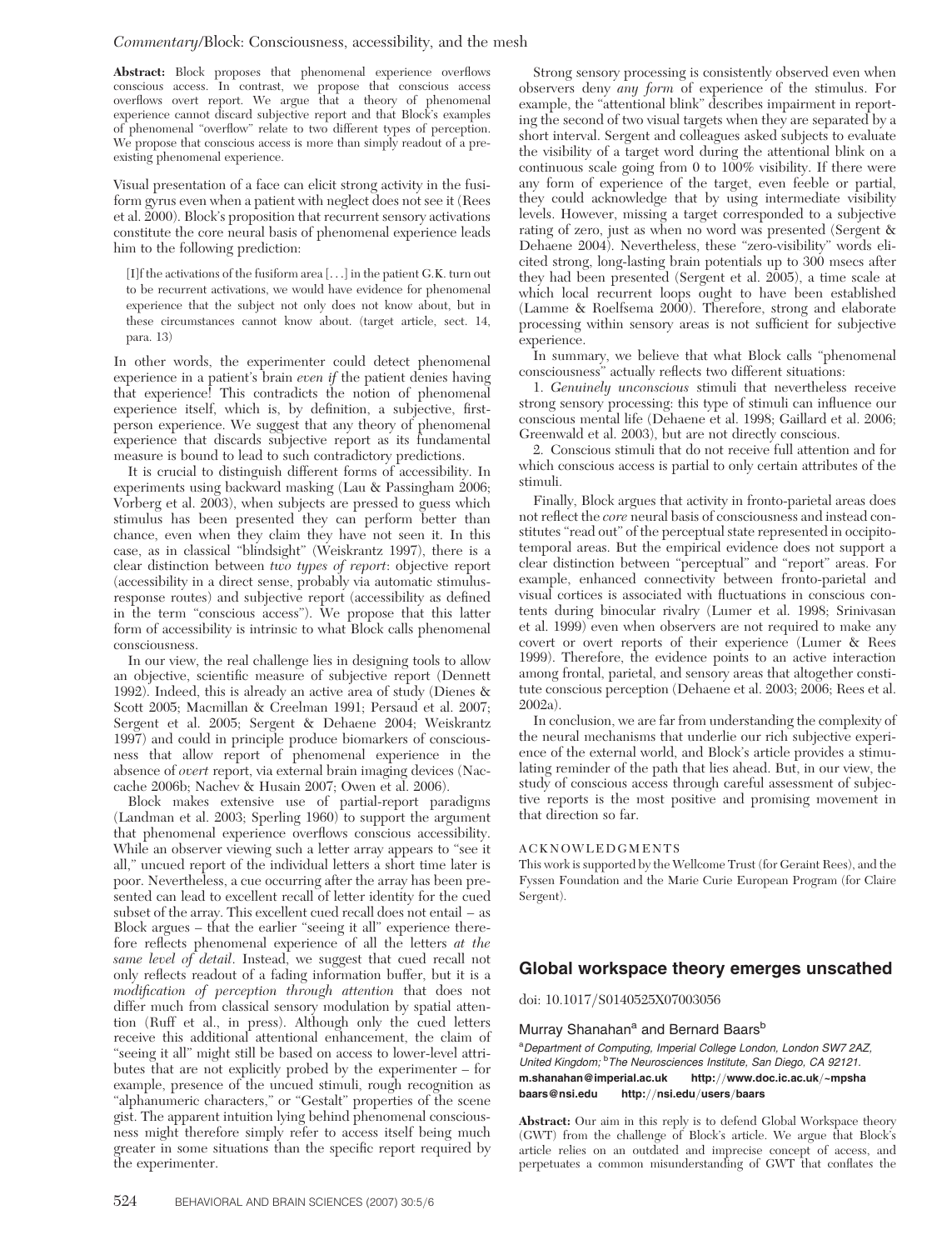**Abstract:** Block proposes that phenomenal experience overflows conscious access. In contrast, we propose that conscious access overflows overt report. We argue that a theory of phenomenal experience cannot discard subjective report and that Block's examples of phenomenal "overflow" relate to two different types of perception. We propose that conscious access is more than simply readout of a preexisting phenomenal experience.

Visual presentation of a face can elicit strong activity in the fusiform gyrus even when a patient with neglect does not see it (Rees et al. 2000). Block's proposition that recurrent sensory activations constitute the core neural basis of phenomenal experience leads him to the following prediction:

> [I]f the activations of the fusiform area [...] in the patient G.K. turn out to be recurrent activations, we would have evidence for phenomenal experience that the subject not only does not know about, but in these circumstances cannot know about. (target article, sect. 14, para. 13)

In other words, the experimenter could detect phenomenal experience in a patient's brain *even if* the patient denies having that experience! This contradicts the notion of phenomenal experience itself, which is, by definition, a subjective, first-person experience. We suggest that any theory of phenomenal experience that discards subjective report as its fundamental measure is bound to lead to such contradictory predictions.

It is crucial to distinguish different forms of accessibility. In experiments using backward masking (Lau & Passingham 2006; Vorberg et al. 2003), when subjects are pressed to guess which stimulus has been presented they can perform better than chance, even when they claim they have not seen it. In this case, as in classical "blindsight" (Weiskrantz 1997), there is a clear distinction between *two types of report*: objective report (accessibility in a direct sense, probably via automatic stimulus-response routes) and subjective report (accessibility as defined in the term "conscious access"). We propose that this latter form of accessibility is intrinsic to what Block calls phenomenal consciousness.

In our view, the real challenge lies in designing tools to allow an objective, scientific measure of subjective report (Dennett 1992). Indeed, this is already an active area of study (Dienes & Scott 2005; Macmillan & Creelman 1991; Persaud et al. 2007; Sergent et al. 2005; Sergent & Dehaene 2004; Weiskrantz 1997) and could in principle produce biomarkers of consciousness that allow report of phenomenal experience in the absence of *overt* report, via external brain imaging devices (Naccache 2006b; Nachev & Husain 2007; Owen et al. 2006).

Block makes extensive use of partial-report paradigms (Landman et al. 2003; Sperling 1960) to support the argument that phenomenal experience overflows conscious accessibility. While an observer viewing such a letter array appears to "see it all," uncued report of the individual letters a short time later is poor. Nevertheless, a cue occurring after the array has been presented can lead to excellent recall of letter identity for the cued subset of the array. This excellent cued recall does not entail – as Block argues – that the earlier "seeing it all" experience therefore reflects phenomenal experience of all the letters *at the same level of detail*. Instead, we suggest that cued recall not only reflects readout of a fading information buffer, but it is a *modification of perception through attention* that does not differ much from classical sensory modulation by spatial attention (Ruff et al., in press). Although only the cued letters receive this additional attentional enhancement, the claim of "seeing it all" might still be based on access to lower-level attributes that are not explicitly probed by the experimenter – for example, presence of the uncued stimuli, rough recognition as "alphanumeric characters," or "Gestalt" properties of the scene gist. The apparent intuition lying behind phenomenal consciousness might therefore simply refer to access itself being much greater in some situations than the specific report required by the experimenter.

Strong sensory processing is consistently observed even when observers deny *any form* of experience of the stimulus. For example, the "attentional blink" describes impairment in reporting the second of two visual targets when they are separated by a short interval. Sergent and colleagues asked subjects to evaluate the visibility of a target word during the attentional blink on a continuous scale going from 0 to 100% visibility. If there were any form of experience of the target, even feeble or partial, they could acknowledge that by using intermediate visibility levels. However, missing a target corresponded to a subjective rating of zero, just as when no word was presented (Sergent & Dehaene 2004). Nevertheless, these "zero-visibility" words elicited strong, long-lasting brain potentials up to 300 msecs after they had been presented (Sergent et al. 2005), a time scale at which local recurrent loops ought to have been established (Lamme & Roelfsema 2000). Therefore, strong and elaborate processing within sensory areas is not sufficient for subjective experience.

In summary, we believe that what Block calls "phenomenal consciousness" actually reflects two different situations:

1. *Genuinely unconscious* stimuli that nevertheless receive strong sensory processing: this type of stimuli can influence our conscious mental life (Dehaene et al. 1998; Gaillard et al. 2006; Greenwald et al. 2003), but are not directly conscious.
2. Conscious stimuli that do not receive full attention and for which conscious access is partial to only certain attributes of the stimuli.

Finally, Block argues that activity in fronto-parietal areas does not reflect the *core* neural basis of consciousness and instead constitutes "read out" of the perceptual state represented in occipitotemporal areas. But the empirical evidence does not support a clear distinction between "perceptual" and "report" areas. For example, enhanced connectivity between fronto-parietal and visual cortices is associated with fluctuations in conscious contents during binocular rivalry (Lumer et al. 1998; Srinivasan et al. 1999) even when observers are not required to make any covert or overt reports of their experience (Lumer & Rees 1999). Therefore, the evidence points to an active interaction among frontal, parietal, and sensory areas that altogether constitute conscious perception (Dehaene et al. 2003; 2006; Rees et al. 2002a).

In conclusion, we are far from understanding the complexity of the neural mechanisms that underlie our rich subjective experience of the external world, and Block's article provides a stimulating reminder of the path that lies ahead. But, in our view, the study of conscious access through careful assessment of subjective reports is the most positive and promising movement in that direction so far.

### ACKNOWLEDGMENTS

This work is supported by the Wellcome Trust (for Geraint Rees), and the Fyssen Foundation and the Marie Curie European Program (for Claire Sergent).

## Global workspace theory emerges unscathed

doi: 10.1017/S0140525X07003056

Murray Shanahan[a] and Bernard Baars[b]

[a]*Department of Computing, Imperial College London, London SW7 2AZ, United Kingdom;* [b]*The Neurosciences Institute, San Diego, CA 92121.*
**m.shanahan@imperial.ac.uk** **http://www.doc.ic.ac.uk/~mpsha**
**baars@nsi.edu** **http://nsi.edu/users/baars**

**Abstract:** Our aim in this reply is to defend Global Workspace theory (GWT) from the challenge of Block's article. We argue that Block's article relies on an outdated and imprecise concept of access, and perpetuates a common misunderstanding of GWT that conflates the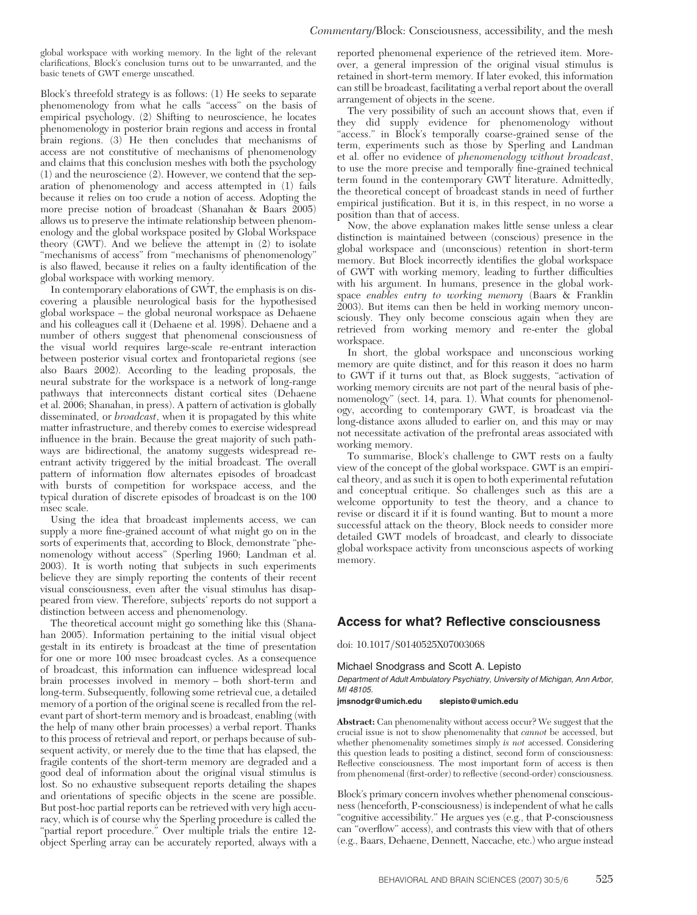global workspace with working memory. In the light of the relevant clarifications, Block's conclusion turns out to be unwarranted, and the basic tenets of GWT emerge unscathed.

Block's threefold strategy is as follows: (1) He seeks to separate phenomenology from what he calls "access" on the basis of empirical psychology. (2) Shifting to neuroscience, he locates phenomenology in posterior brain regions and access in frontal brain regions. (3) He then concludes that mechanisms of access are not constitutive of mechanisms of phenomenology and claims that this conclusion meshes with both the psychology (1) and the neuroscience (2). However, we contend that the separation of phenomenology and access attempted in (1) fails because it relies on too crude a notion of access. Adopting the more precise notion of broadcast (Shanahan & Baars 2005) allows us to preserve the intimate relationship between phenomenology and the global workspace posited by Global Workspace theory (GWT). And we believe the attempt in (2) to isolate "mechanisms of access" from "mechanisms of phenomenology" is also flawed, because it relies on a faulty identification of the global workspace with working memory.

In contemporary elaborations of GWT, the emphasis is on discovering a plausible neurological basis for the hypothesised global workspace – the global neuronal workspace as Dehaene and his colleagues call it (Dehaene et al. 1998). Dehaene and a number of others suggest that phenomenal consciousness of the visual world requires large-scale re-entrant interaction between posterior visual cortex and frontoparietal regions (see also Baars 2002). According to the leading proposals, the neural substrate for the workspace is a network of long-range pathways that interconnects distant cortical sites (Dehaene et al. 2006; Shanahan, in press). A pattern of activation is globally disseminated, or *broadcast*, when it is propagated by this white matter infrastructure, and thereby comes to exercise widespread influence in the brain. Because the great majority of such pathways are bidirectional, the anatomy suggests widespread re-entrant activity triggered by the initial broadcast. The overall pattern of information flow alternates episodes of broadcast with bursts of competition for workspace access, and the typical duration of discrete episodes of broadcast is on the 100 msec scale.

Using the idea that broadcast implements access, we can supply a more fine-grained account of what might go on in the sorts of experiments that, according to Block, demonstrate "phenomenology without access" (Sperling 1960; Landman et al. 2003). It is worth noting that subjects in such experiments believe they are simply reporting the contents of their recent visual consciousness, even after the visual stimulus has disappeared from view. Therefore, subjects' reports do not support a distinction between access and phenomenology.

The theoretical account might go something like this (Shanahan 2005). Information pertaining to the initial visual object gestalt in its entirety is broadcast at the time of presentation for one or more 100 msec broadcast cycles. As a consequence of broadcast, this information can influence widespread local brain processes involved in memory – both short-term and long-term. Subsequently, following some retrieval cue, a detailed memory of a portion of the original scene is recalled from the relevant part of short-term memory and is broadcast, enabling (with the help of many other brain processes) a verbal report. Thanks to this process of retrieval and report, or perhaps because of subsequent activity, or merely due to the time that has elapsed, the fragile contents of the short-term memory are degraded and a good deal of information about the original visual stimulus is lost. So no exhaustive subsequent reports detailing the shapes and orientations of specific objects in the scene are possible. But post-hoc partial reports can be retrieved with very high accuracy, which is of course why the Sperling procedure is called the "partial report procedure." Over multiple trials the entire 12-object Sperling array can be accurately reported, always with a reported phenomenal experience of the retrieved item. Moreover, a general impression of the original visual stimulus is retained in short-term memory. If later evoked, this information can still be broadcast, facilitating a verbal report about the overall arrangement of objects in the scene.

The very possibility of such an account shows that, even if they did supply evidence for phenomenology without "access." in Block's temporally coarse-grained sense of the term, experiments such as those by Sperling and Landman et al. offer no evidence of *phenomenology without broadcast*, to use the more precise and temporally fine-grained technical term found in the contemporary GWT literature. Admittedly, the theoretical concept of broadcast stands in need of further empirical justification. But it is, in this respect, in no worse a position than that of access.

Now, the above explanation makes little sense unless a clear distinction is maintained between (conscious) presence in the global workspace and (unconscious) retention in short-term memory. But Block incorrectly identifies the global workspace of GWT with working memory, leading to further difficulties with his argument. In humans, presence in the global workspace *enables entry to working memory* (Baars & Franklin 2003). But items can then be held in working memory unconsciously. They only become conscious again when they are retrieved from working memory and re-enter the global workspace.

In short, the global workspace and unconscious working memory are quite distinct, and for this reason it does no harm to GWT if it turns out that, as Block suggests, "activation of working memory circuits are not part of the neural basis of phenomenology" (sect. 14, para. 1). What counts for phenomenology, according to contemporary GWT, is broadcast via the long-distance axons alluded to earlier on, and this may or may not necessitate activation of the prefrontal areas associated with working memory.

To summarise, Block's challenge to GWT rests on a faulty view of the concept of the global workspace. GWT is an empirical theory, and as such it is open to both experimental refutation and conceptual critique. So challenges such as this are a welcome opportunity to test the theory, and a chance to revise or discard it if it is found wanting. But to mount a more successful attack on the theory, Block needs to consider more detailed GWT models of broadcast, and clearly to dissociate global workspace activity from unconscious aspects of working memory.

## Access for what? Reflective consciousness

doi: 10.1017/S0140525X07003068

Michael Snodgrass and Scott A. Lepisto

*Department of Adult Ambulatory Psychiatry, University of Michigan, Ann Arbor, MI 48105.*

**jmsnodgr@umich.edu slepisto@umich.edu**

**Abstract:** Can phenomenality without access occur? We suggest that the crucial issue is not to show phenomenality that *cannot* be accessed, but whether phenomenality sometimes simply *is not* accessed. Considering this question leads to positing a distinct, second form of consciousness: Reflective consciousness. The most important form of access is then from phenomenal (first-order) to reflective (second-order) consciousness.

Block's primary concern involves whether phenomenal consciousness (henceforth, P-consciousness) is independent of what he calls "cognitive accessibility." He argues yes (e.g., that P-consciousness can "overflow" access), and contrasts this view with that of others (e.g., Baars, Dehaene, Dennett, Naccache, etc.) who argue instead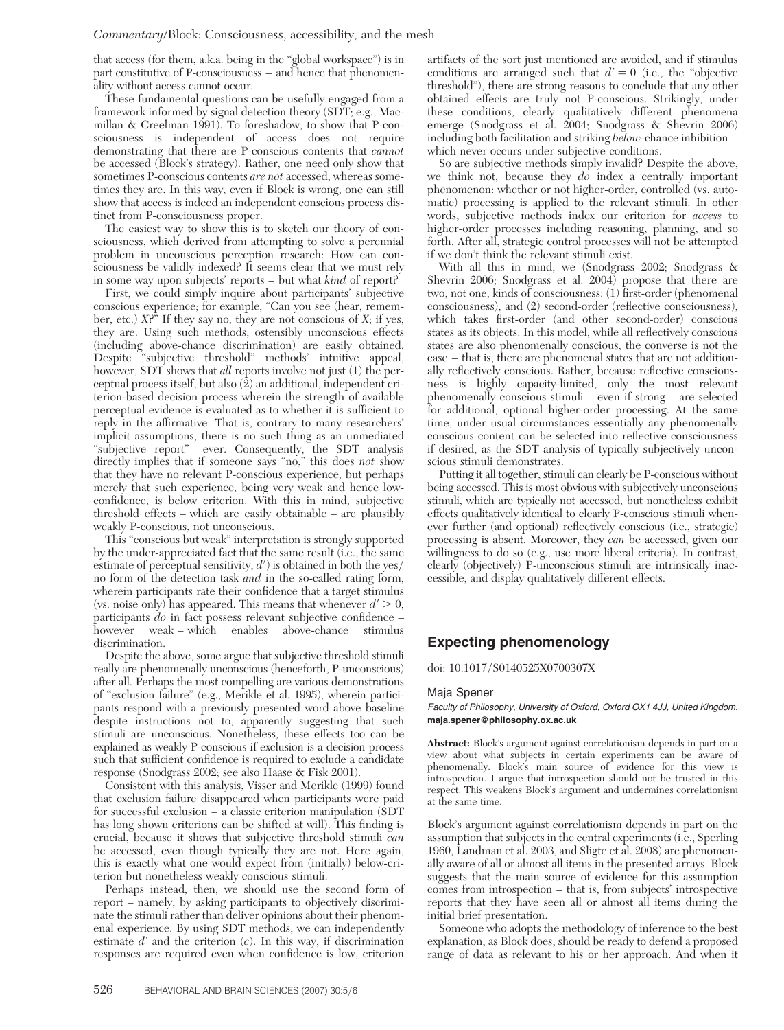that access (for them, a.k.a. being in the "global workspace") is in part constitutive of P-consciousness – and hence that phenomenality without access cannot occur.

These fundamental questions can be usefully engaged from a framework informed by signal detection theory (SDT; e.g., Macmillan & Creelman 1991). To foreshadow, to show that P-consciousness is independent of access does not require demonstrating that there are P-conscious contents that *cannot* be accessed (Block's strategy). Rather, one need only show that sometimes P-conscious contents *are not* accessed, whereas sometimes they are. In this way, even if Block is wrong, one can still show that access is indeed an independent conscious process distinct from P-consciousness proper.

The easiest way to show this is to sketch our theory of consciousness, which derived from attempting to solve a perennial problem in unconscious perception research: How can consciousness be validly indexed? It seems clear that we must rely in some way upon subjects' reports – but what *kind* of report?

First, we could simply inquire about participants' subjective conscious experience; for example, "Can you see (hear, remember, etc.) $X$?" If they say no, they are not conscious of $X$; if yes, they are. Using such methods, ostensibly unconscious effects (including above-chance discrimination) are easily obtained. Despite "subjective threshold" methods' intuitive appeal, however, SDT shows that *all* reports involve not just (1) the perceptual process itself, but also (2) an additional, independent criterion-based decision process wherein the strength of available perceptual evidence is evaluated as to whether it is sufficient to reply in the affirmative. That is, contrary to many researchers' implicit assumptions, there is no such thing as an unmediated "subjective report" – ever. Consequently, the SDT analysis directly implies that if someone says "no," this does *not* show that they have no relevant P-conscious experience, but perhaps merely that such experience, being very weak and hence low-confidence, is below criterion. With this in mind, subjective threshold effects – which are easily obtainable – are plausibly weakly P-conscious, not unconscious.

This "conscious but weak" interpretation is strongly supported by the under-appreciated fact that the same result (i.e., the same estimate of perceptual sensitivity, $d'$) is obtained in both the yes/no form of the detection task *and* in the so-called rating form, wherein participants rate their confidence that a target stimulus (vs. noise only) has appeared. This means that whenever $d' > 0$, participants *do* in fact possess relevant subjective confidence – however weak – which enables above-chance stimulus discrimination.

Despite the above, some argue that subjective threshold stimuli really are phenomenally unconscious (henceforth, P-unconscious) after all. Perhaps the most compelling are various demonstrations of "exclusion failure" (e.g., Merikle et al. 1995), wherein participants respond with a previously presented word above baseline despite instructions not to, apparently suggesting that such stimuli are unconscious. Nonetheless, these effects too can be explained as weakly P-conscious if exclusion is a decision process such that sufficient confidence is required to exclude a candidate response (Snodgrass 2002; see also Haase & Fisk 2001).

Consistent with this analysis, Visser and Merikle (1999) found that exclusion failure disappeared when participants were paid for successful exclusion – a classic criterion manipulation (SDT has long shown criterions can be shifted at will). This finding is crucial, because it shows that subjective threshold stimuli *can* be accessed, even though typically they are not. Here again, this is exactly what one would expect from (initially) below-criterion but nonetheless weakly conscious stimuli.

Perhaps instead, then, we should use the second form of report – namely, by asking participants to objectively discriminate the stimuli rather than deliver opinions about their phenomenal experience. By using SDT methods, we can independently estimate $d'$ and the criterion ($c$). In this way, if discrimination responses are required even when confidence is low, criterion artifacts of the sort just mentioned are avoided, and if stimulus conditions are arranged such that $d' = 0$ (i.e., the "objective threshold"), there are strong reasons to conclude that any other obtained effects are truly not P-conscious. Strikingly, under these conditions, clearly qualitatively different phenomena emerge (Snodgrass et al. 2004; Snodgrass & Shevrin 2006) including both facilitation and striking *below*-chance inhibition – which never occurs under subjective conditions.

So are subjective methods simply invalid? Despite the above, we think not, because they *do* index a centrally important phenomenon: whether or not higher-order, controlled (vs. automatic) processing is applied to the relevant stimuli. In other words, subjective methods index our criterion for *access* to higher-order processes including reasoning, planning, and so forth. After all, strategic control processes will not be attempted if we don't think the relevant stimuli exist.

With all this in mind, we (Snodgrass 2002; Snodgrass & Shevrin 2006; Snodgrass et al. 2004) propose that there are two, not one, kinds of consciousness: (1) first-order (phenomenal consciousness), and (2) second-order (reflective consciousness), which takes first-order (and other second-order) conscious states as its objects. In this model, while all reflectively conscious states are also phenomenally conscious, the converse is not the case – that is, there are phenomenal states that are not additionally reflectively conscious. Rather, because reflective consciousness is highly capacity-limited, only the most relevant phenomenally conscious stimuli – even if strong – are selected for additional, optional higher-order processing. At the same time, under usual circumstances essentially any phenomenally conscious content can be selected into reflective consciousness if desired, as the SDT analysis of typically subjectively unconscious stimuli demonstrates.

Putting it all together, stimuli can clearly be P-conscious without being accessed. This is most obvious with subjectively unconscious stimuli, which are typically not accessed, but nonetheless exhibit effects qualitatively identical to clearly P-conscious stimuli whenever further (and optional) reflectively conscious (i.e., strategic) processing is absent. Moreover, they *can* be accessed, given our willingness to do so (e.g., use more liberal criteria). In contrast, clearly (objectively) P-unconscious stimuli are intrinsically inaccessible, and display qualitatively different effects.

## Expecting phenomenology

doi: 10.1017/S0140525X0700307X

Maja Spener

*Faculty of Philosophy, University of Oxford, Oxford OX1 4JJ, United Kingdom.*
**maja.spener@philosophy.ox.ac.uk**

**Abstract:** Block's argument against correlationism depends in part on a view about what subjects in certain experiments can be aware of phenomenally. Block's main source of evidence for this view is introspection. I argue that introspection should not be trusted in this respect. This weakens Block's argument and undermines correlationism at the same time.

Block's argument against correlationism depends in part on the assumption that subjects in the central experiments (i.e., Sperling 1960, Landman et al. 2003, and Sligte et al. 2008) are phenomenally aware of all or almost all items in the presented arrays. Block suggests that the main source of evidence for this assumption comes from introspection – that is, from subjects' introspective reports that they have seen all or almost all items during the initial brief presentation.

Someone who adopts the methodology of inference to the best explanation, as Block does, should be ready to defend a proposed range of data as relevant to his or her approach. And when it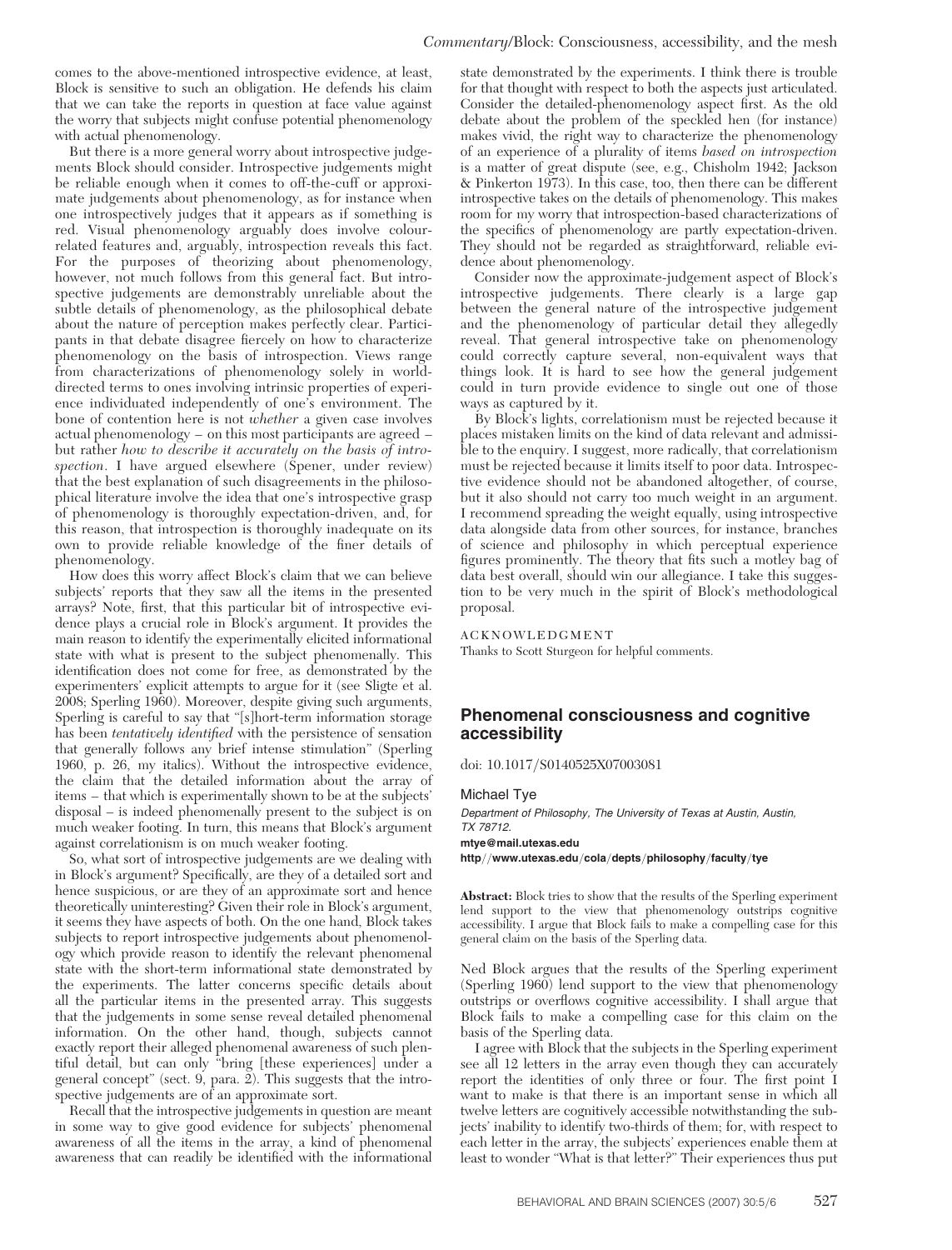comes to the above-mentioned introspective evidence, at least, Block is sensitive to such an obligation. He defends his claim that we can take the reports in question at face value against the worry that subjects might confuse potential phenomenology with actual phenomenology.

But there is a more general worry about introspective judgements Block should consider. Introspective judgements might be reliable enough when it comes to off-the-cuff or approximate judgements about phenomenology, as for instance when one introspectively judges that it appears as if something is red. Visual phenomenology arguably does involve colour-related features and, arguably, introspection reveals this fact. For the purposes of theorizing about phenomenology, however, not much follows from this general fact. But introspective judgements are demonstrably unreliable about the subtle details of phenomenology, as the philosophical debate about the nature of perception makes perfectly clear. Participants in that debate disagree fiercely on how to characterize phenomenology on the basis of introspection. Views range from characterizations of phenomenology solely in world-directed terms to ones involving intrinsic properties of experience individuated independently of one's environment. The bone of contention here is not *whether* a given case involves actual phenomenology – on this most participants are agreed – but rather *how to describe it accurately on the basis of introspection*. I have argued elsewhere (Spener, under review) that the best explanation of such disagreements in the philosophical literature involve the idea that one's introspective grasp of phenomenology is thoroughly expectation-driven, and, for this reason, that introspection is thoroughly inadequate on its own to provide reliable knowledge of the finer details of phenomenology.

How does this worry affect Block's claim that we can believe subjects' reports that they saw all the items in the presented arrays? Note, first, that this particular bit of introspective evidence plays a crucial role in Block's argument. It provides the main reason to identify the experimentally elicited informational state with what is present to the subject phenomenally. This identification does not come for free, as demonstrated by the experimenters' explicit attempts to argue for it (see Sligte et al. 2008; Sperling 1960). Moreover, despite giving such arguments, Sperling is careful to say that "[s]hort-term information storage has been *tentatively identified* with the persistence of sensation that generally follows any brief intense stimulation" (Sperling 1960, p. 26, my italics). Without the introspective evidence, the claim that the detailed information about the array of items – that which is experimentally shown to be at the subjects' disposal – is indeed phenomenally present to the subject is on much weaker footing. In turn, this means that Block's argument against correlationism is on much weaker footing.

So, what sort of introspective judgements are we dealing with in Block's argument? Specifically, are they of a detailed sort and hence suspicious, or are they of an approximate sort and hence theoretically uninteresting? Given their role in Block's argument, it seems they have aspects of both. On the one hand, Block takes subjects to report introspective judgements about phenomenology which provide reason to identify the relevant phenomenal state with the short-term informational state demonstrated by the experiments. The latter concerns specific details about all the particular items in the presented array. This suggests that the judgements in some sense reveal detailed phenomenal information. On the other hand, though, subjects cannot exactly report their alleged phenomenal awareness of such plentiful detail, but can only "bring [these experiences] under a general concept" (sect. 9, para. 2). This suggests that the introspective judgements are of an approximate sort.

Recall that the introspective judgements in question are meant in some way to give good evidence for subjects' phenomenal awareness of all the items in the array, a kind of phenomenal awareness that can readily be identified with the informational state demonstrated by the experiments. I think there is trouble for that thought with respect to both the aspects just articulated. Consider the detailed-phenomenology aspect first. As the old debate about the problem of the speckled hen (for instance) makes vivid, the right way to characterize the phenomenology of an experience of a plurality of items *based on introspection* is a matter of great dispute (see, e.g., Chisholm 1942; Jackson & Pinkerton 1973). In this case, too, then there can be different introspective takes on the details of phenomenology. This makes room for my worry that introspection-based characterizations of the specifics of phenomenology are partly expectation-driven. They should not be regarded as straightforward, reliable evidence about phenomenology.

Consider now the approximate-judgement aspect of Block's introspective judgements. There clearly is a large gap between the general nature of the introspective judgement and the phenomenology of particular detail they allegedly reveal. That general introspective take on phenomenology could correctly capture several, non-equivalent ways that things look. It is hard to see how the general judgement could in turn provide evidence to single out one of those ways as captured by it.

By Block's lights, correlationism must be rejected because it places mistaken limits on the kind of data relevant and admissible to the enquiry. I suggest, more radically, that correlationism must be rejected because it limits itself to poor data. Introspective evidence should not be abandoned altogether, of course, but it also should not carry too much weight in an argument. I recommend spreading the weight equally, using introspective data alongside data from other sources, for instance, branches of science and philosophy in which perceptual experience figures prominently. The theory that fits such a motley bag of data best overall, should win our allegiance. I take this suggestion to be very much in the spirit of Block's methodological proposal.

ACKNOWLEDGMENT

Thanks to Scott Sturgeon for helpful comments.

## Phenomenal consciousness and cognitive accessibility

doi: 10.1017/S0140525X07003081

Michael Tye

*Department of Philosophy, The University of Texas at Austin, Austin, TX 78712.*

**mtye@mail.utexas.edu**

**http//www.utexas.edu/cola/depts/philosophy/faculty/tye**

**Abstract:** Block tries to show that the results of the Sperling experiment lend support to the view that phenomenology outstrips cognitive accessibility. I argue that Block fails to make a compelling case for this general claim on the basis of the Sperling data.

Ned Block argues that the results of the Sperling experiment (Sperling 1960) lend support to the view that phenomenology outstrips or overflows cognitive accessibility. I shall argue that Block fails to make a compelling case for this claim on the basis of the Sperling data.

I agree with Block that the subjects in the Sperling experiment see all 12 letters in the array even though they can accurately report the identities of only three or four. The first point I want to make is that there is an important sense in which all twelve letters are cognitively accessible notwithstanding the subjects' inability to identify two-thirds of them; for, with respect to each letter in the array, the subjects' experiences enable them at least to wonder "What is that letter?" Their experiences thus put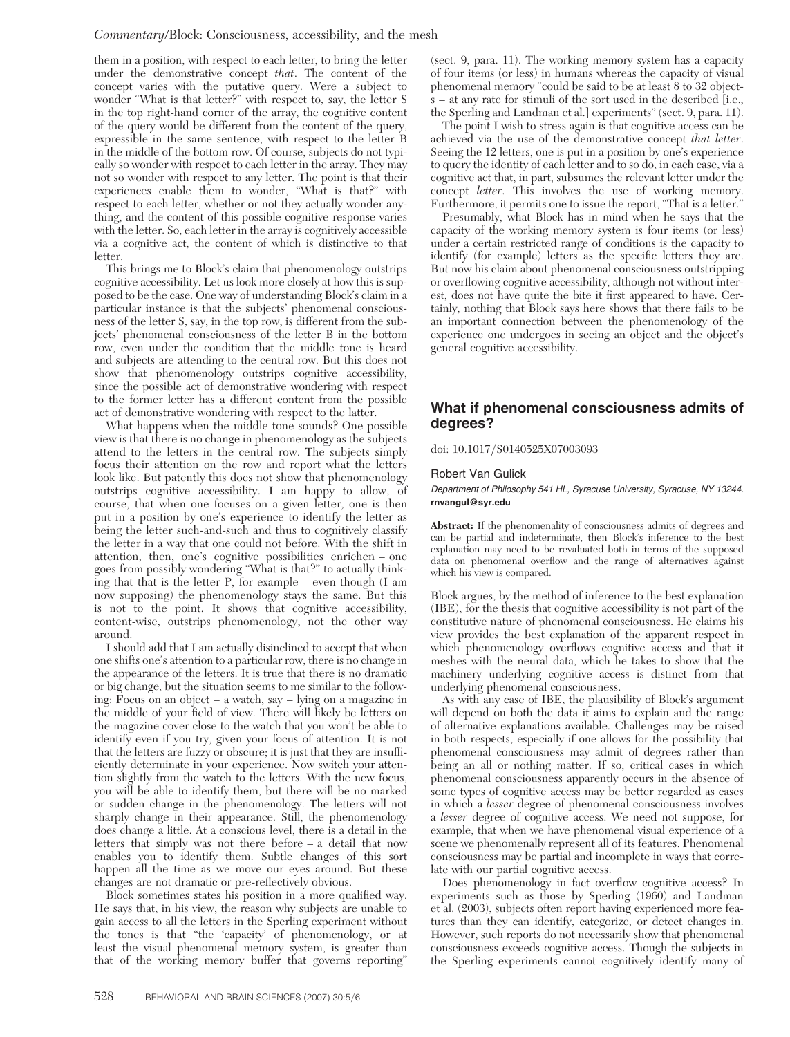them in a position, with respect to each letter, to bring the letter under the demonstrative concept *that*. The content of the concept varies with the putative query. Were a subject to wonder "What is that letter?" with respect to, say, the letter S in the top right-hand corner of the array, the cognitive content of the query would be different from the content of the query, expressible in the same sentence, with respect to the letter B in the middle of the bottom row. Of course, subjects do not typically so wonder with respect to each letter in the array. They may not so wonder with respect to any letter. The point is that their experiences enable them to wonder, "What is that?" with respect to each letter, whether or not they actually wonder anything, and the content of this possible cognitive response varies with the letter. So, each letter in the array is cognitively accessible via a cognitive act, the content of which is distinctive to that letter.

This brings me to Block's claim that phenomenology outstrips cognitive accessibility. Let us look more closely at how this is supposed to be the case. One way of understanding Block's claim in a particular instance is that the subjects' phenomenal consciousness of the letter S, say, in the top row, is different from the subjects' phenomenal consciousness of the letter B in the bottom row, even under the condition that the middle tone is heard and subjects are attending to the central row. But this does not show that phenomenology outstrips cognitive accessibility, since the possible act of demonstrative wondering with respect to the former letter has a different content from the possible act of demonstrative wondering with respect to the latter.

What happens when the middle tone sounds? One possible view is that there is no change in phenomenology as the subjects attend to the letters in the central row. The subjects simply focus their attention on the row and report what the letters look like. But patently this does not show that phenomenology outstrips cognitive accessibility. I am happy to allow, of course, that when one focuses on a given letter, one is then put in a position by one's experience to identify the letter as being the letter such-and-such and thus to cognitively classify the letter in a way that one could not before. With the shift in attention, then, one's cognitive possibilities enrichen – one goes from possibly wondering "What is that?" to actually thinking that that is the letter P, for example – even though (I am now supposing) the phenomenology stays the same. But this is not to the point. It shows that cognitive accessibility, content-wise, outstrips phenomenology, not the other way around.

I should add that I am actually disinclined to accept that when one shifts one's attention to a particular row, there is no change in the appearance of the letters. It is true that there is no dramatic or big change, but the situation seems to me similar to the following: Focus on an object – a watch, say – lying on a magazine in the middle of your field of view. There will likely be letters on the magazine cover close to the watch that you won't be able to identify even if you try, given your focus of attention. It is not that the letters are fuzzy or obscure; it is just that they are insufficiently determinate in your experience. Now switch your attention slightly from the watch to the letters. With the new focus, you will be able to identify them, but there will be no marked or sudden change in the phenomenology. The letters will not sharply change in their appearance. Still, the phenomenology does change a little. At a conscious level, there is a detail in the letters that simply was not there before – a detail that now enables you to identify them. Subtle changes of this sort happen all the time as we move our eyes around. But these changes are not dramatic or pre-reflectively obvious.

Block sometimes states his position in a more qualified way. He says that, in his view, the reason why subjects are unable to gain access to all the letters in the Sperling experiment without the tones is that "the 'capacity' of phenomenology, or at least the visual phenomenal memory system, is greater than that of the working memory buffer that governs reporting" (sect. 9, para. 11). The working memory system has a capacity of four items (or less) in humans whereas the capacity of visual phenomenal memory "could be said to be at least 8 to 32 objects – at any rate for stimuli of the sort used in the described [i.e., the Sperling and Landman et al.] experiments" (sect. 9, para. 11).

The point I wish to stress again is that cognitive access can be achieved via the use of the demonstrative concept *that letter*. Seeing the 12 letters, one is put in a position by one's experience to query the identity of each letter and to so do, in each case, via a cognitive act that, in part, subsumes the relevant letter under the concept *letter*. This involves the use of working memory. Furthermore, it permits one to issue the report, "That is a letter."

Presumably, what Block has in mind when he says that the capacity of the working memory system is four items (or less) under a certain restricted range of conditions is the capacity to identify (for example) letters as the specific letters they are. But now his claim about phenomenal consciousness outstripping or overflowing cognitive accessibility, although not without interest, does not have quite the bite it first appeared to have. Certainly, nothing that Block says here shows that there fails to be an important connection between the phenomenology of the experience one undergoes in seeing an object and the object's general cognitive accessibility.

## What if phenomenal consciousness admits of degrees?

doi: 10.1017/S0140525X07003093

Robert Van Gulick

*Department of Philosophy 541 HL, Syracuse University, Syracuse, NY 13244.*
**rnvangul@syr.edu**

**Abstract:** If the phenomenality of consciousness admits of degrees and can be partial and indeterminate, then Block's inference to the best explanation may need to be reevaluated both in terms of the supposed data on phenomenal overflow and the range of alternatives against which his view is compared.

Block argues, by the method of inference to the best explanation (IBE), for the thesis that cognitive accessibility is not part of the constitutive nature of phenomenal consciousness. He claims his view provides the best explanation of the apparent respect in which phenomenology overflows cognitive access and that it meshes with the neural data, which he takes to show that the machinery underlying cognitive access is distinct from that underlying phenomenal consciousness.

As with any case of IBE, the plausibility of Block's argument will depend on both the data it aims to explain and the range of alternative explanations available. Challenges may be raised in both respects, especially if one allows for the possibility that phenomenal consciousness may admit of degrees rather than being an all or nothing matter. If so, critical cases in which phenomenal consciousness apparently occurs in the absence of some types of cognitive access may be better regarded as cases in which a *lesser* degree of phenomenal consciousness involves a *lesser* degree of cognitive access. We need not suppose, for example, that when we have phenomenal visual experience of a scene we phenomenally represent all of its features. Phenomenal consciousness may be partial and incomplete in ways that correlate with our partial cognitive access.

Does phenomenology in fact overflow cognitive access? In experiments such as those by Sperling (1960) and Landman et al. (2003), subjects often report having experienced more features than they can identify, categorize, or detect changes in. However, such reports do not necessarily show that phenomenal consciousness exceeds cognitive access. Though the subjects in the Sperling experiments cannot cognitively identify many of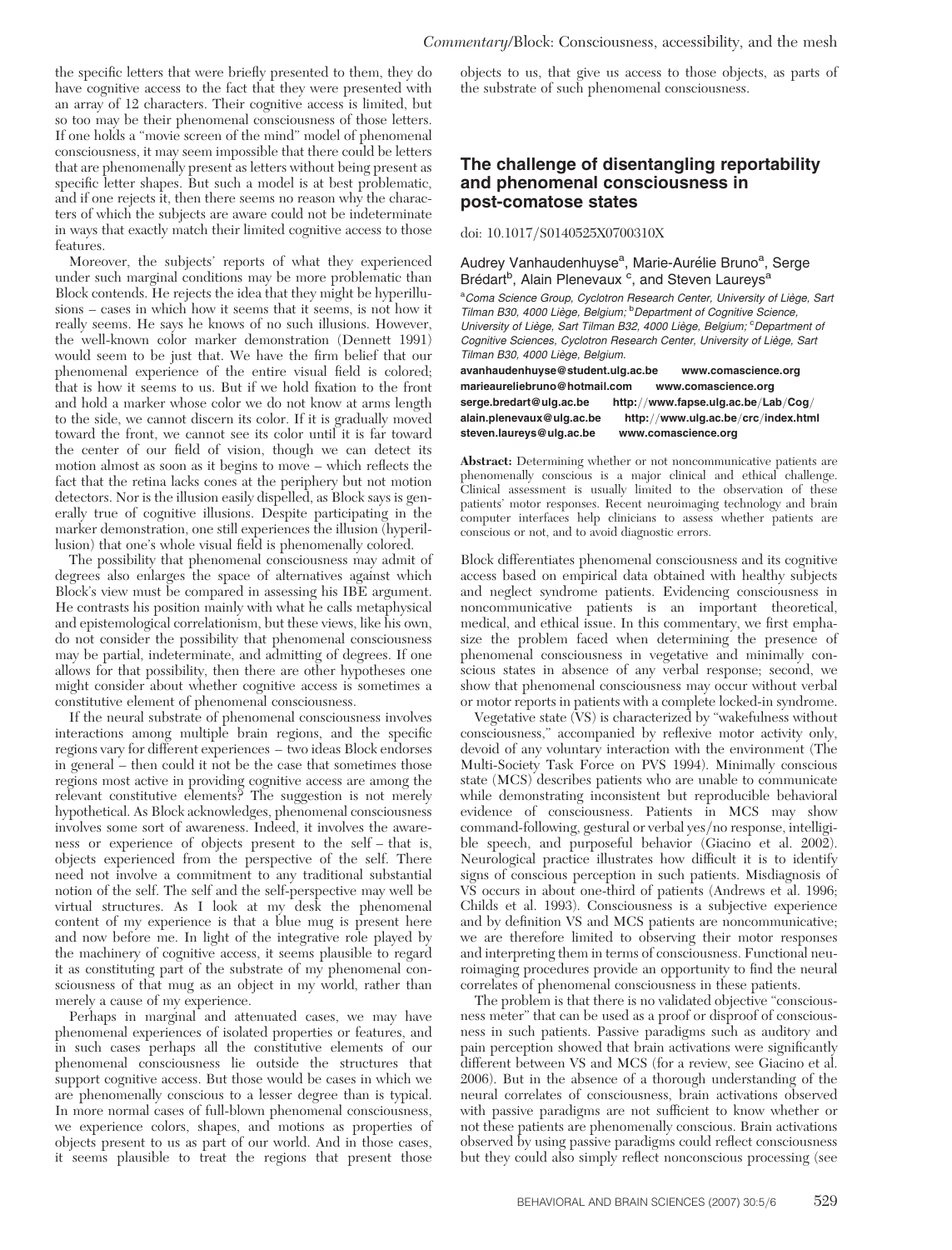the specific letters that were briefly presented to them, they do have cognitive access to the fact that they were presented with an array of 12 characters. Their cognitive access is limited, but so too may be their phenomenal consciousness of those letters. If one holds a "movie screen of the mind" model of phenomenal consciousness, it may seem impossible that there could be letters that are phenomenally present as letters without being present as specific letter shapes. But such a model is at best problematic, and if one rejects it, then there seems no reason why the characters of which the subjects are aware could not be indeterminate in ways that exactly match their limited cognitive access to those features.

Moreover, the subjects' reports of what they experienced under such marginal conditions may be more problematic than Block contends. He rejects the idea that they might be hyperillusions – cases in which how it seems that it seems, is not how it really seems. He says he knows of no such illusions. However, the well-known color marker demonstration (Dennett 1991) would seem to be just that. We have the firm belief that our phenomenal experience of the entire visual field is colored; that is how it seems to us. But if we hold fixation to the front and hold a marker whose color we do not know at arms length to the side, we cannot discern its color. If it is gradually moved toward the front, we cannot see its color until it is far toward the center of our field of vision, though we can detect its motion almost as soon as it begins to move – which reflects the fact that the retina lacks cones at the periphery but not motion detectors. Nor is the illusion easily dispelled, as Block says is generally true of cognitive illusions. Despite participating in the marker demonstration, one still experiences the illusion (hyperillusion) that one's whole visual field is phenomenally colored.

The possibility that phenomenal consciousness may admit of degrees also enlarges the space of alternatives against which Block's view must be compared in assessing his IBE argument. He contrasts his position mainly with what he calls metaphysical and epistemological correlationism, but these views, like his own, do not consider the possibility that phenomenal consciousness may be partial, indeterminate, and admitting of degrees. If one allows for that possibility, then there are other hypotheses one might consider about whether cognitive access is sometimes a constitutive element of phenomenal consciousness.

If the neural substrate of phenomenal consciousness involves interactions among multiple brain regions, and the specific regions vary for different experiences – two ideas Block endorses in general – then could it not be the case that sometimes those regions most active in providing cognitive access are among the relevant constitutive elements? The suggestion is not merely hypothetical. As Block acknowledges, phenomenal consciousness involves some sort of awareness. Indeed, it involves the awareness or experience of objects present to the self – that is, objects experienced from the perspective of the self. There need not involve a commitment to any traditional substantial notion of the self. The self and the self-perspective may well be virtual structures. As I look at my desk the phenomenal content of my experience is that a blue mug is present here and now before me. In light of the integrative role played by the machinery of cognitive access, it seems plausible to regard it as constituting part of the substrate of my phenomenal consciousness of that mug as an object in my world, rather than merely a cause of my experience.

Perhaps in marginal and attenuated cases, we may have phenomenal experiences of isolated properties or features, and in such cases perhaps all the constitutive elements of our phenomenal consciousness lie outside the structures that support cognitive access. But those would be cases in which we are phenomenally conscious to a lesser degree than is typical. In more normal cases of full-blown phenomenal consciousness, we experience colors, shapes, and motions as properties of objects present to us as part of our world. And in those cases, it seems plausible to treat the regions that present those objects to us, that give us access to those objects, as parts of the substrate of such phenomenal consciousness.

## The challenge of disentangling reportability and phenomenal consciousness in post-comatose states

doi: 10.1017/S0140525X0700310X

Audrey Vanhaudenhuyse[a], Marie-Aurélie Bruno[a], Serge Brédart[b], Alain Plenevaux[c], and Steven Laureys[a]

[a]*Coma Science Group, Cyclotron Research Center, University of Liège, Sart Tilman B30, 4000 Liège, Belgium;* [b]*Department of Cognitive Science, University of Liège, Sart Tilman B32, 4000 Liège, Belgium;* [c]*Department of Cognitive Sciences, Cyclotron Research Center, University of Liège, Sart Tilman B30, 4000 Liège, Belgium.*

**avanhaudenhuyse@student.ulg.ac.be www.comascience.org**
**marieaureliebruno@hotmail.com www.comascience.org**
**serge.bredart@ulg.ac.be http://www.fapse.ulg.ac.be/Lab/Cog/**
**alain.plenevaux@ulg.ac.be http://www.ulg.ac.be/crc/index.html**
**steven.laureys@ulg.ac.be www.comascience.org**

**Abstract:** Determining whether or not noncommunicative patients are phenomenally conscious is a major clinical and ethical challenge. Clinical assessment is usually limited to the observation of these patients' motor responses. Recent neuroimaging technology and brain computer interfaces help clinicians to assess whether patients are conscious or not, and to avoid diagnostic errors.

Block differentiates phenomenal consciousness and its cognitive access based on empirical data obtained with healthy subjects and neglect syndrome patients. Evidencing consciousness in noncommunicative patients is an important theoretical, medical, and ethical issue. In this commentary, we first emphasize the problem faced when determining the presence of phenomenal consciousness in vegetative and minimally conscious states in absence of any verbal response; second, we show that phenomenal consciousness may occur without verbal or motor reports in patients with a complete locked-in syndrome.

Vegetative state (VS) is characterized by "wakefulness without consciousness," accompanied by reflexive motor activity only, devoid of any voluntary interaction with the environment (The Multi-Society Task Force on PVS 1994). Minimally conscious state (MCS) describes patients who are unable to communicate while demonstrating inconsistent but reproducible behavioral evidence of consciousness. Patients in MCS may show command-following, gestural or verbal yes/no response, intelligible speech, and purposeful behavior (Giacino et al. 2002). Neurological practice illustrates how difficult it is to identify signs of conscious perception in such patients. Misdiagnosis of VS occurs in about one-third of patients (Andrews et al. 1996; Childs et al. 1993). Consciousness is a subjective experience and by definition VS and MCS patients are noncommunicative; we are therefore limited to observing their motor responses and interpreting them in terms of consciousness. Functional neuroimaging procedures provide an opportunity to find the neural correlates of phenomenal consciousness in these patients.

The problem is that there is no validated objective "consciousness meter" that can be used as a proof or disproof of consciousness in such patients. Passive paradigms such as auditory and pain perception showed that brain activations were significantly different between VS and MCS (for a review, see Giacino et al. 2006). But in the absence of a thorough understanding of the neural correlates of consciousness, brain activations observed with passive paradigms are not sufficient to know whether or not these patients are phenomenally conscious. Brain activations observed by using passive paradigms could reflect consciousness but they could also simply reflect nonconscious processing (see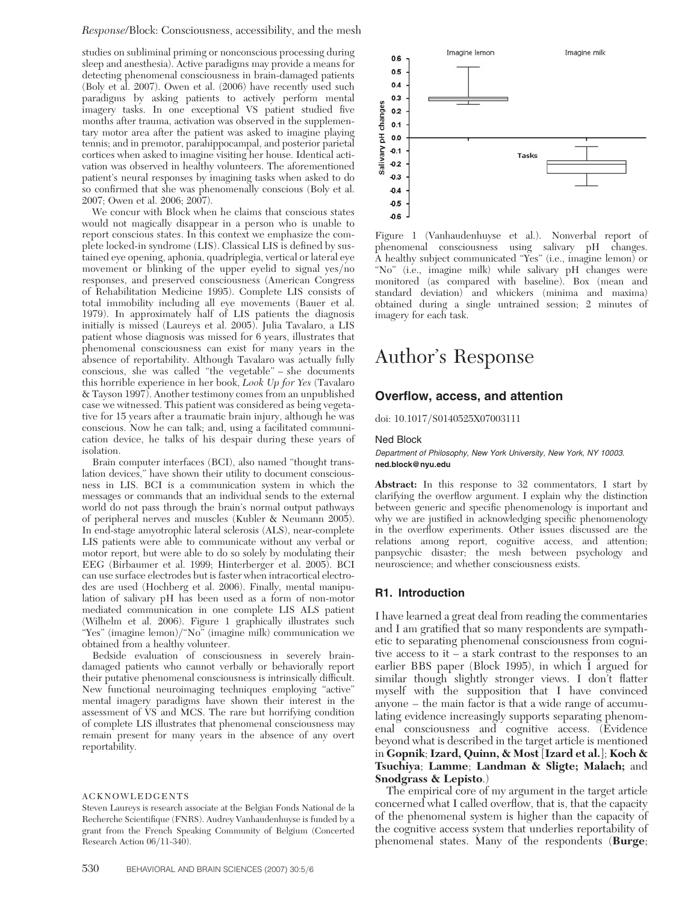studies on subliminal priming or nonconscious processing during sleep and anesthesia). Active paradigms may provide a means for detecting phenomenal consciousness in brain-damaged patients (Boly et al. 2007). Owen et al. (2006) have recently used such paradigms by asking patients to actively perform mental imagery tasks. In one exceptional VS patient studied five months after trauma, activation was observed in the supplementary motor area after the patient was asked to imagine playing tennis; and in premotor, parahippocampal, and posterior parietal cortices when asked to imagine visiting her house. Identical activation was observed in healthy volunteers. The aforementioned patient's neural responses by imagining tasks when asked to do so confirmed that she was phenomenally conscious (Boly et al. 2007; Owen et al. 2006; 2007).

We concur with Block when he claims that conscious states would not magically disappear in a person who is unable to report conscious states. In this context we emphasize the complete locked-in syndrome (LIS). Classical LIS is defined by sustained eye opening, aphonia, quadriplegia, vertical or lateral eye movement or blinking of the upper eyelid to signal yes/no responses, and preserved consciousness (American Congress of Rehabilitation Medicine 1995). Complete LIS consists of total immobility including all eye movements (Bauer et al. 1979). In approximately half of LIS patients the diagnosis initially is missed (Laureys et al. 2005). Julia Tavalaro, a LIS patient whose diagnosis was missed for 6 years, illustrates that phenomenal consciousness can exist for many years in the absence of reportability. Although Tavalaro was actually fully conscious, she was called "the vegetable" – she documents this horrible experience in her book, *Look Up for Yes* (Tavalaro & Tayson 1997). Another testimony comes from an unpublished case we witnessed. This patient was considered as being vegetative for 15 years after a traumatic brain injury, although he was conscious. Now he can talk; and, using a facilitated communication device, he talks of his despair during these years of isolation.

Brain computer interfaces (BCI), also named "thought translation devices," have shown their utility to document consciousness in LIS. BCI is a communication system in which the messages or commands that an individual sends to the external world do not pass through the brain's normal output pathways of peripheral nerves and muscles (Kubler & Neumann 2005). In end-stage amyotrophic lateral sclerosis (ALS), near-complete LIS patients were able to communicate without any verbal or motor report, but were able to do so solely by modulating their EEG (Birbaumer et al. 1999; Hinterberger et al. 2005). BCI can use surface electrodes but is faster when intracortical electrodes are used (Hochberg et al. 2006). Finally, mental manipulation of salivary pH has been used as a form of non-motor mediated communication in one complete LIS ALS patient (Wilhelm et al. 2006). Figure 1 graphically illustrates such "Yes" (imagine lemon)/"No" (imagine milk) communication we obtained from a healthy volunteer.

Bedside evaluation of consciousness in severely brain-damaged patients who cannot verbally or behaviorally report their putative phenomenal consciousness is intrinsically difficult. New functional neuroimaging techniques employing "active" mental imagery paradigms have shown their interest in the assessment of VS and MCS. The rare but horrifying condition of complete LIS illustrates that phenomenal consciousness may remain present for many years in the absence of any overt reportability.

## ACKNOWLEDGENTS

Steven Laureys is research associate at the Belgian Fonds National de la Recherche Scientifique (FNRS). Audrey Vanhaudenhuyse is funded by a grant from the French Speaking Community of Belgium (Concerted Research Action 06/11-340).

Figure 1 (Vanhaudenhuyse et al.). Nonverbal report of phenomenal consciousness using salivary pH changes. A healthy subject communicated "Yes" (i.e., imagine lemon) or "No" (i.e., imagine milk) while salivary pH changes were monitored (as compared with baseline). Box (mean and standard deviation) and whickers (minima and maxima) obtained during a single untrained session; 2 minutes of imagery for each task.

# Author's Response

## Overflow, access, and attention

doi: 10.1017/S0140525X07003111

Ned Block

*Department of Philosophy, New York University, New York, NY 10003.*
**ned.block@nyu.edu**

**Abstract:** In this response to 32 commentators, I start by clarifying the overflow argument. I explain why the distinction between generic and specific phenomenology is important and why we are justified in acknowledging specific phenomenology in the overflow experiments. Other issues discussed are the relations among report, cognitive access, and attention; panpsychic disaster; the mesh between psychology and neuroscience; and whether consciousness exists.

### R1. Introduction

I have learned a great deal from reading the commentaries and I am gratified that so many respondents are sympathetic to separating phenomenal consciousness from cognitive access to it – a stark contrast to the responses to an earlier BBS paper (Block 1995), in which I argued for similar though slightly stronger views. I don't flatter myself with the supposition that I have convinced anyone – the main factor is that a wide range of accumulating evidence increasingly supports separating phenomenal consciousness and cognitive access. (Evidence beyond what is described in the target article is mentioned in **Gopnik**; **Izard, Quinn, & Most** [**Izard et al.**]; **Koch & Tsuchiya**; **Lamme**; **Landman & Sligte; Malach;** and **Snodgrass & Lepisto**.)

The empirical core of my argument in the target article concerned what I called overflow, that is, that the capacity of the phenomenal system is higher than the capacity of the cognitive access system that underlies reportability of phenomenal states. Many of the respondents (**Burge**;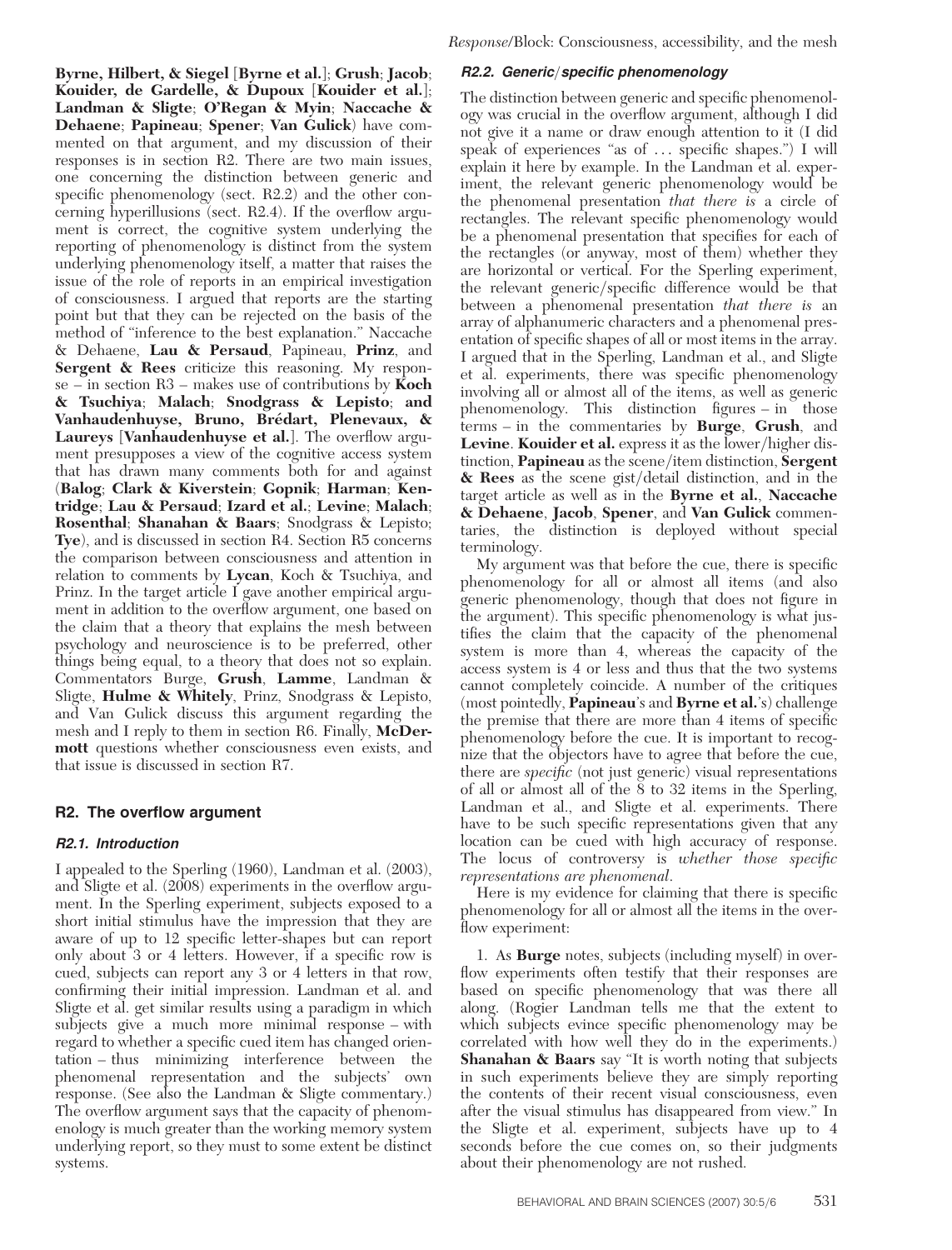**Byrne, Hilbert, & Siegel** [**Byrne et al.**]; **Grush**; **Jacob**; **Kouider, de Gardelle, & Dupoux** [**Kouider et al.**]; **Landman & Sligte**; **O'Regan & Myin**; **Naccache & Dehaene**; **Papineau**; **Spener**; **Van Gulick**) have commented on that argument, and my discussion of their responses is in section R2. There are two main issues, one concerning the distinction between generic and specific phenomenology (sect. R2.2) and the other concerning hyperillusions (sect. R2.4). If the overflow argument is correct, the cognitive system underlying the reporting of phenomenology is distinct from the system underlying phenomenology itself, a matter that raises the issue of the role of reports in an empirical investigation of consciousness. I argued that reports are the starting point but that they can be rejected on the basis of the method of "inference to the best explanation." Naccache & Dehaene, **Lau & Persaud**, Papineau, **Prinz**, and **Sergent & Rees** criticize this reasoning. My response – in section R3 – makes use of contributions by **Koch & Tsuchiya**; **Malach**; **Snodgrass & Lepisto**; **and Vanhaudenhuyse, Bruno, Brédart, Plenevaux, & Laureys** [**Vanhaudenhuyse et al.**]. The overflow argument presupposes a view of the cognitive access system that has drawn many comments both for and against (**Balog**; **Clark & Kiverstein**; **Gopnik**; **Harman**; **Kentridge**; **Lau & Persaud**; **Izard et al.**; **Levine**; **Malach**; **Rosenthal**; **Shanahan & Baars**; Snodgrass & Lepisto; **Tye**), and is discussed in section R4. Section R5 concerns the comparison between consciousness and attention in relation to comments by **Lycan**, Koch & Tsuchiya, and Prinz. In the target article I gave another empirical argument in addition to the overflow argument, one based on the claim that a theory that explains the mesh between psychology and neuroscience is to be preferred, other things being equal, to a theory that does not so explain. Commentators Burge, **Grush**, **Lamme**, Landman & Sligte, **Hulme & Whitely**, Prinz, Snodgrass & Lepisto, and Van Gulick discuss this argument regarding the mesh and I reply to them in section R6. Finally, **McDermott** questions whether consciousness even exists, and that issue is discussed in section R7.

## R2. The overflow argument

### R2.1. Introduction

I appealed to the Sperling (1960), Landman et al. (2003), and Sligte et al. (2008) experiments in the overflow argument. In the Sperling experiment, subjects exposed to a short initial stimulus have the impression that they are aware of up to 12 specific letter-shapes but can report only about 3 or 4 letters. However, if a specific row is cued, subjects can report any 3 or 4 letters in that row, confirming their initial impression. Landman et al. and Sligte et al. get similar results using a paradigm in which subjects give a much more minimal response – with regard to whether a specific cued item has changed orientation – thus minimizing interference between the phenomenal representation and the subjects' own response. (See also the Landman & Sligte commentary.) The overflow argument says that the capacity of phenomenology is much greater than the working memory system underlying report, so they must to some extent be distinct systems.

### R2.2. Generic/specific phenomenology

The distinction between generic and specific phenomenology was crucial in the overflow argument, although I did not give it a name or draw enough attention to it (I did speak of experiences "as of … specific shapes.") I will explain it here by example. In the Landman et al. experiment, the relevant generic phenomenology would be the phenomenal presentation *that there is* a circle of rectangles. The relevant specific phenomenology would be a phenomenal presentation that specifies for each of the rectangles (or anyway, most of them) whether they are horizontal or vertical. For the Sperling experiment, the relevant generic/specific difference would be that between a phenomenal presentation *that there is* an array of alphanumeric characters and a phenomenal presentation of specific shapes of all or most items in the array. I argued that in the Sperling, Landman et al., and Sligte et al. experiments, there was specific phenomenology involving all or almost all of the items, as well as generic phenomenology. This distinction figures – in those terms – in the commentaries by **Burge**, **Grush**, and **Levine**. **Kouider et al.** express it as the lower/higher distinction, **Papineau** as the scene/item distinction, **Sergent & Rees** as the scene gist/detail distinction, and in the target article as well as in the **Byrne et al.**, **Naccache & Dehaene**, **Jacob**, **Spener**, and **Van Gulick** commentaries, the distinction is deployed without special terminology.

My argument was that before the cue, there is specific phenomenology for all or almost all items (and also generic phenomenology, though that does not figure in the argument). This specific phenomenology is what justifies the claim that the capacity of the phenomenal system is more than 4, whereas the capacity of the access system is 4 or less and thus that the two systems cannot completely coincide. A number of the critiques (most pointedly, **Papineau**'s and **Byrne et al.**'s) challenge the premise that there are more than 4 items of specific phenomenology before the cue. It is important to recognize that the objectors have to agree that before the cue, there are *specific* (not just generic) visual representations of all or almost all of the 8 to 32 items in the Sperling, Landman et al., and Sligte et al. experiments. There have to be such specific representations given that any location can be cued with high accuracy of response. The locus of controversy is *whether those specific representations are phenomenal*.

Here is my evidence for claiming that there is specific phenomenology for all or almost all the items in the overflow experiment:

1. As **Burge** notes, subjects (including myself) in overflow experiments often testify that their responses are based on specific phenomenology that was there all along. (Rogier Landman tells me that the extent to which subjects evince specific phenomenology may be correlated with how well they do in the experiments.) **Shanahan & Baars** say "It is worth noting that subjects in such experiments believe they are simply reporting the contents of their recent visual consciousness, even after the visual stimulus has disappeared from view." In the Sligte et al. experiment, subjects have up to 4 seconds before the cue comes on, so their judgments about their phenomenology are not rushed.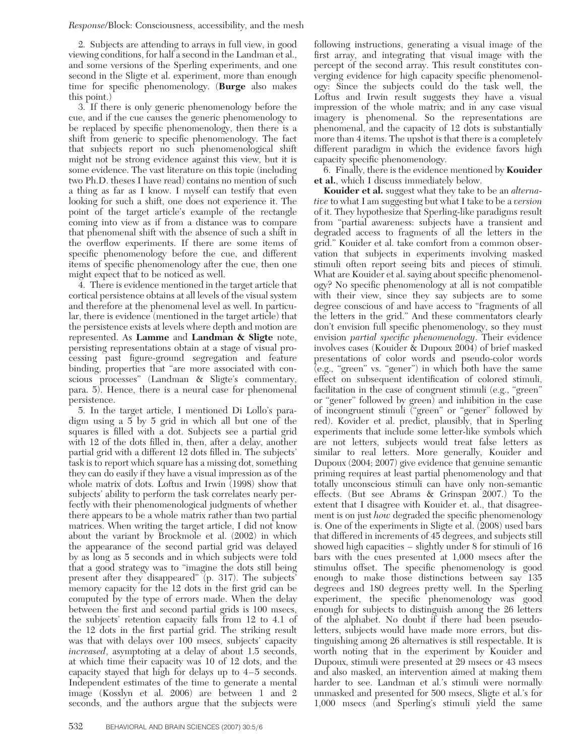2. Subjects are attending to arrays in full view, in good viewing conditions, for half a second in the Landman et al., and some versions of the Sperling experiments, and one second in the Sligte et al. experiment, more than enough time for specific phenomenology. (**Burge** also makes this point.)

3. If there is only generic phenomenology before the cue, and if the cue causes the generic phenomenology to be replaced by specific phenomenology, then there is a shift from generic to specific phenomenology. The fact that subjects report no such phenomenological shift might not be strong evidence against this view, but it is some evidence. The vast literature on this topic (including two Ph.D. theses I have read) contains no mention of such a thing as far as I know. I myself can testify that even looking for such a shift, one does not experience it. The point of the target article's example of the rectangle coming into view as if from a distance was to compare that phenomenal shift with the absence of such a shift in the overflow experiments. If there are some items of specific phenomenology before the cue, and different items of specific phenomenology after the cue, then one might expect that to be noticed as well.

4. There is evidence mentioned in the target article that cortical persistence obtains at all levels of the visual system and therefore at the phenomenal level as well. In particular, there is evidence (mentioned in the target article) that the persistence exists at levels where depth and motion are represented. As **Lamme** and **Landman & Sligte** note, persisting representations obtain at a stage of visual processing past figure-ground segregation and feature binding, properties that "are more associated with conscious processes" (Landman & Sligte's commentary, para. 5). Hence, there is a neural case for phenomenal persistence.

5. In the target article, I mentioned Di Lollo's paradigm using a 5 by 5 grid in which all but one of the squares is filled with a dot. Subjects see a partial grid with 12 of the dots filled in, then, after a delay, another partial grid with a different 12 dots filled in. The subjects' task is to report which square has a missing dot, something they can do easily if they have a visual impression as of the whole matrix of dots. Loftus and Irwin (1998) show that subjects' ability to perform the task correlates nearly perfectly with their phenomenological judgments of whether there appears to be a whole matrix rather than two partial matrices. When writing the target article, I did not know about the variant by Brockmole et al. (2002) in which the appearance of the second partial grid was delayed by as long as 5 seconds and in which subjects were told that a good strategy was to "imagine the dots still being present after they disappeared" (p. 317). The subjects' memory capacity for the 12 dots in the first grid can be computed by the type of errors made. When the delay between the first and second partial grids is 100 msecs, the subjects' retention capacity falls from 12 to 4.1 of the 12 dots in the first partial grid. The striking result was that with delays over 100 msecs, subjects' capacity *increased*, asymptoting at a delay of about 1.5 seconds, at which time their capacity was 10 of 12 dots, and the capacity stayed that high for delays up to 4–5 seconds. Independent estimates of the time to generate a mental image (Kosslyn et al. 2006) are between 1 and 2 seconds, and the authors argue that the subjects were following instructions, generating a visual image of the first array, and integrating that visual image with the percept of the second array. This result constitutes converging evidence for high capacity specific phenomenology: Since the subjects could do the task well, the Loftus and Irwin result suggests they have a visual impression of the whole matrix; and in any case visual imagery is phenomenal. So the representations are phenomenal, and the capacity of 12 dots is substantially more than 4 items. The upshot is that there is a completely different paradigm in which the evidence favors high capacity specific phenomenology.

6. Finally, there is the evidence mentioned by **Kouider et al.**, which I discuss immediately below.

**Kouider et al.** suggest what they take to be an *alternative* to what I am suggesting but what I take to be a *version* of it. They hypothesize that Sperling-like paradigms result from "partial awareness: subjects have a transient and degraded access to fragments of all the letters in the grid." Kouider et al. take comfort from a common observation that subjects in experiments involving masked stimuli often report seeing bits and pieces of stimuli. What are Kouider et al. saying about specific phenomenology? No specific phenomenology at all is not compatible with their view, since they say subjects are to some degree conscious of and have access to "fragments of all the letters in the grid." And these commentators clearly don't envision full specific phenomenology, so they must envision *partial specific phenomenology*. Their evidence involves cases (Kouider & Dupoux 2004) of brief masked presentations of color words and pseudo-color words (e.g., "green" vs. "gener") in which both have the same effect on subsequent identification of colored stimuli, facilitation in the case of congruent stimuli (e.g., "green" or "gener" followed by green) and inhibition in the case of incongruent stimuli ("green" or "gener" followed by red). Kovider et al. predict, plausibly, that in Sperling experiments that include some letter-like symbols which are not letters, subjects would treat false letters as similar to real letters. More generally, Kouider and Dupoux (2004; 2007) give evidence that genuine semantic priming requires at least partial phenomenology and that totally unconscious stimuli can have only non-semantic effects. (But see Abrams & Grinspan 2007.) To the extent that I disagree with Kouider et. al., that disagreement is on just *how* degraded the specific phenomenology is. One of the experiments in Sligte et al. (2008) used bars that differed in increments of 45 degrees, and subjects still showed high capacities – slightly under 8 for stimuli of 16 bars with the cues presented at 1,000 msecs after the stimulus offset. The specific phenomenology is good enough to make those distinctions between say 135 degrees and 180 degrees pretty well. In the Sperling experiment, the specific phenomenology was good enough for subjects to distinguish among the 26 letters of the alphabet. No doubt if there had been pseudo-letters, subjects would have made more errors, but distinguishing among 26 alternatives is still respectable. It is worth noting that in the experiment by Kouider and Dupoux, stimuli were presented at 29 msecs or 43 msecs and also masked, an intervention aimed at making them harder to see. Landman et al.'s stimuli were normally unmasked and presented for 500 msecs, Sligte et al.'s for 1,000 msecs (and Sperling's stimuli yield the same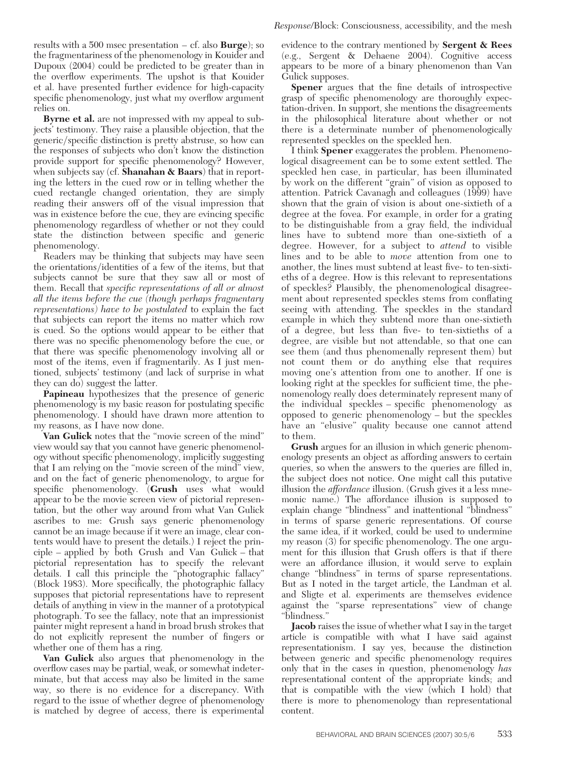results with a 500 msec presentation – cf. also **Burge**); so the fragmentariness of the phenomenology in Kouider and Dupoux (2004) could be predicted to be greater than in the overflow experiments. The upshot is that Kouider et al. have presented further evidence for high-capacity specific phenomenology, just what my overflow argument relies on.

**Byrne et al.** are not impressed with my appeal to subjects' testimony. They raise a plausible objection, that the generic/specific distinction is pretty abstruse, so how can the responses of subjects who don't know the distinction provide support for specific phenomenology? However, when subjects say (cf. **Shanahan & Baars**) that in reporting the letters in the cued row or in telling whether the cued rectangle changed orientation, they are simply reading their answers off of the visual impression that was in existence before the cue, they are evincing specific phenomenology regardless of whether or not they could state the distinction between specific and generic phenomenology.

Readers may be thinking that subjects may have seen the orientations/identities of a few of the items, but that subjects cannot be sure that they saw all or most of them. Recall that *specific representations of all or almost all the items before the cue (though perhaps fragmentary representations) have to be postulated* to explain the fact that subjects can report the items no matter which row is cued. So the options would appear to be either that there was no specific phenomenology before the cue, or that there was specific phenomenology involving all or most of the items, even if fragmentarily. As I just mentioned, subjects' testimony (and lack of surprise in what they can do) suggest the latter.

**Papineau** hypothesizes that the presence of generic phenomenology is my basic reason for postulating specific phenomenology. I should have drawn more attention to my reasons, as I have now done.

**Van Gulick** notes that the "movie screen of the mind" view would say that you cannot have generic phenomenology without specific phenomenology, implicitly suggesting that I am relying on the "movie screen of the mind" view, and on the fact of generic phenomenology, to argue for specific phenomenology. (**Grush** uses what would appear to be the movie screen view of pictorial representation, but the other way around from what Van Gulick ascribes to me: Grush says generic phenomenology cannot be an image because if it were an image, clear contents would have to present the details.) I reject the principle – applied by both Grush and Van Gulick – that pictorial representation has to specify the relevant details. I call this principle the "photographic fallacy" (Block 1983). More specifically, the photographic fallacy supposes that pictorial representations have to represent details of anything in view in the manner of a prototypical photograph. To see the fallacy, note that an impressionist painter might represent a hand in broad brush strokes that do not explicitly represent the number of fingers or whether one of them has a ring.

**Van Gulick** also argues that phenomenology in the overflow cases may be partial, weak, or somewhat indeterminate, but that access may also be limited in the same way, so there is no evidence for a discrepancy. With regard to the issue of whether degree of phenomenology is matched by degree of access, there is experimental evidence to the contrary mentioned by **Sergent & Rees** (e.g., Sergent & Dehaene 2004). Cognitive access appears to be more of a binary phenomenon than Van Gulick supposes.

**Spener** argues that the fine details of introspective grasp of specific phenomenology are thoroughly expectation-driven. In support, she mentions the disagreements in the philosophical literature about whether or not there is a determinate number of phenomenologically represented speckles on the speckled hen.

I think **Spener** exaggerates the problem. Phenomenological disagreement can be to some extent settled. The speckled hen case, in particular, has been illuminated by work on the different "grain" of vision as opposed to attention. Patrick Cavanagh and colleagues (1999) have shown that the grain of vision is about one-sixtieth of a degree at the fovea. For example, in order for a grating to be distinguishable from a gray field, the individual lines have to subtend more than one-sixtieth of a degree. However, for a subject to *attend* to visible lines and to be able to *move* attention from one to another, the lines must subtend at least five- to ten-sixtieths of a degree. How is this relevant to representations of speckles? Plausibly, the phenomenological disagreement about represented speckles stems from conflating seeing with attending. The speckles in the standard example in which they subtend more than one-sixtieth of a degree, but less than five- to ten-sixtieths of a degree, are visible but not attendable, so that one can see them (and thus phenomenally represent them) but not count them or do anything else that requires moving one's attention from one to another. If one is looking right at the speckles for sufficient time, the phenomenology really does determinately represent many of the individual speckles – specific phenomenology as opposed to generic phenomenology – but the speckles have an "elusive" quality because one cannot attend to them.

**Grush** argues for an illusion in which generic phenomenology presents an object as affording answers to certain queries, so when the answers to the queries are filled in, the subject does not notice. One might call this putative illusion the *affordance* illusion. (Grush gives it a less mnemonic name.) The affordance illusion is supposed to explain change "blindness" and inattentional "blindness" in terms of sparse generic representations. Of course the same idea, if it worked, could be used to undermine my reason (3) for specific phenomenology. The one argument for this illusion that Grush offers is that if there were an affordance illusion, it would serve to explain change "blindness" in terms of sparse representations. But as I noted in the target article, the Landman et al. and Sligte et al. experiments are themselves evidence against the "sparse representations" view of change "blindness."

**Jacob** raises the issue of whether what I say in the target article is compatible with what I have said against representationism. I say yes, because the distinction between generic and specific phenomenology requires only that in the cases in question, phenomenology *has* representational content of the appropriate kinds; and that is compatible with the view (which I hold) that there is more to phenomenology than representational content.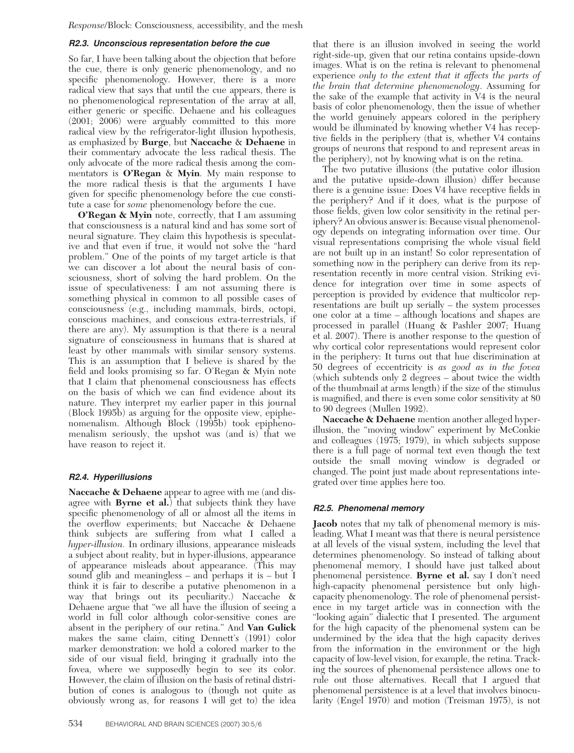#### R2.3. Unconscious representation before the cue

So far, I have been talking about the objection that before the cue, there is only generic phenomenology, and no specific phenomenology. However, there is a more radical view that says that until the cue appears, there is no phenomenological representation of the array at all, either generic or specific. Dehaene and his colleagues (2001; 2006) were arguably committed to this more radical view by the refrigerator-light illusion hypothesis, as emphasized by **Burge**, but **Naccache** & **Dehaene** in their commentary advocate the less radical thesis. The only advocate of the more radical thesis among the commentators is **O'Regan** & **Myin**. My main response to the more radical thesis is that the arguments I have given for specific phenomenology before the cue constitute a case for *some* phenomenology before the cue.

**O'Regan & Myin** note, correctly, that I am assuming that consciousness is a natural kind and has some sort of neural signature. They claim this hypothesis is speculative and that even if true, it would not solve the "hard problem." One of the points of my target article is that we can discover a lot about the neural basis of consciousness, short of solving the hard problem. On the issue of speculativeness: I am not assuming there is something physical in common to all possible cases of consciousness (e.g., including mammals, birds, octopi, conscious machines, and conscious extra-terrestrials, if there are any). My assumption is that there is a neural signature of consciousness in humans that is shared at least by other mammals with similar sensory systems. This is an assumption that I believe is shared by the field and looks promising so far. O'Regan & Myin note that I claim that phenomenal consciousness has effects on the basis of which we can find evidence about its nature. They interpret my earlier paper in this journal (Block 1995b) as arguing for the opposite view, epiphenomenalism. Although Block (1995b) took epiphenomenalism seriously, the upshot was (and is) that we have reason to reject it.

#### R2.4. Hyperillusions

**Naccache & Dehaene** appear to agree with me (and disagree with **Byrne et al.**) that subjects think they have specific phenomenology of all or almost all the items in the overflow experiments; but Naccache & Dehaene think subjects are suffering from what I called a *hyper-illusion.* In ordinary illusions, appearance misleads a subject about reality, but in hyper-illusions, appearance of appearance misleads about appearance. (This may sound glib and meaningless – and perhaps it is – but I think it is fair to describe a putative phenomenon in a way that brings out its peculiarity.) Naccache & Dehaene argue that "we all have the illusion of seeing a world in full color although color-sensitive cones are absent in the periphery of our retina." And **Van Gulick** makes the same claim, citing Dennett's (1991) color marker demonstration: we hold a colored marker to the side of our visual field, bringing it gradually into the fovea, where we supposedly begin to see its color. However, the claim of illusion on the basis of retinal distribution of cones is analogous to (though not quite as obviously wrong as, for reasons I will get to) the idea that there is an illusion involved in seeing the world right-side-up, given that our retina contains upside-down images. What is on the retina is relevant to phenomenal experience *only to the extent that it affects the parts of the brain that determine phenomenology*. Assuming for the sake of the example that activity in V4 is the neural basis of color phenomenology, then the issue of whether the world genuinely appears colored in the periphery would be illuminated by knowing whether V4 has receptive fields in the periphery (that is, whether V4 contains groups of neurons that respond to and represent areas in the periphery), not by knowing what is on the retina.

The two putative illusions (the putative color illusion and the putative upside-down illusion) differ because there is a genuine issue: Does V4 have receptive fields in the periphery? And if it does, what is the purpose of those fields, given low color sensitivity in the retinal periphery? An obvious answer is: Because visual phenomenology depends on integrating information over time. Our visual representations comprising the whole visual field are not built up in an instant! So color representation of something now in the periphery can derive from its representation recently in more central vision. Striking evidence for integration over time in some aspects of perception is provided by evidence that multicolor representations are built up serially – the system processes one color at a time – although locations and shapes are processed in parallel (Huang & Pashler 2007; Huang et al. 2007). There is another response to the question of why cortical color representations would represent color in the periphery: It turns out that hue discrimination at 50 degrees of eccentricity is *as good as in the fovea* (which subtends only 2 degrees – about twice the width of the thumbnail at arms length) if the size of the stimulus is magnified, and there is even some color sensitivity at 80 to 90 degrees (Mullen 1992).

**Naccache & Dehaene** mention another alleged hyper-illusion, the "moving window" experiment by McConkie and colleagues (1975; 1979), in which subjects suppose there is a full page of normal text even though the text outside the small moving window is degraded or changed. The point just made about representations integrated over time applies here too.

#### R2.5. Phenomenal memory

**Jacob** notes that my talk of phenomenal memory is misleading. What I meant was that there is neural persistence at all levels of the visual system, including the level that determines phenomenology. So instead of talking about phenomenal memory, I should have just talked about phenomenal persistence. **Byrne et al.** say I don't need high-capacity phenomenal persistence but only high-capacity phenomenology. The role of phenomenal persistence in my target article was in connection with the "looking again" dialectic that I presented. The argument for the high capacity of the phenomenal system can be undermined by the idea that the high capacity derives from the information in the environment or the high capacity of low-level vision, for example, the retina. Tracking the sources of phenomenal persistence allows one to rule out those alternatives. Recall that I argued that phenomenal persistence is at a level that involves binocularity (Engel 1970) and motion (Treisman 1975), is not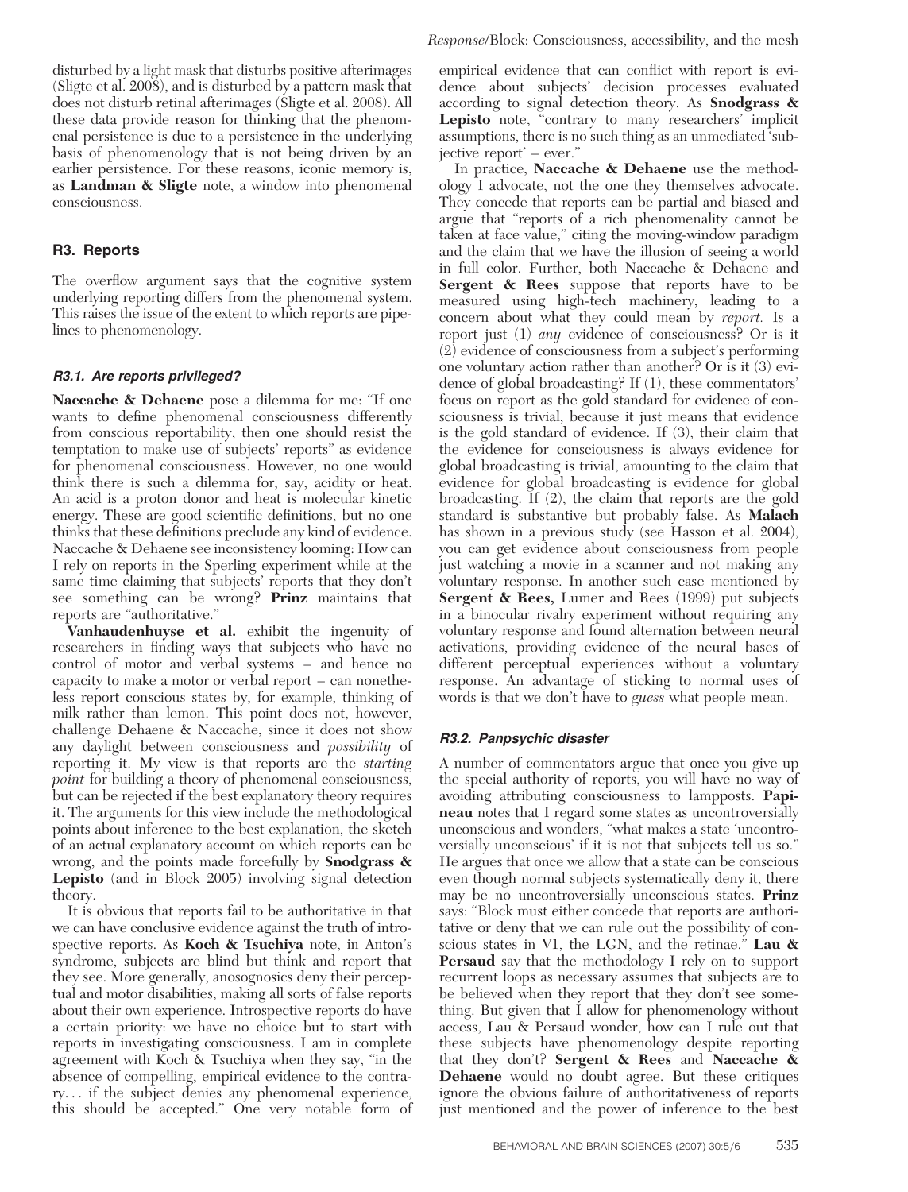disturbed by a light mask that disturbs positive afterimages (Sligte et al. 2008), and is disturbed by a pattern mask that does not disturb retinal afterimages (Sligte et al. 2008). All these data provide reason for thinking that the phenomenal persistence is due to a persistence in the underlying basis of phenomenology that is not being driven by an earlier persistence. For these reasons, iconic memory is, as **Landman & Sligte** note, a window into phenomenal consciousness.

## R3. Reports

The overflow argument says that the cognitive system underlying reporting differs from the phenomenal system. This raises the issue of the extent to which reports are pipelines to phenomenology.

### R3.1. Are reports privileged?

**Naccache & Dehaene** pose a dilemma for me: "If one wants to define phenomenal consciousness differently from conscious reportability, then one should resist the temptation to make use of subjects' reports" as evidence for phenomenal consciousness. However, no one would think there is such a dilemma for, say, acidity or heat. An acid is a proton donor and heat is molecular kinetic energy. These are good scientific definitions, but no one thinks that these definitions preclude any kind of evidence. Naccache & Dehaene see inconsistency looming: How can I rely on reports in the Sperling experiment while at the same time claiming that subjects' reports that they don't see something can be wrong? **Prinz** maintains that reports are "authoritative."

**Vanhaudenhuyse et al.** exhibit the ingenuity of researchers in finding ways that subjects who have no control of motor and verbal systems – and hence no capacity to make a motor or verbal report – can nonetheless report conscious states by, for example, thinking of milk rather than lemon. This point does not, however, challenge Dehaene & Naccache, since it does not show any daylight between consciousness and *possibility* of reporting it. My view is that reports are the *starting point* for building a theory of phenomenal consciousness, but can be rejected if the best explanatory theory requires it. The arguments for this view include the methodological points about inference to the best explanation, the sketch of an actual explanatory account on which reports can be wrong, and the points made forcefully by **Snodgrass & Lepisto** (and in Block 2005) involving signal detection theory.

It is obvious that reports fail to be authoritative in that we can have conclusive evidence against the truth of introspective reports. As **Koch & Tsuchiya** note, in Anton's syndrome, subjects are blind but think and report that they see. More generally, anosognosics deny their perceptual and motor disabilities, making all sorts of false reports about their own experience. Introspective reports do have a certain priority: we have no choice but to start with reports in investigating consciousness. I am in complete agreement with Koch & Tsuchiya when they say, "in the absence of compelling, empirical evidence to the contrary... if the subject denies any phenomenal experience, this should be accepted." One very notable form of empirical evidence that can conflict with report is evidence about subjects' decision processes evaluated according to signal detection theory. As **Snodgrass & Lepisto** note, "contrary to many researchers' implicit assumptions, there is no such thing as an unmediated 'subjective report' – ever."

In practice, **Naccache & Dehaene** use the methodology I advocate, not the one they themselves advocate. They concede that reports can be partial and biased and argue that "reports of a rich phenomenality cannot be taken at face value," citing the moving-window paradigm and the claim that we have the illusion of seeing a world in full color. Further, both Naccache & Dehaene and **Sergent & Rees** suppose that reports have to be measured using high-tech machinery, leading to a concern about what they could mean by *report*. Is a report just (1) *any* evidence of consciousness? Or is it (2) evidence of consciousness from a subject's performing one voluntary action rather than another? Or is it (3) evidence of global broadcasting? If (1), these commentators' focus on report as the gold standard for evidence of consciousness is trivial, because it just means that evidence is the gold standard of evidence. If (3), their claim that the evidence for consciousness is always evidence for global broadcasting is trivial, amounting to the claim that evidence for global broadcasting is evidence for global broadcasting. If (2), the claim that reports are the gold standard is substantive but probably false. As **Malach** has shown in a previous study (see Hasson et al. 2004), you can get evidence about consciousness from people just watching a movie in a scanner and not making any voluntary response. In another such case mentioned by **Sergent & Rees,** Lumer and Rees (1999) put subjects in a binocular rivalry experiment without requiring any voluntary response and found alternation between neural activations, providing evidence of the neural bases of different perceptual experiences without a voluntary response. An advantage of sticking to normal uses of words is that we don't have to *guess* what people mean.

### R3.2. Panpsychic disaster

A number of commentators argue that once you give up the special authority of reports, you will have no way of avoiding attributing consciousness to lampposts. **Papineau** notes that I regard some states as uncontroversially unconscious and wonders, "what makes a state 'uncontroversially unconscious' if it is not that subjects tell us so." He argues that once we allow that a state can be conscious even though normal subjects systematically deny it, there may be no uncontroversially unconscious states. **Prinz** says: "Block must either concede that reports are authoritative or deny that we can rule out the possibility of conscious states in V1, the LGN, and the retinae." **Lau & Persaud** say that the methodology I rely on to support recurrent loops as necessary assumes that subjects are to be believed when they report that they don't see something. But given that I allow for phenomenology without access, Lau & Persaud wonder, how can I rule out that these subjects have phenomenology despite reporting that they don't? **Sergent & Rees** and **Naccache & Dehaene** would no doubt agree. But these critiques ignore the obvious failure of authoritativeness of reports just mentioned and the power of inference to the best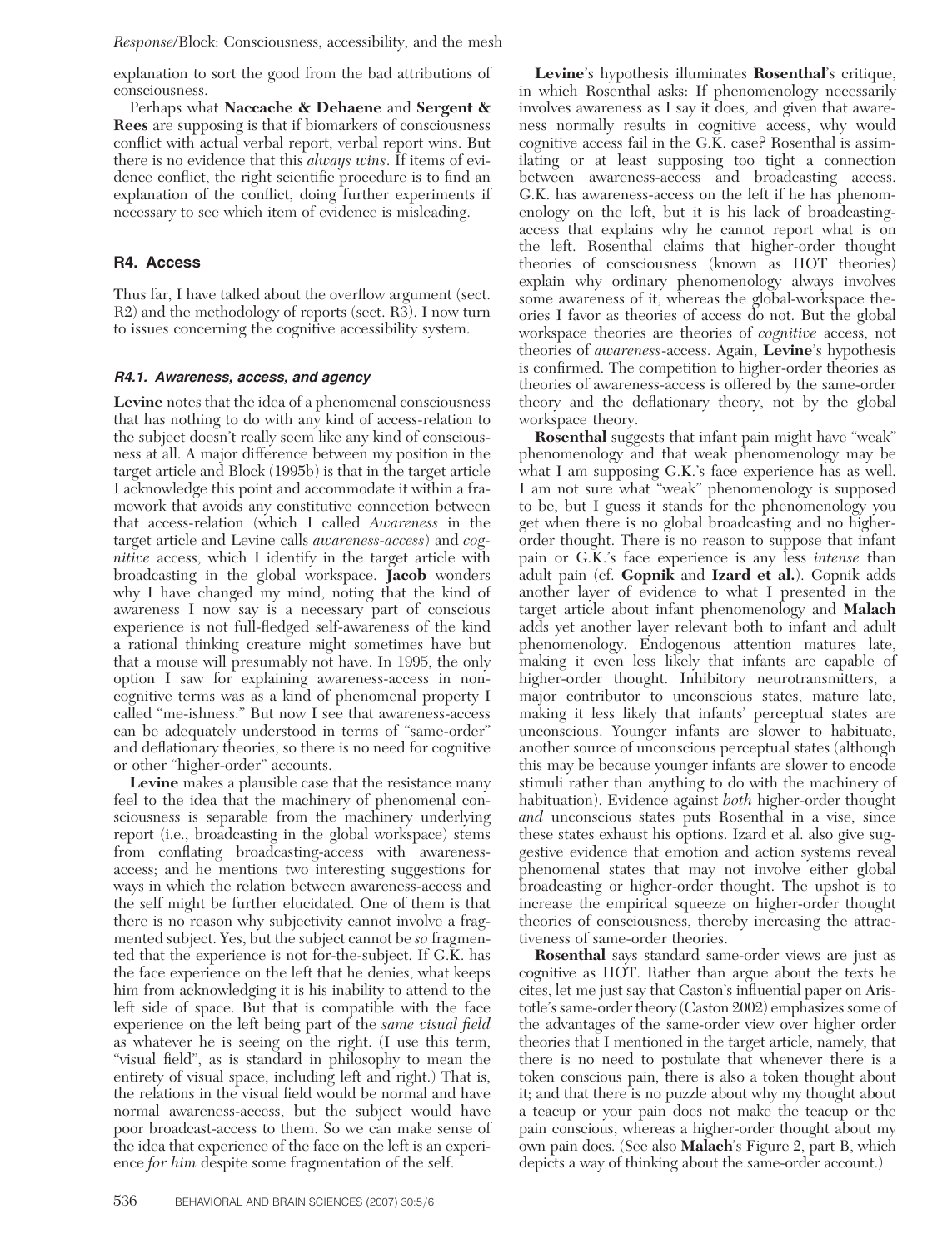explanation to sort the good from the bad attributions of consciousness.

Perhaps what **Naccache & Dehaene** and **Sergent & Rees** are supposing is that if biomarkers of consciousness conflict with actual verbal report, verbal report wins. But there is no evidence that this *always wins*. If items of evidence conflict, the right scientific procedure is to find an explanation of the conflict, doing further experiments if necessary to see which item of evidence is misleading.

## R4. Access

Thus far, I have talked about the overflow argument (sect. R2) and the methodology of reports (sect. R3). I now turn to issues concerning the cognitive accessibility system.

### *R4.1. Awareness, access, and agency*

**Levine** notes that the idea of a phenomenal consciousness that has nothing to do with any kind of access-relation to the subject doesn't really seem like any kind of consciousness at all. A major difference between my position in the target article and Block (1995b) is that in the target article I acknowledge this point and accommodate it within a framework that avoids any constitutive connection between that access-relation (which I called *Awareness* in the target article and Levine calls *awareness-access*) and *cognitive* access, which I identify in the target article with broadcasting in the global workspace. **Jacob** wonders why I have changed my mind, noting that the kind of awareness I now say is a necessary part of conscious experience is not full-fledged self-awareness of the kind a rational thinking creature might sometimes have but that a mouse will presumably not have. In 1995, the only option I saw for explaining awareness-access in non-cognitive terms was as a kind of phenomenal property I called "me-ishness." But now I see that awareness-access can be adequately understood in terms of "same-order" and deflationary theories, so there is no need for cognitive or other "higher-order" accounts.

**Levine** makes a plausible case that the resistance many feel to the idea that the machinery of phenomenal consciousness is separable from the machinery underlying report (i.e., broadcasting in the global workspace) stems from conflating broadcasting-access with awareness-access; and he mentions two interesting suggestions for ways in which the relation between awareness-access and the self might be further elucidated. One of them is that there is no reason why subjectivity cannot involve a fragmented subject. Yes, but the subject cannot be *so* fragmented that the experience is not for-the-subject. If G.K. has the face experience on the left that he denies, what keeps him from acknowledging it is his inability to attend to the left side of space. But that is compatible with the face experience on the left being part of the *same visual field* as whatever he is seeing on the right. (I use this term, "visual field", as is standard in philosophy to mean the entirety of visual space, including left and right.) That is, the relations in the visual field would be normal and have normal awareness-access, but the subject would have poor broadcast-access to them. So we can make sense of the idea that experience of the face on the left is an experience *for him* despite some fragmentation of the self.

**Levine**'s hypothesis illuminates **Rosenthal**'s critique, in which Rosenthal asks: If phenomenology necessarily involves awareness as I say it does, and given that awareness normally results in cognitive access, why would cognitive access fail in the G.K. case? Rosenthal is assimilating or at least supposing too tight a connection between awareness-access and broadcasting access. G.K. has awareness-access on the left if he has phenomenology on the left, but it is his lack of broadcasting-access that explains why he cannot report what is on the left. Rosenthal claims that higher-order thought theories of consciousness (known as HOT theories) explain why ordinary phenomenology always involves some awareness of it, whereas the global-workspace theories I favor as theories of access do not. But the global workspace theories are theories of *cognitive* access, not theories of *awareness*-access. Again, **Levine**'s hypothesis is confirmed. The competition to higher-order theories as theories of awareness-access is offered by the same-order theory and the deflationary theory, not by the global workspace theory.

**Rosenthal** suggests that infant pain might have "weak" phenomenology and that weak phenomenology may be what I am supposing G.K.'s face experience has as well. I am not sure what "weak" phenomenology is supposed to be, but I guess it stands for the phenomenology you get when there is no global broadcasting and no higher-order thought. There is no reason to suppose that infant pain or G.K.'s face experience is any less *intense* than adult pain (cf. **Gopnik** and **Izard et al.**). Gopnik adds another layer of evidence to what I presented in the target article about infant phenomenology and **Malach** adds yet another layer relevant both to infant and adult phenomenology. Endogenous attention matures late, making it even less likely that infants are capable of higher-order thought. Inhibitory neurotransmitters, a major contributor to unconscious states, mature late, making it less likely that infants' perceptual states are unconscious. Younger infants are slower to habituate, another source of unconscious perceptual states (although this may be because younger infants are slower to encode stimuli rather than anything to do with the machinery of habituation). Evidence against *both* higher-order thought *and* unconscious states puts Rosenthal in a vise, since these states exhaust his options. Izard et al. also give suggestive evidence that emotion and action systems reveal phenomenal states that may not involve either global broadcasting or higher-order thought. The upshot is to increase the empirical squeeze on higher-order thought theories of consciousness, thereby increasing the attractiveness of same-order theories.

**Rosenthal** says standard same-order views are just as cognitive as HOT. Rather than argue about the texts he cites, let me just say that Caston's influential paper on Aristotle's same-order theory (Caston 2002) emphasizes some of the advantages of the same-order view over higher order theories that I mentioned in the target article, namely, that there is no need to postulate that whenever there is a token conscious pain, there is also a token thought about it; and that there is no puzzle about why my thought about a teacup or your pain does not make the teacup or the pain conscious, whereas a higher-order thought about my own pain does. (See also **Malach**'s Figure 2, part B, which depicts a way of thinking about the same-order account.)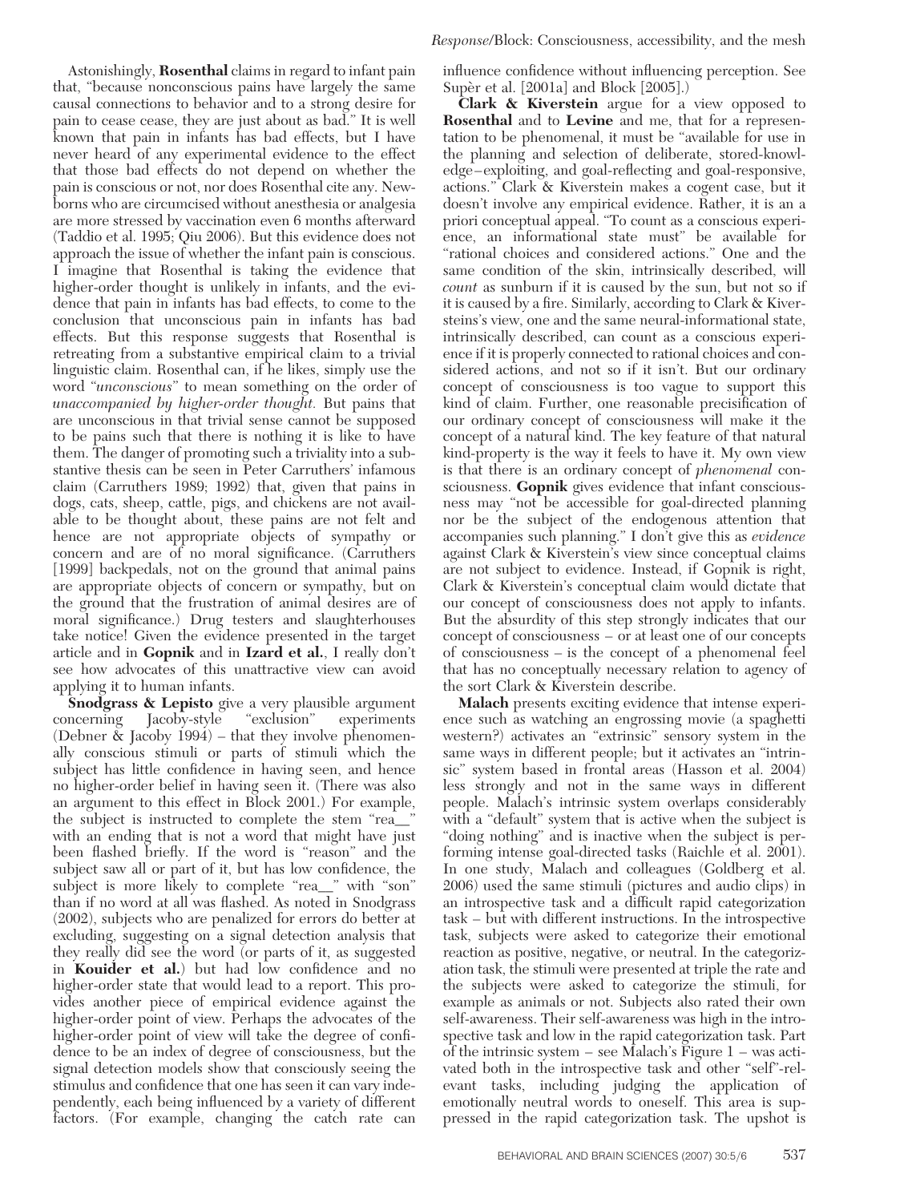Astonishingly, **Rosenthal** claims in regard to infant pain that, "because nonconscious pains have largely the same causal connections to behavior and to a strong desire for pain to cease cease, they are just about as bad." It is well known that pain in infants has bad effects, but I have never heard of any experimental evidence to the effect that those bad effects do not depend on whether the pain is conscious or not, nor does Rosenthal cite any. Newborns who are circumcised without anesthesia or analgesia are more stressed by vaccination even 6 months afterward (Taddio et al. 1995; Qiu 2006). But this evidence does not approach the issue of whether the infant pain is conscious. I imagine that Rosenthal is taking the evidence that higher-order thought is unlikely in infants, and the evidence that pain in infants has bad effects, to come to the conclusion that unconscious pain in infants has bad effects. But this response suggests that Rosenthal is retreating from a substantive empirical claim to a trivial linguistic claim. Rosenthal can, if he likes, simply use the word "*unconscious*" to mean something on the order of *unaccompanied by higher-order thought.* But pains that are unconscious in that trivial sense cannot be supposed to be pains such that there is nothing it is like to have them. The danger of promoting such a triviality into a substantive thesis can be seen in Peter Carruthers' infamous claim (Carruthers 1989; 1992) that, given that pains in dogs, cats, sheep, cattle, pigs, and chickens are not available to be thought about, these pains are not felt and hence are not appropriate objects of sympathy or concern and are of no moral significance. (Carruthers [1999] backpedals, not on the ground that animal pains are appropriate objects of concern or sympathy, but on the ground that the frustration of animal desires are of moral significance.) Drug testers and slaughterhouses take notice! Given the evidence presented in the target article and in **Gopnik** and in **Izard et al.**, I really don't see how advocates of this unattractive view can avoid applying it to human infants.

**Snodgrass & Lepisto** give a very plausible argument concerning Jacoby-style "exclusion" experiments (Debner & Jacoby 1994) – that they involve phenomenally conscious stimuli or parts of stimuli which the subject has little confidence in having seen, and hence no higher-order belief in having seen it. (There was also an argument to this effect in Block 2001.) For example, the subject is instructed to complete the stem "rea__" with an ending that is not a word that might have just been flashed briefly. If the word is "reason" and the subject saw all or part of it, but has low confidence, the subject is more likely to complete "rea__" with "son" than if no word at all was flashed. As noted in Snodgrass (2002), subjects who are penalized for errors do better at excluding, suggesting on a signal detection analysis that they really did see the word (or parts of it, as suggested in **Kouider et al.**) but had low confidence and no higher-order state that would lead to a report. This provides another piece of empirical evidence against the higher-order point of view. Perhaps the advocates of the higher-order point of view will take the degree of confidence to be an index of degree of consciousness, but the signal detection models show that consciously seeing the stimulus and confidence that one has seen it can vary independently, each being influenced by a variety of different factors. (For example, changing the catch rate can influence confidence without influencing perception. See Supèr et al. [2001a] and Block [2005].)

**Clark & Kiverstein** argue for a view opposed to **Rosenthal** and to **Levine** and me, that for a representation to be phenomenal, it must be "available for use in the planning and selection of deliberate, stored-knowledge–exploiting, and goal-reflecting and goal-responsive, actions." Clark & Kiverstein makes a cogent case, but it doesn't involve any empirical evidence. Rather, it is an a priori conceptual appeal. "To count as a conscious experience, an informational state must" be available for "rational choices and considered actions." One and the same condition of the skin, intrinsically described, will *count* as sunburn if it is caused by the sun, but not so if it is caused by a fire. Similarly, according to Clark & Kiversteins's view, one and the same neural-informational state, intrinsically described, can count as a conscious experience if it is properly connected to rational choices and considered actions, and not so if it isn't. But our ordinary concept of consciousness is too vague to support this kind of claim. Further, one reasonable precisification of our ordinary concept of consciousness will make it the concept of a natural kind. The key feature of that natural kind-property is the way it feels to have it. My own view is that there is an ordinary concept of *phenomenal* consciousness. **Gopnik** gives evidence that infant consciousness may "not be accessible for goal-directed planning nor be the subject of the endogenous attention that accompanies such planning." I don't give this as *evidence* against Clark & Kiverstein's view since conceptual claims are not subject to evidence. Instead, if Gopnik is right, Clark & Kiverstein's conceptual claim would dictate that our concept of consciousness does not apply to infants. But the absurdity of this step strongly indicates that our concept of consciousness – or at least one of our concepts of consciousness – is the concept of a phenomenal feel that has no conceptually necessary relation to agency of the sort Clark & Kiverstein describe.

**Malach** presents exciting evidence that intense experience such as watching an engrossing movie (a spaghetti western?) activates an "extrinsic" sensory system in the same ways in different people; but it activates an "intrinsic" system based in frontal areas (Hasson et al. 2004) less strongly and not in the same ways in different people. Malach's intrinsic system overlaps considerably with a "default" system that is active when the subject is "doing nothing" and is inactive when the subject is performing intense goal-directed tasks (Raichle et al. 2001). In one study, Malach and colleagues (Goldberg et al. 2006) used the same stimuli (pictures and audio clips) in an introspective task and a difficult rapid categorization task – but with different instructions. In the introspective task, subjects were asked to categorize their emotional reaction as positive, negative, or neutral. In the categorization task, the stimuli were presented at triple the rate and the subjects were asked to categorize the stimuli, for example as animals or not. Subjects also rated their own self-awareness. Their self-awareness was high in the introspective task and low in the rapid categorization task. Part of the intrinsic system – see Malach's Figure 1 – was activated both in the introspective task and other "self"-relevant tasks, including judging the application of emotionally neutral words to oneself. This area is suppressed in the rapid categorization task. The upshot is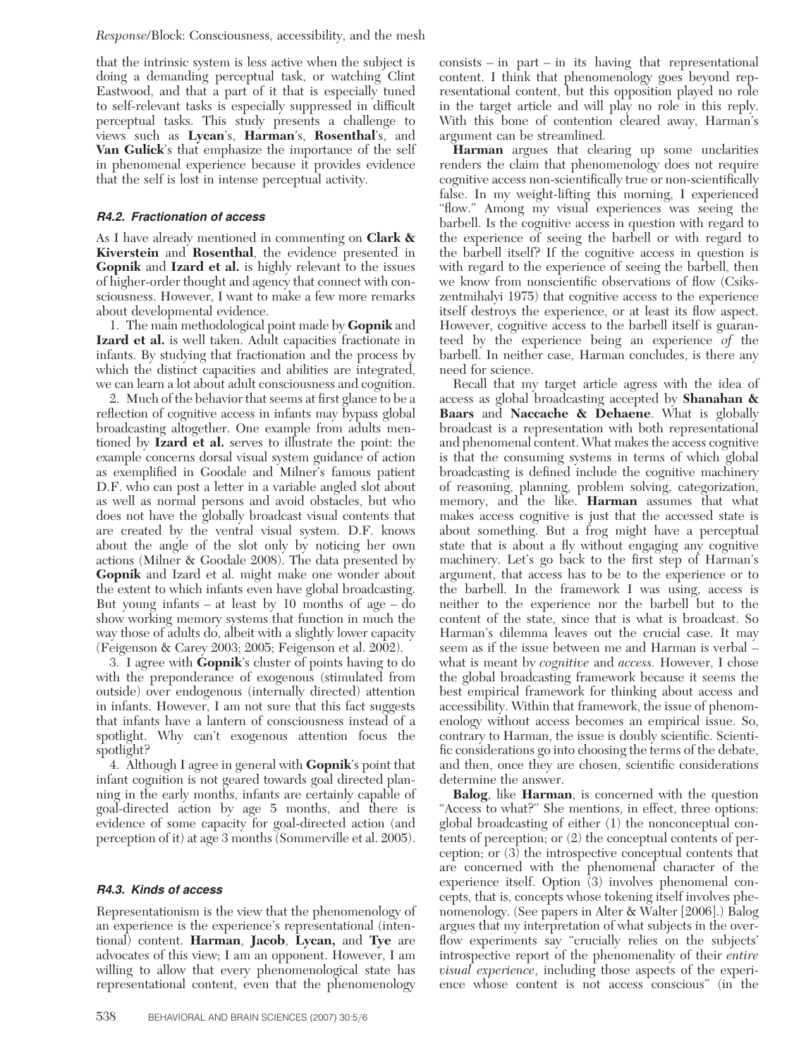that the intrinsic system is less active when the subject is doing a demanding perceptual task, or watching Clint Eastwood, and that a part of it that is especially tuned to self-relevant tasks is especially suppressed in difficult perceptual tasks. This study presents a challenge to views such as **Lycan**'s, **Harman**'s, **Rosenthal**'s, and **Van Gulick**'s that emphasize the importance of the self in phenomenal experience because it provides evidence that the self is lost in intense perceptual activity.

### R4.2. Fractionation of access

As I have already mentioned in commenting on **Clark & Kiverstein** and **Rosenthal**, the evidence presented in **Gopnik** and **Izard et al.** is highly relevant to the issues of higher-order thought and agency that connect with consciousness. However, I want to make a few more remarks about developmental evidence.

1. The main methodological point made by **Gopnik** and **Izard et al.** is well taken. Adult capacities fractionate in infants. By studying that fractionation and the process by which the distinct capacities and abilities are integrated, we can learn a lot about adult consciousness and cognition.

2. Much of the behavior that seems at first glance to be a reflection of cognitive access in infants may bypass global broadcasting altogether. One example from adults mentioned by **Izard et al.** serves to illustrate the point: the example concerns dorsal visual system guidance of action as exemplified in Goodale and Milner's famous patient D.F. who can post a letter in a variable angled slot about as well as normal persons and avoid obstacles, but who does not have the globally broadcast visual contents that are created by the ventral visual system. D.F. knows about the angle of the slot only by noticing her own actions (Milner & Goodale 2008). The data presented by **Gopnik** and Izard et al. might make one wonder about the extent to which infants even have global broadcasting. But young infants – at least by 10 months of age – do show working memory systems that function in much the way those of adults do, albeit with a slightly lower capacity (Feigenson & Carey 2003; 2005; Feigenson et al. 2002).

3. I agree with **Gopnik**'s cluster of points having to do with the preponderance of exogenous (stimulated from outside) over endogenous (internally directed) attention in infants. However, I am not sure that this fact suggests that infants have a lantern of consciousness instead of a spotlight. Why can't exogenous attention focus the spotlight?

4. Although I agree in general with **Gopnik**'s point that infant cognition is not geared towards goal directed planning in the early months, infants are certainly capable of goal-directed action by age 5 months, and there is evidence of some capacity for goal-directed action (and perception of it) at age 3 months (Sommerville et al. 2005).

### R4.3. Kinds of access

Representationism is the view that the phenomenology of an experience is the experience's representational (intentional) content. **Harman**, **Jacob**, **Lycan,** and **Tye** are advocates of this view; I am an opponent. However, I am willing to allow that every phenomenological state has representational content, even that the phenomenology consists – in part – in its having that representational content. I think that phenomenology goes beyond representational content, but this opposition played no role in the target article and will play no role in this reply. With this bone of contention cleared away, Harman's argument can be streamlined.

**Harman** argues that clearing up some unclarities renders the claim that phenomenology does not require cognitive access non-scientifically true or non-scientifically false. In my weight-lifting this morning, I experienced "flow." Among my visual experiences was seeing the barbell. Is the cognitive access in question with regard to the experience of seeing the barbell or with regard to the barbell itself? If the cognitive access in question is with regard to the experience of seeing the barbell, then we know from nonscientific observations of flow (Csikszentmihalyi 1975) that cognitive access to the experience itself destroys the experience, or at least its flow aspect. However, cognitive access to the barbell itself is guaranteed by the experience being an experience *of* the barbell. In neither case, Harman concludes, is there any need for science.

Recall that my target article agress with the idea of access as global broadcasting accepted by **Shanahan & Baars** and **Naccache & Dehaene**. What is globally broadcast is a representation with both representational and phenomenal content. What makes the access cognitive is that the consuming systems in terms of which global broadcasting is defined include the cognitive machinery of reasoning, planning, problem solving, categorization, memory, and the like. **Harman** assumes that what makes access cognitive is just that the accessed state is about something. But a frog might have a perceptual state that is about a fly without engaging any cognitive machinery. Let's go back to the first step of Harman's argument, that access has to be to the experience or to the barbell. In the framework I was using, access is neither to the experience nor the barbell but to the content of the state, since that is what is broadcast. So Harman's dilemma leaves out the crucial case. It may seem as if the issue between me and Harman is verbal – what is meant by *cognitive* and *access.* However, I chose the global broadcasting framework because it seems the best empirical framework for thinking about access and accessibility. Within that framework, the issue of phenomenology without access becomes an empirical issue. So, contrary to Harman, the issue is doubly scientific. Scientific considerations go into choosing the terms of the debate, and then, once they are chosen, scientific considerations determine the answer.

**Balog**, like **Harman**, is concerned with the question "Access to what?" She mentions, in effect, three options: global broadcasting of either (1) the nonconceptual contents of perception; or (2) the conceptual contents of perception; or (3) the introspective conceptual contents that are concerned with the phenomenal character of the experience itself. Option (3) involves phenomenal concepts, that is, concepts whose tokening itself involves phenomenology. (See papers in Alter & Walter [2006].) Balog argues that my interpretation of what subjects in the overflow experiments say "crucially relies on the subjects' introspective report of the phenomenality of their *entire visual experience*, including those aspects of the experience whose content is not access conscious" (in the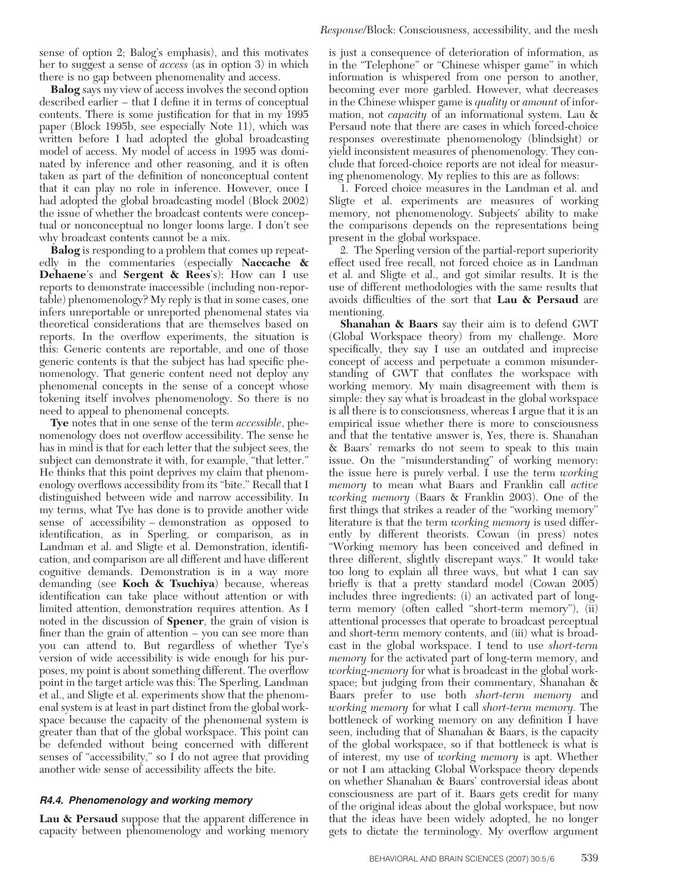sense of option 2; Balog's emphasis), and this motivates her to suggest a sense of *access* (as in option 3) in which there is no gap between phenomenality and access.

**Balog** says my view of access involves the second option described earlier – that I define it in terms of conceptual contents. There is some justification for that in my 1995 paper (Block 1995b, see especially Note 11), which was written before I had adopted the global broadcasting model of access. My model of access in 1995 was dominated by inference and other reasoning, and it is often taken as part of the definition of nonconceptual content that it can play no role in inference. However, once I had adopted the global broadcasting model (Block 2002) the issue of whether the broadcast contents were conceptual or nonconceptual no longer looms large. I don't see why broadcast contents cannot be a mix.

**Balog** is responding to a problem that comes up repeatedly in the commentaries (especially **Naccache & Dehaene**'s and **Sergent & Rees**'s): How can I use reports to demonstrate inaccessible (including non-reportable) phenomenology? My reply is that in some cases, one infers unreportable or unreported phenomenal states via theoretical considerations that are themselves based on reports. In the overflow experiments, the situation is this: Generic contents are reportable, and one of those generic contents is that the subject has had specific phenomenology. That generic content need not deploy any phenomenal concepts in the sense of a concept whose tokening itself involves phenomenology. So there is no need to appeal to phenomenal concepts.

**Tye** notes that in one sense of the term *accessible*, phenomenology does not overflow accessibility. The sense he has in mind is that for each letter that the subject sees, the subject can demonstrate it with, for example, "that letter." He thinks that this point deprives my claim that phenomenology overflows accessibility from its "bite." Recall that I distinguished between wide and narrow accessibility. In my terms, what Tye has done is to provide another wide sense of accessibility – demonstration as opposed to identification, as in Sperling, or comparison, as in Landman et al. and Sligte et al. Demonstration, identification, and comparison are all different and have different cognitive demands. Demonstration is in a way more demanding (see **Koch & Tsuchiya**) because, whereas identification can take place without attention or with limited attention, demonstration requires attention. As I noted in the discussion of **Spener**, the grain of vision is finer than the grain of attention – you can see more than you can attend to. But regardless of whether Tye's version of wide accessibility is wide enough for his purposes, my point is about something different. The overflow point in the target article was this: The Sperling, Landman et al., and Sligte et al. experiments show that the phenomenal system is at least in part distinct from the global workspace because the capacity of the phenomenal system is greater than that of the global workspace. This point can be defended without being concerned with different senses of "accessibility," so I do not agree that providing another wide sense of accessibility affects the bite.

#### R4.4. Phenomenology and working memory

**Lau & Persaud** suppose that the apparent difference in capacity between phenomenology and working memory is just a consequence of deterioration of information, as in the "Telephone" or "Chinese whisper game" in which information is whispered from one person to another, becoming ever more garbled. However, what decreases in the Chinese whisper game is *quality* or *amount* of information, not *capacity* of an informational system. Lau & Persaud note that there are cases in which forced-choice responses overestimate phenomenology (blindsight) or yield inconsistent measures of phenomenology. They conclude that forced-choice reports are not ideal for measuring phenomenology. My replies to this are as follows:

1. Forced choice measures in the Landman et al. and Sligte et al. experiments are measures of working memory, not phenomenology. Subjects' ability to make the comparisons depends on the representations being present in the global workspace.

2. The Sperling version of the partial-report superiority effect used free recall, not forced choice as in Landman et al. and Sligte et al., and got similar results. It is the use of different methodologies with the same results that avoids difficulties of the sort that **Lau & Persaud** are mentioning.

**Shanahan & Baars** say their aim is to defend GWT (Global Workspace theory) from my challenge. More specifically, they say I use an outdated and imprecise concept of access and perpetuate a common misunderstanding of GWT that conflates the workspace with working memory. My main disagreement with them is simple: they say what is broadcast in the global workspace is all there is to consciousness, whereas I argue that it is an empirical issue whether there is more to consciousness and that the tentative answer is, Yes, there is. Shanahan & Baars' remarks do not seem to speak to this main issue. On the "misunderstanding" of working memory: the issue here is purely verbal. I use the term *working memory* to mean what Baars and Franklin call *active working memory* (Baars & Franklin 2003). One of the first things that strikes a reader of the "working memory" literature is that the term *working memory* is used differently by different theorists. Cowan (in press) notes "Working memory has been conceived and defined in three different, slightly discrepant ways." It would take too long to explain all three ways, but what I can say briefly is that a pretty standard model (Cowan 2005) includes three ingredients: (i) an activated part of long-term memory (often called "short-term memory"), (ii) attentional processes that operate to broadcast perceptual and short-term memory contents, and (iii) what is broadcast in the global workspace. I tend to use *short-term memory* for the activated part of long-term memory, and *working-memory* for what is broadcast in the global workspace; but judging from their commentary, Shanahan & Baars prefer to use both *short-term memory* and *working memory* for what I call *short-term memory.* The bottleneck of working memory on any definition I have seen, including that of Shanahan & Baars, is the capacity of the global workspace, so if that bottleneck is what is of interest, my use of *working memory* is apt. Whether or not I am attacking Global Workspace theory depends on whether Shanahan & Baars' controversial ideas about consciousness are part of it. Baars gets credit for many of the original ideas about the global workspace, but now that the ideas have been widely adopted, he no longer gets to dictate the terminology. My overflow argument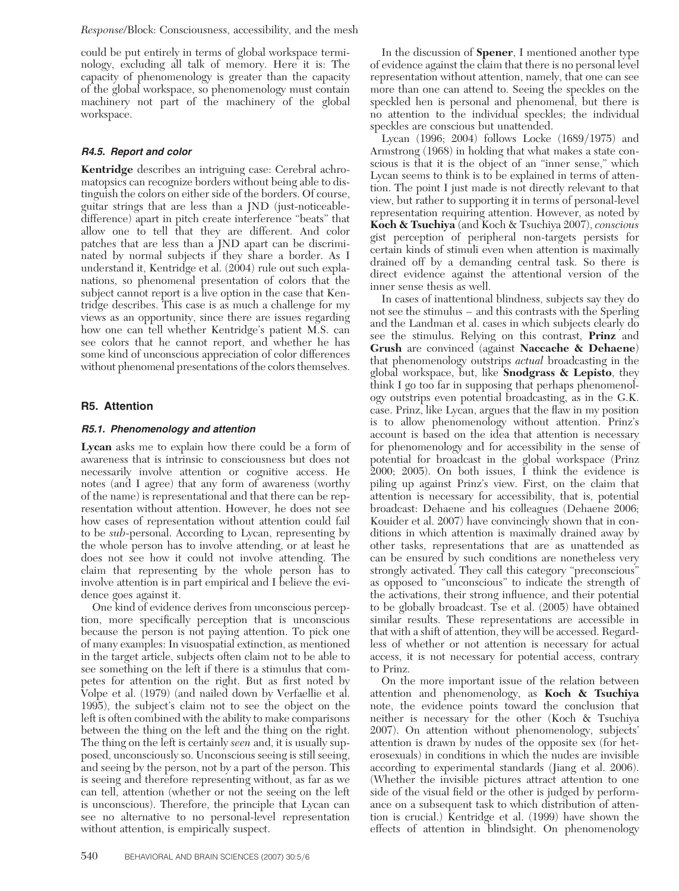could be put entirely in terms of global workspace terminology, excluding all talk of memory. Here it is: The capacity of phenomenology is greater than the capacity of the global workspace, so phenomenology must contain machinery not part of the machinery of the global workspace.

#### R4.5. Report and color

**Kentridge** describes an intriguing case: Cerebral achromatopsics can recognize borders without being able to distinguish the colors on either side of the borders. Of course, guitar strings that are less than a JND (just-noticeable-difference) apart in pitch create interference "beats" that allow one to tell that they are different. And color patches that are less than a JND apart can be discriminated by normal subjects if they share a border. As I understand it, Kentridge et al. (2004) rule out such explanations, so phenomenal presentation of colors that the subject cannot report is a live option in the case that Kentridge describes. This case is as much a challenge for my views as an opportunity, since there are issues regarding how one can tell whether Kentridge's patient M.S. can see colors that he cannot report, and whether he has some kind of unconscious appreciation of color differences without phenomenal presentations of the colors themselves.

### R5. Attention

#### R5.1. Phenomenology and attention

**Lycan** asks me to explain how there could be a form of awareness that is intrinsic to consciousness but does not necessarily involve attention or cognitive access. He notes (and I agree) that any form of awareness (worthy of the name) is representational and that there can be representation without attention. However, he does not see how cases of representation without attention could fail to be *sub*-personal. According to Lycan, representing by the whole person has to involve attending, or at least he does not see how it could not involve attending. The claim that representing by the whole person has to involve attention is in part empirical and I believe the evidence goes against it.

One kind of evidence derives from unconscious perception, more specifically perception that is unconscious because the person is not paying attention. To pick one of many examples: In visuospatial extinction, as mentioned in the target article, subjects often claim not to be able to see something on the left if there is a stimulus that competes for attention on the right. But as first noted by Volpe et al. (1979) (and nailed down by Verfaellie et al. 1995), the subject's claim not to see the object on the left is often combined with the ability to make comparisons between the thing on the left and the thing on the right. The thing on the left is certainly *seen* and, it is usually supposed, unconsciously so. Unconscious seeing is still seeing, and seeing by the person, not by a part of the person. This is seeing and therefore representing without, as far as we can tell, attention (whether or not the seeing on the left is unconscious). Therefore, the principle that Lycan can see no alternative to no personal-level representation without attention, is empirically suspect.

In the discussion of **Spener**, I mentioned another type of evidence against the claim that there is no personal level representation without attention, namely, that one can see more than one can attend to. Seeing the speckles on the speckled hen is personal and phenomenal, but there is no attention to the individual speckles; the individual speckles are conscious but unattended.

Lycan (1996; 2004) follows Locke (1689/1975) and Armstrong (1968) in holding that what makes a state conscious is that it is the object of an "inner sense," which Lycan seems to think is to be explained in terms of attention. The point I just made is not directly relevant to that view, but rather to supporting it in terms of personal-level representation requiring attention. However, as noted by **Koch & Tsuchiya** (and Koch & Tsuchiya 2007), *conscious* gist perception of peripheral non-targets persists for certain kinds of stimuli even when attention is maximally drained off by a demanding central task. So there is direct evidence against the attentional version of the inner sense thesis as well.

In cases of inattentional blindness, subjects say they do not see the stimulus – and this contrasts with the Sperling and the Landman et al. cases in which subjects clearly do see the stimulus. Relying on this contrast, **Prinz** and **Grush** are convinced (against **Naccache & Dehaene**) that phenomenology outstrips *actual* broadcasting in the global workspace, but, like **Snodgrass & Lepisto**, they think I go too far in supposing that perhaps phenomenology outstrips even potential broadcasting, as in the G.K. case. Prinz, like Lycan, argues that the flaw in my position is to allow phenomenology without attention. Prinz's account is based on the idea that attention is necessary for phenomenology and for accessibility in the sense of potential for broadcast in the global workspace (Prinz 2000; 2005). On both issues, I think the evidence is piling up against Prinz's view. First, on the claim that attention is necessary for accessibility, that is, potential broadcast: Dehaene and his colleagues (Dehaene 2006; Kouider et al. 2007) have convincingly shown that in conditions in which attention is maximally drained away by other tasks, representations that are as unattended as can be ensured by such conditions are nonetheless very strongly activated. They call this category "preconscious" as opposed to "unconscious" to indicate the strength of the activations, their strong influence, and their potential to be globally broadcast. Tse et al. (2005) have obtained similar results. These representations are accessible in that with a shift of attention, they will be accessed. Regardless of whether or not attention is necessary for actual access, it is not necessary for potential access, contrary to Prinz.

On the more important issue of the relation between attention and phenomenology, as **Koch & Tsuchiya** note, the evidence points toward the conclusion that neither is necessary for the other (Koch & Tsuchiya 2007). On attention without phenomenology, subjects' attention is drawn by nudes of the opposite sex (for heterosexuals) in conditions in which the nudes are invisible according to experimental standards (Jiang et al. 2006). (Whether the invisible pictures attract attention to one side of the visual field or the other is judged by performance on a subsequent task to which distribution of attention is crucial.) Kentridge et al. (1999) have shown the effects of attention in blindsight. On phenomenology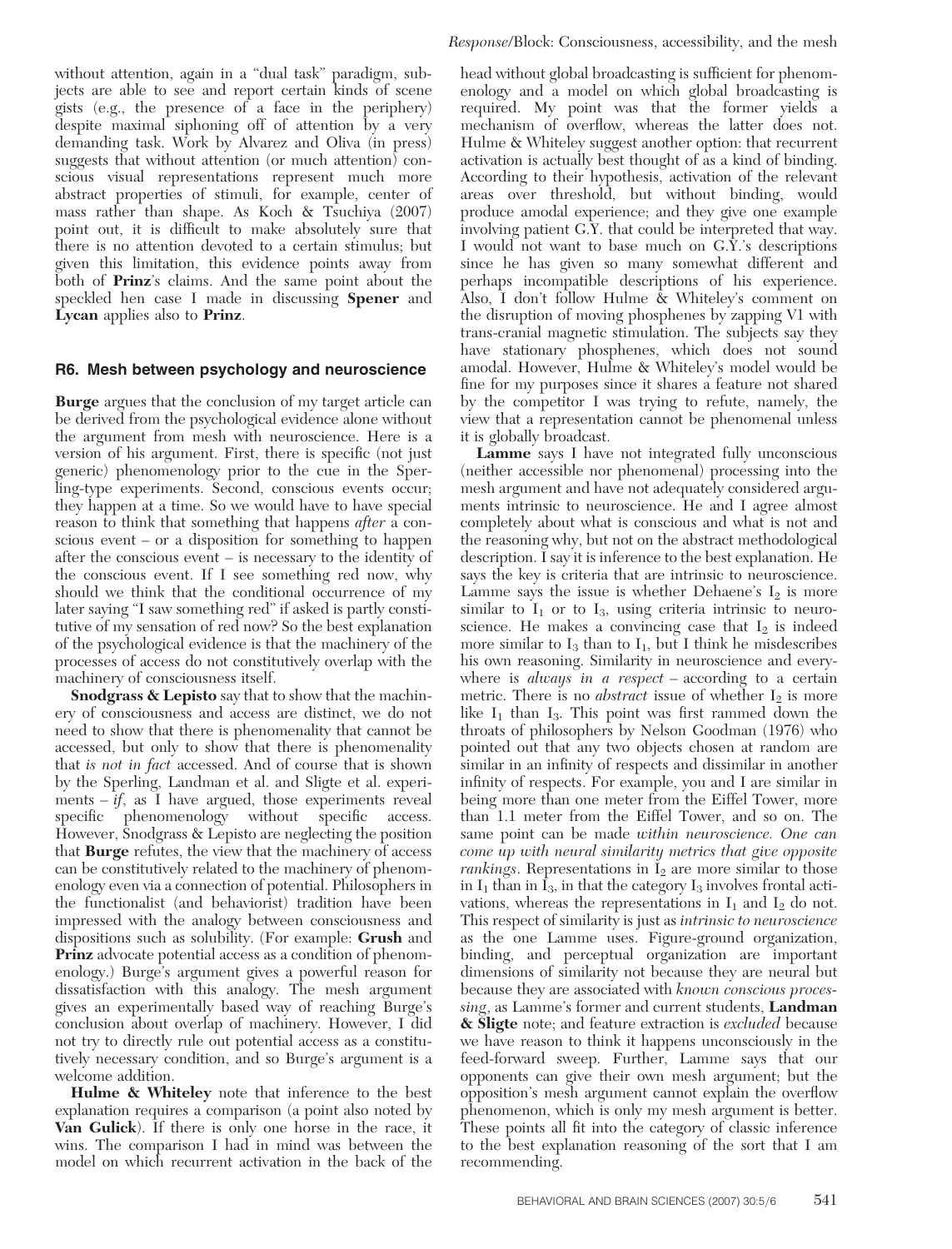without attention, again in a "dual task" paradigm, subjects are able to see and report certain kinds of scene gists (e.g., the presence of a face in the periphery) despite maximal siphoning off of attention by a very demanding task. Work by Alvarez and Oliva (in press) suggests that without attention (or much attention) conscious visual representations represent much more abstract properties of stimuli, for example, center of mass rather than shape. As Koch & Tsuchiya (2007) point out, it is difficult to make absolutely sure that there is no attention devoted to a certain stimulus; but given this limitation, this evidence points away from both of **Prinz**'s claims. And the same point about the speckled hen case I made in discussing **Spener** and **Lycan** applies also to **Prinz**.

## R6. Mesh between psychology and neuroscience

**Burge** argues that the conclusion of my target article can be derived from the psychological evidence alone without the argument from mesh with neuroscience. Here is a version of his argument. First, there is specific (not just generic) phenomenology prior to the cue in the Sperling-type experiments. Second, conscious events occur; they happen at a time. So we would have to have special reason to think that something that happens *after* a conscious event – or a disposition for something to happen after the conscious event – is necessary to the identity of the conscious event. If I see something red now, why should we think that the conditional occurrence of my later saying "I saw something red" if asked is partly constitutive of my sensation of red now? So the best explanation of the psychological evidence is that the machinery of the processes of access do not constitutively overlap with the machinery of consciousness itself.

**Snodgrass & Lepisto** say that to show that the machinery of consciousness and access are distinct, we do not need to show that there is phenomenality that cannot be accessed, but only to show that there is phenomenality that *is not in fact* accessed. And of course that is shown by the Sperling, Landman et al. and Sligte et al. experiments – *if*, as I have argued, those experiments reveal specific phenomenology without specific access. However, Snodgrass & Lepisto are neglecting the position that **Burge** refutes, the view that the machinery of access can be constitutively related to the machinery of phenomenology even via a connection of potential. Philosophers in the functionalist (and behaviorist) tradition have been impressed with the analogy between consciousness and dispositions such as solubility. (For example: **Grush** and **Prinz** advocate potential access as a condition of phenomenology.) Burge's argument gives a powerful reason for dissatisfaction with this analogy. The mesh argument gives an experimentally based way of reaching Burge's conclusion about overlap of machinery. However, I did not try to directly rule out potential access as a constitutively necessary condition, and so Burge's argument is a welcome addition.

**Hulme & Whiteley** note that inference to the best explanation requires a comparison (a point also noted by **Van Gulick**). If there is only one horse in the race, it wins. The comparison I had in mind was between the model on which recurrent activation in the back of the head without global broadcasting is sufficient for phenomenology and a model on which global broadcasting is required. My point was that the former yields a mechanism of overflow, whereas the latter does not. Hulme & Whiteley suggest another option: that recurrent activation is actually best thought of as a kind of binding. According to their hypothesis, activation of the relevant areas over threshold, but without binding, would produce amodal experience; and they give one example involving patient G.Y. that could be interpreted that way. I would not want to base much on G.Y.'s descriptions since he has given so many somewhat different and perhaps incompatible descriptions of his experience. Also, I don't follow Hulme & Whiteley's comment on the disruption of moving phosphenes by zapping V1 with trans-cranial magnetic stimulation. The subjects say they have stationary phosphenes, which does not sound amodal. However, Hulme & Whiteley's model would be fine for my purposes since it shares a feature not shared by the competitor I was trying to refute, namely, the view that a representation cannot be phenomenal unless it is globally broadcast.

**Lamme** says I have not integrated fully unconscious (neither accessible nor phenomenal) processing into the mesh argument and have not adequately considered arguments intrinsic to neuroscience. He and I agree almost completely about what is conscious and what is not and the reasoning why, but not on the abstract methodological description. I say it is inference to the best explanation. He says the key is criteria that are intrinsic to neuroscience. Lamme says the issue is whether Dehaene's $I_2$ is more similar to $I_1$ or to $I_3$, using criteria intrinsic to neuroscience. He makes a convincing case that $I_2$ is indeed more similar to $I_3$ than to $I_1$, but I think he misdescribes his own reasoning. Similarity in neuroscience and everywhere is *always in a respect* – according to a certain metric. There is no *abstract* issue of whether $I_2$ is more like $I_1$ than $I_3$. This point was first rammed down the throats of philosophers by Nelson Goodman (1976) who pointed out that any two objects chosen at random are similar in an infinity of respects and dissimilar in another infinity of respects. For example, you and I are similar in being more than one meter from the Eiffel Tower, more than 1.1 meter from the Eiffel Tower, and so on. The same point can be made *within neuroscience. One can come up with neural similarity metrics that give opposite rankings*. Representations in $I_2$ are more similar to those in $I_1$ than in $I_3$, in that the category $I_3$ involves frontal activations, whereas the representations in $I_1$ and $I_2$ do not. This respect of similarity is just as *intrinsic to neuroscience* as the one Lamme uses. Figure-ground organization, binding, and perceptual organization are important dimensions of similarity not because they are neural but because they are associated with *known conscious processing*, as Lamme's former and current students, **Landman & Sligte** note; and feature extraction is *excluded* because we have reason to think it happens unconsciously in the feed-forward sweep. Further, Lamme says that our opponents can give their own mesh argument; but the opposition's mesh argument cannot explain the overflow phenomenon, which is only my mesh argument is better. These points all fit into the category of classic inference to the best explanation reasoning of the sort that I am recommending.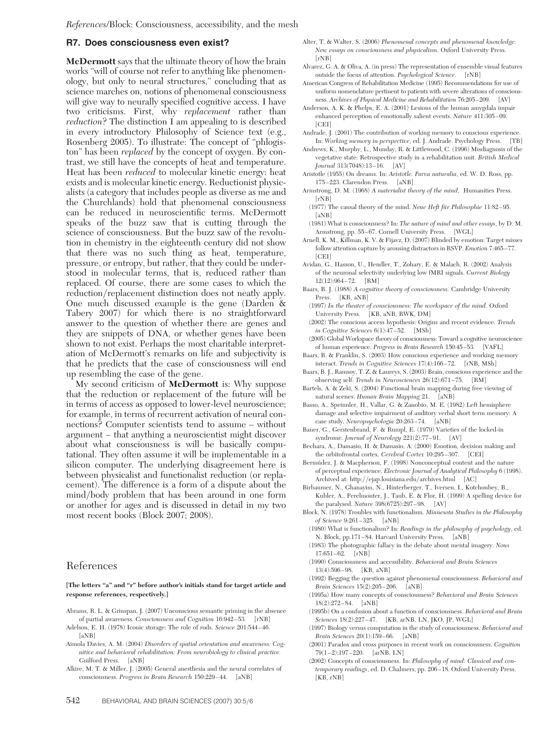### R7. Does consciousness even exist?

**McDermott** says that the ultimate theory of how the brain works "will of course not refer to anything like phenomenology, but only to neural structures," concluding that as science marches on, notions of phenomenal consciousness will give way to neurally specified cognitive access. I have two criticisms. First, why *replacement* rather than *reduction*? The distinction I am appealing to is described in every introductory Philosophy of Science text (e.g., Rosenberg 2005). To illustrate: The concept of "phlogiston" has been *replaced* by the concept of oxygen. By contrast, we still have the concepts of heat and temperature. Heat has been *reduced* to molecular kinetic energy: heat exists and is molecular kinetic energy. Reductionist physicalists (a category that includes people as diverse as me and the Churchlands) hold that phenomenal consciousness can be reduced in neuroscientific terms. McDermott speaks of the buzz saw that is cutting through the science of consciousness. But the buzz saw of the revolution in chemistry in the eighteenth century did not show that there was no such thing as heat, temperature, pressure, or entropy, but rather, that they could be understood in molecular terms, that is, reduced rather than replaced. Of course, there are some cases to which the reduction/replacement distinction does not neatly apply. One much discussed example is the gene (Darden & Tabery 2007) for which there is no straightforward answer to the question of whether there are genes and they are snippets of DNA, or whether genes have been shown to not exist. Perhaps the most charitable interpretation of McDermott's remarks on life and subjectivity is that he predicts that the case of consciousness will end up resembling the case of the gene.

My second criticism of **McDermott** is: Why suppose that the reduction or replacement of the future will be in terms of access as opposed to lower-level neuroscience; for example, in terms of recurrent activation of neural connections? Computer scientists tend to assume – without argument – that anything a neuroscientist might discover about what consciousness is will be basically computational. They often assume it will be implementable in a silicon computer. The underlying disagreement here is between physicalist and functionalist reduction (or replacement). The difference is a form of a dispute about the mind/body problem that has been around in one form or another for ages and is discussed in detail in my two most recent books (Block 2007; 2008).

## References

**[The letters "a" and "r" before author's initials stand for target article and response references, respectively.]**

Abrams, R. L. & Grinspan, J. (2007) Unconscious semantic priming in the absence of partial awareness. *Consciousness and Cognition* 16:942–53. [rNB]

Adelson, E. H. (1978) Iconic storage: The role of rods. *Science* 201:544–46. [aNB]

Aimola Davies, A. M. (2004) *Disorders of spatial orientation and awareness: Cognitive and behavioral rehabilitation: From neurobiology to clinical practice.* Guilford Press. [aNB]

Alkire, M. T. & Miller, J. (2005) General anesthesia and the neural correlates of consciousness. *Progress in Brain Research* 150:229–44. [aNB]

Alter, T. & Walter, S. (2006) *Phenomenal concepts and phenomenal knowledge: New essays on consciousness and physicalism.* Oxford University Press. [rNB]

Alvarez, G. A. & Oliva, A. (in press) The representation of ensemble visual features outside the focus of attention. *Psychological Science*. [rNB]

American Congress of Rehabilitation Medicine (1995) Recommendations for use of uniform nomenclature pertinent to patients with severe alterations of consciousness. *Archives of Physical Medicine and Rehabilitation* 76:205–209. [AV]

Anderson, A. K. & Phelps, E. A. (2001) Lesions of the human amygdala impair enhanced perception of emotionally salient events. *Nature* 411:305–09. [CEI]

Andrade, J. (2001) The contribution of working memory to conscious experience. In: *Working memory in perspective*, ed. J. Andrade. Psychology Press. [TB]

Andrews, K., Murphy, L., Munday, R. & Littlewood, C. (1996) Misdiagnosis of the vegetative state: Retrospective study in a rehabilitation unit. *British Medical Journal* 313(7048):13–16. [AV]

Aristotle (1955) On dreams. In: *Aristotle. Parva naturalia*, ed. W. D. Ross, pp. 175–223. Clarendon Press. [aNB]

Armstrong, D. M. (1968) *A materialist theory of the mind*, Humanities Press. [rNB]

(1977) The causal theory of the mind. *Neue Heft für Philosophie* 11:82–95. [aNB]

(1981) What is consciousness? In: *The nature of mind and other essays*, by D. M. Armstrong, pp. 55–67. Cornell University Press. [WGL]

Arnell, K. M., Killman, K. V. & Fijavz, D. (2007) Blinded by emotion: Target misses follow attention capture by arousing distractors in RSVP. *Emotion* 7:465–77. [CEI]

Avidan, G., Hasson, U., Hendler, T., Zohary, E. & Malach, R. (2002) Analysis of the neuronal selectivity underlying low fMRI signals. *Current Biology* 12(12):964–72. [RM]

Baars, B. J. (1988) *A cognitive theory of consciousness.* Cambridge University Press. [KB, aNB]

(1997) *In the theater of consciousness: The workspace of the mind.* Oxford University Press. [KB, aNB, RWK, DM]

(2002) The conscious access hypothesis: Origins and recent evidence. *Trends in Cognitive Sciences* 6(1):47–52. [MSh]

(2005) Global Workspace theory of consciousness: Toward a cognitive neuroscience of human experience. *Progress in Brain Research* 150:45–53. [VAFL]

Baars, B. & Franklin, S. (2003) How conscious experience and working memory interact. *Trends in Cognitive Sciences* 17(4):166–72. [rNB, MSh]

Baars, B. J., Ramsoy, T. Z. & Laureys, S. (2003) Brain, conscious experience and the observing self. *Trends in Neurosciences* 26(12):671–75. [RM]

Bartels, A. & Zeki, S. (2004) Functional brain mapping during free viewing of natural scenes. *Human Brain Mapping* 21. [aNB]

Basso, A., Speinnler, H., Vallar, G. & Zanobio, M. E. (1982) Left hemisphere damage and selective impairment of auditory verbal short term memory: A case study. *Neuropsychologia* 20:263–74. [aNB]

Bauer, G., Gerstenbrand, F. & Rumpl, E. (1979) Varieties of the locked-in syndrome. *Journal of Neurology* 221(2):77–91. [AV]

Bechara, A., Damasio, H. & Damasio, A. (2000) Emotion, decision making and the orbitofrontal cortex. *Cerebral Cortex* 10:295–307. [CEI]

Bermúdez, J. & Macpherson, F. (1998) Nonconceptual content and the nature of perceptual experience. *Electronic Journal of Analytical Philosophy* 6 (1998). Archived at: http://ejap.louisiana.edu/archives.html [AC]

Birbaumer, N., Ghanayim, N., Hinterberger, T., Iversen, I., Kotchoubey, B., Kubler, A., Perelmouter, J., Taub, E. & Flor, H. (1999) A spelling device for the paralysed. *Nature* 398(6725):297–98. [AV]

Block, N. (1978) Troubles with functionalism. *Minnesota Studies in the Philosophy of Science* 9:261–325. [aNB]

(1980) What is functionalism? In: *Readings in the philosophy of psychology*, ed. N. Block, pp.171–84. Harvard University Press. [aNB]

(1983) The photographic fallacy in the debate about mental imagery. *Nous* 17:651–62. [rNB]

(1990) Consciousness and accessibility. *Behavioral and Brain Sciences* 13(4):596–98. [KB, aNB]

(1992) Begging the question against phenomenal consciousness. *Behavioral and Brain Sciences* 15(2):205–206. [aNB]

(1995a) How many concepts of consciousness? *Behavioral and Brain Sciences* 18(2):272–84. [aNB]

(1995b) On a confusion about a function of consciousness. *Behavioral and Brain Sciences* 18(2):227–47. [KB, arNB, LN, JKO, JP, WGL]

(1997) Biology versus computation in the study of consciousness. *Behavioral and Brain Sciences* 20(1):159–66. [aNB]

(2001) Paradox and cross purposes in recent work on consciousness. *Cognition* 79(1–2):197–220. [arNB, LN]

(2002) Concepts of consciousness. In: *Philosophy of mind: Classical and contemporary readings*, ed. D. Chalmers, pp. 206–18. Oxford University Press. [KB, rNB]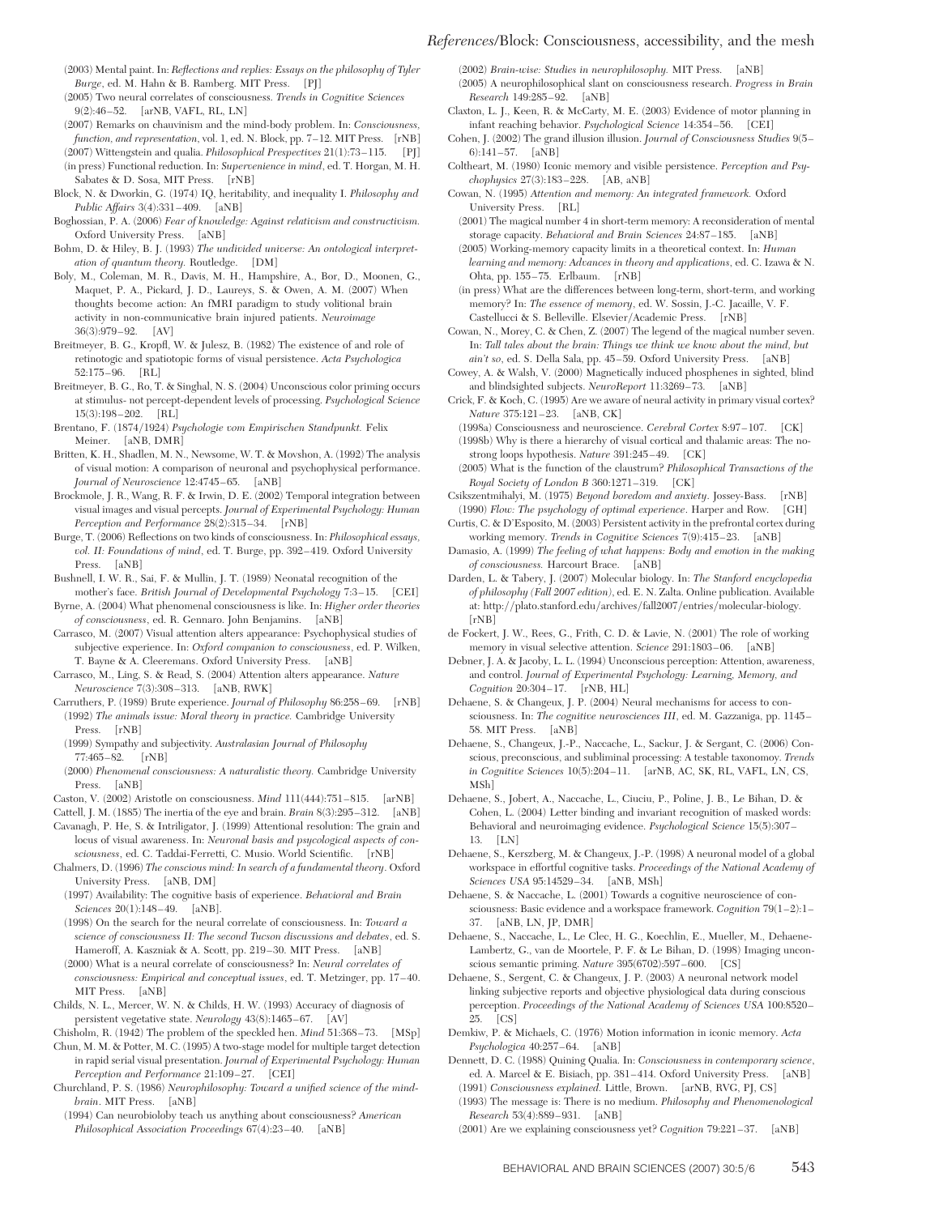(2003) Mental paint. In: *Reflections and replies: Essays on the philosophy of Tyler Burge*, ed. M. Hahn & B. Ramberg. MIT Press. [PJ]

(2005) Two neural correlates of consciousness. *Trends in Cognitive Sciences* 9(2):46–52. [arNB, VAFL, RL, LN]

(2007) Remarks on chauvinism and the mind-body problem. In: *Consciousness, function, and representation*, vol. 1, ed. N. Block, pp. 7–12. MIT Press. [rNB]

(2007) Wittgenstein and qualia. *Philosophical Perspectives* 21(1):73–115. [PJ]

(in press) Functional reduction. In: *Supervenience in mind*, ed. T. Horgan, M. H. Sabates & D. Sosa, MIT Press. [rNB]

Block, N. & Dworkin, G. (1974) IQ, heritability, and inequality I. *Philosophy and Public Affairs* 3(4):331–409. [aNB]

Boghossian, P. A. (2006) *Fear of knowledge: Against relativism and constructivism.* Oxford University Press. [aNB]

Bohm, D. & Hiley, B. J. (1993) *The undivided universe: An ontological interpretation of quantum theory.* Routledge. [DM]

Boly, M., Coleman, M. R., Davis, M. H., Hampshire, A., Bor, D., Moonen, G., Maquet, P. A., Pickard, J. D., Laureys, S. & Owen, A. M. (2007) When thoughts become action: An fMRI paradigm to study volitional brain activity in non-communicative brain injured patients. *Neuroimage* 36(3):979–92. [AV]

Breitmeyer, B. G., Kropfl, W. & Julesz, B. (1982) The existence of and role of retinotopic and spatiotopic forms of visual persistence. *Acta Psychologica* 52:175–96. [RL]

Breitmeyer, B. G., Ro, T. & Singhal, N. S. (2004) Unconscious color priming occurs at stimulus- not percept-dependent levels of processing. *Psychological Science* 15(3):198–202. [RL]

Brentano, F. (1874/1924) *Psychologie vom Empirischen Standpunkt.* Felix Meiner. [aNB, DMR]

Britten, K. H., Shadlen, M. N., Newsome, W. T. & Movshon, A. (1992) The analysis of visual motion: A comparison of neuronal and psychophysical performance. *Journal of Neuroscience* 12:4745–65. [aNB]

Brockmole, J. R., Wang, R. F. & Irwin, D. E. (2002) Temporal integration between visual images and visual percepts. *Journal of Experimental Psychology: Human Perception and Performance* 28(2):315–34. [rNB]

Burge, T. (2006) Reflections on two kinds of consciousness. In: *Philosophical essays, vol. II: Foundations of mind*, ed. T. Burge, pp. 392–419. Oxford University Press. [aNB]

Bushnell, I. W. R., Sai, F. & Mullin, J. T. (1989) Neonatal recognition of the mother's face. *British Journal of Developmental Psychology* 7:3–15. [CEI]

Byrne, A. (2004) What phenomenal consciousness is like. In: *Higher order theories of consciousness*, ed. R. Gennaro. John Benjamins. [aNB]

Carrasco, M. (2007) Visual attention alters appearance: Psychophysical studies of subjective experience. In: *Oxford companion to consciousness*, ed. P. Wilken, T. Bayne & A. Cleeremans. Oxford University Press. [aNB]

Carrasco, M., Ling, S. & Read, S. (2004) Attention alters appearance. *Nature Neuroscience* 7(3):308–313. [aNB, RWK]

Carruthers, P. (1989) Brute experience. *Journal of Philosophy* 86:258–69. [rNB]

(1992) *The animals issue: Moral theory in practice.* Cambridge University Press. [rNB]

(1999) Sympathy and subjectivity. *Australasian Journal of Philosophy* 77:465–82. [rNB]

(2000) *Phenomenal consciousness: A naturalistic theory.* Cambridge University Press. [aNB]

Caston, V. (2002) Aristotle on consciousness. *Mind* 111(444):751–815. [arNB]

Cattell, J. M. (1885) The inertia of the eye and brain. *Brain* 8(3):295–312. [aNB]

Cavanagh, P. He, S. & Intriligator, J. (1999) Attentional resolution: The grain and locus of visual awareness. In: *Neuronal basis and psycological aspects of consciousness*, ed. C. Taddai-Ferretti, C. Musio. World Scientific. [rNB]

Chalmers, D. (1996) *The conscious mind: In search of a fundamental theory.* Oxford University Press. [aNB, DM]

(1997) Availability: The cognitive basis of experience. *Behavioral and Brain Sciences* 20(1):148–49. [aNB].

(1998) On the search for the neural correlate of consciousness. In: *Toward a science of consciousness II: The second Tucson discussions and debates*, ed. S. Hameroff, A. Kaszniak & A. Scott, pp. 219–30. MIT Press. [aNB]

(2000) What is a neural correlate of consciousness? In: *Neural correlates of consciousness: Empirical and conceptual issues*, ed. T. Metzinger, pp. 17–40. MIT Press. [aNB]

Childs, N. L., Mercer, W. N. & Childs, H. W. (1993) Accuracy of diagnosis of persistent vegetative state. *Neurology* 43(8):1465–67. [AV]

Chisholm, R. (1942) The problem of the speckled hen. *Mind* 51:368–73. [MSp]

Chun, M. M. & Potter, M. C. (1995) A two-stage model for multiple target detection in rapid serial visual presentation. *Journal of Experimental Psychology: Human Perception and Performance* 21:109–27. [CEI]

Churchland, P. S. (1986) *Neurophilosophy: Toward a unified science of the mind-brain*. MIT Press. [aNB]

(1994) Can neurobioloby teach us anything about consciousness? *American Philosophical Association Proceedings* 67(4):23–40. [aNB]

(2002) *Brain-wise: Studies in neurophilosophy.* MIT Press. [aNB]

(2005) A neurophilosophical slant on consciousness research. *Progress in Brain Research* 149:285–92. [aNB]

Claxton, L. J., Keen, R. & McCarty, M. E. (2003) Evidence of motor planning in infant reaching behavior. *Psychological Science* 14:354–56. [CEI]

Cohen, J. (2002) The grand illusion illusion. *Journal of Consciousness Studies* 9(5–6):141–57. [aNB]

Coltheart, M. (1980) Iconic memory and visible persistence. *Perception and Psychophysics* 27(3):183–228. [AB, aNB]

Cowan, N. (1995) *Attention and memory: An integrated framework.* Oxford University Press. [RL]

(2001) The magical number 4 in short-term memory: A reconsideration of mental storage capacity. *Behavioral and Brain Sciences* 24:87–185. [aNB]

(2005) Working-memory capacity limits in a theoretical context. In: *Human learning and memory: Advances in theory and applications*, ed. C. Izawa & N. Ohta, pp. 155–75. Erlbaum. [rNB]

(in press) What are the differences between long-term, short-term, and working memory? In: *The essence of memory*, ed. W. Sossin, J.-C. Jacaille, V. F. Castellucci & S. Belleville. Elsevier/Academic Press. [rNB]

Cowan, N., Morey, C. & Chen, Z. (2007) The legend of the magical number seven. In: *Tall tales about the brain: Things we think we know about the mind, but ain't so*, ed. S. Della Sala, pp. 45–59. Oxford University Press. [aNB]

Cowey, A. & Walsh, V. (2000) Magnetically induced phosphenes in sighted, blind and blindsighted subjects. *NeuroReport* 11:3269–73. [aNB]

Crick, F. & Koch, C. (1995) Are we aware of neural activity in primary visual cortex? *Nature* 375:121–23. [aNB, CK]

(1998a) Consciousness and neuroscience. *Cerebral Cortex* 8:97–107. [CK]

(1998b) Why is there a hierarchy of visual cortical and thalamic areas: The no-strong loops hypothesis. *Nature* 391:245–49. [CK]

(2005) What is the function of the claustrum? *Philosophical Transactions of the Royal Society of London B* 360:1271–319. [CK]

Csikszentmihalyi, M. (1975) *Beyond boredom and anxiety.* Jossey-Bass. [rNB]

(1990) *Flow: The psychology of optimal experience*. Harper and Row. [GH]

Curtis, C. & D'Esposito, M. (2003) Persistent activity in the prefrontal cortex during working memory. *Trends in Cognitive Sciences* 7(9):415–23. [aNB]

Damasio, A. (1999) *The feeling of what happens: Body and emotion in the making of consciousness.* Harcourt Brace. [aNB]

Darden, L. & Tabery, J. (2007) Molecular biology. In: *The Stanford encyclopedia of philosophy (Fall 2007 edition)*, ed. E. N. Zalta. Online publication. Available at: http://plato.stanford.edu/archives/fall2007/entries/molecular-biology. [rNB]

de Fockert, J. W., Rees, G., Frith, C. D. & Lavie, N. (2001) The role of working memory in visual selective attention. *Science* 291:1803–06. [aNB]

Debner, J. A. & Jacoby, L. L. (1994) Unconscious perception: Attention, awareness, and control. *Journal of Experimental Psychology: Learning, Memory, and Cognition* 20:304–17. [rNB, HL]

Dehaene, S. & Changeux, J. P. (2004) Neural mechanisms for access to consciousness. In: *The cognitive neurosciences III*, ed. M. Gazzaniga, pp. 1145–58. MIT Press. [aNB]

Dehaene, S., Changeux, J.-P., Naccache, L., Sackur, J. & Sergant, C. (2006) Conscious, preconscious, and subliminal processing: A testable taxonomoy. *Trends in Cognitive Sciences* 10(5):204–11. [arNB, AC, SK, RL, VAFL, LN, CS, MSh]

Dehaene, S., Jobert, A., Naccache, L., Ciuciu, P., Poline, J. B., Le Bihan, D. & Cohen, L. (2004) Letter binding and invariant recognition of masked words: Behavioral and neuroimaging evidence. *Psychological Science* 15(5):307–13. [LN]

Dehaene, S., Kerszberg, M. & Changeux, J.-P. (1998) A neuronal model of a global workspace in effortful cognitive tasks. *Proceedings of the National Academy of Sciences USA* 95:14529–34. [aNB, MSh]

Dehaene, S. & Naccache, L. (2001) Towards a cognitive neuroscience of consciousness: Basic evidence and a workspace framework. *Cognition* 79(1–2):1–37. [aNB, LN, JP, DMR]

Dehaene, S., Naccache, L., Le Clec, H. G., Koechlin, E., Mueller, M., Dehaene-Lambertz, G., van de Moortele, P. F. & Le Bihan, D. (1998) Imaging unconscious semantic priming. *Nature* 395(6702):597–600. [CS]

Dehaene, S., Sergent, C. & Changeux, J. P. (2003) A neuronal network model linking subjective reports and objective physiological data during conscious perception. *Proceedings of the National Academy of Sciences USA* 100:8520–25. [CS]

Demkiw, P. & Michaels, C. (1976) Motion information in iconic memory. *Acta Psychologica* 40:257–64. [aNB]

Dennett, D. C. (1988) Quining Qualia. In: *Consciousness in contemporary science*, ed. A. Marcel & E. Bisiach, pp. 381–414. Oxford University Press. [aNB]

(1991) *Consciousness explained.* Little, Brown. [arNB, RVG, PJ, CS]

(1993) The message is: There is no medium. *Philosophy and Phenomenological Research* 53(4):889–931. [aNB]

(2001) Are we explaining consciousness yet? *Cognition* 79:221–37. [aNB]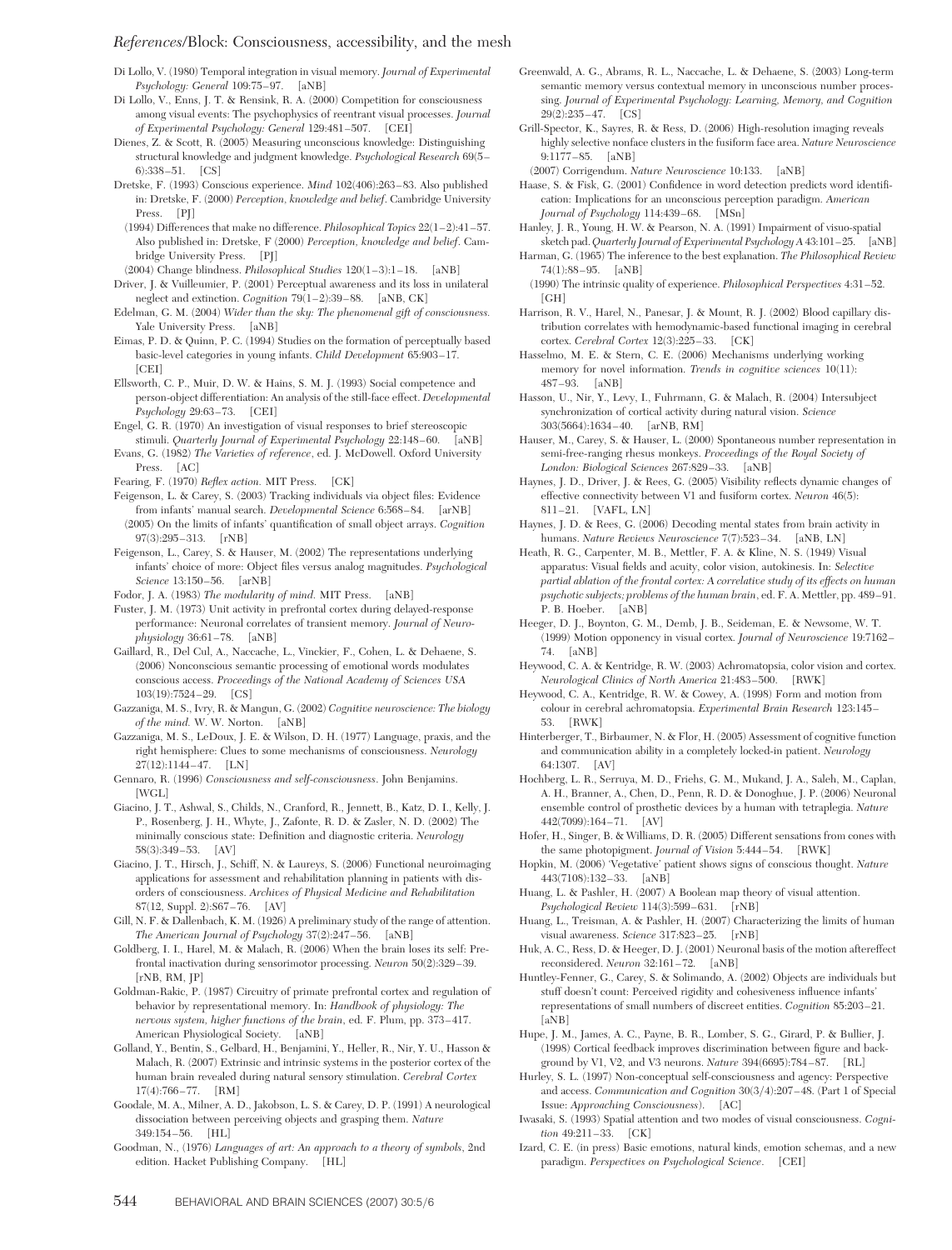Di Lollo, V. (1980) Temporal integration in visual memory. *Journal of Experimental Psychology: General* 109:75–97. [aNB]

Di Lollo, V., Enns, J. T. & Rensink, R. A. (2000) Competition for consciousness among visual events: The psychophysics of reentrant visual processes. *Journal of Experimental Psychology: General* 129:481–507. [CEI]

Dienes, Z. & Scott, R. (2005) Measuring unconscious knowledge: Distinguishing structural knowledge and judgment knowledge. *Psychological Research* 69(5–6):338–51. [CS]

Dretske, F. (1993) Conscious experience. *Mind* 102(406):263–83. Also published in: Dretske, F. (2000) *Perception, knowledge and belief*. Cambridge University Press. [PJ]

(1994) Differences that make no difference. *Philosophical Topics* 22(1–2):41–57. Also published in: Dretske, F (2000) *Perception, knowledge and belief*. Cambridge University Press. [PJ]

(2004) Change blindness. *Philosophical Studies* 120(1–3):1–18. [aNB]

Driver, J. & Vuilleumier, P. (2001) Perceptual awareness and its loss in unilateral neglect and extinction. *Cognition* 79(1–2):39–88. [aNB, CK]

Edelman, G. M. (2004) *Wider than the sky: The phenomenal gift of consciousness.* Yale University Press. [aNB]

Eimas, P. D. & Quinn, P. C. (1994) Studies on the formation of perceptually based basic-level categories in young infants. *Child Development* 65:903–17. [CEI]

Ellsworth, C. P., Muir, D. W. & Hains, S. M. J. (1993) Social competence and person-object differentiation: An analysis of the still-face effect. *Developmental Psychology* 29:63–73. [CEI]

Engel, G. R. (1970) An investigation of visual responses to brief stereoscopic stimuli. *Quarterly Journal of Experimental Psychology* 22:148–60. [aNB]

Evans, G. (1982) *The Varieties of reference*, ed. J. McDowell. Oxford University Press. [AC]

Fearing, F. (1970) *Reflex action.* MIT Press. [CK]

Feigenson, L. & Carey, S. (2003) Tracking individuals via object files: Evidence from infants' manual search. *Developmental Science* 6:568–84. [arNB]

(2005) On the limits of infants' quantification of small object arrays. *Cognition* 97(3):295–313. [rNB]

Feigenson, L., Carey, S. & Hauser, M. (2002) The representations underlying infants' choice of more: Object files versus analog magnitudes. *Psychological Science* 13:150–56. [arNB]

Fodor, J. A. (1983) *The modularity of mind.* MIT Press. [aNB]

Fuster, J. M. (1973) Unit activity in prefrontal cortex during delayed-response performance: Neuronal correlates of transient memory. *Journal of Neurophysiology* 36:61–78. [aNB]

Gaillard, R., Del Cul, A., Naccache, L., Vinckier, F., Cohen, L. & Dehaene, S. (2006) Nonconscious semantic processing of emotional words modulates conscious access. *Proceedings of the National Academy of Sciences USA* 103(19):7524–29. [CS]

Gazzaniga, M. S., Ivry, R. & Mangun, G. (2002) *Cognitive neuroscience: The biology of the mind.* W. W. Norton. [aNB]

Gazzaniga, M. S., LeDoux, J. E. & Wilson, D. H. (1977) Language, praxis, and the right hemisphere: Clues to some mechanisms of consciousness. *Neurology* 27(12):1144–47. [LN]

Gennaro, R. (1996) *Consciousness and self-consciousness*. John Benjamins. [WGL]

Giacino, J. T., Ashwal, S., Childs, N., Cranford, R., Jennett, B., Katz, D. I., Kelly, J. P., Rosenberg, J. H., Whyte, J., Zafonte, R. D. & Zasler, N. D. (2002) The minimally conscious state: Definition and diagnostic criteria. *Neurology* 58(3):349–53. [AV]

Giacino, J. T., Hirsch, J., Schiff, N. & Laureys, S. (2006) Functional neuroimaging applications for assessment and rehabilitation planning in patients with disorders of consciousness. *Archives of Physical Medicine and Rehabilitation* 87(12, Suppl. 2):S67–76. [AV]

Gill, N. F. & Dallenbach, K. M. (1926) A preliminary study of the range of attention. *The American Journal of Psychology* 37(2):247–56. [aNB]

Goldberg, I. I., Harel, M. & Malach, R. (2006) When the brain loses its self: Prefrontal inactivation during sensorimotor processing. *Neuron* 50(2):329–39. [rNB, RM, JP]

Goldman-Rakic, P. (1987) Circuitry of primate prefrontal cortex and regulation of behavior by representational memory. In: *Handbook of physiology: The nervous system, higher functions of the brain*, ed. F. Plum, pp. 373–417. American Physiological Society. [aNB]

Golland, Y., Bentin, S., Gelbard, H., Benjamini, Y., Heller, R., Nir, Y. U., Hasson & Malach, R. (2007) Extrinsic and intrinsic systems in the posterior cortex of the human brain revealed during natural sensory stimulation. *Cerebral Cortex* 17(4):766–77. [RM]

Goodale, M. A., Milner, A. D., Jakobson, L. S. & Carey, D. P. (1991) A neurological dissociation between perceiving objects and grasping them. *Nature* 349:154–56. [HL]

Goodman, N., (1976) *Languages of art: An approach to a theory of symbols*, 2nd edition. Hacket Publishing Company. [HL]

Greenwald, A. G., Abrams, R. L., Naccache, L. & Dehaene, S. (2003) Long-term semantic memory versus contextual memory in unconscious number processing. *Journal of Experimental Psychology: Learning, Memory, and Cognition* 29(2):235–47. [CS]

Grill-Spector, K., Sayres, R. & Ress, D. (2006) High-resolution imaging reveals highly selective nonface clusters in the fusiform face area. *Nature Neuroscience* 9:1177–85. [aNB]

(2007) Corrigendum. *Nature Neuroscience* 10:133. [aNB]

Haase, S. & Fisk, G. (2001) Confidence in word detection predicts word identification: Implications for an unconscious perception paradigm. *American Journal of Psychology* 114:439–68. [MSn]

Hanley, J. R., Young, H. W. & Pearson, N. A. (1991) Impairment of visuo-spatial sketch pad. *Quarterly Journal of Experimental Psychology A* 43:101–25. [aNB]

Harman, G. (1965) The inference to the best explanation. *The Philosophical Review* 74(1):88–95. [aNB]

(1990) The intrinsic quality of experience. *Philosophical Perspectives* 4:31–52. [GH]

Harrison, R. V., Harel, N., Panesar, J. & Mount, R. J. (2002) Blood capillary distribution correlates with hemodynamic-based functional imaging in cerebral cortex. *Cerebral Cortex* 12(3):225–33. [CK]

Hasselmo, M. E. & Stern, C. E. (2006) Mechanisms underlying working memory for novel information. *Trends in cognitive sciences* 10(11):487–93. [aNB]

Hasson, U., Nir, Y., Levy, I., Fuhrmann, G. & Malach, R. (2004) Intersubject synchronization of cortical activity during natural vision. *Science* 303(5664):1634–40. [arNB, RM]

Hauser, M., Carey, S. & Hauser, L. (2000) Spontaneous number representation in semi-free-ranging rhesus monkeys. *Proceedings of the Royal Society of London: Biological Sciences* 267:829–33. [aNB]

Haynes, J. D., Driver, J. & Rees, G. (2005) Visibility reflects dynamic changes of effective connectivity between V1 and fusiform cortex. *Neuron* 46(5):811–21. [VAFL, LN]

Haynes, J. D. & Rees, G. (2006) Decoding mental states from brain activity in humans. *Nature Reviews Neuroscience* 7(7):523–34. [aNB, LN]

Heath, R. G., Carpenter, M. B., Mettler, F. A. & Kline, N. S. (1949) Visual apparatus: Visual fields and acuity, color vision, autokinesis. In: *Selective partial ablation of the frontal cortex: A correlative study of its effects on human psychotic subjects; problems of the human brain*, ed. F. A. Mettler, pp. 489–91. P. B. Hoeber. [aNB]

Heeger, D. J., Boynton, G. M., Demb, J. B., Seideman, E. & Newsome, W. T. (1999) Motion opponency in visual cortex. *Journal of Neuroscience* 19:7162–74. [aNB]

Heywood, C. A. & Kentridge, R. W. (2003) Achromatopsia, color vision and cortex. *Neurological Clinics of North America* 21:483–500. [RWK]

Heywood, C. A., Kentridge, R. W. & Cowey, A. (1998) Form and motion from colour in cerebral achromatopsia. *Experimental Brain Research* 123:145–53. [RWK]

Hinterberger, T., Birbaumer, N. & Flor, H. (2005) Assessment of cognitive function and communication ability in a completely locked-in patient. *Neurology* 64:1307. [AV]

Hochberg, L. R., Serruya, M. D., Friehs, G. M., Mukand, J. A., Saleh, M., Caplan, A. H., Branner, A., Chen, D., Penn, R. D. & Donoghue, J. P. (2006) Neuronal ensemble control of prosthetic devices by a human with tetraplegia. *Nature* 442(7099):164–71. [AV]

Hofer, H., Singer, B. & Williams, D. R. (2005) Different sensations from cones with the same photopigment. *Journal of Vision* 5:444–54. [RWK]

Hopkin, M. (2006) 'Vegetative' patient shows signs of conscious thought. *Nature* 443(7108):132–33. [aNB]

Huang, L. & Pashler, H. (2007) A Boolean map theory of visual attention. *Psychological Review* 114(3):599–631. [rNB]

Huang, L., Treisman, A. & Pashler, H. (2007) Characterizing the limits of human visual awareness. *Science* 317:823–25. [rNB]

Huk, A. C., Ress, D. & Heeger, D. J. (2001) Neuronal basis of the motion aftereffect reconsidered. *Neuron* 32:161–72. [aNB]

Huntley-Fenner, G., Carey, S. & Solimando, A. (2002) Objects are individuals but stuff doesn't count: Perceived rigidity and cohesiveness influence infants' representations of small numbers of discreet entities. *Cognition* 85:203–21. [aNB]

Hupe, J. M., James, A. C., Payne, B. R., Lomber, S. G., Girard, P. & Bullier, J. (1998) Cortical feedback improves discrimination between figure and background by V1, V2, and V3 neurons. *Nature* 394(6695):784–87. [RL]

Hurley, S. L. (1997) Non-conceptual self-consciousness and agency: Perspective and access. *Communication and Cognition* 30(3/4):207–48. (Part 1 of Special Issue: *Approaching Consciousness*). [AC]

Iwasaki, S. (1993) Spatial attention and two modes of visual consciousness. *Cognition* 49:211–33. [CK]

Izard, C. E. (in press) Basic emotions, natural kinds, emotion schemas, and a new paradigm. *Perspectives on Psychological Science*. [CEI]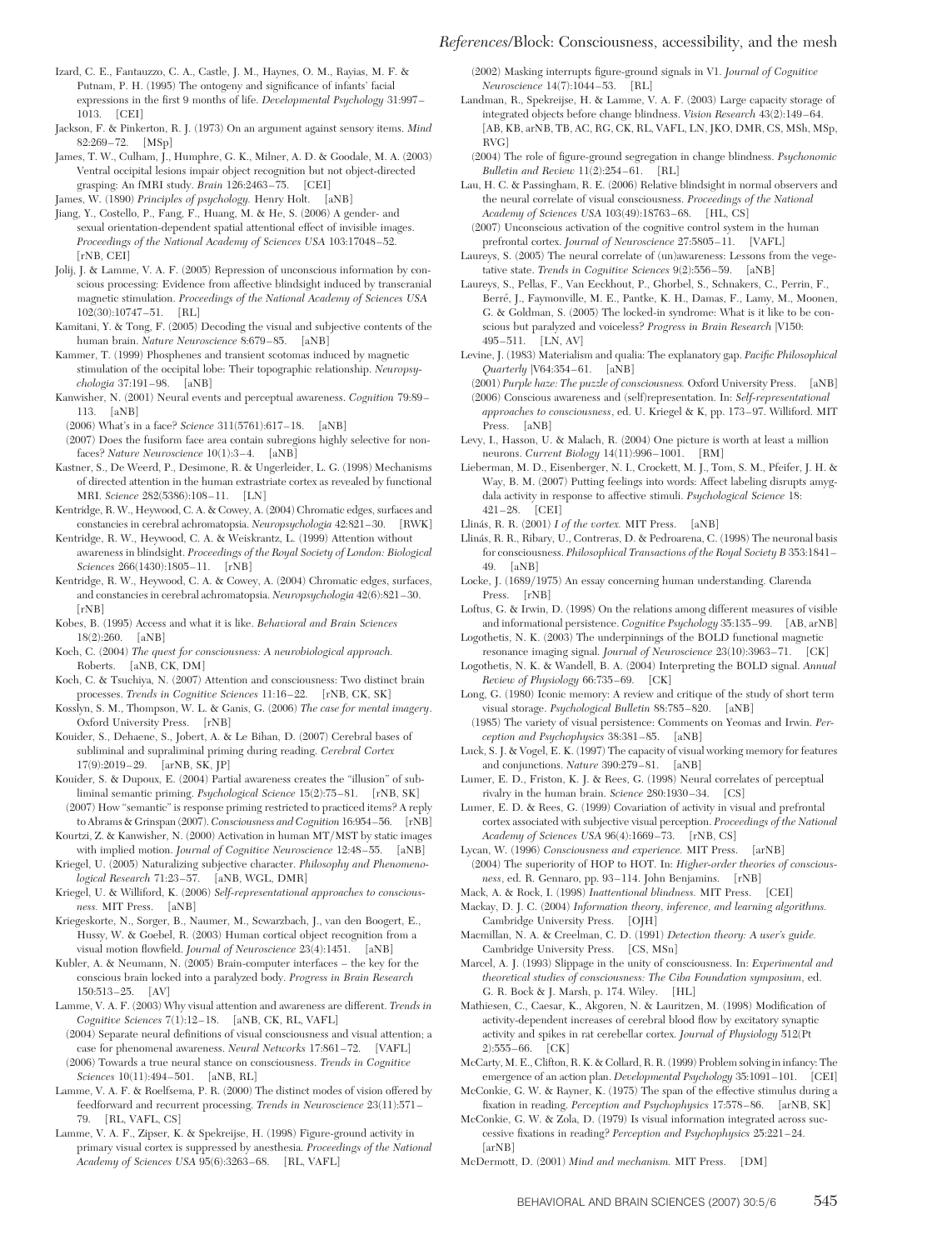Izard, C. E., Fantauzzo, C. A., Castle, J. M., Haynes, O. M., Rayias, M. F. & Putnam, P. H. (1995) The ontogeny and significance of infants' facial expressions in the first 9 months of life. *Developmental Psychology* 31:997–1013. [CEI]

Jackson, F. & Pinkerton, R. J. (1973) On an argument against sensory items. *Mind* 82:269–72. [MSp]

James, T. W., Culham, J., Humphre, G. K., Milner, A. D. & Goodale, M. A. (2003) Ventral occipital lesions impair object recognition but not object-directed grasping: An fMRI study. *Brain* 126:2463–75. [CEI]

James, W. (1890) *Principles of psychology.* Henry Holt. [aNB]

Jiang, Y., Costello, P., Fang, F., Huang, M. & He, S. (2006) A gender- and sexual orientation-dependent spatial attentional effect of invisible images. *Proceedings of the National Academy of Sciences USA* 103:17048–52. [rNB, CEI]

Jolij, J. & Lamme, V. A. F. (2005) Repression of unconscious information by conscious processing: Evidence from affective blindsight induced by transcranial magnetic stimulation. *Proceedings of the National Academy of Sciences USA* 102(30):10747–51. [RL]

Kamitani, Y. & Tong, F. (2005) Decoding the visual and subjective contents of the human brain. *Nature Neuroscience* 8:679–85. [aNB]

Kammer, T. (1999) Phosphenes and transient scotomas induced by magnetic stimulation of the occipital lobe: Their topographic relationship. *Neuropsychologia* 37:191–98. [aNB]

Kanwisher, N. (2001) Neural events and perceptual awareness. *Cognition* 79:89–113. [aNB]

(2006) What's in a face? *Science* 311(5761):617–18. [aNB]

(2007) Does the fusiform face area contain subregions highly selective for nonfaces? *Nature Neuroscience* 10(1):3–4. [aNB]

Kastner, S., De Weerd, P., Desimone, R. & Ungerleider, L. G. (1998) Mechanisms of directed attention in the human extrastriate cortex as revealed by functional MRI. *Science* 282(5386):108–11. [LN]

Kentridge, R. W., Heywood, C. A. & Cowey, A. (2004) Chromatic edges, surfaces and constancies in cerebral achromatopsia. *Neuropsychologia* 42:821–30. [RWK]

Kentridge, R. W., Heywood, C. A. & Weiskrantz, L. (1999) Attention without awareness in blindsight. *Proceedings of the Royal Society of London: Biological Sciences* 266(1430):1805–11. [rNB]

Kentridge, R. W., Heywood, C. A. & Cowey, A. (2004) Chromatic edges, surfaces, and constancies in cerebral achromatopsia. *Neuropsychologia* 42(6):821–30. [rNB]

Kobes, B. (1995) Access and what it is like. *Behavioral and Brain Sciences* 18(2):260. [aNB]

Koch, C. (2004) *The quest for consciousness: A neurobiological approach.* Roberts. [aNB, CK, DM]

Koch, C. & Tsuchiya, N. (2007) Attention and consciousness: Two distinct brain processes. *Trends in Cognitive Sciences* 11:16–22. [rNB, CK, SK]

Kosslyn, S. M., Thompson, W. L. & Ganis, G. (2006) *The case for mental imagery*. Oxford University Press. [rNB]

Kouider, S., Dehaene, S., Jobert, A. & Le Bihan, D. (2007) Cerebral bases of subliminal and supraliminal priming during reading. *Cerebral Cortex* 17(9):2019–29. [arNB, SK, JP]

Kouider, S. & Dupoux, E. (2004) Partial awareness creates the "illusion" of subliminal semantic priming. *Psychological Science* 15(2):75–81. [rNB, SK]

(2007) How "semantic" is response priming restricted to practiced items? A reply to Abrams & Grinspan (2007). *Consciousness and Cognition* 16:954–56. [rNB]

Kourtzi, Z. & Kanwisher, N. (2000) Activation in human MT/MST by static images with implied motion. *Journal of Cognitive Neuroscience* 12:48–55. [aNB]

Kriegel, U. (2005) Naturalizing subjective character. *Philosophy and Phenomenological Research* 71:23–57. [aNB, WGL, DMR]

Kriegel, U. & Williford, K. (2006) *Self-representational approaches to consciousness.* MIT Press. [aNB]

Kriegeskorte, N., Sorger, B., Naumer, M., Scwarzbach, J., van den Boogert, E., Hussy, W. & Goebel, R. (2003) Human cortical object recognition from a visual motion flowfield. *Journal of Neuroscience* 23(4):1451. [aNB]

Kubler, A. & Neumann, N. (2005) Brain-computer interfaces – the key for the conscious brain locked into a paralyzed body. *Progress in Brain Research* 150:513–25. [AV]

Lamme, V. A. F. (2003) Why visual attention and awareness are different. *Trends in Cognitive Sciences* 7(1):12–18. [aNB, CK, RL, VAFL]

(2004) Separate neural definitions of visual consciousness and visual attention; a case for phenomenal awareness. *Neural Networks* 17:861–72. [VAFL]

(2006) Towards a true neural stance on consciousness. *Trends in Cognitive Sciences* 10(11):494–501. [aNB, RL]

Lamme, V. A. F. & Roelfsema, P. R. (2000) The distinct modes of vision offered by feedforward and recurrent processing. *Trends in Neuroscience* 23(11):571–79. [RL, VAFL, CS]

Lamme, V. A. F., Zipser, K. & Spekreijse, H. (1998) Figure-ground activity in primary visual cortex is suppressed by anesthesia. *Proceedings of the National Academy of Sciences USA* 95(6):3263–68. [RL, VAFL]

(2002) Masking interrupts figure-ground signals in V1. *Journal of Cognitive Neuroscience* 14(7):1044–53. [RL]

Landman, R., Spekreijse, H. & Lamme, V. A. F. (2003) Large capacity storage of integrated objects before change blindness. *Vision Research* 43(2):149–64. [AB, KB, arNB, TB, AC, RG, CK, RL, VAFL, LN, JKO, DMR, CS, MSh, MSp, RVG]

(2004) The role of figure-ground segregation in change blindness. *Psychonomic Bulletin and Review* 11(2):254–61. [RL]

Lau, H. C. & Passingham, R. E. (2006) Relative blindsight in normal observers and the neural correlate of visual consciousness. *Proceedings of the National Academy of Sciences USA* 103(49):18763–68. [HL, CS]

(2007) Unconscious activation of the cognitive control system in the human prefrontal cortex. *Journal of Neuroscience* 27:5805–11. [VAFL]

Laureys, S. (2005) The neural correlate of (un)awareness: Lessons from the vegetative state. *Trends in Cognitive Sciences* 9(2):556–59. [aNB]

Laureys, S., Pellas, F., Van Eeckhout, P., Ghorbel, S., Schnakers, C., Perrin, F., Berré, J., Faymonville, M. E., Pantke, K. H., Damas, F., Lamy, M., Moonen, G. & Goldman, S. (2005) The locked-in syndrome: What is it like to be conscious but paralyzed and voiceless? *Progress in Brain Research* |V150: 495–511. [LN, AV]

Levine, J. (1983) Materialism and qualia: The explanatory gap. *Pacific Philosophical Quarterly* |V64:354–61. [aNB]

(2001) *Purple haze: The puzzle of consciousness.* Oxford University Press. [aNB]

(2006) Conscious awareness and (self)representation. In: *Self-representational approaches to consciousness*, ed. U. Kriegel & K, pp. 173–97. Williford. MIT Press. [aNB]

Levy, I., Hasson, U. & Malach, R. (2004) One picture is worth at least a million neurons. *Current Biology* 14(11):996–1001. [RM]

Lieberman, M. D., Eisenberger, N. I., Crockett, M. J., Tom, S. M., Pfeifer, J. H. & Way, B. M. (2007) Putting feelings into words: Affect labeling disrupts amygdala activity in response to affective stimuli. *Psychological Science* 18: 421–28. [CEI]

Llinás, R. R. (2001) *I of the vortex.* MIT Press. [aNB]

Llinás, R. R., Ribary, U., Contreras, D. & Pedroarena, C. (1998) The neuronal basis for consciousness. *Philosophical Transactions of the Royal Society B* 353:1841–49. [aNB]

Locke, J. (1689/1975) An essay concerning human understanding. Clarenda Press. [rNB]

Loftus, G. & Irwin, D. (1998) On the relations among different measures of visible and informational persistence. *Cognitive Psychology* 35:135–99. [AB, arNB]

Logothetis, N. K. (2003) The underpinnings of the BOLD functional magnetic resonance imaging signal. *Journal of Neuroscience* 23(10):3963–71. [CK]

Logothetis, N. K. & Wandell, B. A. (2004) Interpreting the BOLD signal. *Annual Review of Physiology* 66:735–69. [CK]

Long, G. (1980) Iconic memory: A review and critique of the study of short term visual storage. *Psychological Bulletin* 88:785–820. [aNB]

(1985) The variety of visual persistence: Comments on Yeomas and Irwin. *Perception and Psychophysics* 38:381–85. [aNB]

Luck, S. J. & Vogel, E. K. (1997) The capacity of visual working memory for features and conjunctions. *Nature* 390:279–81. [aNB]

Lumer, E. D., Friston, K. J. & Rees, G. (1998) Neural correlates of perceptual rivalry in the human brain. *Science* 280:1930–34. [CS]

Lumer, E. D. & Rees, G. (1999) Covariation of activity in visual and prefrontal cortex associated with subjective visual perception. *Proceedings of the National Academy of Sciences USA* 96(4):1669–73. [rNB, CS]

Lycan, W. (1996) *Consciousness and experience.* MIT Press. [arNB]

(2004) The superiority of HOP to HOT. In: *Higher-order theories of consciousness*, ed. R. Gennaro, pp. 93–114. John Benjamins. [rNB]

Mack, A. & Rock, I. (1998) *Inattentional blindness.* MIT Press. [CEI]

Mackay, D. J. C. (2004) *Information theory, inference, and learning algorithms.* Cambridge University Press. [OJH]

Macmillan, N. A. & Creelman, C. D. (1991) *Detection theory: A user's guide.* Cambridge University Press. [CS, MSn]

Marcel, A. J. (1993) Slippage in the unity of consciousness. In: *Experimental and theoretical studies of consciousness: The Ciba Foundation symposium*, ed. G. R. Bock & J. Marsh, p. 174. Wiley. [HL]

Mathiesen, C., Caesar, K., Akgoren, N. & Lauritzen, M. (1998) Modification of activity-dependent increases of cerebral blood flow by excitatory synaptic activity and spikes in rat cerebellar cortex. *Journal of Physiology* 512(Pt 2):555–66. [CK]

McCarty, M. E., Clifton, R. K. & Collard, R. R. (1999) Problem solving in infancy: The emergence of an action plan. *Developmental Psychology* 35:1091–101. [CEI]

McConkie, G. W. & Rayner, K. (1975) The span of the effective stimulus during a fixation in reading. *Perception and Psychophysics* 17:578–86. [arNB, SK]

McConkie, G. W. & Zola, D. (1979) Is visual information integrated across successive fixations in reading? *Perception and Psychophysics* 25:221–24. [arNB]

McDermott, D. (2001) *Mind and mechanism.* MIT Press. [DM]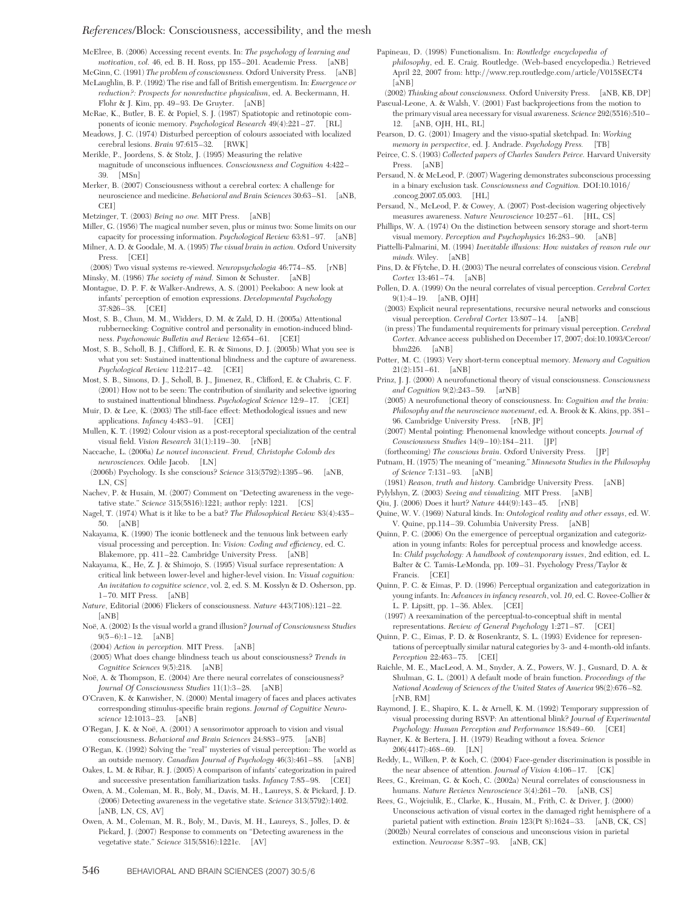McElree, B. (2006) Accessing recent events. In: *The psychology of learning and motivation, vol. 46*, ed. B. H. Ross, pp 155–201. Academic Press. [aNB]

McGinn, C. (1991) *The problem of consciousness*. Oxford University Press. [aNB]

McLaughlin, B. P. (1992) The rise and fall of British emergentism. In: *Emergence or reduction?: Prospects for nonreductive physicalism*, ed. A. Beckermann, H. Flohr & J. Kim, pp. 49–93. De Gruyter. [aNB]

McRae, K., Butler, B. E. & Popiel, S. J. (1987) Spatiotopic and retinotopic components of iconic memory. *Psychological Research* 49(4):221–27. [RL]

Meadows, J. C. (1974) Disturbed perception of colours associated with localized cerebral lesions. *Brain* 97:615–32. [RWK]

Merikle, P., Joordens, S. & Stolz, J. (1995) Measuring the relative magnitude of unconscious influences. *Consciousness and Cognition* 4:422–39. [MSn]

Merker, B. (2007) Consciousness without a cerebral cortex: A challenge for neuroscience and medicine. *Behavioral and Brain Sciences* 30:63–81. [aNB, CEI]

Metzinger, T. (2003) *Being no one*. MIT Press. [aNB]

Miller, G. (1956) The magical number seven, plus or minus two: Some limits on our capacity for processing information. *Psychological Review* 63:81–97. [aNB]

Milner, A. D. & Goodale, M. A. (1995) *The visual brain in action*. Oxford University Press. [CEI]

(2008) Two visual systems re-viewed. *Neuropsychologia* 46:774–85. [rNB]

Minsky, M. (1986) *The society of mind*. Simon & Schuster. [aNB]

Montague, D. P. F. & Walker-Andrews, A. S. (2001) Peekaboo: A new look at infants' perception of emotion expressions. *Developmental Psychology* 37:826–38. [CEI]

Most, S. B., Chun, M. M., Widders, D. M. & Zald, D. H. (2005a) Attentional rubbernecking: Cognitive control and personality in emotion-induced blindness. *Psychonomic Bulletin and Review* 12:654–61. [CEI]

Most, S. B., Scholl, B. J., Clifford, E. R. & Simons, D. J. (2005b) What you see is what you set: Sustained inattentional blindness and the capture of awareness. *Psychological Review* 112:217–42. [CEI]

Most, S. B., Simons, D. J., Scholl, B. J., Jimenez, R., Clifford, E. & Chabris, C. F. (2001) How not to be seen: The contribution of similarity and selective ignoring to sustained inattentional blindness. *Psychological Science* 12:9–17. [CEI]

Muir, D. & Lee, K. (2003) The still-face effect: Methodological issues and new applications. *Infancy* 4:483–91. [CEI]

Mullen, K. T. (1992) Colour vision as a post-receptoral specialization of the central visual field. *Vision Research* 31(1):119–30. [rNB]

Naccache, L. (2006a) *Le nouvel inconscient. Freud, Christophe Colomb des neurosciences*. Odile Jacob. [LN]

(2006b) Psychology. Is she conscious? *Science* 313(5792):1395–96. [aNB, LN, CS]

Nachev, P. & Husain, M. (2007) Comment on "Detecting awareness in the vegetative state." *Science* 315(5816):1221; author reply: 1221. [CS]

Nagel, T. (1974) What is it like to be a bat? *The Philosophical Review* 83(4):435–50. [aNB]

Nakayama, K. (1990) The iconic bottleneck and the tenuous link between early visual processing and perception. In: *Vision: Coding and efficiency*, ed. C. Blakemore, pp. 411–22. Cambridge University Press. [aNB]

Nakayama, K., He, Z. J. & Shimojo, S. (1995) Visual surface representation: A critical link between lower-level and higher-level vision. In: *Visual cognition: An invitation to cognitive science*, vol. 2, ed. S. M. Kosslyn & D. Osherson, pp. 1–70. MIT Press. [aNB]

*Nature*, Editorial (2006) Flickers of consciousness. *Nature* 443(7108):121–22. [aNB]

Noë, A. (2002) Is the visual world a grand illusion? *Journal of Consciousness Studies* 9(5–6):1–12. [aNB]

(2004) *Action in perception*. MIT Press. [aNB]

(2005) What does change blindness teach us about consciousness? *Trends in Cognitive Sciences* 9(5):218. [aNB]

Noë, A. & Thompson, E. (2004) Are there neural correlates of consciousness? *Journal Of Consciousness Studies* 11(1):3–28. [aNB]

O'Craven, K. & Kanwisher, N. (2000) Mental imagery of faces and places activates corresponding stimulus-specific brain regions. *Journal of Cognitive Neuroscience* 12:1013–23. [aNB]

O'Regan, J. K. & Noë, A. (2001) A sensorimotor approach to vision and visual consciousness. *Behavioral and Brain Sciences* 24:883–975. [aNB]

O'Regan, K. (1992) Solving the "real" mysteries of visual perception: The world as an outside memory. *Canadian Journal of Psychology* 46(3):461–88. [aNB]

Oakes, L. M. & Ribar, R. J. (2005) A comparison of infants' categorization in paired and successive presentation familiarization tasks. *Infancy* 7:85–98. [CEI]

Owen, A. M., Coleman, M. R., Boly, M., Davis, M. H., Laureys, S. & Pickard, J. D. (2006) Detecting awareness in the vegetative state. *Science* 313(5792):1402. [aNB, LN, CS, AV]

Owen, A. M., Coleman, M. R., Boly, M., Davis, M. H., Laureys, S., Jolles, D. & Pickard, J. (2007) Response to comments on "Detecting awareness in the vegetative state." *Science* 315(5816):1221c. [AV]

Papineau, D. (1998) Functionalism. In: *Routledge encyclopedia of philosophy*, ed. E. Craig. Routledge. (Web-based encyclopedia.) Retrieved April 22, 2007 from: http://www.rep.routledge.com/article/V015SECT4 [aNB]

(2002) *Thinking about consciousness*. Oxford University Press. [aNB, KB, DP]

Pascual-Leone, A. & Walsh, V. (2001) Fast backprojections from the motion to the primary visual area necessary for visual awareness. *Science* 292(5516):510–12. [aNB, OJH, HL, RL]

Pearson, D. G. (2001) Imagery and the visuo-spatial sketchpad. In: *Working memory in perspective*, ed. J. Andrade. Psychology Press. [TB]

Peirce, C. S. (1903) *Collected papers of Charles Sanders Peirce*. Harvard University Press. [aNB]

Persaud, N. & McLeod, P. (2007) Wagering demonstrates subconscious processing in a binary exclusion task. *Consciousness and Cognition*. DOI:10.1016/.concog.2007.05.003. [HL]

Persaud, N., McLeod, P. & Cowey, A. (2007) Post-decision wagering objectively measures awareness. *Nature Neuroscience* 10:257–61. [HL, CS]

Phillips, W. A. (1974) On the distinction between sensory storage and short-term visual memory. *Perception and Psychophysics* 16:283–90. [aNB]

Piattelli-Palmarini, M. (1994) *Inevitable illusions: How mistakes of reason rule our minds*. Wiley. [aNB]

Pins, D. & Ffytche, D. H. (2003) The neural correlates of conscious vision. *Cerebral Cortex* 13:461–74. [aNB]

Pollen, D. A. (1999) On the neural correlates of visual perception. *Cerebral Cortex* 9(1):4–19. [aNB, OJH]

(2003) Explicit neural representations, recursive neural networks and conscious visual perception. *Cerebral Cortex* 13:807–14. [aNB]

(in press) The fundamental requirements for primary visual perception. *Cerebral Cortex*. Advance access published on December 17, 2007; doi:10.1093/Cercor/bhm226. [aNB]

Potter, M. C. (1993) Very short-term conceptual memory. *Memory and Cognition* 21(2):151–61. [aNB]

Prinz, J. J. (2000) A neurofunctional theory of visual consciousness. *Consciousness and Cognition* 9(2):243–59. [arNB]

(2005) A neurofunctional theory of consciousness. In: *Cognition and the brain: Philosophy and the neuroscience movement*, ed. A. Brook & K. Akins, pp. 381–96. Cambridge University Press. [rNB, JP]

(2007) Mental pointing: Phenomenal knowledge without concepts. *Journal of Consciousness Studies* 14(9–10):184–211. [JP]

(forthcoming) *The conscious brain*. Oxford University Press. [JP]

Putnam, H. (1975) The meaning of "meaning." *Minnesota Studies in the Philosophy of Science* 7:131–93. [aNB]

(1981) *Reason, truth and history*. Cambridge University Press. [aNB]

Pylyshyn, Z. (2003) *Seeing and visualizing*. MIT Press. [aNB]

Qiu, J. (2006) Does it hurt? *Nature* 444(9):143–45. [rNB]

Quine, W. V. (1969) Natural kinds. In: *Ontological reality and other essays*, ed. W. V. Quine, pp.114–39. Columbia University Press. [aNB]

Quinn, P. C. (2006) On the emergence of perceptual organization and categorization in young infants: Roles for perceptual process and knowledge access. In: *Child psychology: A handbook of contemporary issues*, 2nd edition, ed. L. Balter & C. Tamis-LeMonda, pp. 109–31. Psychology Press/Taylor & Francis. [CEI]

Quinn, P. C. & Eimas, P. D. (1996) Perceptual organization and categorization in young infants. In: *Advances in infancy research*, vol. *10*, ed. C. Rovee-Collier & L. P. Lipsitt, pp. 1–36. Ablex. [CEI]

(1997) A reexamination of the perceptual-to-conceptual shift in mental representations. *Review of General Psychology* 1:271–87. [CEI]

Quinn, P. C., Eimas, P. D. & Rosenkrantz, S. L. (1993) Evidence for representations of perceptually similar natural categories by 3- and 4-month-old infants. *Perception* 22:463–75. [CEI]

Raichle, M. E., MacLeod, A. M., Snyder, A. Z., Powers, W. J., Gusnard, D. A. & Shulman, G. L. (2001) A default mode of brain function. *Proceedings of the National Academy of Sciences of the United States of America* 98(2):676–82. [rNB, RM]

Raymond, J. E., Shapiro, K. L. & Arnell, K. M. (1992) Temporary suppression of visual processing during RSVP: An attentional blink? *Journal of Experimental Psychology: Human Perception and Performance* 18:849–60. [CEI]

Rayner, K. & Bertera, J. H. (1979) Reading without a fovea. *Science* 206(4417):468–69. [LN]

Reddy, L., Wilken, P. & Koch, C. (2004) Face-gender discrimination is possible in the near absence of attention. *Journal of Vision* 4:106–17. [CK]

Rees, G., Kreiman, G. & Koch, C. (2002a) Neural correlates of consciousness in humans. *Nature Reviews Neuroscience* 3(4):261–70. [aNB, CS]

Rees, G., Wojciulik, E., Clarke, K., Husain, M., Frith, C. & Driver, J. (2000) Unconscious activation of visual cortex in the damaged right hemisphere of a parietal patient with extinction. *Brain* 123(Pt 8):1624–33. [aNB, CK, CS]

(2002b) Neural correlates of conscious and unconscious vision in parietal extinction. *Neurocase* 8:387–93. [aNB, CK]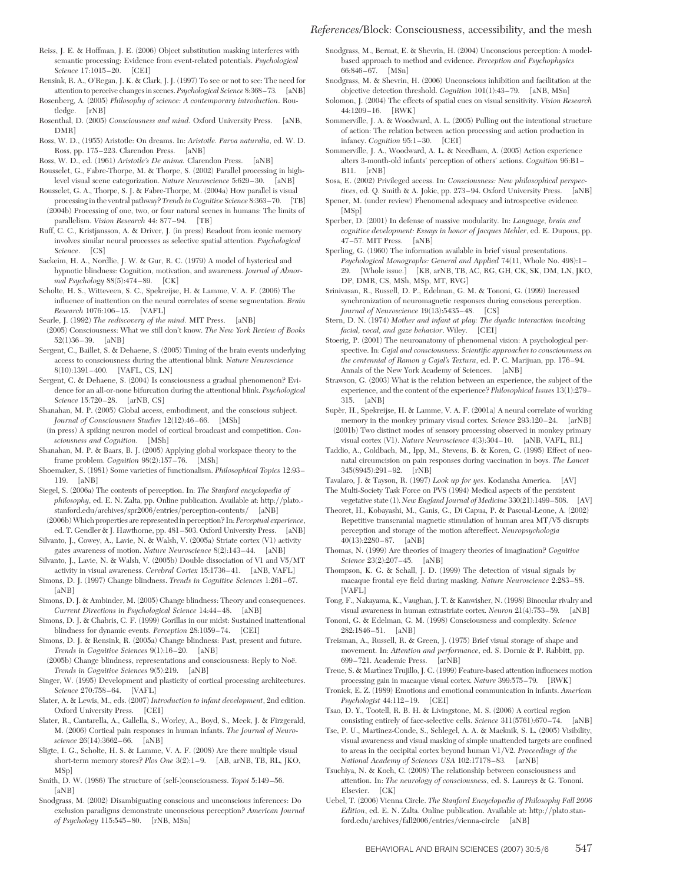Reiss, J. E. & Hoffman, J. E. (2006) Object substitution masking interferes with semantic processing: Evidence from event-related potentials. *Psychological Science* 17:1015–20. [CEI]

Rensink, R. A., O'Regan, J. K. & Clark, J. J. (1997) To see or not to see: The need for attention to perceive changes in scenes. *Psychological Science* 8:368–73. [aNB]

Rosenberg, A. (2005) *Philosophy of science: A contemporary introduction*. Routledge. [rNB]

Rosenthal, D. (2005) *Consciousness and mind.* Oxford University Press. [aNB, DMR]

Ross, W. D., (1955) Aristotle: On dreams. In: *Aristotle. Parva naturalia*, ed. W. D. Ross, pp. 175–223. Clarendon Press. [aNB]

Ross, W. D., ed. (1961) *Aristotle's De anima.* Clarendon Press. [aNB]

Rousselet, G., Fabre-Thorpe, M. & Thorpe, S. (2002) Parallel processing in high-level visual scene categorization. *Nature Neuroscience* 5:629–30. [aNB]

Rousselet, G. A., Thorpe, S. J. & Fabre-Thorpe, M. (2004a) How parallel is visual processing in the ventral pathway? *Trends in Cognitive Science* 8:363–70. [TB]

(2004b) Processing of one, two, or four natural scenes in humans: The limits of parallelism. *Vision Research* 44: 877–94. [TB]

Ruff, C. C., Kristjansson, A. & Driver, J. (in press) Readout from iconic memory involves similar neural processes as selective spatial attention. *Psychological Science*. [CS]

Sackeim, H. A., Nordlie, J. W. & Gur, R. C. (1979) A model of hysterical and hypnotic blindness: Cognition, motivation, and awareness. *Journal of Abnormal Psychology* 88(5):474–89. [CK]

Scholte, H. S., Witteveen, S. C., Spekreijse, H. & Lamme, V. A. F. (2006) The influence of inattention on the neural correlates of scene segmentation. *Brain Research* 1076:106–15. [VAFL]

Searle, J. (1992) *The rediscovery of the mind.* MIT Press. [aNB]

(2005) Consciousness: What we still don't know. *The New York Review of Books* 52(1)36–39. [aNB]

Sergent, C., Baillet, S. & Dehaene, S. (2005) Timing of the brain events underlying access to consciousness during the attentional blink. *Nature Neuroscience* 8(10):1391–400. [VAFL, CS, LN]

Sergent, C. & Dehaene, S. (2004) Is consciousness a gradual phenomenon? Evidence for an all-or-none bifurcation during the attentional blink. *Psychological Science* 15:720–28. [arNB, CS]

Shanahan, M. P. (2005) Global access, embodiment, and the conscious subject. *Journal of Consciousness Studies* 12(12):46–66. [MSh]

(in press) A spiking neuron model of cortical broadcast and competition. *Consciousness and Cognition*. [MSh]

Shanahan, M. P. & Baars, B. J. (2005) Applying global workspace theory to the frame problem. *Cognition* 98(2):157–76. [MSh]

Shoemaker, S. (1981) Some varieties of functionalism. *Philosophical Topics* 12:93–119. [aNB]

Siegel, S. (2006a) The contents of perception. In: *The Stanford encyclopedia of philosophy*, ed. E. N. Zalta, pp. Online publication. Available at: http://plato.stanford.edu/archives/spr2006/entries/perception-contents/ [aNB]

(2006b) Which properties are represented in perception? In: *Perceptual experience*, ed. T. Gendler & J. Hawthorne, pp. 481–503. Oxford University Press. [aNB]

Silvanto, J., Cowey, A., Lavie, N. & Walsh, V. (2005a) Striate cortex (V1) activity gates awareness of motion. *Nature Neuroscience* 8(2):143–44. [aNB]

Silvanto, J., Lavie, N. & Walsh, V. (2005b) Double dissociation of V1 and V5/MT activity in visual awareness. *Cerebral Cortex* 15:1736–41. [aNB, VAFL]

Simons, D. J. (1997) Change blindness. *Trends in Cognitive Sciences* 1:261–67. [aNB]

Simons, D. J. & Ambinder, M. (2005) Change blindness: Theory and consequences. *Current Directions in Psychological Science* 14:44–48. [aNB]

Simons, D. J. & Chabris, C. F. (1999) Gorillas in our midst: Sustained inattentional blindness for dynamic events. *Perception* 28:1059–74. [CEI]

Simons, D. J. & Rensink, R. (2005a) Change blindness: Past, present and future. *Trends in Cognitive Sciences* 9(1):16–20. [aNB]

(2005b) Change blindness, representations and consciousness: Reply to Noë. *Trends in Cognitive Sciences* 9(5):219. [aNB]

Singer, W. (1995) Development and plasticity of cortical processing architectures. *Science* 270:758–64. [VAFL]

Slater, A. & Lewis, M., eds. (2007) *Introduction to infant development*, 2nd edition. Oxford University Press. [CEI]

Slater, R., Cantarella, A., Gallella, S., Worley, A., Boyd, S., Meek, J. & Firzgerald, M. (2006) Cortical pain responses in human infants. *The Journal of Neuroscience* 26(14):3662–66. [aNB]

Sligte, I. G., Scholte, H. S. & Lamme, V. A. F. (2008) Are there multiple visual short-term memory stores? *Plos One* 3(2):1–9. [AB, arNB, TB, RL, JKO, MSp]

Smith, D. W. (1986) The structure of (self-)consciousness. *Topoi* 5:149–56. [aNB]

Snodgrass, M. (2002) Disambiguating conscious and unconscious inferences: Do exclusion paradigms demonstrate unconscious perception? *American Journal of Psychology* 115:545–80. [rNB, MSn]

Snodgrass, M., Bernat, E. & Shevrin, H. (2004) Unconscious perception: A model-based approach to method and evidence. *Perception and Psychophysics* 66:846–67. [MSn]

Snodgrass, M. & Shevrin, H. (2006) Unconscious inhibition and facilitation at the objective detection threshold. *Cognition* 101(1):43–79. [aNB, MSn]

Solomon, J. (2004) The effects of spatial cues on visual sensitivity. *Vision Research* 44:1209–16. [RWK]

Sommerville, J. A. & Woodward, A. L. (2005) Pulling out the intentional structure of action: The relation between action processing and action production in infancy. *Cognition* 95:1–30. [CEI]

Sommerville, J. A., Woodward, A. L. & Needham, A. (2005) Action experience alters 3-month-old infants' perception of others' actions. *Cognition* 96:B1–B11. [rNB]

Sosa, E. (2002) Privileged access. In: *Consciousness: New philosophical perspectives*, ed. Q. Smith & A. Jokic, pp. 273–94. Oxford University Press. [aNB]

Spener, M. (under review) Phenomenal adequacy and introspective evidence. [MSp]

Sperber, D. (2001) In defense of massive modularity. In: *Language, brain and cognitive development: Essays in honor of Jacques Mehler*, ed. E. Dupoux, pp. 47–57. MIT Press. [aNB]

Sperling, G. (1960) The information available in brief visual presentations. *Psychological Monographs: General and Applied* 74(11, Whole No. 498):1–29. [Whole issue.] [KB, arNB, TB, AC, RG, GH, CK, SK, DM, LN, JKO, DP, DMR, CS, MSh, MSp, MT, RVG]

Srinivasan, R., Russell, D. P., Edelman, G. M. & Tononi, G. (1999) Increased synchronization of neuromagnetic responses during conscious perception. *Journal of Neuroscience* 19(13):5435–48. [CS]

Stern, D. N. (1974) *Mother and infant at play: The dyadic interaction involving facial, vocal, and gaze behavior*. Wiley. [CEI]

Stoerig, P. (2001) The neuroanatomy of phenomenal vision: A psychological perspective. In: *Cajal and consciousness: Scientific approaches to consciousness on the centennial of Ramon y Cajal's Textura*, ed. P. C. Marijuan, pp. 176–94. Annals of the New York Academy of Sciences. [aNB]

Strawson, G. (2003) What is the relation between an experience, the subject of the experience, and the content of the experience? *Philosophical Issues* 13(1):279–315. [aNB]

Supèr, H., Spekreijse, H. & Lamme, V. A. F. (2001a) A neural correlate of working memory in the monkey primary visual cortex. *Science* 293:120–24. [arNB]

(2001b) Two distinct modes of sensory processing observed in monkey primary visual cortex (V1). *Nature Neuroscience* 4(3):304–10. [aNB, VAFL, RL]

Taddio, A., Goldbach, M., Ipp, M., Stevens, B. & Koren, G. (1995) Effect of neonatal circumcision on pain responses during vaccination in boys. *The Lancet* 345(8945):291–92. [rNB]

Tavalaro, J. & Tayson, R. (1997) *Look up for yes*. Kodansha America. [AV]

The Multi-Society Task Force on PVS (1994) Medical aspects of the persistent vegetative state (1). *New England Journal of Medicine* 330(21):1499–508. [AV]

Theoret, H., Kobayashi, M., Ganis, G., Di Capua, P. & Pascual-Leone, A. (2002) Repetitive transcranial magnetic stimulation of human area MT/V5 disrupts perception and storage of the motion aftereffect. *Neuropsychologia* 40(13):2280–87. [aNB]

Thomas, N. (1999) Are theories of imagery theories of imagination? *Cognitive Science* 23(2):207–45. [aNB]

Thompson, K. G. & Schall, J. D. (1999) The detection of visual signals by macaque frontal eye field during masking. *Nature Neuroscience* 2:283–88. [VAFL]

Tong, F., Nakayama, K., Vaughan, J. T. & Kanwisher, N. (1998) Binocular rivalry and visual awareness in human extrastriate cortex. *Neuron* 21(4):753–59. [aNB]

Tononi, G. & Edelman, G. M. (1998) Consciousness and complexity. *Science* 282:1846–51. [aNB]

Treisman, A., Russell, R. & Green, J. (1975) Brief visual storage of shape and movement. In: *Attention and performance*, ed. S. Dornic & P. Rabbitt, pp. 699–721. Academic Press. [arNB]

Treue, S. & Martinez Trujillo, J. C. (1999) Feature-based attention influences motion processing gain in macaque visual cortex. *Nature* 399:575–79. [RWK]

Tronick, E. Z. (1989) Emotions and emotional communication in infants. *American Psychologist* 44:112–19. [CEI]

Tsao, D. Y., Tootell, R. B. H. & Livingstone, M. S. (2006) A cortical region consisting entirely of face-selective cells. *Science* 311(5761):670–74. [aNB]

Tse, P. U., Martinez-Conde, S., Schlegel, A. A. & Macknik, S. L. (2005) Visibility, visual awareness and visual masking of simple unattended targets are confined to areas in the occipital cortex beyond human V1/V2. *Proceedings of the National Academy of Sciences USA* 102:17178–83. [arNB]

Tsuchiya, N. & Koch, C. (2008) The relationship between consciousness and attention. In: *The neurology of consciousness*, ed. S. Laureys & G. Tononi. Elsevier. [CK]

Uebel, T. (2006) Vienna Circle. *The Stanford Encyclopedia of Philosophy Fall 2006 Edition*, ed. E. N. Zalta. Online publication. Available at: http://plato.stanford.edu/archives/fall2006/entries/vienna-circle [aNB]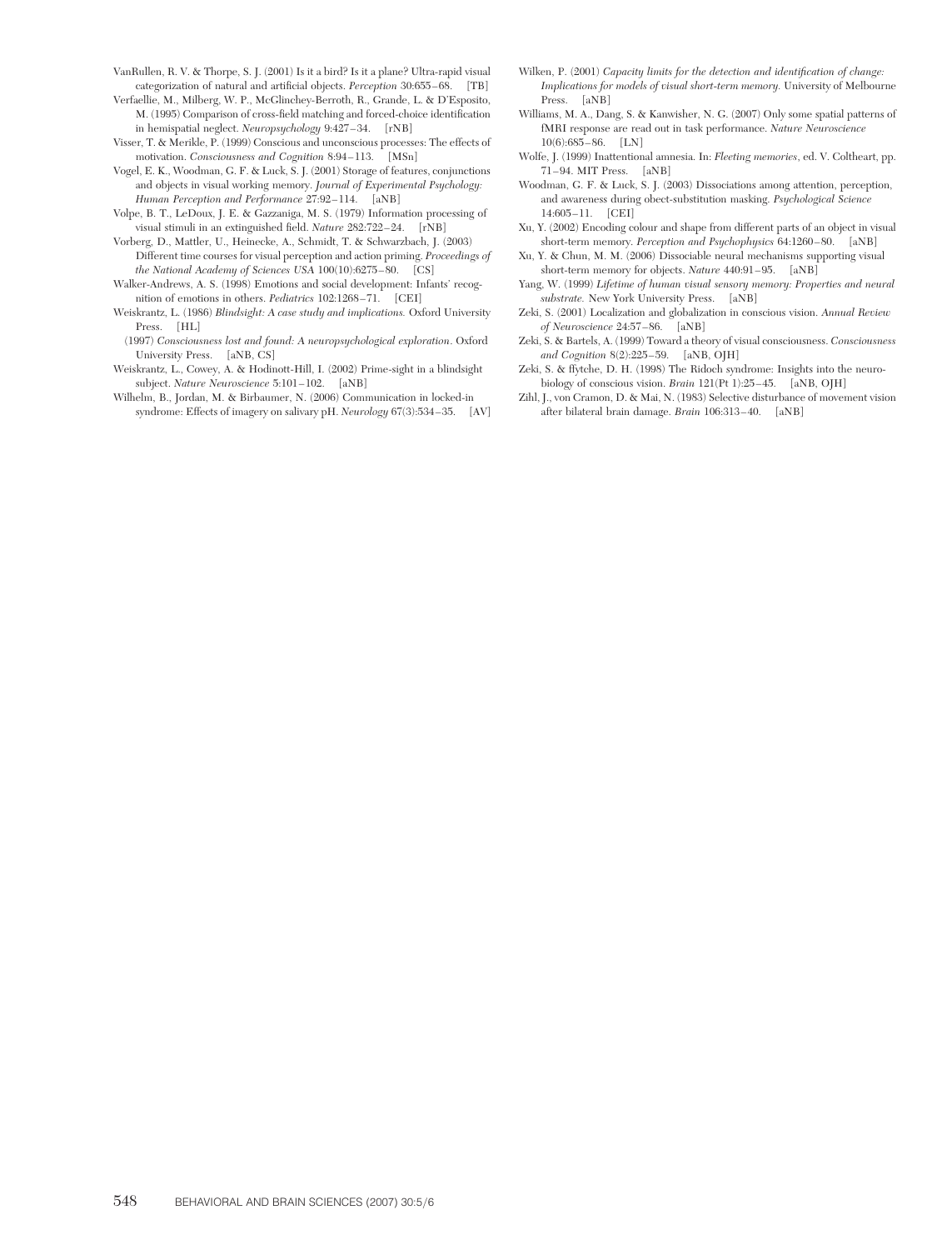VanRullen, R. V. & Thorpe, S. J. (2001) Is it a bird? Is it a plane? Ultra-rapid visual categorization of natural and artificial objects. *Perception* 30:655–68. [TB]

Verfaellie, M., Milberg, W. P., McGlinchey-Berroth, R., Grande, L. & D'Esposito, M. (1995) Comparison of cross-field matching and forced-choice identification in hemispatial neglect. *Neuropsychology* 9:427–34. [rNB]

Visser, T. & Merikle, P. (1999) Conscious and unconscious processes: The effects of motivation. *Consciousness and Cognition* 8:94–113. [MSn]

Vogel, E. K., Woodman, G. F. & Luck, S. J. (2001) Storage of features, conjunctions and objects in visual working memory. *Journal of Experimental Psychology: Human Perception and Performance* 27:92–114. [aNB]

Volpe, B. T., LeDoux, J. E. & Gazzaniga, M. S. (1979) Information processing of visual stimuli in an extinguished field. *Nature* 282:722–24. [rNB]

Vorberg, D., Mattler, U., Heinecke, A., Schmidt, T. & Schwarzbach, J. (2003) Different time courses for visual perception and action priming. *Proceedings of the National Academy of Sciences USA* 100(10):6275–80. [CS]

Walker-Andrews, A. S. (1998) Emotions and social development: Infants' recognition of emotions in others. *Pediatrics* 102:1268–71. [CEI]

Weiskrantz, L. (1986) *Blindsight: A case study and implications.* Oxford University Press. [HL]

(1997) *Consciousness lost and found: A neuropsychological exploration*. Oxford University Press. [aNB, CS]

Weiskrantz, L., Cowey, A. & Hodinott-Hill, I. (2002) Prime-sight in a blindsight subject. *Nature Neuroscience* 5:101–102. [aNB]

Wilhelm, B., Jordan, M. & Birbaumer, N. (2006) Communication in locked-in syndrome: Effects of imagery on salivary pH. *Neurology* 67(3):534–35. [AV]

Wilken, P. (2001) *Capacity limits for the detection and identification of change: Implications for models of visual short-term memory.* University of Melbourne Press. [aNB]

Williams, M. A., Dang, S. & Kanwisher, N. G. (2007) Only some spatial patterns of fMRI response are read out in task performance. *Nature Neuroscience* 10(6):685–86. [LN]

Wolfe, J. (1999) Inattentional amnesia. In: *Fleeting memories*, ed. V. Coltheart, pp. 71–94. MIT Press. [aNB]

Woodman, G. F. & Luck, S. J. (2003) Dissociations among attention, perception, and awareness during obect-substitution masking. *Psychological Science* 14:605–11. [CEI]

Xu, Y. (2002) Encoding colour and shape from different parts of an object in visual short-term memory. *Perception and Psychophysics* 64:1260–80. [aNB]

Xu, Y. & Chun, M. M. (2006) Dissociable neural mechanisms supporting visual short-term memory for objects. *Nature* 440:91–95. [aNB]

Yang, W. (1999) *Lifetime of human visual sensory memory: Properties and neural substrate.* New York University Press. [aNB]

Zeki, S. (2001) Localization and globalization in conscious vision. *Annual Review of Neuroscience* 24:57–86. [aNB]

Zeki, S. & Bartels, A. (1999) Toward a theory of visual consciousness. *Consciousness and Cognition* 8(2):225–59. [aNB, OJH]

Zeki, S. & ffytche, D. H. (1998) The Riddoch syndrome: Insights into the neurobiology of conscious vision. *Brain* 121(Pt 1):25–45. [aNB, OJH]

Zihl, J., von Cramon, D. & Mai, N. (1983) Selective disturbance of movement vision after bilateral brain damage. *Brain* 106:313–40. [aNB]